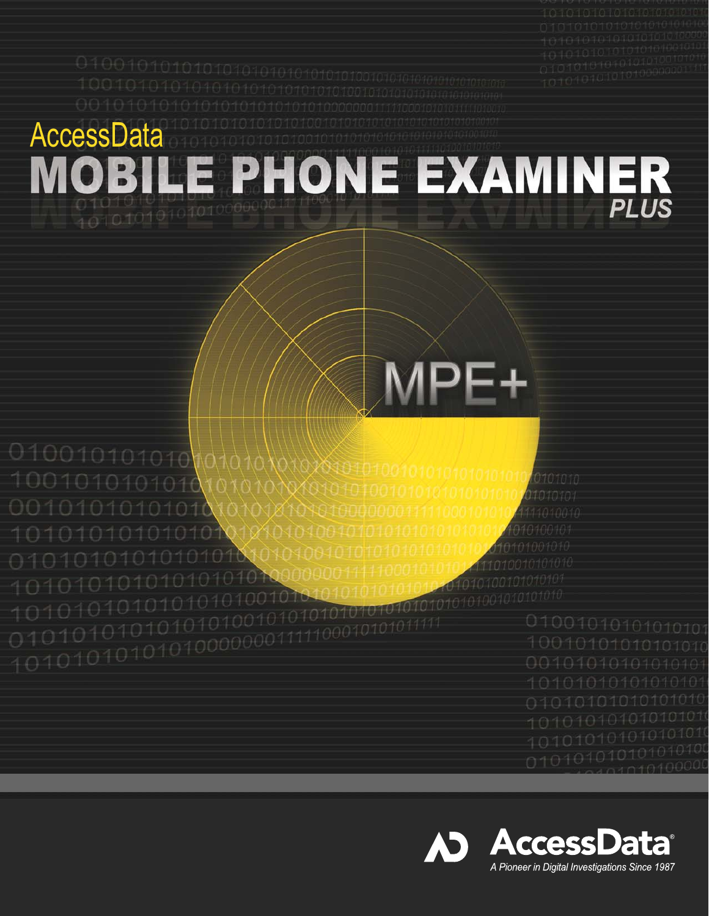# AccessData MOBILE PHONE EXAMINER *PLUS*

MPE+

AccessData®

*A Pioneer in Digital Investigations Since 1987*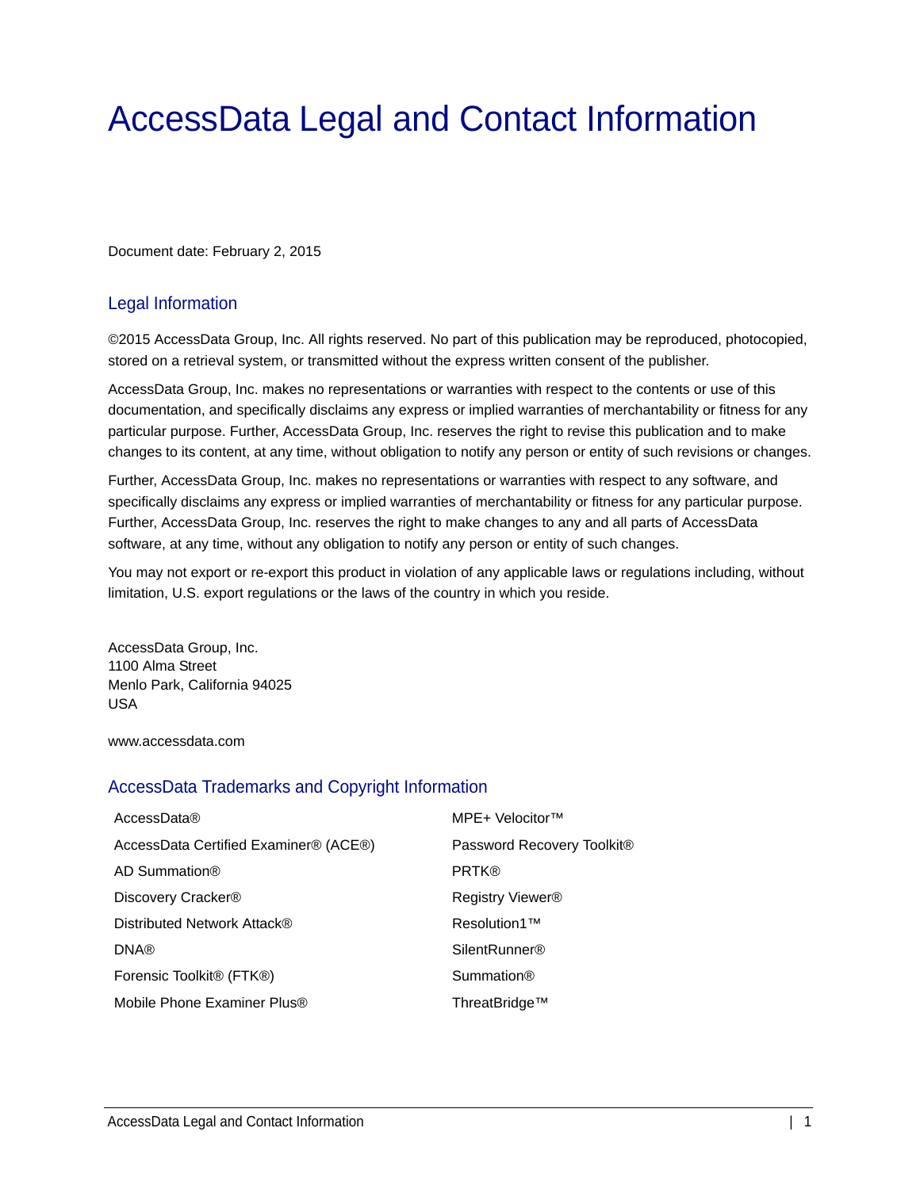# AccessData Legal and Contact Information

Document date: February 2, 2015

## Legal Information

©2015 AccessData Group, Inc. All rights reserved. No part of this publication may be reproduced, photocopied, stored on a retrieval system, or transmitted without the express written consent of the publisher.

AccessData Group, Inc. makes no representations or warranties with respect to the contents or use of this documentation, and specifically disclaims any express or implied warranties of merchantability or fitness for any particular purpose. Further, AccessData Group, Inc. reserves the right to revise this publication and to make changes to its content, at any time, without obligation to notify any person or entity of such revisions or changes.

Further, AccessData Group, Inc. makes no representations or warranties with respect to any software, and specifically disclaims any express or implied warranties of merchantability or fitness for any particular purpose. Further, AccessData Group, Inc. reserves the right to make changes to any and all parts of AccessData software, at any time, without any obligation to notify any person or entity of such changes.

You may not export or re-export this product in violation of any applicable laws or regulations including, without limitation, U.S. export regulations or the laws of the country in which you reside.

AccessData Group, Inc.
1100 Alma Street
Menlo Park, California 94025
USA

www.accessdata.com

## AccessData Trademarks and Copyright Information

| | |
|---|---|
| AccessData® | MPE+ Velocitor™ |
| AccessData Certified Examiner® (ACE®) | Password Recovery Toolkit® |
| AD Summation® | PRTK® |
| Discovery Cracker® | Registry Viewer® |
| Distributed Network Attack® | Resolution1™ |
| DNA® | SilentRunner® |
| Forensic Toolkit® (FTK®) | Summation® |
| Mobile Phone Examiner Plus® | ThreatBridge™ |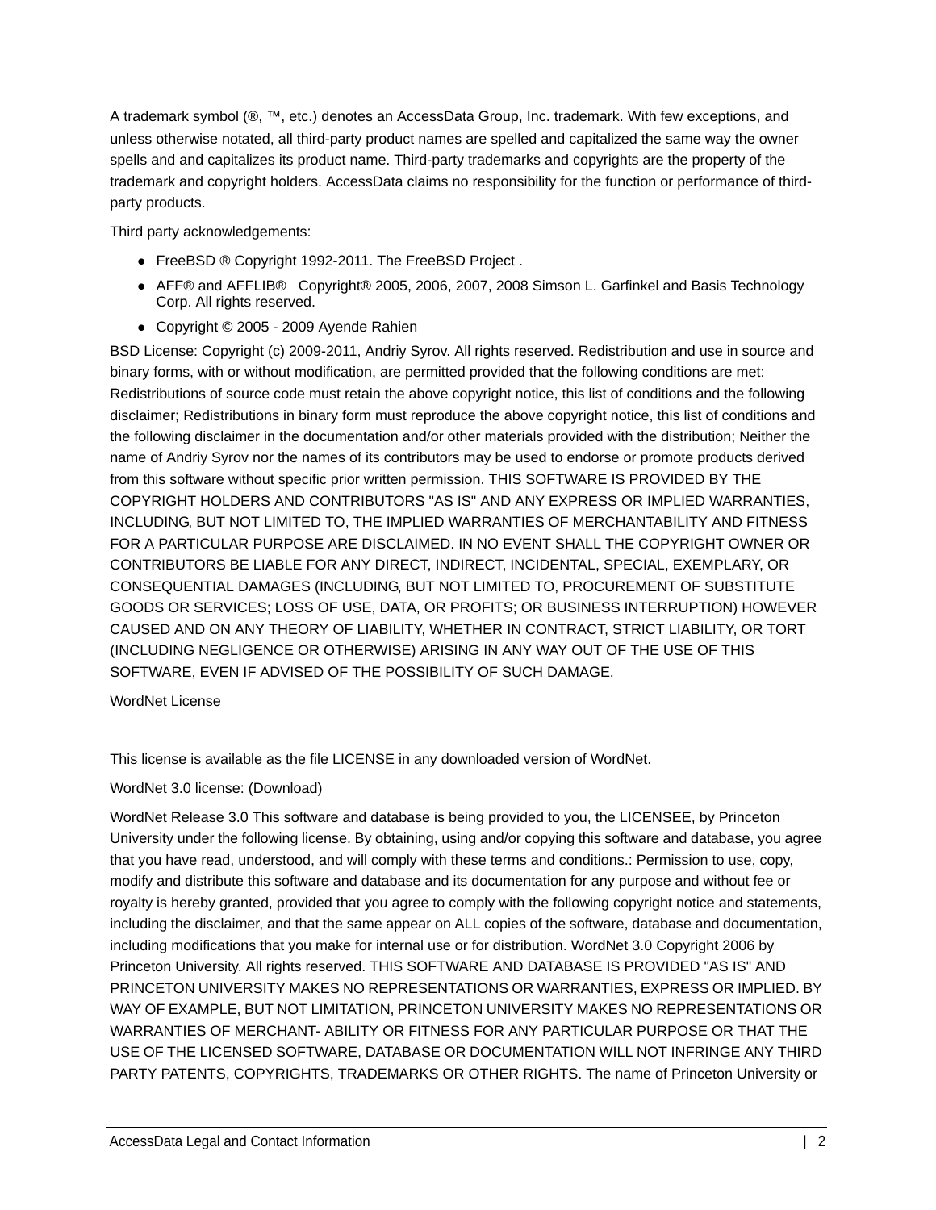A trademark symbol (®, ™, etc.) denotes an AccessData Group, Inc. trademark. With few exceptions, and unless otherwise notated, all third-party product names are spelled and capitalized the same way the owner spells and and capitalizes its product name. Third-party trademarks and copyrights are the property of the trademark and copyright holders. AccessData claims no responsibility for the function or performance of third-party products.

Third party acknowledgements:

- FreeBSD ® Copyright 1992-2011. The FreeBSD Project .
- AFF® and AFFLIB® Copyright® 2005, 2006, 2007, 2008 Simson L. Garfinkel and Basis Technology Corp. All rights reserved.
- Copyright © 2005 - 2009 Ayende Rahien

BSD License: Copyright (c) 2009-2011, Andriy Syrov. All rights reserved. Redistribution and use in source and binary forms, with or without modification, are permitted provided that the following conditions are met: Redistributions of source code must retain the above copyright notice, this list of conditions and the following disclaimer; Redistributions in binary form must reproduce the above copyright notice, this list of conditions and the following disclaimer in the documentation and/or other materials provided with the distribution; Neither the name of Andriy Syrov nor the names of its contributors may be used to endorse or promote products derived from this software without specific prior written permission. THIS SOFTWARE IS PROVIDED BY THE COPYRIGHT HOLDERS AND CONTRIBUTORS "AS IS" AND ANY EXPRESS OR IMPLIED WARRANTIES, INCLUDING, BUT NOT LIMITED TO, THE IMPLIED WARRANTIES OF MERCHANTABILITY AND FITNESS FOR A PARTICULAR PURPOSE ARE DISCLAIMED. IN NO EVENT SHALL THE COPYRIGHT OWNER OR CONTRIBUTORS BE LIABLE FOR ANY DIRECT, INDIRECT, INCIDENTAL, SPECIAL, EXEMPLARY, OR CONSEQUENTIAL DAMAGES (INCLUDING, BUT NOT LIMITED TO, PROCUREMENT OF SUBSTITUTE GOODS OR SERVICES; LOSS OF USE, DATA, OR PROFITS; OR BUSINESS INTERRUPTION) HOWEVER CAUSED AND ON ANY THEORY OF LIABILITY, WHETHER IN CONTRACT, STRICT LIABILITY, OR TORT (INCLUDING NEGLIGENCE OR OTHERWISE) ARISING IN ANY WAY OUT OF THE USE OF THIS SOFTWARE, EVEN IF ADVISED OF THE POSSIBILITY OF SUCH DAMAGE.

WordNet License

This license is available as the file LICENSE in any downloaded version of WordNet.

WordNet 3.0 license: (Download)

WordNet Release 3.0 This software and database is being provided to you, the LICENSEE, by Princeton University under the following license. By obtaining, using and/or copying this software and database, you agree that you have read, understood, and will comply with these terms and conditions.: Permission to use, copy, modify and distribute this software and database and its documentation for any purpose and without fee or royalty is hereby granted, provided that you agree to comply with the following copyright notice and statements, including the disclaimer, and that the same appear on ALL copies of the software, database and documentation, including modifications that you make for internal use or for distribution. WordNet 3.0 Copyright 2006 by Princeton University. All rights reserved. THIS SOFTWARE AND DATABASE IS PROVIDED "AS IS" AND PRINCETON UNIVERSITY MAKES NO REPRESENTATIONS OR WARRANTIES, EXPRESS OR IMPLIED. BY WAY OF EXAMPLE, BUT NOT LIMITATION, PRINCETON UNIVERSITY MAKES NO REPRESENTATIONS OR WARRANTIES OF MERCHANT- ABILITY OR FITNESS FOR ANY PARTICULAR PURPOSE OR THAT THE USE OF THE LICENSED SOFTWARE, DATABASE OR DOCUMENTATION WILL NOT INFRINGE ANY THIRD PARTY PATENTS, COPYRIGHTS, TRADEMARKS OR OTHER RIGHTS. The name of Princeton University or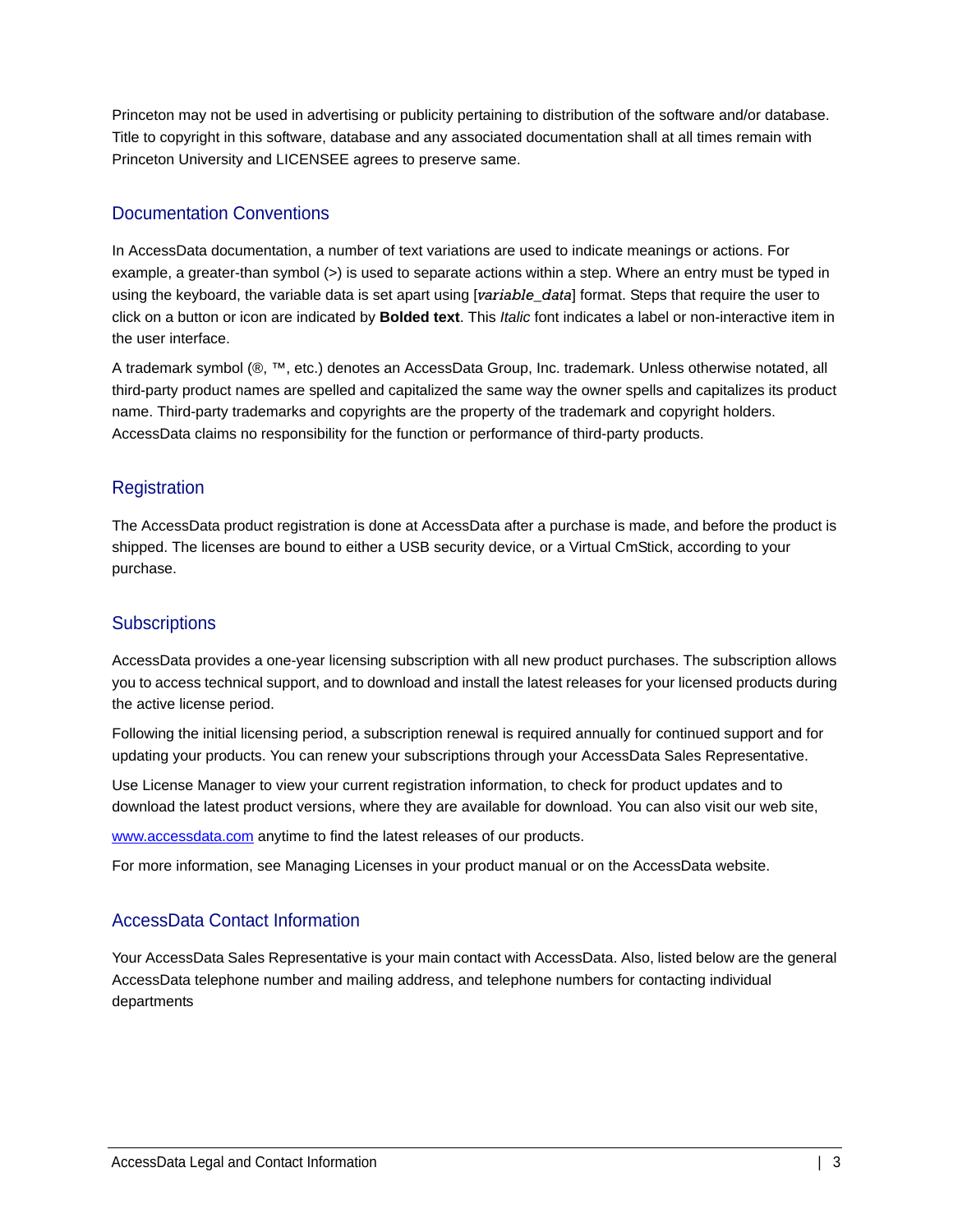Princeton may not be used in advertising or publicity pertaining to distribution of the software and/or database. Title to copyright in this software, database and any associated documentation shall at all times remain with Princeton University and LICENSEE agrees to preserve same.

## Documentation Conventions

In AccessData documentation, a number of text variations are used to indicate meanings or actions. For example, a greater-than symbol (>) is used to separate actions within a step. Where an entry must be typed in using the keyboard, the variable data is set apart using [*variable_data*] format. Steps that require the user to click on a button or icon are indicated by **Bolded text**. This *Italic* font indicates a label or non-interactive item in the user interface.

A trademark symbol (®, ™, etc.) denotes an AccessData Group, Inc. trademark. Unless otherwise notated, all third-party product names are spelled and capitalized the same way the owner spells and capitalizes its product name. Third-party trademarks and copyrights are the property of the trademark and copyright holders. AccessData claims no responsibility for the function or performance of third-party products.

## Registration

The AccessData product registration is done at AccessData after a purchase is made, and before the product is shipped. The licenses are bound to either a USB security device, or a Virtual CmStick, according to your purchase.

## Subscriptions

AccessData provides a one-year licensing subscription with all new product purchases. The subscription allows you to access technical support, and to download and install the latest releases for your licensed products during the active license period.

Following the initial licensing period, a subscription renewal is required annually for continued support and for updating your products. You can renew your subscriptions through your AccessData Sales Representative.

Use License Manager to view your current registration information, to check for product updates and to download the latest product versions, where they are available for download. You can also visit our web site,

www.accessdata.com anytime to find the latest releases of our products.

For more information, see Managing Licenses in your product manual or on the AccessData website.

## AccessData Contact Information

Your AccessData Sales Representative is your main contact with AccessData. Also, listed below are the general AccessData telephone number and mailing address, and telephone numbers for contacting individual departments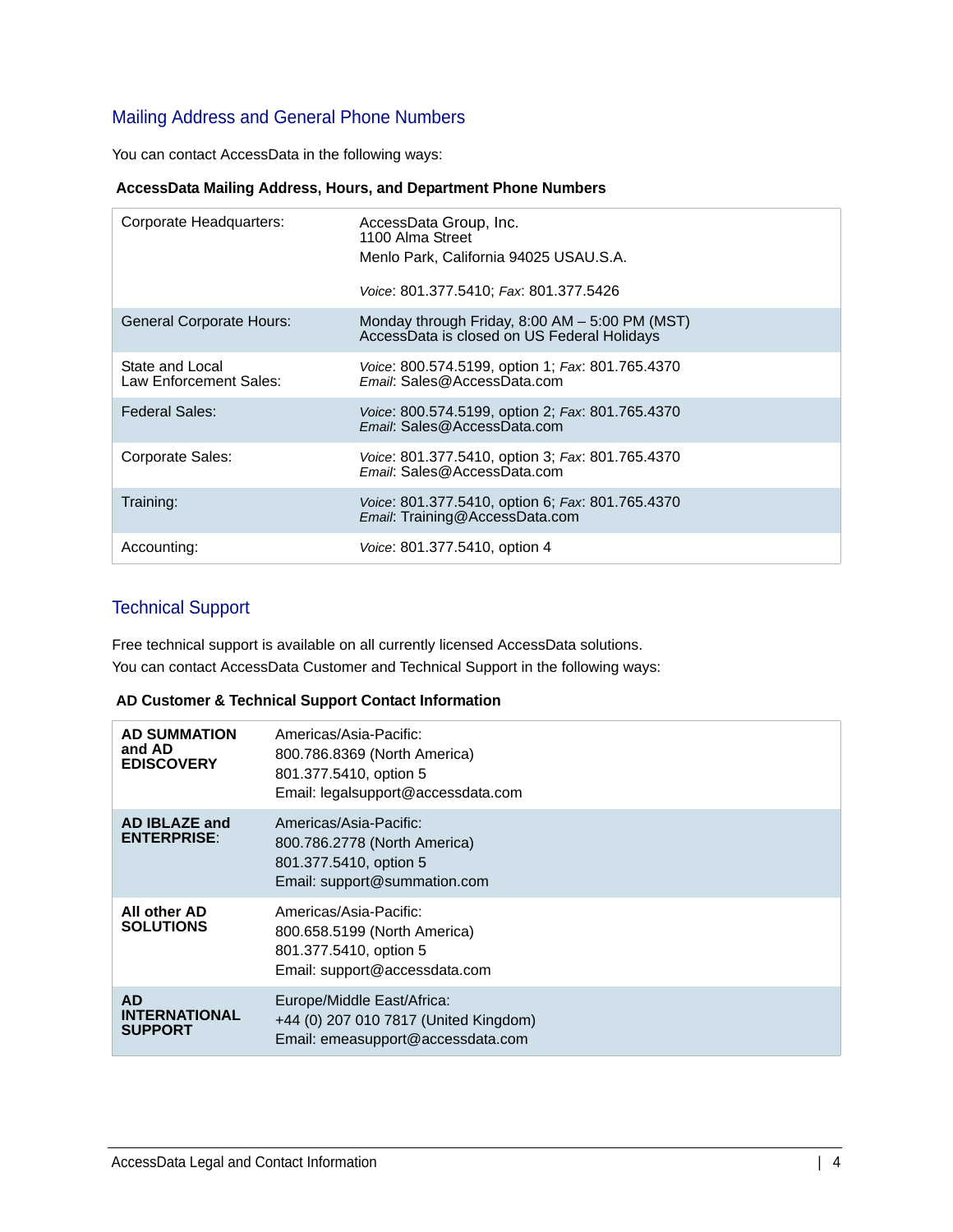## Mailing Address and General Phone Numbers

You can contact AccessData in the following ways:

**AccessData Mailing Address, Hours, and Department Phone Numbers**

| | |
|---|---|
| Corporate Headquarters: | AccessData Group, Inc.<br>1100 Alma Street<br>Menlo Park, California 94025 USAU.S.A.<br><br>*Voice*: 801.377.5410; *Fax*: 801.377.5426 |
| General Corporate Hours: | Monday through Friday, 8:00 AM – 5:00 PM (MST)<br>AccessData is closed on US Federal Holidays |
| State and Local Law Enforcement Sales: | *Voice*: 800.574.5199, option 1; *Fax*: 801.765.4370<br>*Email*: Sales@AccessData.com |
| Federal Sales: | *Voice*: 800.574.5199, option 2; *Fax*: 801.765.4370<br>*Email*: Sales@AccessData.com |
| Corporate Sales: | *Voice*: 801.377.5410, option 3; *Fax*: 801.765.4370<br>*Email*: Sales@AccessData.com |
| Training: | *Voice*: 801.377.5410, option 6; *Fax*: 801.765.4370<br>*Email*: Training@AccessData.com |
| Accounting: | *Voice*: 801.377.5410, option 4 |

## Technical Support

Free technical support is available on all currently licensed AccessData solutions.
You can contact AccessData Customer and Technical Support in the following ways:

**AD Customer & Technical Support Contact Information**

| | |
|---|---|
| **AD SUMMATION and AD EDISCOVERY** | Americas/Asia-Pacific:<br>800.786.8369 (North America)<br>801.377.5410, option 5<br>Email: legalsupport@accessdata.com |
| **AD IBLAZE and ENTERPRISE**: | Americas/Asia-Pacific:<br>800.786.2778 (North America)<br>801.377.5410, option 5<br>Email: support@summation.com |
| **All other AD SOLUTIONS** | Americas/Asia-Pacific:<br>800.658.5199 (North America)<br>801.377.5410, option 5<br>Email: support@accessdata.com |
| **AD INTERNATIONAL SUPPORT** | Europe/Middle East/Africa:<br>+44 (0) 207 010 7817 (United Kingdom)<br>Email: emeasupport@accessdata.com |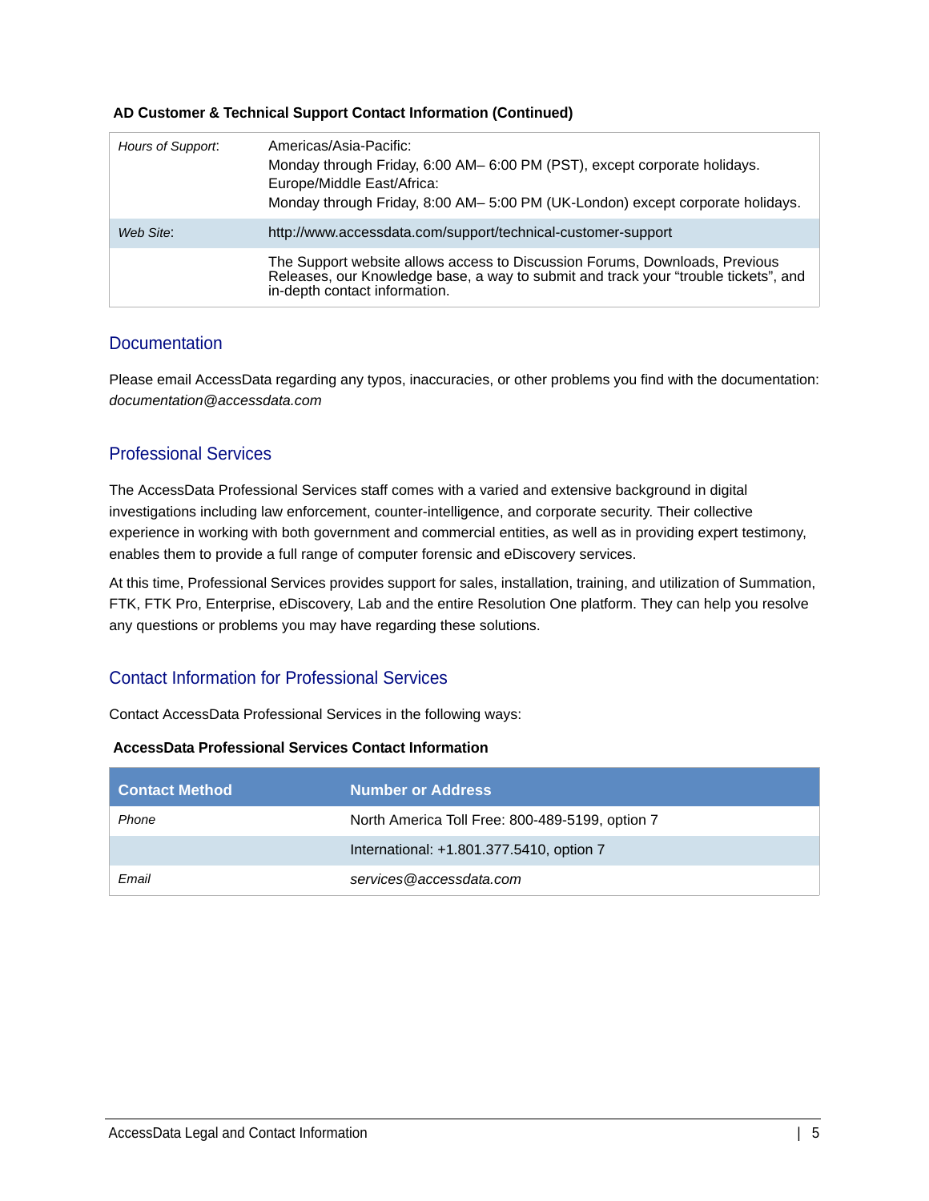**AD Customer & Technical Support Contact Information (Continued)**

| | |
|---|---|
| *Hours of Support*: | Americas/Asia-Pacific:<br>Monday through Friday, 6:00 AM– 6:00 PM (PST), except corporate holidays.<br>Europe/Middle East/Africa:<br>Monday through Friday, 8:00 AM– 5:00 PM (UK-London) except corporate holidays. |
| *Web Site*: | http://www.accessdata.com/support/technical-customer-support |
| | The Support website allows access to Discussion Forums, Downloads, Previous Releases, our Knowledge base, a way to submit and track your "trouble tickets", and in-depth contact information. |

## Documentation

Please email AccessData regarding any typos, inaccuracies, or other problems you find with the documentation: *documentation@accessdata.com*

## Professional Services

The AccessData Professional Services staff comes with a varied and extensive background in digital investigations including law enforcement, counter-intelligence, and corporate security. Their collective experience in working with both government and commercial entities, as well as in providing expert testimony, enables them to provide a full range of computer forensic and eDiscovery services.

At this time, Professional Services provides support for sales, installation, training, and utilization of Summation, FTK, FTK Pro, Enterprise, eDiscovery, Lab and the entire Resolution One platform. They can help you resolve any questions or problems you may have regarding these solutions.

## Contact Information for Professional Services

Contact AccessData Professional Services in the following ways:

**AccessData Professional Services Contact Information**

| Contact Method | Number or Address |
|---|---|
| *Phone* | North America Toll Free: 800-489-5199, option 7 |
| | International: +1.801.377.5410, option 7 |
| *Email* | *services@accessdata.com* |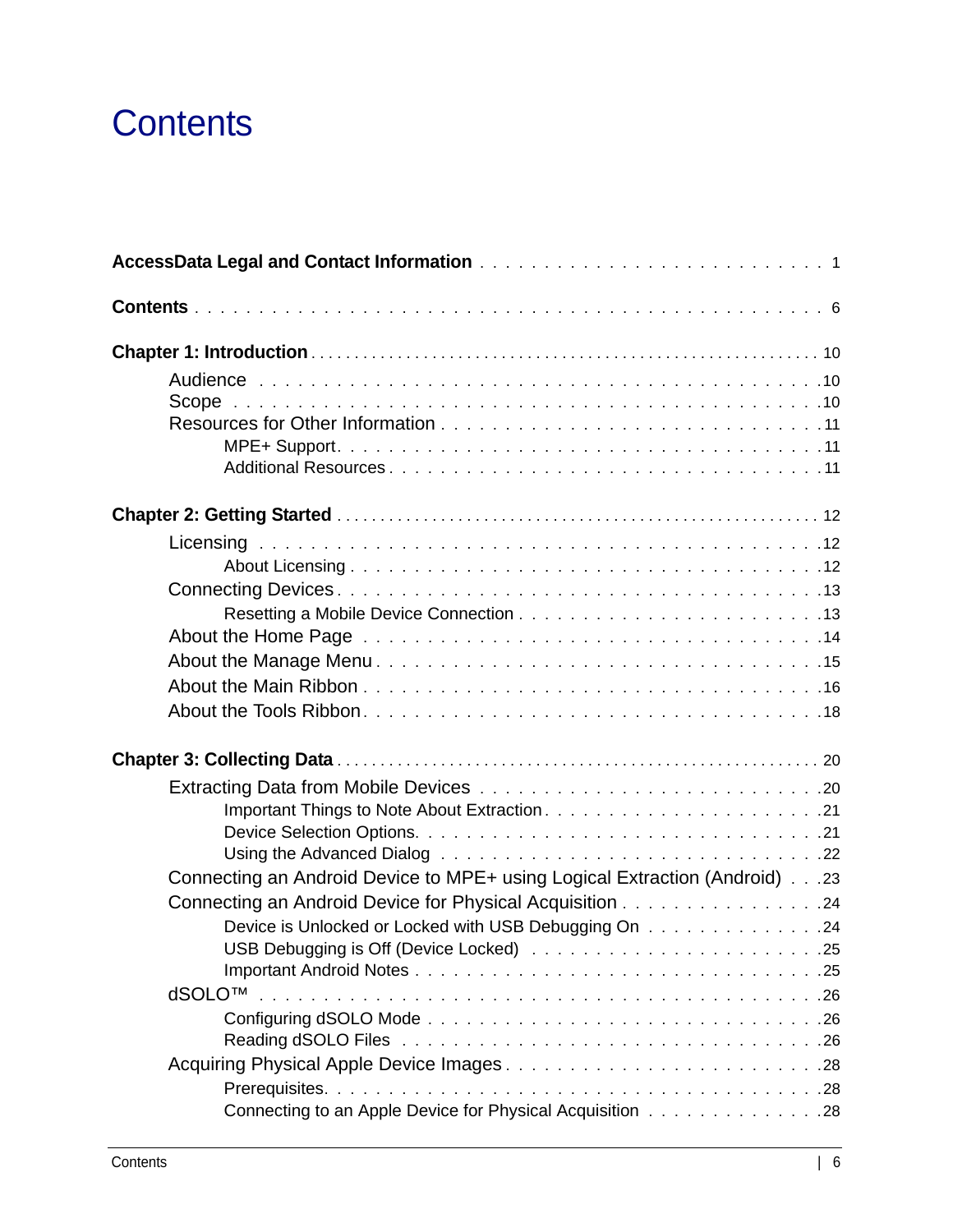# Contents

**AccessData Legal and Contact Information** . . . . . . . . . . . . . . . . . . . . . . . . . . 1

**Contents** . . . . . . . . . . . . . . . . . . . . . . . . . . . . . . . . . . . . . . . . . . . . . . 6

**Chapter 1: Introduction** . . . . . . . . . . . . . . . . . . . . . . . . . . . . . . . . . . . . . . . 10

- Audience . . . . . . . . . . . . . . . . . . . . . . . . . . . . . . . . . . . . . . . . . . 10
- Scope . . . . . . . . . . . . . . . . . . . . . . . . . . . . . . . . . . . . . . . . . . . 10
- Resources for Other Information . . . . . . . . . . . . . . . . . . . . . . . . . . . . 11
  - MPE+ Support. . . . . . . . . . . . . . . . . . . . . . . . . . . . . . . . . . . . 11
  - Additional Resources . . . . . . . . . . . . . . . . . . . . . . . . . . . . . . . . 11

**Chapter 2: Getting Started** . . . . . . . . . . . . . . . . . . . . . . . . . . . . . . . . . . . . 12

- Licensing . . . . . . . . . . . . . . . . . . . . . . . . . . . . . . . . . . . . . . . . . 12
  - About Licensing . . . . . . . . . . . . . . . . . . . . . . . . . . . . . . . . . . . 12
- Connecting Devices . . . . . . . . . . . . . . . . . . . . . . . . . . . . . . . . . . . 13
  - Resetting a Mobile Device Connection . . . . . . . . . . . . . . . . . . . . . . . 13
- About the Home Page . . . . . . . . . . . . . . . . . . . . . . . . . . . . . . . . . . 14
- About the Manage Menu . . . . . . . . . . . . . . . . . . . . . . . . . . . . . . . . 15
- About the Main Ribbon . . . . . . . . . . . . . . . . . . . . . . . . . . . . . . . . . 16
- About the Tools Ribbon. . . . . . . . . . . . . . . . . . . . . . . . . . . . . . . . . 18

**Chapter 3: Collecting Data** . . . . . . . . . . . . . . . . . . . . . . . . . . . . . . . . . . . . 20

- Extracting Data from Mobile Devices . . . . . . . . . . . . . . . . . . . . . . . . . . 20
  - Important Things to Note About Extraction. . . . . . . . . . . . . . . . . . . . . 21
  - Device Selection Options. . . . . . . . . . . . . . . . . . . . . . . . . . . . . . . 21
  - Using the Advanced Dialog . . . . . . . . . . . . . . . . . . . . . . . . . . . . . . 22
- Connecting an Android Device to MPE+ using Logical Extraction (Android) . . . 23
- Connecting an Android Device for Physical Acquisition . . . . . . . . . . . . . . . . 24
  - Device is Unlocked or Locked with USB Debugging On . . . . . . . . . . . . . . 24
  - USB Debugging is Off (Device Locked) . . . . . . . . . . . . . . . . . . . . . . . 25
  - Important Android Notes . . . . . . . . . . . . . . . . . . . . . . . . . . . . . . . 25
- dSOLO™ . . . . . . . . . . . . . . . . . . . . . . . . . . . . . . . . . . . . . . . . . 26
  - Configuring dSOLO Mode . . . . . . . . . . . . . . . . . . . . . . . . . . . . . . 26
  - Reading dSOLO Files . . . . . . . . . . . . . . . . . . . . . . . . . . . . . . . . . 26
- Acquiring Physical Apple Device Images . . . . . . . . . . . . . . . . . . . . . . . . 28
  - Prerequisites. . . . . . . . . . . . . . . . . . . . . . . . . . . . . . . . . . . . . . 28
  - Connecting to an Apple Device for Physical Acquisition . . . . . . . . . . . . . . 28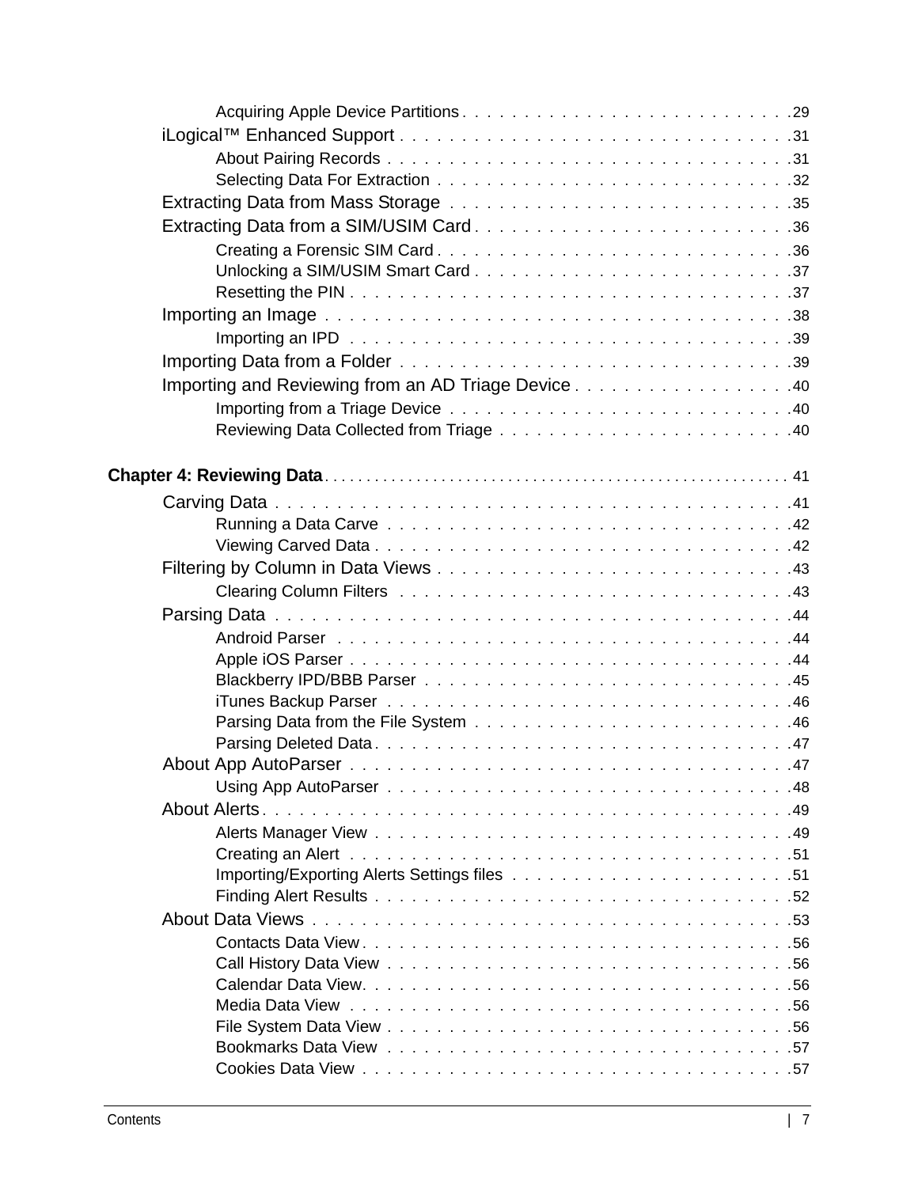Acquiring Apple Device Partitions . . . . . . . . . . . . . . . . . . . . . . . . . . .29

iLogical™ Enhanced Support . . . . . . . . . . . . . . . . . . . . . . . . . . . . . . . .31

About Pairing Records . . . . . . . . . . . . . . . . . . . . . . . . . . . . . . . . . .31

Selecting Data For Extraction . . . . . . . . . . . . . . . . . . . . . . . . . . . . .32

Extracting Data from Mass Storage . . . . . . . . . . . . . . . . . . . . . . . . . . . .35

Extracting Data from a SIM/USIM Card . . . . . . . . . . . . . . . . . . . . . . . . . .36

Creating a Forensic SIM Card . . . . . . . . . . . . . . . . . . . . . . . . . . . . .36

Unlocking a SIM/USIM Smart Card . . . . . . . . . . . . . . . . . . . . . . . . . . .37

Resetting the PIN . . . . . . . . . . . . . . . . . . . . . . . . . . . . . . . . . . . . .37

Importing an Image . . . . . . . . . . . . . . . . . . . . . . . . . . . . . . . . . . . . .38

Importing an IPD . . . . . . . . . . . . . . . . . . . . . . . . . . . . . . . . . . . . .39

Importing Data from a Folder . . . . . . . . . . . . . . . . . . . . . . . . . . . . . . .39

Importing and Reviewing from an AD Triage Device . . . . . . . . . . . . . . . . . .40

Importing from a Triage Device . . . . . . . . . . . . . . . . . . . . . . . . . . . .40

Reviewing Data Collected from Triage . . . . . . . . . . . . . . . . . . . . . . . .40

**Chapter 4: Reviewing Data** . . . . . . . . . . . . . . . . . . . . . . . . . . . . . . . . . . . . . 41

Carving Data . . . . . . . . . . . . . . . . . . . . . . . . . . . . . . . . . . . . . . . . .41

Running a Data Carve . . . . . . . . . . . . . . . . . . . . . . . . . . . . . . . . . .42

Viewing Carved Data . . . . . . . . . . . . . . . . . . . . . . . . . . . . . . . . . . .42

Filtering by Column in Data Views . . . . . . . . . . . . . . . . . . . . . . . . . . . .43

Clearing Column Filters . . . . . . . . . . . . . . . . . . . . . . . . . . . . . . . . .43

Parsing Data . . . . . . . . . . . . . . . . . . . . . . . . . . . . . . . . . . . . . . . . .44

Android Parser . . . . . . . . . . . . . . . . . . . . . . . . . . . . . . . . . . . . . .44

Apple iOS Parser . . . . . . . . . . . . . . . . . . . . . . . . . . . . . . . . . . . . .44

Blackberry IPD/BBB Parser . . . . . . . . . . . . . . . . . . . . . . . . . . . . . . .45

iTunes Backup Parser . . . . . . . . . . . . . . . . . . . . . . . . . . . . . . . . . .46

Parsing Data from the File System . . . . . . . . . . . . . . . . . . . . . . . . . .46

Parsing Deleted Data . . . . . . . . . . . . . . . . . . . . . . . . . . . . . . . . . . .47

About App AutoParser . . . . . . . . . . . . . . . . . . . . . . . . . . . . . . . . . . . .47

Using App AutoParser . . . . . . . . . . . . . . . . . . . . . . . . . . . . . . . . . .48

About Alerts . . . . . . . . . . . . . . . . . . . . . . . . . . . . . . . . . . . . . . . . . .49

Alerts Manager View . . . . . . . . . . . . . . . . . . . . . . . . . . . . . . . . . . .49

Creating an Alert . . . . . . . . . . . . . . . . . . . . . . . . . . . . . . . . . . . . .51

Importing/Exporting Alerts Settings files . . . . . . . . . . . . . . . . . . . . . .51

Finding Alert Results . . . . . . . . . . . . . . . . . . . . . . . . . . . . . . . . . . .52

About Data Views . . . . . . . . . . . . . . . . . . . . . . . . . . . . . . . . . . . . . . .53

Contacts Data View . . . . . . . . . . . . . . . . . . . . . . . . . . . . . . . . . . . .56

Call History Data View . . . . . . . . . . . . . . . . . . . . . . . . . . . . . . . . . .56

Calendar Data View. . . . . . . . . . . . . . . . . . . . . . . . . . . . . . . . . . . . .56

Media Data View . . . . . . . . . . . . . . . . . . . . . . . . . . . . . . . . . . . . . .56

File System Data View . . . . . . . . . . . . . . . . . . . . . . . . . . . . . . . . . .56

Bookmarks Data View . . . . . . . . . . . . . . . . . . . . . . . . . . . . . . . . . . .57

Cookies Data View . . . . . . . . . . . . . . . . . . . . . . . . . . . . . . . . . . . . .57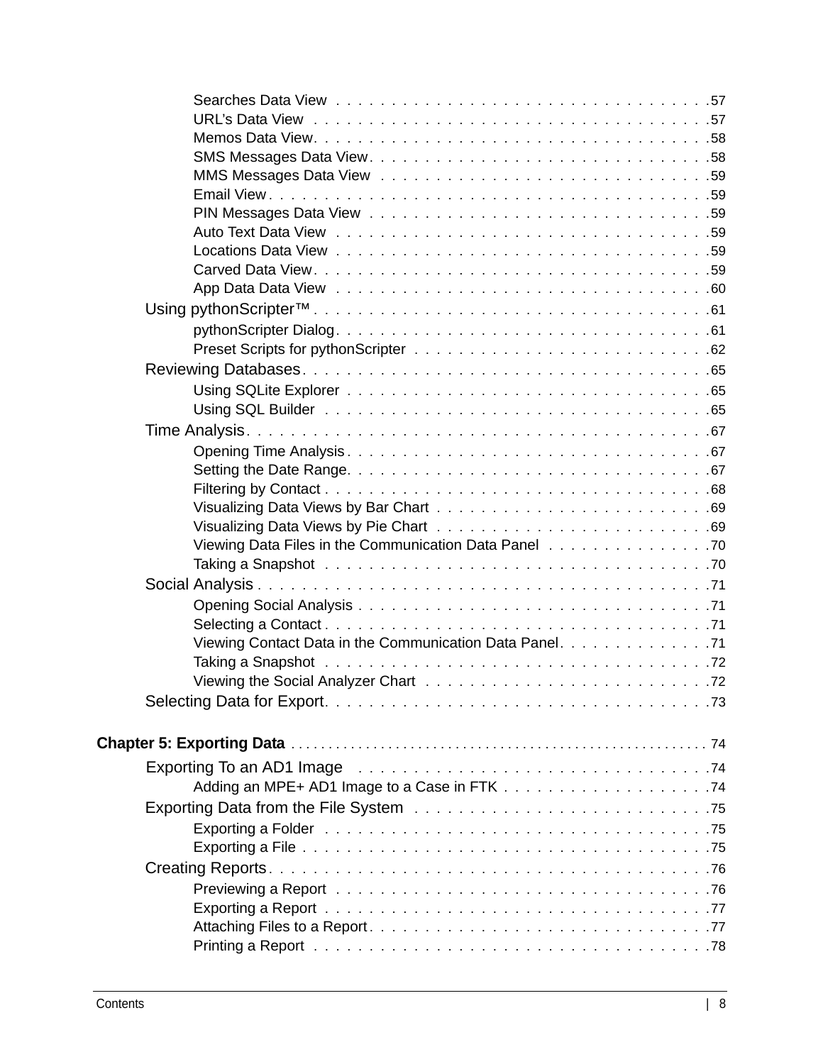- Searches Data View . . . . . . . . . . . . . . . . . . . . . . . . . . . . . . . . . . 57
- URL's Data View . . . . . . . . . . . . . . . . . . . . . . . . . . . . . . . . . . 57
- Memos Data View. . . . . . . . . . . . . . . . . . . . . . . . . . . . . . . . . . 58
- SMS Messages Data View. . . . . . . . . . . . . . . . . . . . . . . . . . . . . . 58
- MMS Messages Data View . . . . . . . . . . . . . . . . . . . . . . . . . . . . . 59
- Email View . . . . . . . . . . . . . . . . . . . . . . . . . . . . . . . . . . . . 59
- PIN Messages Data View . . . . . . . . . . . . . . . . . . . . . . . . . . . . . 59
- Auto Text Data View . . . . . . . . . . . . . . . . . . . . . . . . . . . . . . . 59
- Locations Data View . . . . . . . . . . . . . . . . . . . . . . . . . . . . . . . 59
- Carved Data View. . . . . . . . . . . . . . . . . . . . . . . . . . . . . . . . . 59
- App Data Data View . . . . . . . . . . . . . . . . . . . . . . . . . . . . . . . 60

Using pythonScripter™. . . . . . . . . . . . . . . . . . . . . . . . . . . . . . . . 61
- pythonScripter Dialog. . . . . . . . . . . . . . . . . . . . . . . . . . . . . . 61
- Preset Scripts for pythonScripter . . . . . . . . . . . . . . . . . . . . . . . . 62

Reviewing Databases. . . . . . . . . . . . . . . . . . . . . . . . . . . . . . . . . 65
- Using SQLite Explorer . . . . . . . . . . . . . . . . . . . . . . . . . . . . . . 65
- Using SQL Builder . . . . . . . . . . . . . . . . . . . . . . . . . . . . . . . . 65

Time Analysis. . . . . . . . . . . . . . . . . . . . . . . . . . . . . . . . . . . . 67
- Opening Time Analysis . . . . . . . . . . . . . . . . . . . . . . . . . . . . . . 67
- Setting the Date Range. . . . . . . . . . . . . . . . . . . . . . . . . . . . . . 67
- Filtering by Contact . . . . . . . . . . . . . . . . . . . . . . . . . . . . . . . 68
- Visualizing Data Views by Bar Chart . . . . . . . . . . . . . . . . . . . . . . . 69
- Visualizing Data Views by Pie Chart . . . . . . . . . . . . . . . . . . . . . . . 69
- Viewing Data Files in the Communication Data Panel . . . . . . . . . . . . . . . 70
- Taking a Snapshot . . . . . . . . . . . . . . . . . . . . . . . . . . . . . . . . 70

Social Analysis . . . . . . . . . . . . . . . . . . . . . . . . . . . . . . . . . . . 71
- Opening Social Analysis . . . . . . . . . . . . . . . . . . . . . . . . . . . . . 71
- Selecting a Contact . . . . . . . . . . . . . . . . . . . . . . . . . . . . . . . 71
- Viewing Contact Data in the Communication Data Panel. . . . . . . . . . . . . . 71
- Taking a Snapshot . . . . . . . . . . . . . . . . . . . . . . . . . . . . . . . . 72
- Viewing the Social Analyzer Chart . . . . . . . . . . . . . . . . . . . . . . . . 72

Selecting Data for Export. . . . . . . . . . . . . . . . . . . . . . . . . . . . . . 73

**Chapter 5: Exporting Data . . . . . . . . . . . . . . . . . . . . . . . . . . . . . 74**

Exporting To an AD1 Image . . . . . . . . . . . . . . . . . . . . . . . . . . . . . 74
- Adding an MPE+ AD1 Image to a Case in FTK . . . . . . . . . . . . . . . . . . . 74

Exporting Data from the File System . . . . . . . . . . . . . . . . . . . . . . . . 75
- Exporting a Folder . . . . . . . . . . . . . . . . . . . . . . . . . . . . . . . . 75
- Exporting a File . . . . . . . . . . . . . . . . . . . . . . . . . . . . . . . . . 75

Creating Reports. . . . . . . . . . . . . . . . . . . . . . . . . . . . . . . . . . . 76
- Previewing a Report . . . . . . . . . . . . . . . . . . . . . . . . . . . . . . . 76
- Exporting a Report . . . . . . . . . . . . . . . . . . . . . . . . . . . . . . . . 77
- Attaching Files to a Report. . . . . . . . . . . . . . . . . . . . . . . . . . . . 77
- Printing a Report . . . . . . . . . . . . . . . . . . . . . . . . . . . . . . . . . 78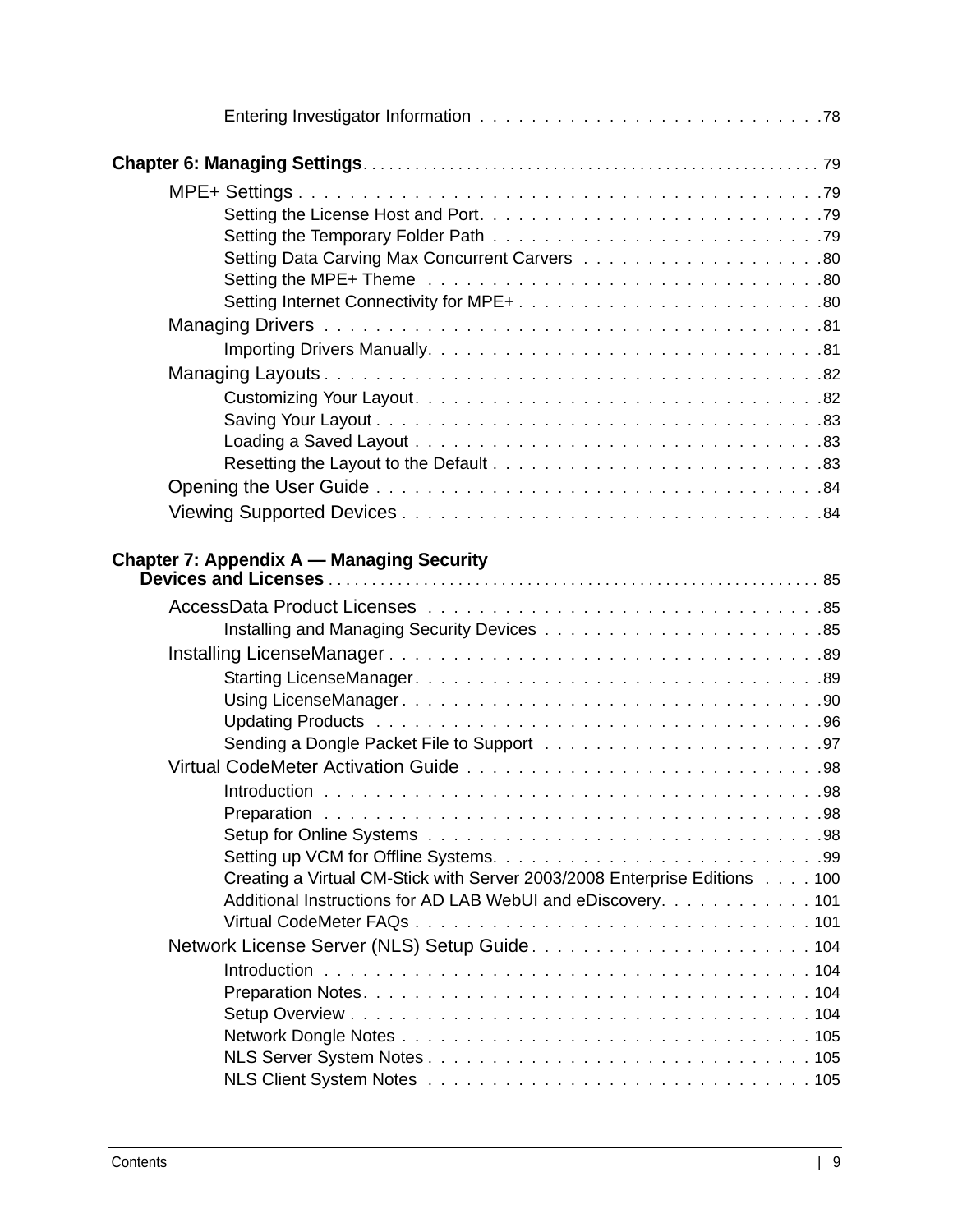Entering Investigator Information . . . . . . . . . . . . . . . . . . . . . . . . . . 78

**Chapter 6: Managing Settings** . . . . . . . . . . . . . . . . . . . . . . . . . . . . . . . . . . . . . . . . . . . . . . . . . 79

MPE+ Settings . . . . . . . . . . . . . . . . . . . . . . . . . . . . . . . . . . . . . . . . . 79

Setting the License Host and Port . . . . . . . . . . . . . . . . . . . . . . . . . . . 79

Setting the Temporary Folder Path . . . . . . . . . . . . . . . . . . . . . . . . . . . 79

Setting Data Carving Max Concurrent Carvers . . . . . . . . . . . . . . . . . . . 80

Setting the MPE+ Theme . . . . . . . . . . . . . . . . . . . . . . . . . . . . . . . . 80

Setting Internet Connectivity for MPE+ . . . . . . . . . . . . . . . . . . . . . . . . 80

Managing Drivers . . . . . . . . . . . . . . . . . . . . . . . . . . . . . . . . . . . . . . . 81

Importing Drivers Manually . . . . . . . . . . . . . . . . . . . . . . . . . . . . . . . 81

Managing Layouts . . . . . . . . . . . . . . . . . . . . . . . . . . . . . . . . . . . . . . . 82

Customizing Your Layout . . . . . . . . . . . . . . . . . . . . . . . . . . . . . . . . 82

Saving Your Layout . . . . . . . . . . . . . . . . . . . . . . . . . . . . . . . . . . . . 83

Loading a Saved Layout . . . . . . . . . . . . . . . . . . . . . . . . . . . . . . . . . 83

Resetting the Layout to the Default . . . . . . . . . . . . . . . . . . . . . . . . . . 83

Opening the User Guide . . . . . . . . . . . . . . . . . . . . . . . . . . . . . . . . . . . 84

Viewing Supported Devices . . . . . . . . . . . . . . . . . . . . . . . . . . . . . . . . . 84

**Chapter 7: Appendix A — Managing Security Devices and Licenses** . . . . . . . . . . . . . . . . . . . . . . . . . . . . . . . . . . . . . . . . . . . . . . . . . . . 85

AccessData Product Licenses . . . . . . . . . . . . . . . . . . . . . . . . . . . . . . . 85

Installing and Managing Security Devices . . . . . . . . . . . . . . . . . . . . . . 85

Installing LicenseManager . . . . . . . . . . . . . . . . . . . . . . . . . . . . . . . . . . 89

Starting LicenseManager . . . . . . . . . . . . . . . . . . . . . . . . . . . . . . . . . 89

Using LicenseManager . . . . . . . . . . . . . . . . . . . . . . . . . . . . . . . . . . . 90

Updating Products . . . . . . . . . . . . . . . . . . . . . . . . . . . . . . . . . . . . . 96

Sending a Dongle Packet File to Support . . . . . . . . . . . . . . . . . . . . . . 97

Virtual CodeMeter Activation Guide . . . . . . . . . . . . . . . . . . . . . . . . . . . 98

Introduction . . . . . . . . . . . . . . . . . . . . . . . . . . . . . . . . . . . . . . . . . 98

Preparation . . . . . . . . . . . . . . . . . . . . . . . . . . . . . . . . . . . . . . . . . 98

Setup for Online Systems . . . . . . . . . . . . . . . . . . . . . . . . . . . . . . . . 98

Setting up VCM for Offline Systems . . . . . . . . . . . . . . . . . . . . . . . . . . 99

Creating a Virtual CM-Stick with Server 2003/2008 Enterprise Editions . . . . 100

Additional Instructions for AD LAB WebUI and eDiscovery . . . . . . . . . . . . 101

Virtual CodeMeter FAQs . . . . . . . . . . . . . . . . . . . . . . . . . . . . . . . . . 101

Network License Server (NLS) Setup Guide . . . . . . . . . . . . . . . . . . . . . . 104

Introduction . . . . . . . . . . . . . . . . . . . . . . . . . . . . . . . . . . . . . . . . . 104

Preparation Notes . . . . . . . . . . . . . . . . . . . . . . . . . . . . . . . . . . . . . 104

Setup Overview . . . . . . . . . . . . . . . . . . . . . . . . . . . . . . . . . . . . . . . 104

Network Dongle Notes . . . . . . . . . . . . . . . . . . . . . . . . . . . . . . . . . . 105

NLS Server System Notes . . . . . . . . . . . . . . . . . . . . . . . . . . . . . . . . 105

NLS Client System Notes . . . . . . . . . . . . . . . . . . . . . . . . . . . . . . . . 105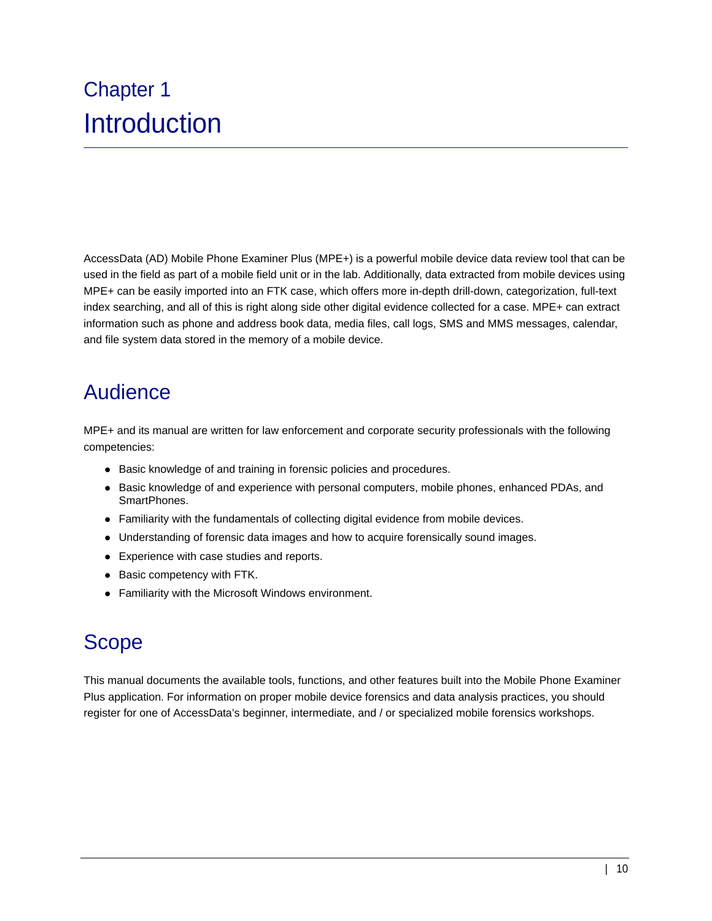# Chapter 1
# Introduction

AccessData (AD) Mobile Phone Examiner Plus (MPE+) is a powerful mobile device data review tool that can be used in the field as part of a mobile field unit or in the lab. Additionally, data extracted from mobile devices using MPE+ can be easily imported into an FTK case, which offers more in-depth drill-down, categorization, full-text index searching, and all of this is right along side other digital evidence collected for a case. MPE+ can extract information such as phone and address book data, media files, call logs, SMS and MMS messages, calendar, and file system data stored in the memory of a mobile device.

## Audience

MPE+ and its manual are written for law enforcement and corporate security professionals with the following competencies:

- Basic knowledge of and training in forensic policies and procedures.
- Basic knowledge of and experience with personal computers, mobile phones, enhanced PDAs, and SmartPhones.
- Familiarity with the fundamentals of collecting digital evidence from mobile devices.
- Understanding of forensic data images and how to acquire forensically sound images.
- Experience with case studies and reports.
- Basic competency with FTK.
- Familiarity with the Microsoft Windows environment.

## Scope

This manual documents the available tools, functions, and other features built into the Mobile Phone Examiner Plus application. For information on proper mobile device forensics and data analysis practices, you should register for one of AccessData's beginner, intermediate, and / or specialized mobile forensics workshops.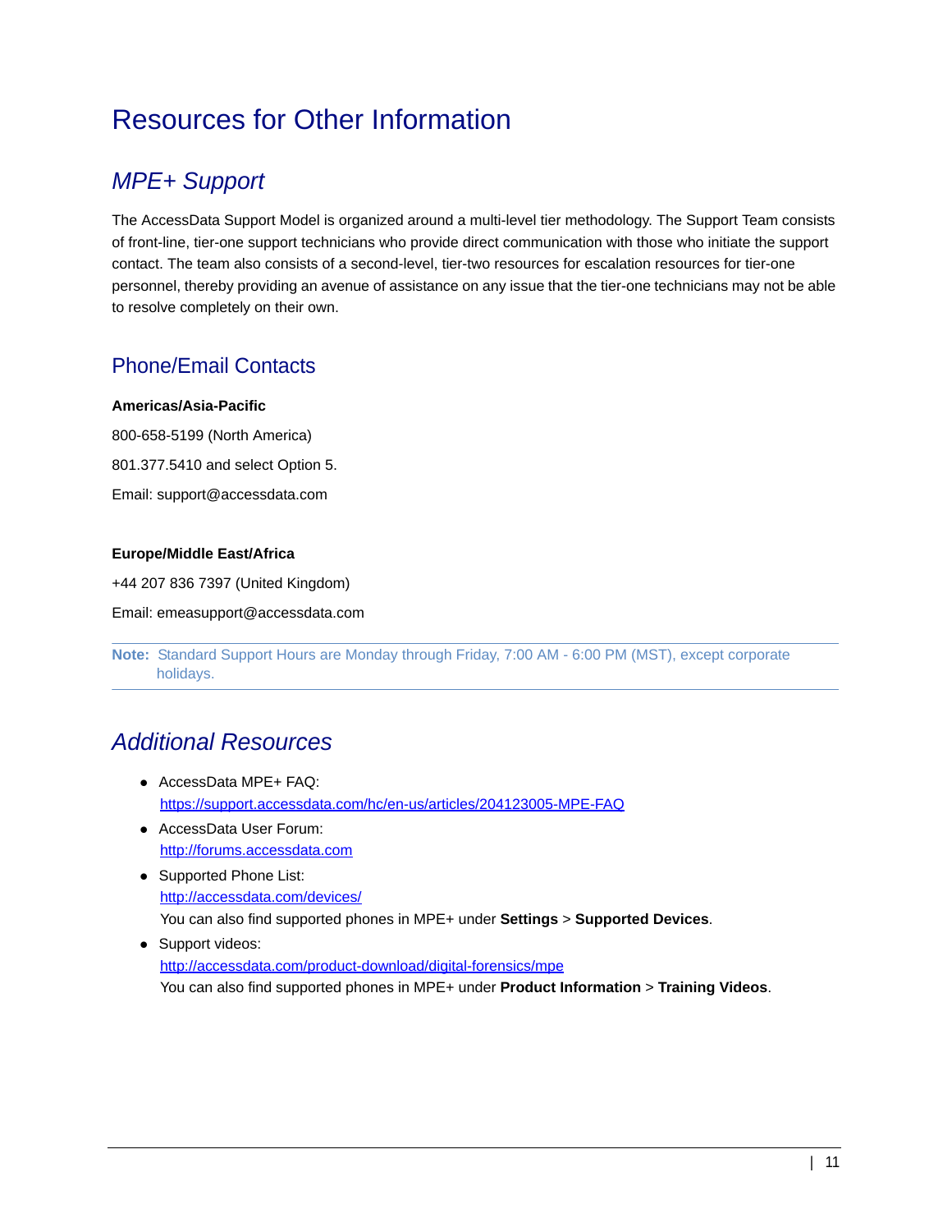# Resources for Other Information

## *MPE+ Support*

The AccessData Support Model is organized around a multi-level tier methodology. The Support Team consists of front-line, tier-one support technicians who provide direct communication with those who initiate the support contact. The team also consists of a second-level, tier-two resources for escalation resources for tier-one personnel, thereby providing an avenue of assistance on any issue that the tier-one technicians may not be able to resolve completely on their own.

### Phone/Email Contacts

**Americas/Asia-Pacific**

800-658-5199 (North America)

801.377.5410 and select Option 5.

Email: support@accessdata.com

**Europe/Middle East/Africa**

+44 207 836 7397 (United Kingdom)

Email: emeasupport@accessdata.com

**Note:** Standard Support Hours are Monday through Friday, 7:00 AM - 6:00 PM (MST), except corporate holidays.

## *Additional Resources*

- AccessData MPE+ FAQ:
  https://support.accessdata.com/hc/en-us/articles/204123005-MPE-FAQ
- AccessData User Forum:
  http://forums.accessdata.com
- Supported Phone List:
  http://accessdata.com/devices/
  You can also find supported phones in MPE+ under **Settings** > **Supported Devices**.
- Support videos:
  http://accessdata.com/product-download/digital-forensics/mpe
  You can also find supported phones in MPE+ under **Product Information** > **Training Videos**.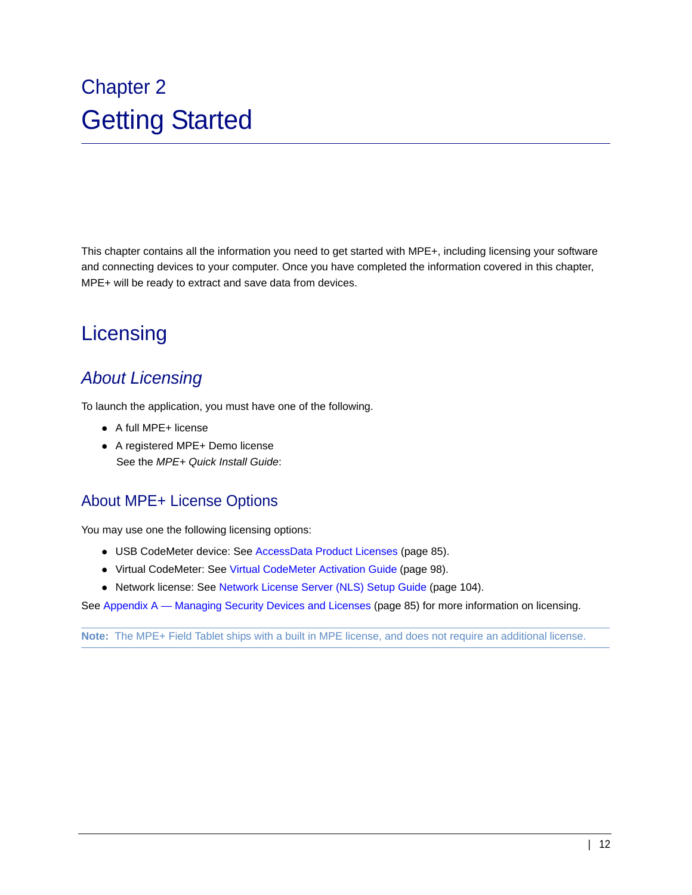# Chapter 2
# Getting Started

This chapter contains all the information you need to get started with MPE+, including licensing your software and connecting devices to your computer. Once you have completed the information covered in this chapter, MPE+ will be ready to extract and save data from devices.

## Licensing

### *About Licensing*

To launch the application, you must have one of the following.

- A full MPE+ license
- A registered MPE+ Demo license
  See the *MPE+ Quick Install Guide*:

### About MPE+ License Options

You may use one the following licensing options:

- USB CodeMeter device: See AccessData Product Licenses (page 85).
- Virtual CodeMeter: See Virtual CodeMeter Activation Guide (page 98).
- Network license: See Network License Server (NLS) Setup Guide (page 104).

See Appendix A — Managing Security Devices and Licenses (page 85) for more information on licensing.

**Note:** The MPE+ Field Tablet ships with a built in MPE license, and does not require an additional license.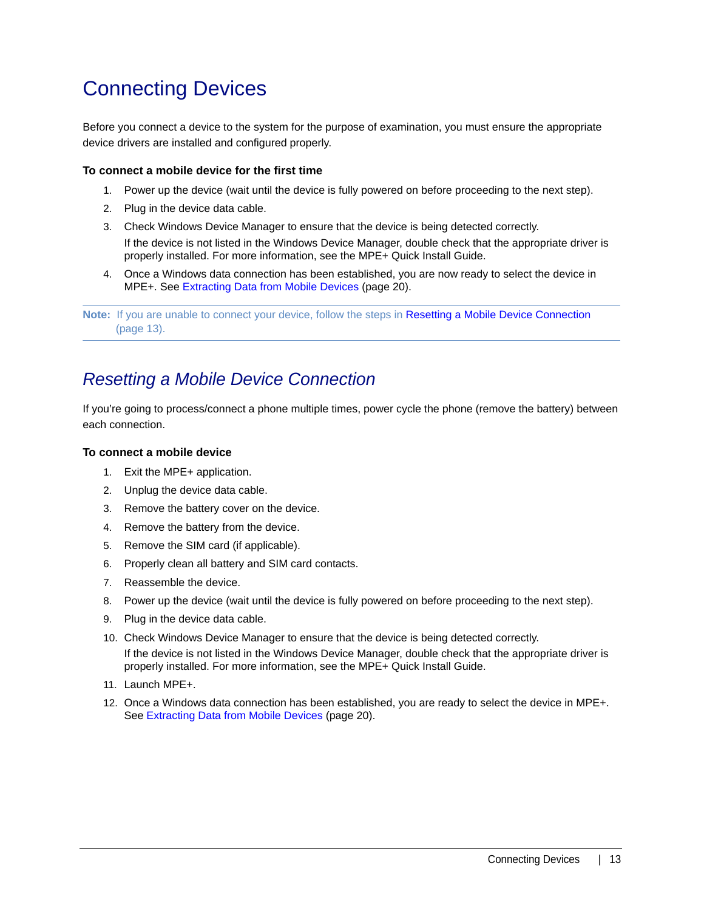# Connecting Devices

Before you connect a device to the system for the purpose of examination, you must ensure the appropriate device drivers are installed and configured properly.

**To connect a mobile device for the first time**

1. Power up the device (wait until the device is fully powered on before proceeding to the next step).
2. Plug in the device data cable.
3. Check Windows Device Manager to ensure that the device is being detected correctly.

   If the device is not listed in the Windows Device Manager, double check that the appropriate driver is properly installed. For more information, see the MPE+ Quick Install Guide.
4. Once a Windows data connection has been established, you are now ready to select the device in MPE+. See Extracting Data from Mobile Devices (page 20).

**Note:** If you are unable to connect your device, follow the steps in Resetting a Mobile Device Connection (page 13).

## *Resetting a Mobile Device Connection*

If you're going to process/connect a phone multiple times, power cycle the phone (remove the battery) between each connection.

**To connect a mobile device**

1. Exit the MPE+ application.
2. Unplug the device data cable.
3. Remove the battery cover on the device.
4. Remove the battery from the device.
5. Remove the SIM card (if applicable).
6. Properly clean all battery and SIM card contacts.
7. Reassemble the device.
8. Power up the device (wait until the device is fully powered on before proceeding to the next step).
9. Plug in the device data cable.
10. Check Windows Device Manager to ensure that the device is being detected correctly.

    If the device is not listed in the Windows Device Manager, double check that the appropriate driver is properly installed. For more information, see the MPE+ Quick Install Guide.
11. Launch MPE+.
12. Once a Windows data connection has been established, you are ready to select the device in MPE+. See Extracting Data from Mobile Devices (page 20).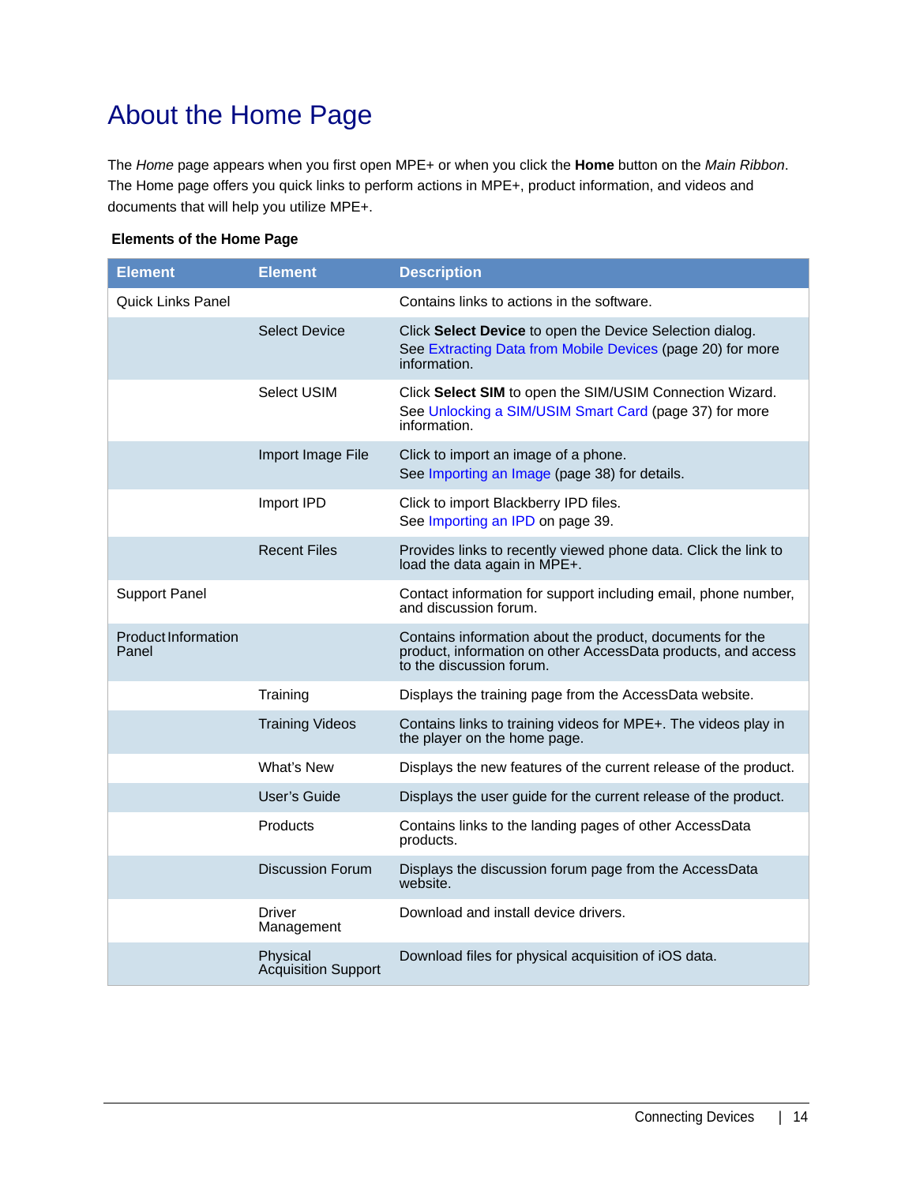# About the Home Page

The *Home* page appears when you first open MPE+ or when you click the **Home** button on the *Main Ribbon*. The Home page offers you quick links to perform actions in MPE+, product information, and videos and documents that will help you utilize MPE+.

**Elements of the Home Page**

| Element | Element | Description |
|---|---|---|
| Quick Links Panel | | Contains links to actions in the software. |
| | Select Device | Click **Select Device** to open the Device Selection dialog. See Extracting Data from Mobile Devices (page 20) for more information. |
| | Select USIM | Click **Select SIM** to open the SIM/USIM Connection Wizard. See Unlocking a SIM/USIM Smart Card (page 37) for more information. |
| | Import Image File | Click to import an image of a phone. See Importing an Image (page 38) for details. |
| | Import IPD | Click to import Blackberry IPD files. See Importing an IPD on page 39. |
| | Recent Files | Provides links to recently viewed phone data. Click the link to load the data again in MPE+. |
| Support Panel | | Contact information for support including email, phone number, and discussion forum. |
| Product Information Panel | | Contains information about the product, documents for the product, information on other AccessData products, and access to the discussion forum. |
| | Training | Displays the training page from the AccessData website. |
| | Training Videos | Contains links to training videos for MPE+. The videos play in the player on the home page. |
| | What's New | Displays the new features of the current release of the product. |
| | User's Guide | Displays the user guide for the current release of the product. |
| | Products | Contains links to the landing pages of other AccessData products. |
| | Discussion Forum | Displays the discussion forum page from the AccessData website. |
| | Driver Management | Download and install device drivers. |
| | Physical Acquisition Support | Download files for physical acquisition of iOS data. |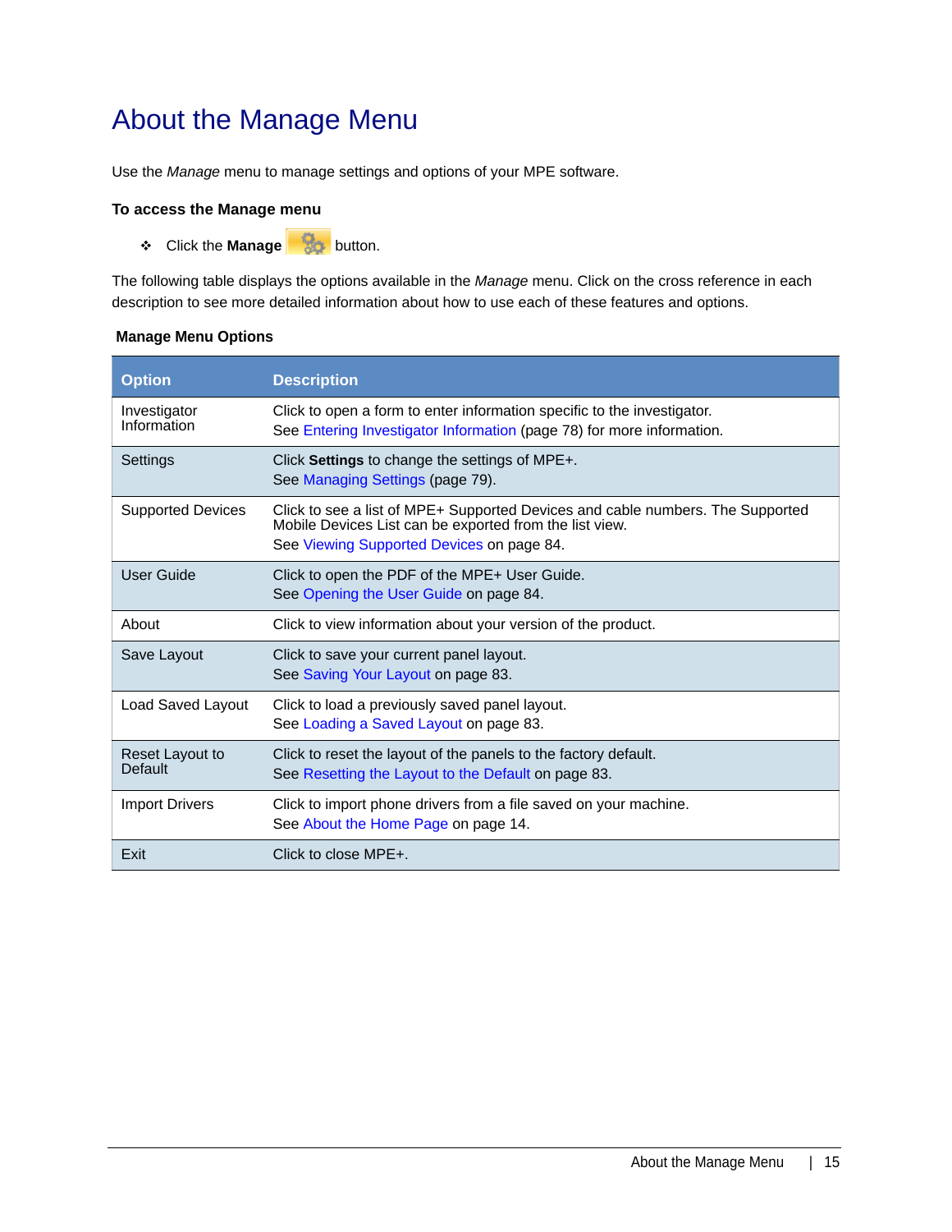# About the Manage Menu

Use the *Manage* menu to manage settings and options of your MPE software.

### To access the Manage menu

- Click the **Manage** button.

The following table displays the options available in the *Manage* menu. Click on the cross reference in each description to see more detailed information about how to use each of these features and options.

**Manage Menu Options**

| Option | Description |
|---|---|
| Investigator Information | Click to open a form to enter information specific to the investigator. See Entering Investigator Information (page 78) for more information. |
| Settings | Click **Settings** to change the settings of MPE+. See Managing Settings (page 79). |
| Supported Devices | Click to see a list of MPE+ Supported Devices and cable numbers. The Supported Mobile Devices List can be exported from the list view. See Viewing Supported Devices on page 84. |
| User Guide | Click to open the PDF of the MPE+ User Guide. See Opening the User Guide on page 84. |
| About | Click to view information about your version of the product. |
| Save Layout | Click to save your current panel layout. See Saving Your Layout on page 83. |
| Load Saved Layout | Click to load a previously saved panel layout. See Loading a Saved Layout on page 83. |
| Reset Layout to Default | Click to reset the layout of the panels to the factory default. See Resetting the Layout to the Default on page 83. |
| Import Drivers | Click to import phone drivers from a file saved on your machine. See About the Home Page on page 14. |
| Exit | Click to close MPE+. |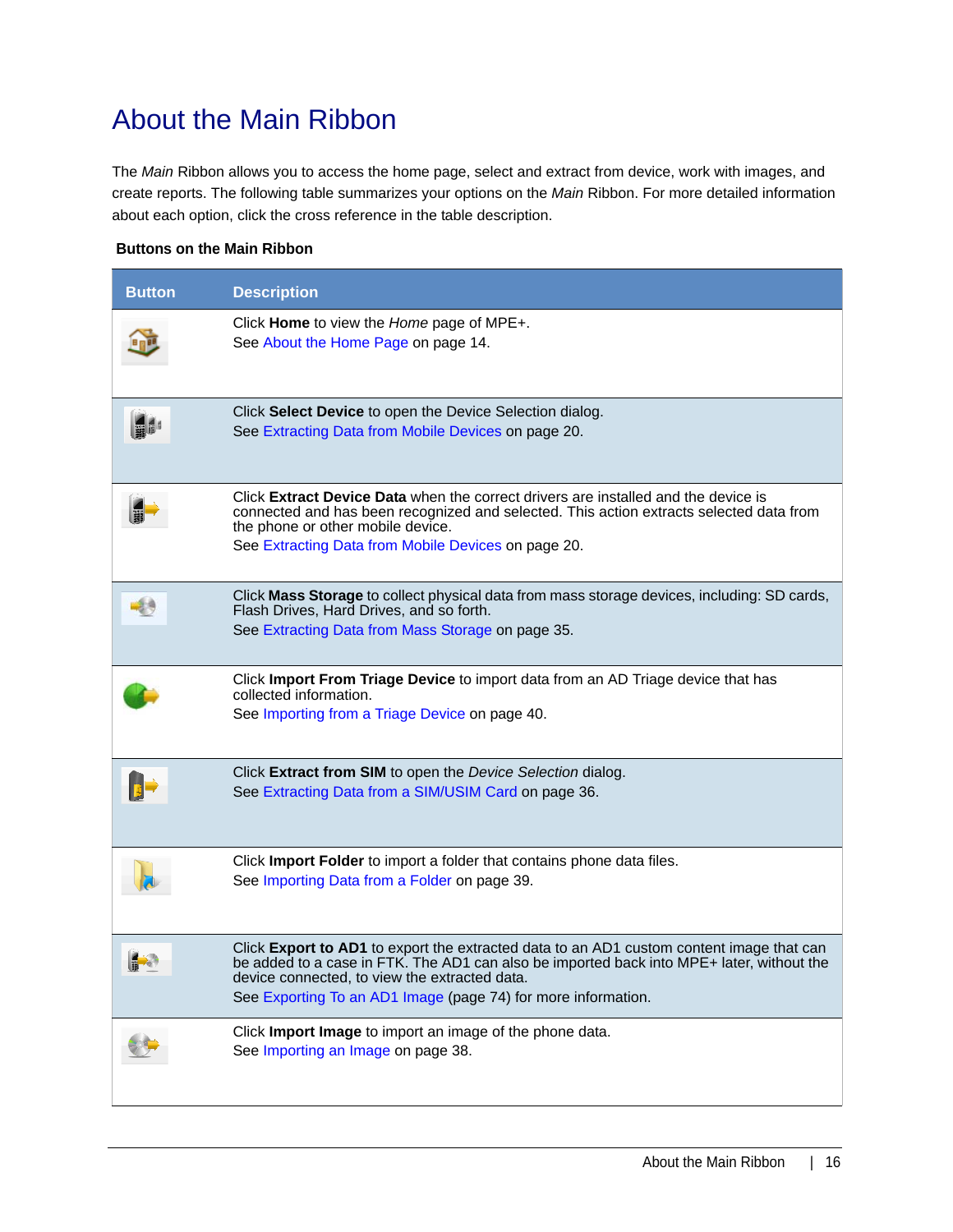# About the Main Ribbon

The *Main* Ribbon allows you to access the home page, select and extract from device, work with images, and create reports. The following table summarizes your options on the *Main* Ribbon. For more detailed information about each option, click the cross reference in the table description.

**Buttons on the Main Ribbon**

| Button | Description |
|---|---|
| | Click **Home** to view the *Home* page of MPE+. See About the Home Page on page 14. |
| | Click **Select Device** to open the Device Selection dialog. See Extracting Data from Mobile Devices on page 20. |
| | Click **Extract Device Data** when the correct drivers are installed and the device is connected and has been recognized and selected. This action extracts selected data from the phone or other mobile device. See Extracting Data from Mobile Devices on page 20. |
| | Click **Mass Storage** to collect physical data from mass storage devices, including: SD cards, Flash Drives, Hard Drives, and so forth. See Extracting Data from Mass Storage on page 35. |
| | Click **Import From Triage Device** to import data from an AD Triage device that has collected information. See Importing from a Triage Device on page 40. |
| | Click **Extract from SIM** to open the *Device Selection* dialog. See Extracting Data from a SIM/USIM Card on page 36. |
| | Click **Import Folder** to import a folder that contains phone data files. See Importing Data from a Folder on page 39. |
| | Click **Export to AD1** to export the extracted data to an AD1 custom content image that can be added to a case in FTK. The AD1 can also be imported back into MPE+ later, without the device connected, to view the extracted data. See Exporting To an AD1 Image (page 74) for more information. |
| | Click **Import Image** to import an image of the phone data. See Importing an Image on page 38. |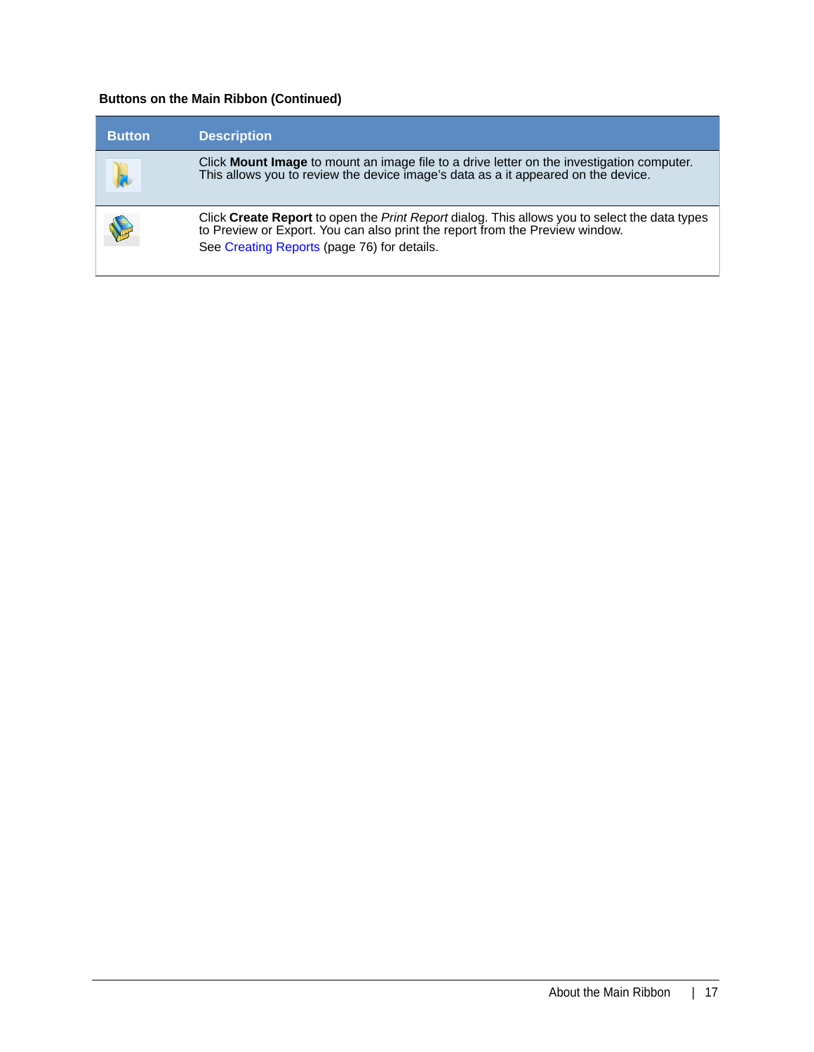**Buttons on the Main Ribbon (Continued)**

| Button | Description |
|---|---|
| | Click **Mount Image** to mount an image file to a drive letter on the investigation computer. This allows you to review the device image's data as a it appeared on the device. |
| | Click **Create Report** to open the *Print Report* dialog. This allows you to select the data types to Preview or Export. You can also print the report from the Preview window. See Creating Reports (page 76) for details. |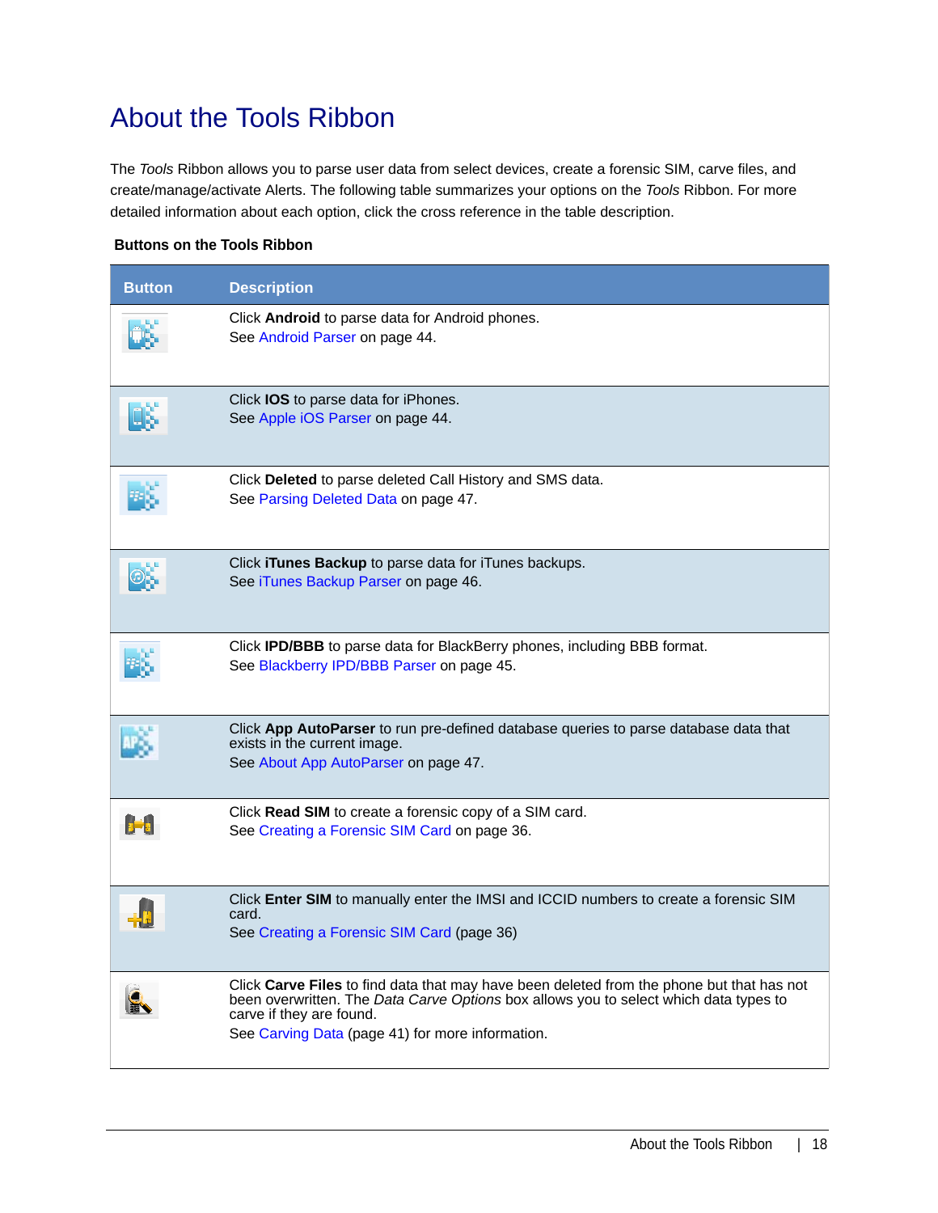# About the Tools Ribbon

The *Tools* Ribbon allows you to parse user data from select devices, create a forensic SIM, carve files, and create/manage/activate Alerts. The following table summarizes your options on the *Tools* Ribbon. For more detailed information about each option, click the cross reference in the table description.

**Buttons on the Tools Ribbon**

| Button | Description |
|---|---|
| | Click **Android** to parse data for Android phones.<br>See Android Parser on page 44. |
| | Click **IOS** to parse data for iPhones.<br>See Apple iOS Parser on page 44. |
| | Click **Deleted** to parse deleted Call History and SMS data.<br>See Parsing Deleted Data on page 47. |
| | Click **iTunes Backup** to parse data for iTunes backups.<br>See iTunes Backup Parser on page 46. |
| | Click **IPD/BBB** to parse data for BlackBerry phones, including BBB format.<br>See Blackberry IPD/BBB Parser on page 45. |
| | Click **App AutoParser** to run pre-defined database queries to parse database data that exists in the current image.<br>See About App AutoParser on page 47. |
| | Click **Read SIM** to create a forensic copy of a SIM card.<br>See Creating a Forensic SIM Card on page 36. |
| | Click **Enter SIM** to manually enter the IMSI and ICCID numbers to create a forensic SIM card.<br>See Creating a Forensic SIM Card (page 36) |
| | Click **Carve Files** to find data that may have been deleted from the phone but that has not been overwritten. The *Data Carve Options* box allows you to select which data types to carve if they are found.<br>See Carving Data (page 41) for more information. |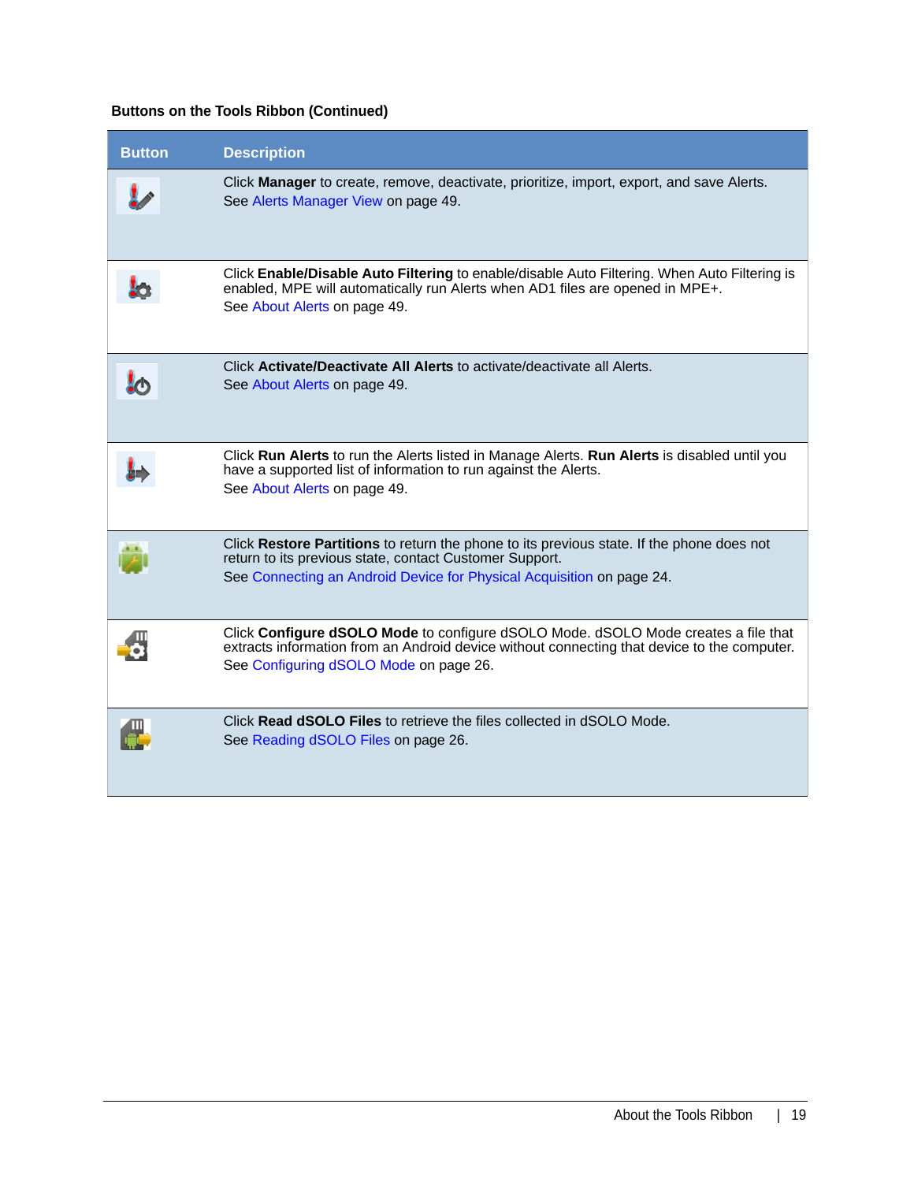**Buttons on the Tools Ribbon (Continued)**

| Button | Description |
|---|---|
| | Click **Manager** to create, remove, deactivate, prioritize, import, export, and save Alerts. See Alerts Manager View on page 49. |
| | Click **Enable/Disable Auto Filtering** to enable/disable Auto Filtering. When Auto Filtering is enabled, MPE will automatically run Alerts when AD1 files are opened in MPE+. See About Alerts on page 49. |
| | Click **Activate/Deactivate All Alerts** to activate/deactivate all Alerts. See About Alerts on page 49. |
| | Click **Run Alerts** to run the Alerts listed in Manage Alerts. **Run Alerts** is disabled until you have a supported list of information to run against the Alerts. See About Alerts on page 49. |
| | Click **Restore Partitions** to return the phone to its previous state. If the phone does not return to its previous state, contact Customer Support. See Connecting an Android Device for Physical Acquisition on page 24. |
| | Click **Configure dSOLO Mode** to configure dSOLO Mode. dSOLO Mode creates a file that extracts information from an Android device without connecting that device to the computer. See Configuring dSOLO Mode on page 26. |
| | Click **Read dSOLO Files** to retrieve the files collected in dSOLO Mode. See Reading dSOLO Files on page 26. |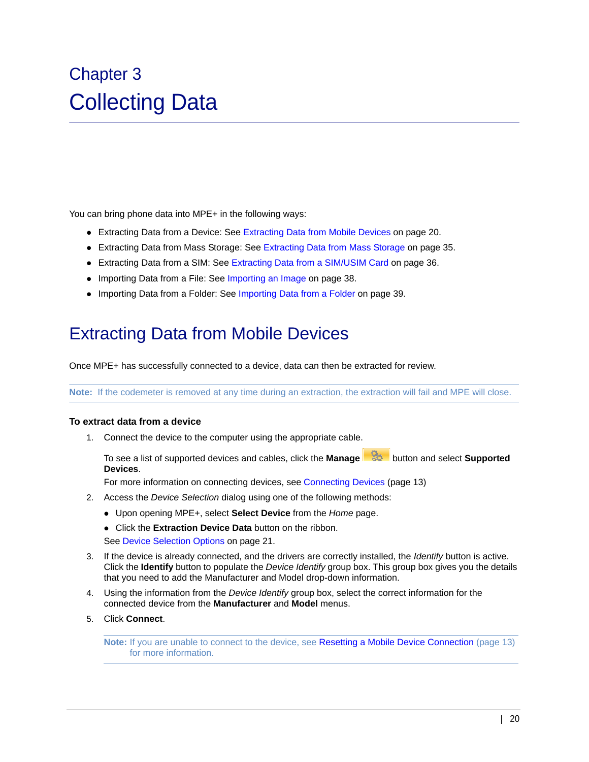# Chapter 3

# Collecting Data

You can bring phone data into MPE+ in the following ways:

- Extracting Data from a Device: See Extracting Data from Mobile Devices on page 20.
- Extracting Data from Mass Storage: See Extracting Data from Mass Storage on page 35.
- Extracting Data from a SIM: See Extracting Data from a SIM/USIM Card on page 36.
- Importing Data from a File: See Importing an Image on page 38.
- Importing Data from a Folder: See Importing Data from a Folder on page 39.

## Extracting Data from Mobile Devices

Once MPE+ has successfully connected to a device, data can then be extracted for review.

**Note:** If the codemeter is removed at any time during an extraction, the extraction will fail and MPE will close.

#### To extract data from a device

1. Connect the device to the computer using the appropriate cable.

   To see a list of supported devices and cables, click the **Manage** button and select **Supported Devices**.

   For more information on connecting devices, see Connecting Devices (page 13)

2. Access the *Device Selection* dialog using one of the following methods:
   - Upon opening MPE+, select **Select Device** from the *Home* page.
   - Click the **Extraction Device Data** button on the ribbon.

   See Device Selection Options on page 21.

3. If the device is already connected, and the drivers are correctly installed, the *Identify* button is active. Click the **Identify** button to populate the *Device Identify* group box. This group box gives you the details that you need to add the Manufacturer and Model drop-down information.

4. Using the information from the *Device Identify* group box, select the correct information for the connected device from the **Manufacturer** and **Model** menus.

5. Click **Connect**.

   **Note:** If you are unable to connect to the device, see Resetting a Mobile Device Connection (page 13) for more information.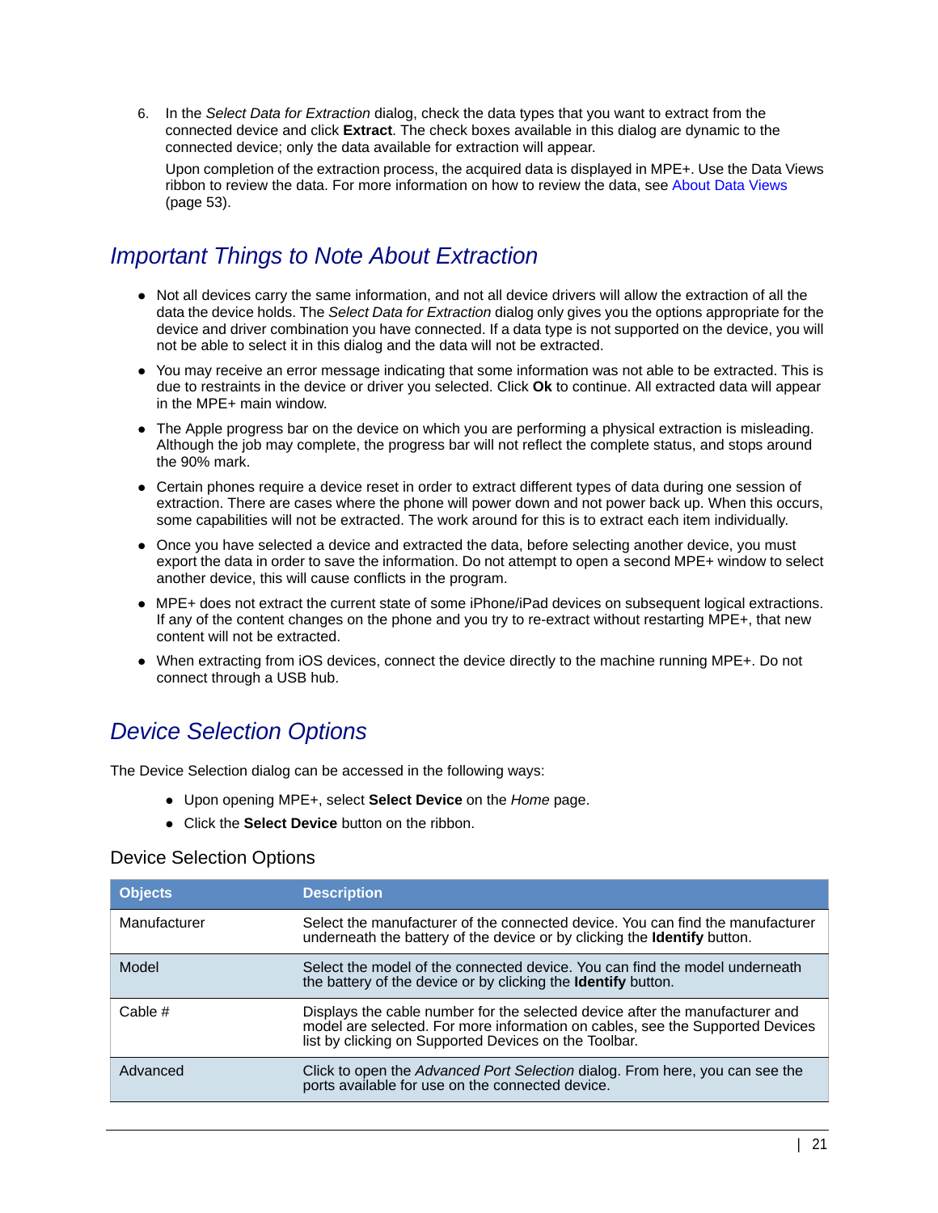6. In the *Select Data for Extraction* dialog, check the data types that you want to extract from the connected device and click **Extract**. The check boxes available in this dialog are dynamic to the connected device; only the data available for extraction will appear.

   Upon completion of the extraction process, the acquired data is displayed in MPE+. Use the Data Views ribbon to review the data. For more information on how to review the data, see About Data Views (page 53).

## *Important Things to Note About Extraction*

- Not all devices carry the same information, and not all device drivers will allow the extraction of all the data the device holds. The *Select Data for Extraction* dialog only gives you the options appropriate for the device and driver combination you have connected. If a data type is not supported on the device, you will not be able to select it in this dialog and the data will not be extracted.
- You may receive an error message indicating that some information was not able to be extracted. This is due to restraints in the device or driver you selected. Click **Ok** to continue. All extracted data will appear in the MPE+ main window.
- The Apple progress bar on the device on which you are performing a physical extraction is misleading. Although the job may complete, the progress bar will not reflect the complete status, and stops around the 90% mark.
- Certain phones require a device reset in order to extract different types of data during one session of extraction. There are cases where the phone will power down and not power back up. When this occurs, some capabilities will not be extracted. The work around for this is to extract each item individually.
- Once you have selected a device and extracted the data, before selecting another device, you must export the data in order to save the information. Do not attempt to open a second MPE+ window to select another device, this will cause conflicts in the program.
- MPE+ does not extract the current state of some iPhone/iPad devices on subsequent logical extractions. If any of the content changes on the phone and you try to re-extract without restarting MPE+, that new content will not be extracted.
- When extracting from iOS devices, connect the device directly to the machine running MPE+. Do not connect through a USB hub.

## *Device Selection Options*

The Device Selection dialog can be accessed in the following ways:

- Upon opening MPE+, select **Select Device** on the *Home* page.
- Click the **Select Device** button on the ribbon.

### Device Selection Options

| Objects | Description |
|---|---|
| Manufacturer | Select the manufacturer of the connected device. You can find the manufacturer underneath the battery of the device or by clicking the **Identify** button. |
| Model | Select the model of the connected device. You can find the model underneath the battery of the device or by clicking the **Identify** button. |
| Cable # | Displays the cable number for the selected device after the manufacturer and model are selected. For more information on cables, see the Supported Devices list by clicking on Supported Devices on the Toolbar. |
| Advanced | Click to open the *Advanced Port Selection* dialog. From here, you can see the ports available for use on the connected device. |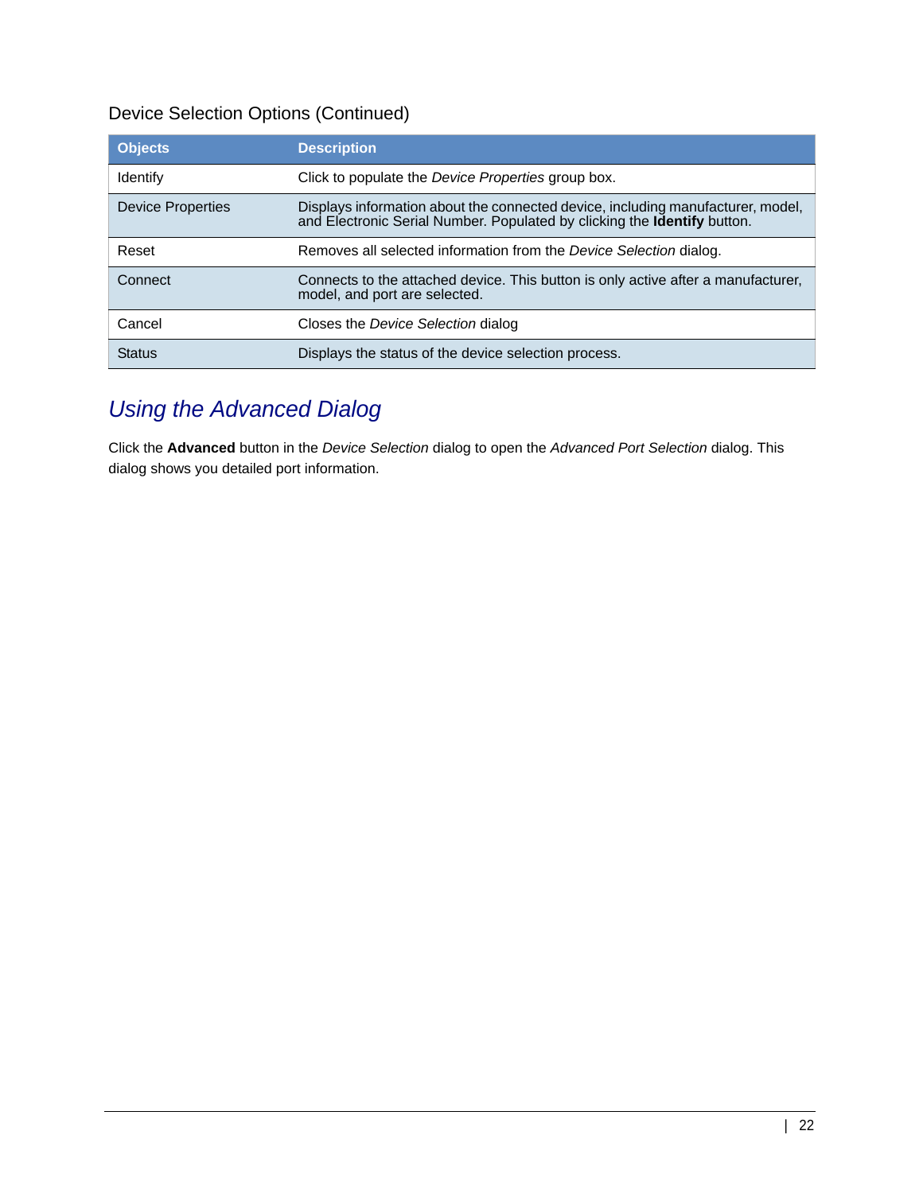Device Selection Options (Continued)

| Objects | Description |
| --- | --- |
| Identify | Click to populate the *Device Properties* group box. |
| Device Properties | Displays information about the connected device, including manufacturer, model, and Electronic Serial Number. Populated by clicking the **Identify** button. |
| Reset | Removes all selected information from the *Device Selection* dialog. |
| Connect | Connects to the attached device. This button is only active after a manufacturer, model, and port are selected. |
| Cancel | Closes the *Device Selection* dialog |
| Status | Displays the status of the device selection process. |

## *Using the Advanced Dialog*

Click the **Advanced** button in the *Device Selection* dialog to open the *Advanced Port Selection* dialog. This dialog shows you detailed port information.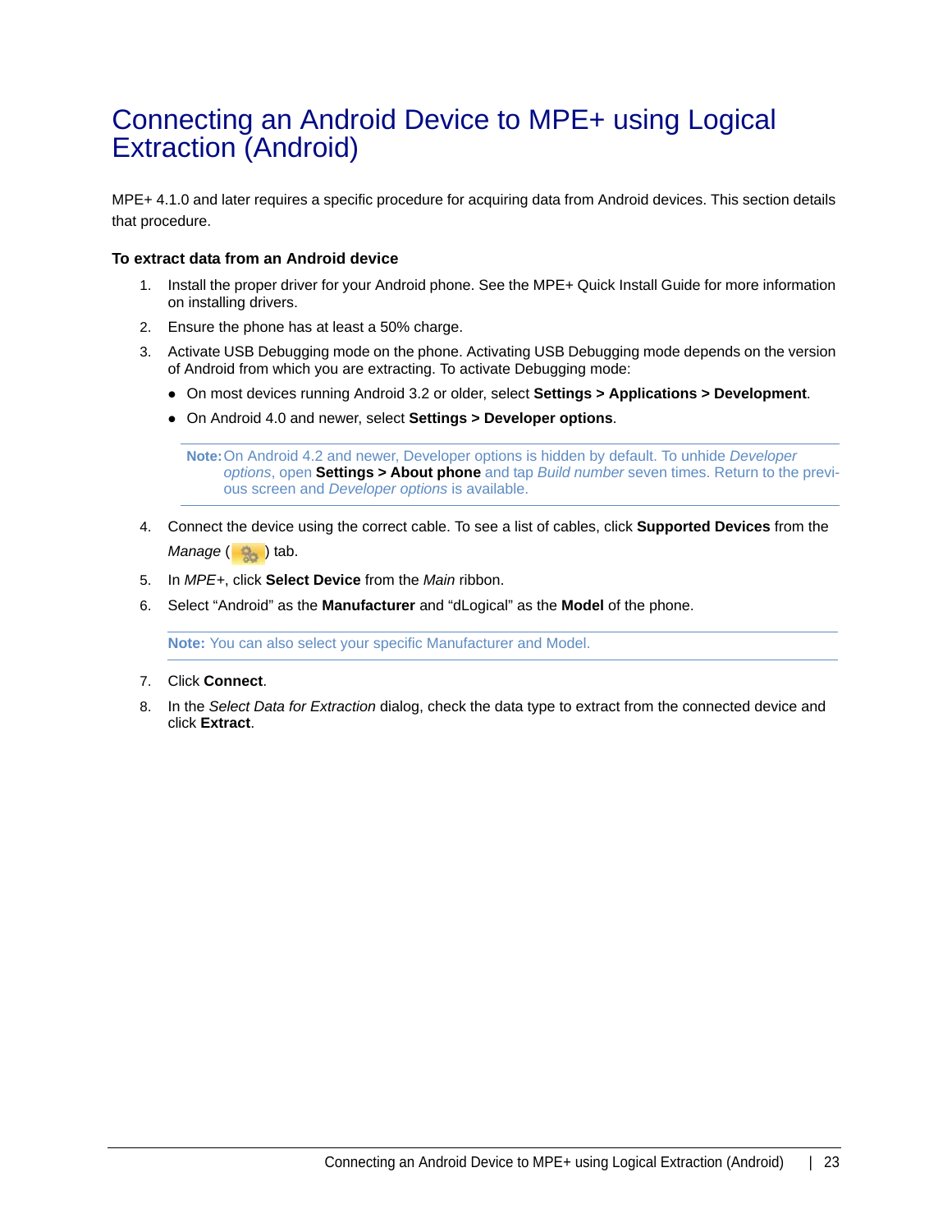# Connecting an Android Device to MPE+ using Logical Extraction (Android)

MPE+ 4.1.0 and later requires a specific procedure for acquiring data from Android devices. This section details that procedure.

**To extract data from an Android device**

1. Install the proper driver for your Android phone. See the MPE+ Quick Install Guide for more information on installing drivers.
2. Ensure the phone has at least a 50% charge.
3. Activate USB Debugging mode on the phone. Activating USB Debugging mode depends on the version of Android from which you are extracting. To activate Debugging mode:
   - On most devices running Android 3.2 or older, select **Settings > Applications > Development**.
   - On Android 4.0 and newer, select **Settings > Developer options**.

   > **Note:** On Android 4.2 and newer, Developer options is hidden by default. To unhide *Developer options*, open **Settings > About phone** and tap *Build number* seven times. Return to the previous screen and *Developer options* is available.

4. Connect the device using the correct cable. To see a list of cables, click **Supported Devices** from the *Manage* ( ) tab.
5. In *MPE+*, click **Select Device** from the *Main* ribbon.
6. Select "Android" as the **Manufacturer** and "dLogical" as the **Model** of the phone.

   > **Note:** You can also select your specific Manufacturer and Model.

7. Click **Connect**.
8. In the *Select Data for Extraction* dialog, check the data type to extract from the connected device and click **Extract**.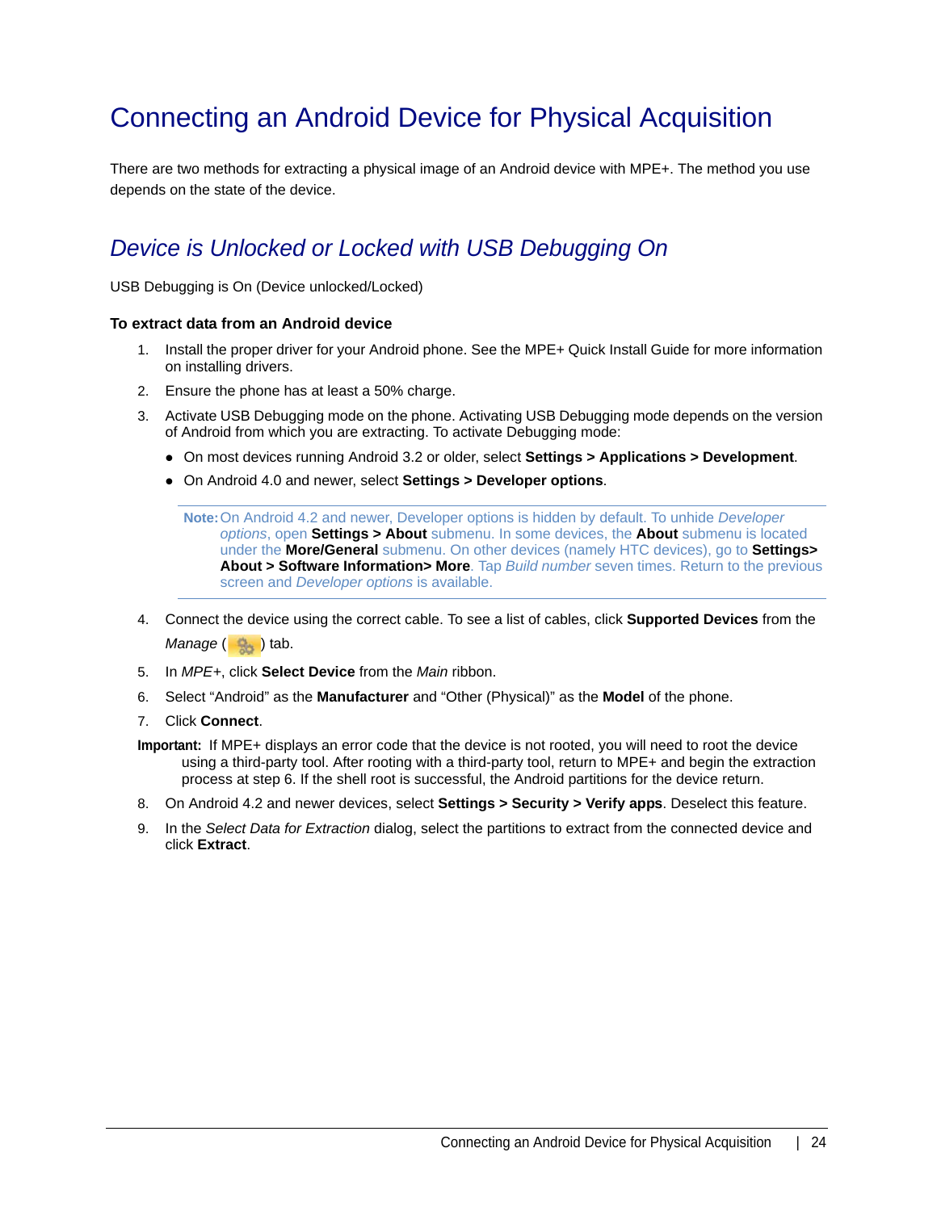# Connecting an Android Device for Physical Acquisition

There are two methods for extracting a physical image of an Android device with MPE+. The method you use depends on the state of the device.

## *Device is Unlocked or Locked with USB Debugging On*

USB Debugging is On (Device unlocked/Locked)

**To extract data from an Android device**

1. Install the proper driver for your Android phone. See the MPE+ Quick Install Guide for more information on installing drivers.
2. Ensure the phone has at least a 50% charge.
3. Activate USB Debugging mode on the phone. Activating USB Debugging mode depends on the version of Android from which you are extracting. To activate Debugging mode:
   - On most devices running Android 3.2 or older, select **Settings > Applications > Development**.
   - On Android 4.0 and newer, select **Settings > Developer options**.

   **Note:** On Android 4.2 and newer, Developer options is hidden by default. To unhide *Developer options*, open **Settings > About** submenu. In some devices, the **About** submenu is located under the **More/General** submenu. On other devices (namely HTC devices), go to **Settings> About > Software Information> More**. Tap *Build number* seven times. Return to the previous screen and *Developer options* is available.

4. Connect the device using the correct cable. To see a list of cables, click **Supported Devices** from the *Manage* ( ) tab.
5. In *MPE+*, click **Select Device** from the *Main* ribbon.
6. Select "Android" as the **Manufacturer** and "Other (Physical)" as the **Model** of the phone.
7. Click **Connect**.

**Important:** If MPE+ displays an error code that the device is not rooted, you will need to root the device using a third-party tool. After rooting with a third-party tool, return to MPE+ and begin the extraction process at step 6. If the shell root is successful, the Android partitions for the device return.

8. On Android 4.2 and newer devices, select **Settings > Security > Verify apps**. Deselect this feature.
9. In the *Select Data for Extraction* dialog, select the partitions to extract from the connected device and click **Extract**.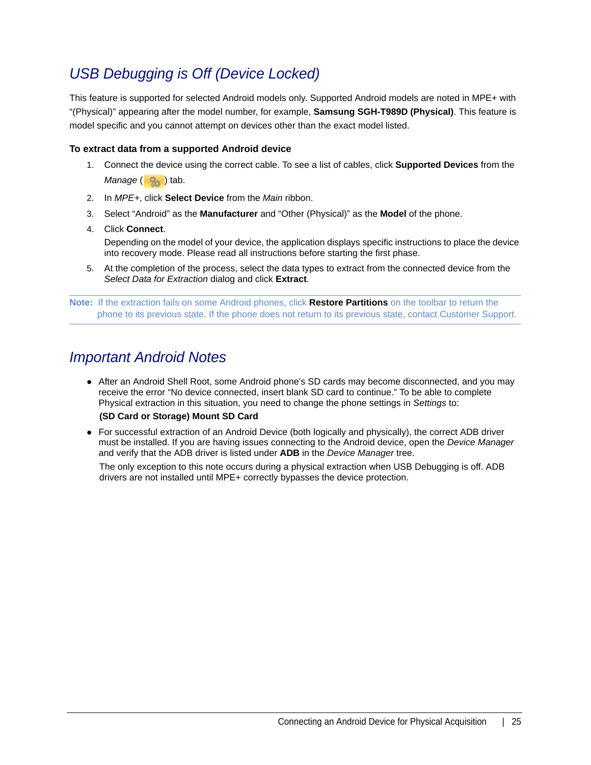## *USB Debugging is Off (Device Locked)*

This feature is supported for selected Android models only. Supported Android models are noted in MPE+ with “(Physical)” appearing after the model number, for example, **Samsung SGH-T989D (Physical)**. This feature is model specific and you cannot attempt on devices other than the exact model listed.

**To extract data from a supported Android device**

1. Connect the device using the correct cable. To see a list of cables, click **Supported Devices** from the *Manage* ( ) tab.
2. In *MPE+*, click **Select Device** from the *Main* ribbon.
3. Select “Android” as the **Manufacturer** and “Other (Physical)” as the **Model** of the phone.
4. Click **Connect**.
   Depending on the model of your device, the application displays specific instructions to place the device into recovery mode. Please read all instructions before starting the first phase.
5. At the completion of the process, select the data types to extract from the connected device from the *Select Data for Extraction* dialog and click **Extract**.

**Note:** If the extraction fails on some Android phones, click **Restore Partitions** on the toolbar to return the phone to its previous state. If the phone does not return to its previous state, contact Customer Support.

## *Important Android Notes*

- After an Android Shell Root, some Android phone's SD cards may become disconnected, and you may receive the error “No device connected, insert blank SD card to continue.” To be able to complete Physical extraction in this situation, you need to change the phone settings in *Settings* to:

  **(SD Card or Storage) Mount SD Card**

- For successful extraction of an Android Device (both logically and physically), the correct ADB driver must be installed. If you are having issues connecting to the Android device, open the *Device Manager* and verify that the ADB driver is listed under **ADB** in the *Device Manager* tree.

  The only exception to this note occurs during a physical extraction when USB Debugging is off. ADB drivers are not installed until MPE+ correctly bypasses the device protection.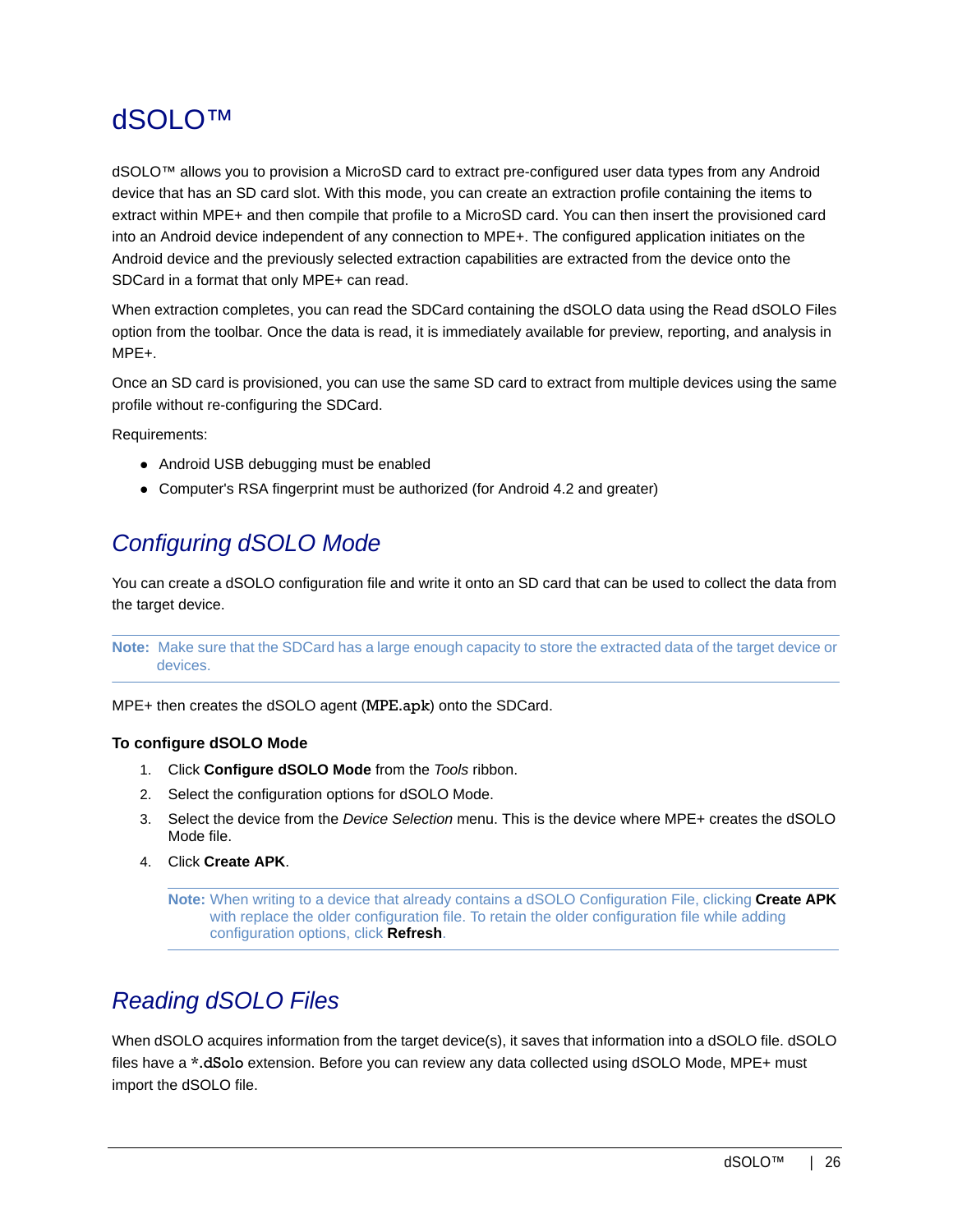# dSOLO™

dSOLO™ allows you to provision a MicroSD card to extract pre-configured user data types from any Android device that has an SD card slot. With this mode, you can create an extraction profile containing the items to extract within MPE+ and then compile that profile to a MicroSD card. You can then insert the provisioned card into an Android device independent of any connection to MPE+. The configured application initiates on the Android device and the previously selected extraction capabilities are extracted from the device onto the SDCard in a format that only MPE+ can read.

When extraction completes, you can read the SDCard containing the dSOLO data using the Read dSOLO Files option from the toolbar. Once the data is read, it is immediately available for preview, reporting, and analysis in MPE+.

Once an SD card is provisioned, you can use the same SD card to extract from multiple devices using the same profile without re-configuring the SDCard.

Requirements:

- Android USB debugging must be enabled
- Computer's RSA fingerprint must be authorized (for Android 4.2 and greater)

## *Configuring dSOLO Mode*

You can create a dSOLO configuration file and write it onto an SD card that can be used to collect the data from the target device.

**Note:** Make sure that the SDCard has a large enough capacity to store the extracted data of the target device or devices.

MPE+ then creates the dSOLO agent (`MPE.apk`) onto the SDCard.

### To configure dSOLO Mode

1. Click **Configure dSOLO Mode** from the *Tools* ribbon.
2. Select the configuration options for dSOLO Mode.
3. Select the device from the *Device Selection* menu. This is the device where MPE+ creates the dSOLO Mode file.
4. Click **Create APK**.

   **Note:** When writing to a device that already contains a dSOLO Configuration File, clicking **Create APK** with replace the older configuration file. To retain the older configuration file while adding configuration options, click **Refresh**.

## *Reading dSOLO Files*

When dSOLO acquires information from the target device(s), it saves that information into a dSOLO file. dSOLO files have a `*.dSolo` extension. Before you can review any data collected using dSOLO Mode, MPE+ must import the dSOLO file.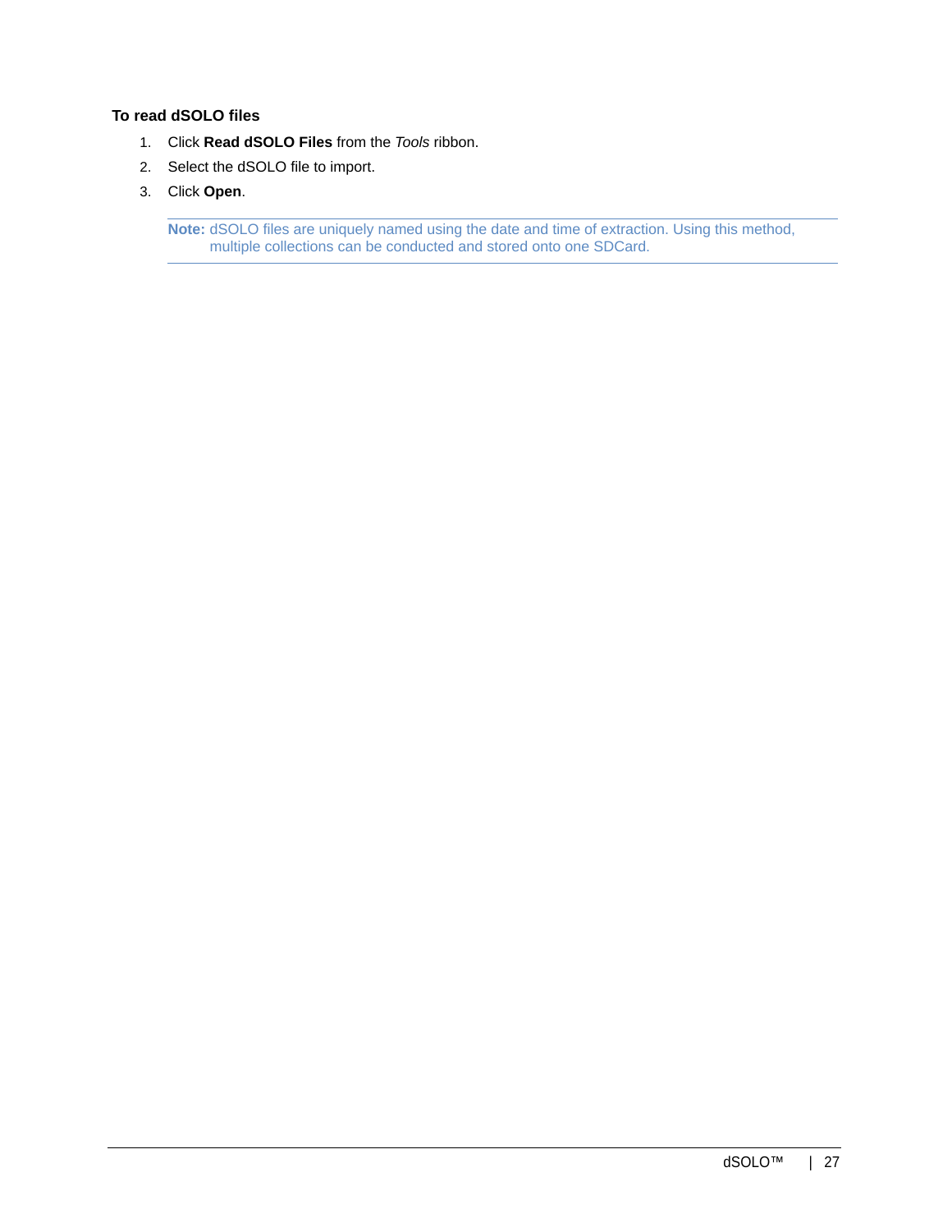**To read dSOLO files**

1. Click **Read dSOLO Files** from the *Tools* ribbon.
2. Select the dSOLO file to import.
3. Click **Open**.

**Note:** dSOLO files are uniquely named using the date and time of extraction. Using this method, multiple collections can be conducted and stored onto one SDCard.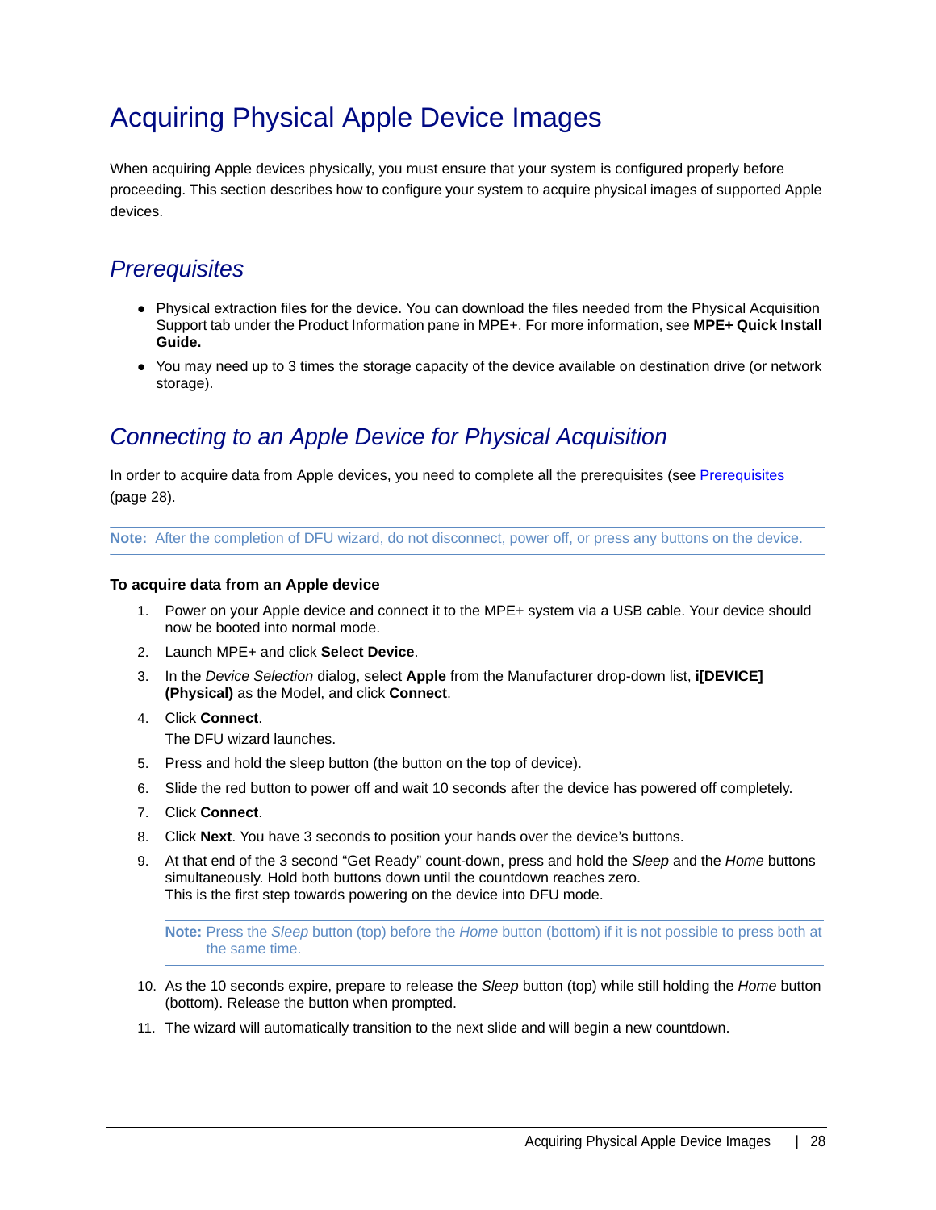# Acquiring Physical Apple Device Images

When acquiring Apple devices physically, you must ensure that your system is configured properly before proceeding. This section describes how to configure your system to acquire physical images of supported Apple devices.

## *Prerequisites*

- Physical extraction files for the device. You can download the files needed from the Physical Acquisition Support tab under the Product Information pane in MPE+. For more information, see **MPE+ Quick Install Guide.**
- You may need up to 3 times the storage capacity of the device available on destination drive (or network storage).

## *Connecting to an Apple Device for Physical Acquisition*

In order to acquire data from Apple devices, you need to complete all the prerequisites (see Prerequisites (page 28).

**Note:** After the completion of DFU wizard, do not disconnect, power off, or press any buttons on the device.

**To acquire data from an Apple device**

1. Power on your Apple device and connect it to the MPE+ system via a USB cable. Your device should now be booted into normal mode.
2. Launch MPE+ and click **Select Device**.
3. In the *Device Selection* dialog, select **Apple** from the Manufacturer drop-down list, **i[DEVICE] (Physical)** as the Model, and click **Connect**.
4. Click **Connect**.

   The DFU wizard launches.
5. Press and hold the sleep button (the button on the top of device).
6. Slide the red button to power off and wait 10 seconds after the device has powered off completely.
7. Click **Connect**.
8. Click **Next**. You have 3 seconds to position your hands over the device's buttons.
9. At that end of the 3 second "Get Ready" count-down, press and hold the *Sleep* and the *Home* buttons simultaneously. Hold both buttons down until the countdown reaches zero.
   This is the first step towards powering on the device into DFU mode.

   **Note:** Press the *Sleep* button (top) before the *Home* button (bottom) if it is not possible to press both at the same time.
10. As the 10 seconds expire, prepare to release the *Sleep* button (top) while still holding the *Home* button (bottom). Release the button when prompted.
11. The wizard will automatically transition to the next slide and will begin a new countdown.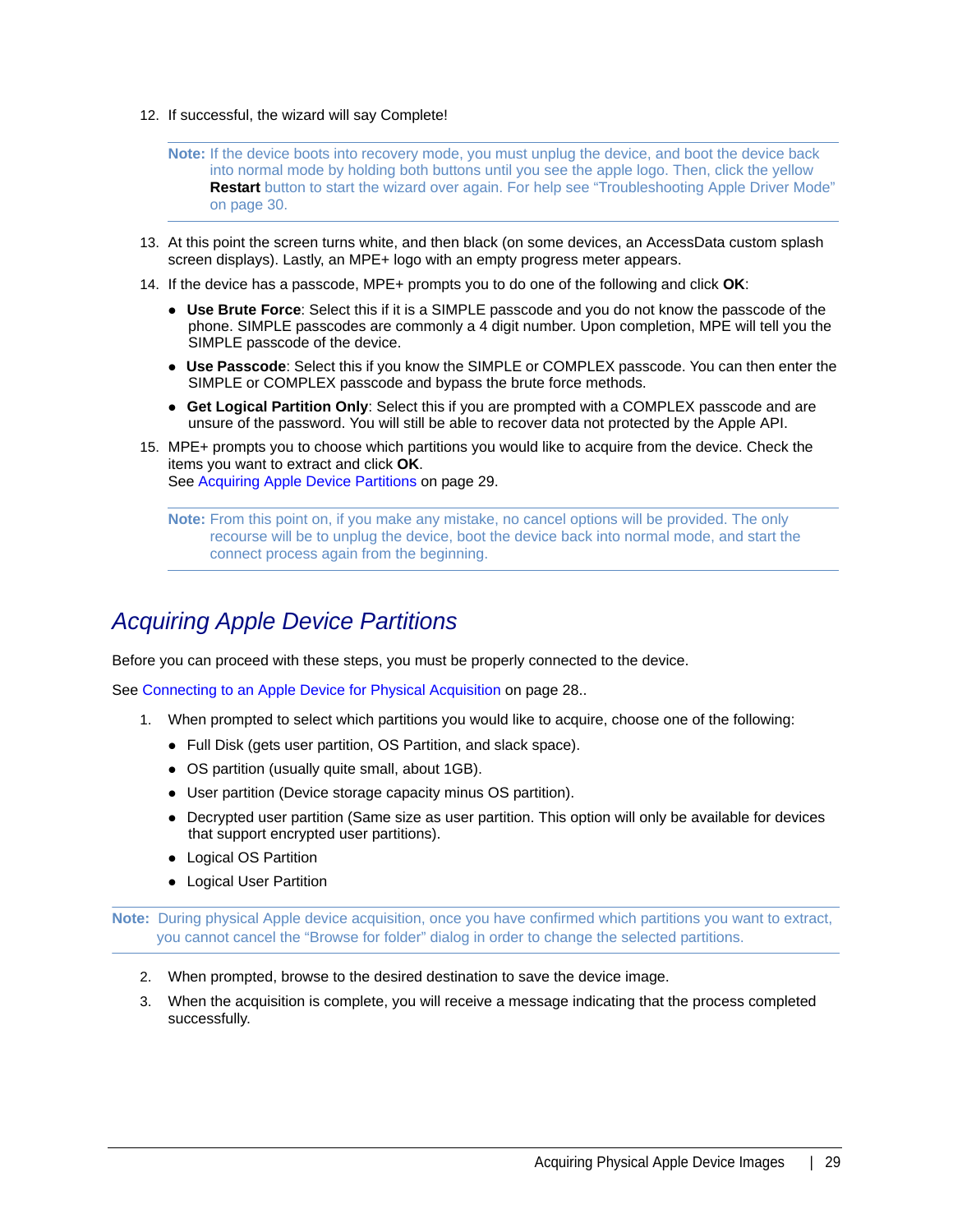12. If successful, the wizard will say Complete!

> **Note:** If the device boots into recovery mode, you must unplug the device, and boot the device back into normal mode by holding both buttons until you see the apple logo. Then, click the yellow **Restart** button to start the wizard over again. For help see "Troubleshooting Apple Driver Mode" on page 30.

13. At this point the screen turns white, and then black (on some devices, an AccessData custom splash screen displays). Lastly, an MPE+ logo with an empty progress meter appears.
14. If the device has a passcode, MPE+ prompts you to do one of the following and click **OK**:
    - **Use Brute Force**: Select this if it is a SIMPLE passcode and you do not know the passcode of the phone. SIMPLE passcodes are commonly a 4 digit number. Upon completion, MPE will tell you the SIMPLE passcode of the device.
    - **Use Passcode**: Select this if you know the SIMPLE or COMPLEX passcode. You can then enter the SIMPLE or COMPLEX passcode and bypass the brute force methods.
    - **Get Logical Partition Only**: Select this if you are prompted with a COMPLEX passcode and are unsure of the password. You will still be able to recover data not protected by the Apple API.
15. MPE+ prompts you to choose which partitions you would like to acquire from the device. Check the items you want to extract and click **OK**.
    See Acquiring Apple Device Partitions on page 29.

> **Note:** From this point on, if you make any mistake, no cancel options will be provided. The only recourse will be to unplug the device, boot the device back into normal mode, and start the connect process again from the beginning.

## *Acquiring Apple Device Partitions*

Before you can proceed with these steps, you must be properly connected to the device.

See Connecting to an Apple Device for Physical Acquisition on page 28..

1. When prompted to select which partitions you would like to acquire, choose one of the following:
    - Full Disk (gets user partition, OS Partition, and slack space).
    - OS partition (usually quite small, about 1GB).
    - User partition (Device storage capacity minus OS partition).
    - Decrypted user partition (Same size as user partition. This option will only be available for devices that support encrypted user partitions).
    - Logical OS Partition
    - Logical User Partition

> **Note:** During physical Apple device acquisition, once you have confirmed which partitions you want to extract, you cannot cancel the "Browse for folder" dialog in order to change the selected partitions.

2. When prompted, browse to the desired destination to save the device image.
3. When the acquisition is complete, you will receive a message indicating that the process completed successfully.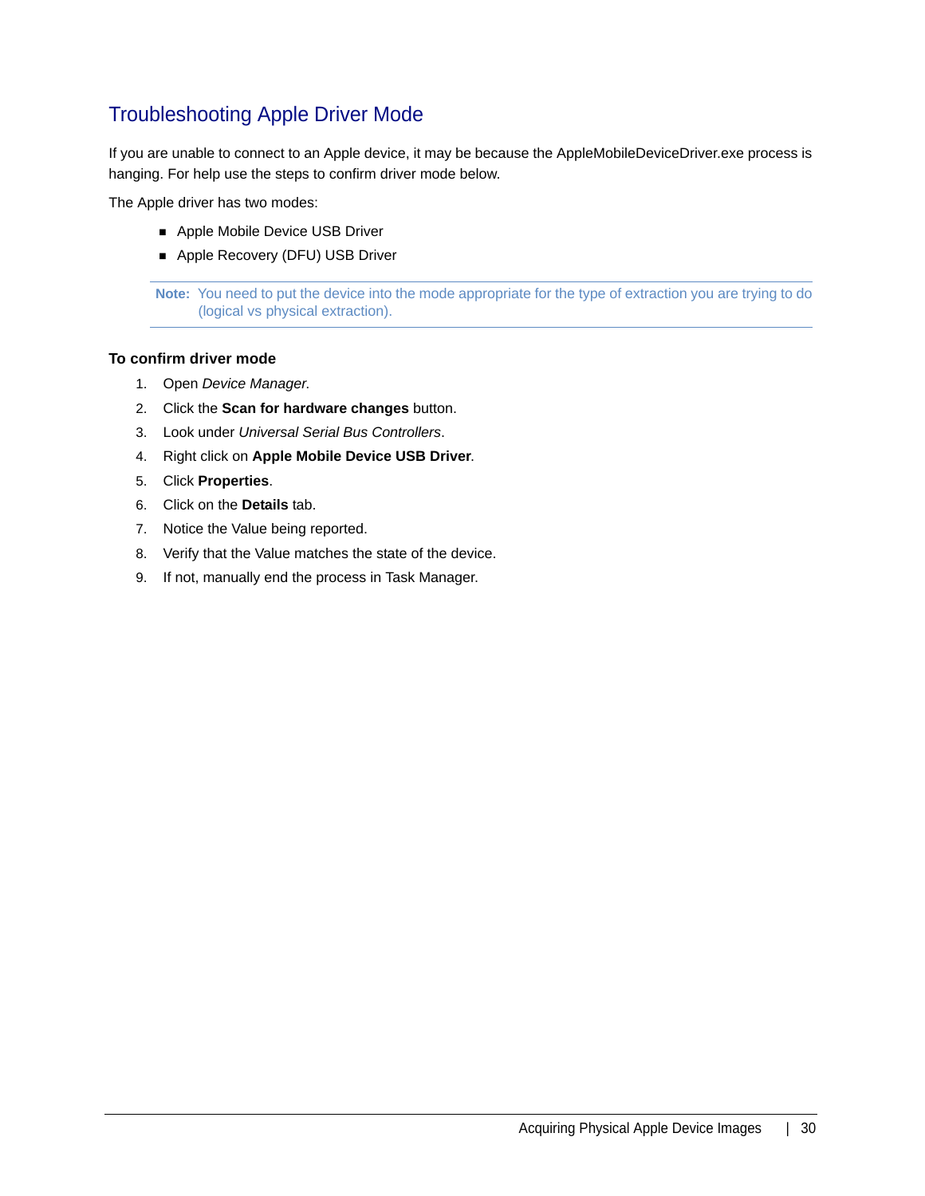## Troubleshooting Apple Driver Mode

If you are unable to connect to an Apple device, it may be because the AppleMobileDeviceDriver.exe process is hanging. For help use the steps to confirm driver mode below.

The Apple driver has two modes:

- Apple Mobile Device USB Driver
- Apple Recovery (DFU) USB Driver

> **Note:** You need to put the device into the mode appropriate for the type of extraction you are trying to do (logical vs physical extraction).

**To confirm driver mode**

1. Open *Device Manager*.
2. Click the **Scan for hardware changes** button.
3. Look under *Universal Serial Bus Controllers*.
4. Right click on **Apple Mobile Device USB Driver**.
5. Click **Properties**.
6. Click on the **Details** tab.
7. Notice the Value being reported.
8. Verify that the Value matches the state of the device.
9. If not, manually end the process in Task Manager.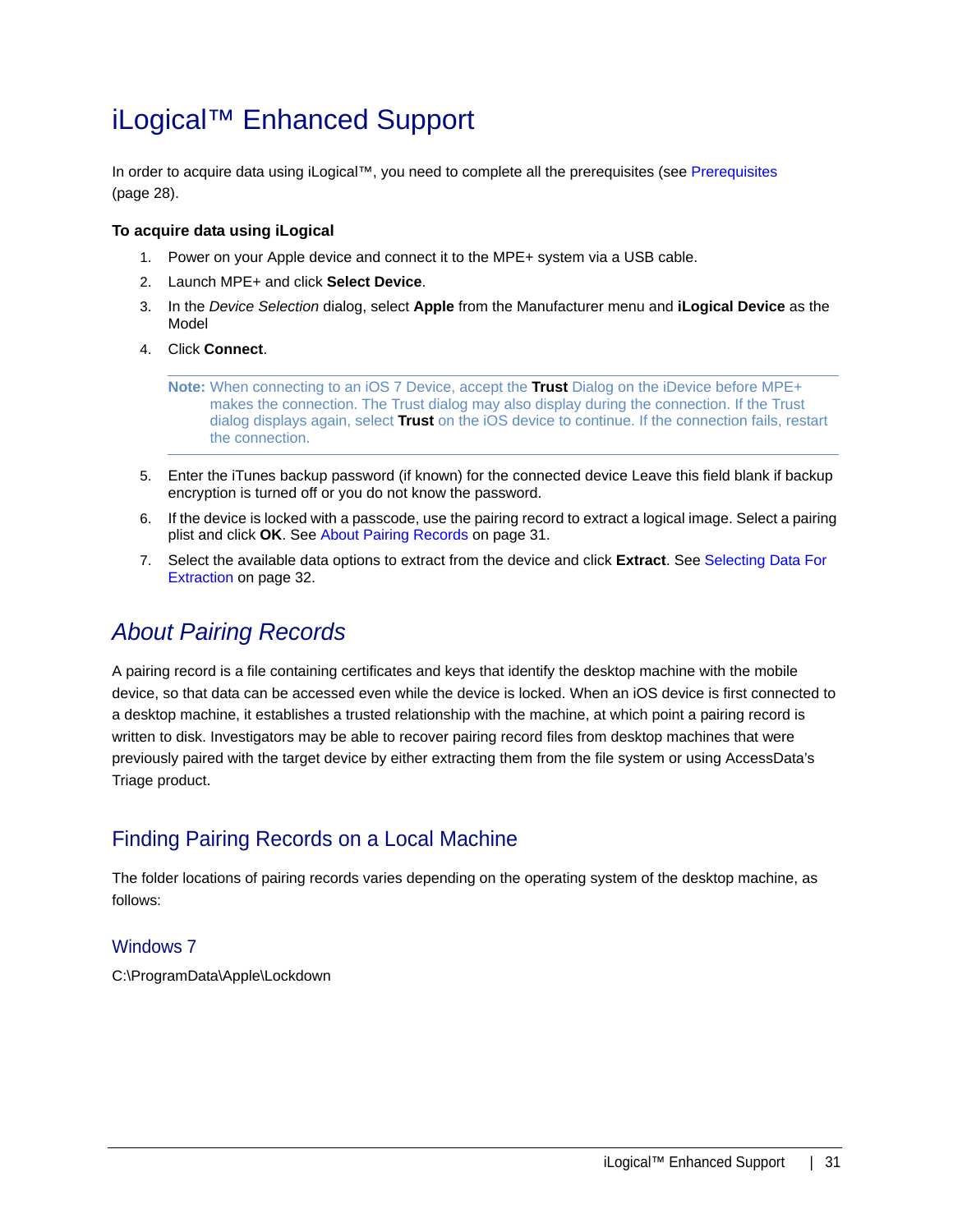# iLogical™ Enhanced Support

In order to acquire data using iLogical™, you need to complete all the prerequisites (see Prerequisites (page 28).

**To acquire data using iLogical**

1. Power on your Apple device and connect it to the MPE+ system via a USB cable.
2. Launch MPE+ and click **Select Device**.
3. In the *Device Selection* dialog, select **Apple** from the Manufacturer menu and **iLogical Device** as the Model
4. Click **Connect**.

    **Note:** When connecting to an iOS 7 Device, accept the **Trust** Dialog on the iDevice before MPE+ makes the connection. The Trust dialog may also display during the connection. If the Trust dialog displays again, select **Trust** on the iOS device to continue. If the connection fails, restart the connection.

5. Enter the iTunes backup password (if known) for the connected device Leave this field blank if backup encryption is turned off or you do not know the password.
6. If the device is locked with a passcode, use the pairing record to extract a logical image. Select a pairing plist and click **OK**. See About Pairing Records on page 31.
7. Select the available data options to extract from the device and click **Extract**. See Selecting Data For Extraction on page 32.

## *About Pairing Records*

A pairing record is a file containing certificates and keys that identify the desktop machine with the mobile device, so that data can be accessed even while the device is locked. When an iOS device is first connected to a desktop machine, it establishes a trusted relationship with the machine, at which point a pairing record is written to disk. Investigators may be able to recover pairing record files from desktop machines that were previously paired with the target device by either extracting them from the file system or using AccessData's Triage product.

### Finding Pairing Records on a Local Machine

The folder locations of pairing records varies depending on the operating system of the desktop machine, as follows:

#### Windows 7

C:\ProgramData\Apple\Lockdown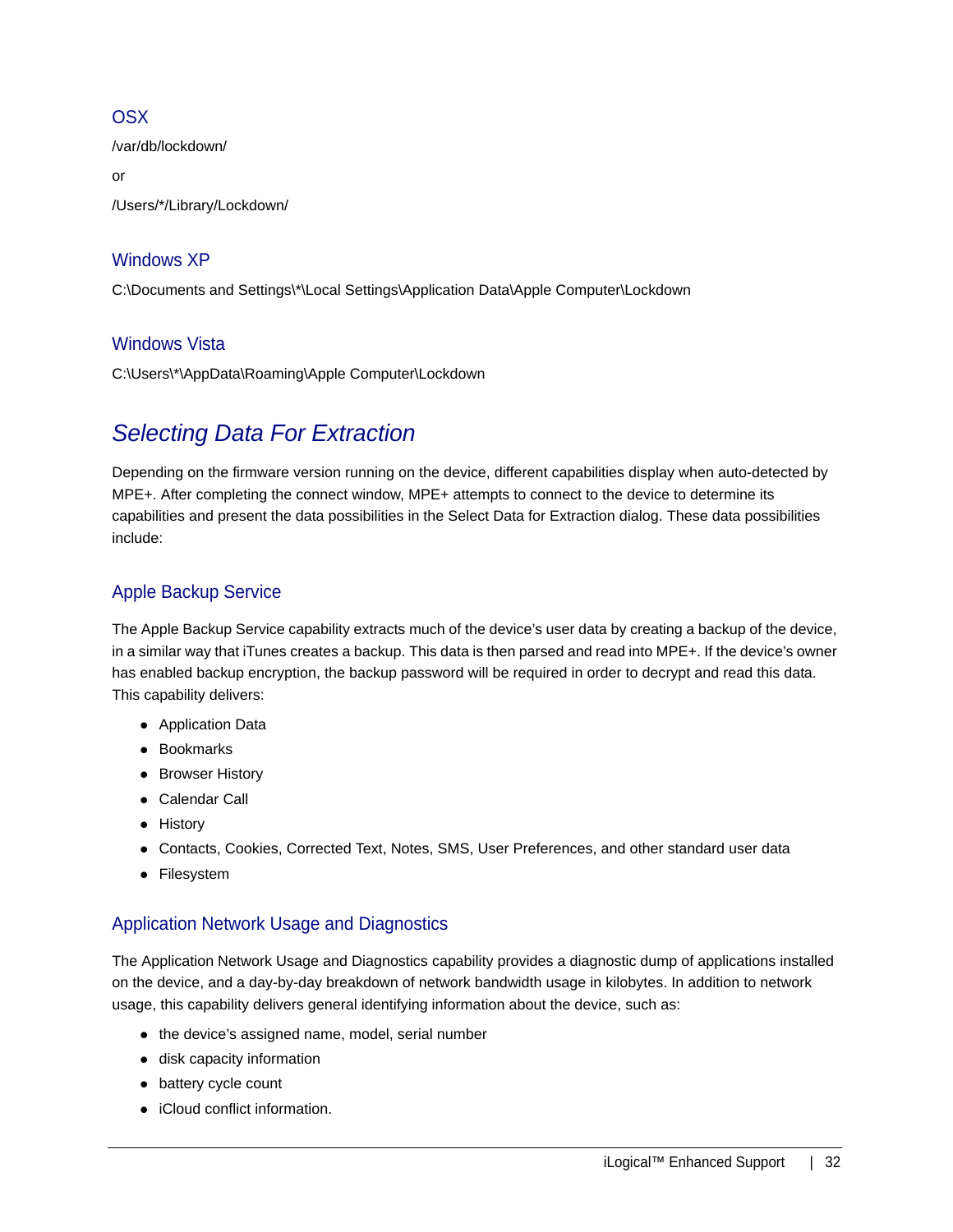### OSX

/var/db/lockdown/

or

/Users/*/Library/Lockdown/

### Windows XP

C:\Documents and Settings\*\Local Settings\Application Data\Apple Computer\Lockdown

### Windows Vista

C:\Users\*\AppData\Roaming\Apple Computer\Lockdown

## *Selecting Data For Extraction*

Depending on the firmware version running on the device, different capabilities display when auto-detected by MPE+. After completing the connect window, MPE+ attempts to connect to the device to determine its capabilities and present the data possibilities in the Select Data for Extraction dialog. These data possibilities include:

### Apple Backup Service

The Apple Backup Service capability extracts much of the device's user data by creating a backup of the device, in a similar way that iTunes creates a backup. This data is then parsed and read into MPE+. If the device's owner has enabled backup encryption, the backup password will be required in order to decrypt and read this data. This capability delivers:

- Application Data
- Bookmarks
- Browser History
- Calendar Call
- History
- Contacts, Cookies, Corrected Text, Notes, SMS, User Preferences, and other standard user data
- Filesystem

### Application Network Usage and Diagnostics

The Application Network Usage and Diagnostics capability provides a diagnostic dump of applications installed on the device, and a day-by-day breakdown of network bandwidth usage in kilobytes. In addition to network usage, this capability delivers general identifying information about the device, such as:

- the device's assigned name, model, serial number
- disk capacity information
- battery cycle count
- iCloud conflict information.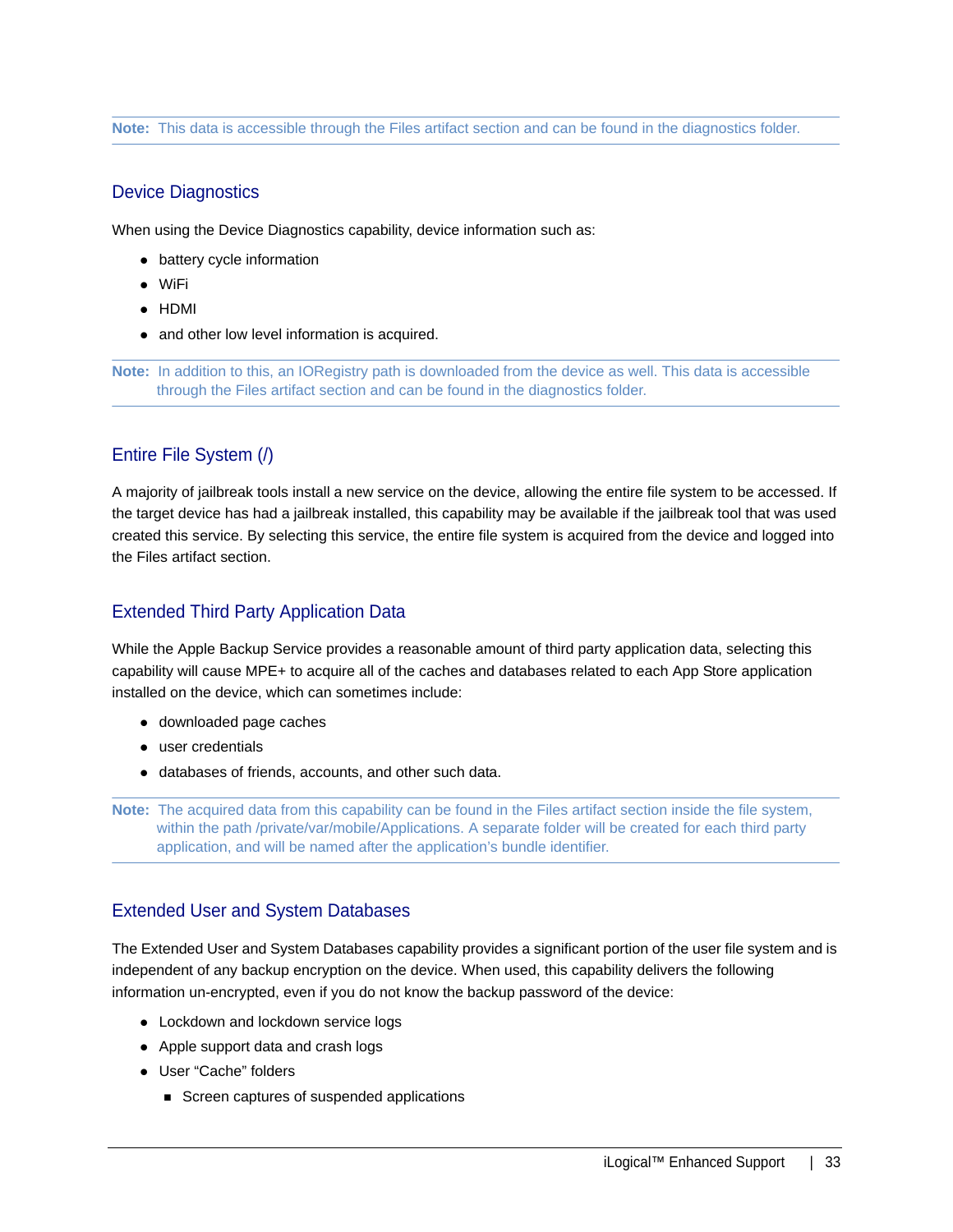**Note:** This data is accessible through the Files artifact section and can be found in the diagnostics folder.

## Device Diagnostics

When using the Device Diagnostics capability, device information such as:

- battery cycle information
- WiFi
- HDMI
- and other low level information is acquired.

**Note:** In addition to this, an IORegistry path is downloaded from the device as well. This data is accessible through the Files artifact section and can be found in the diagnostics folder.

## Entire File System (/)

A majority of jailbreak tools install a new service on the device, allowing the entire file system to be accessed. If the target device has had a jailbreak installed, this capability may be available if the jailbreak tool that was used created this service. By selecting this service, the entire file system is acquired from the device and logged into the Files artifact section.

## Extended Third Party Application Data

While the Apple Backup Service provides a reasonable amount of third party application data, selecting this capability will cause MPE+ to acquire all of the caches and databases related to each App Store application installed on the device, which can sometimes include:

- downloaded page caches
- user credentials
- databases of friends, accounts, and other such data.

**Note:** The acquired data from this capability can be found in the Files artifact section inside the file system, within the path /private/var/mobile/Applications. A separate folder will be created for each third party application, and will be named after the application's bundle identifier.

## Extended User and System Databases

The Extended User and System Databases capability provides a significant portion of the user file system and is independent of any backup encryption on the device. When used, this capability delivers the following information un-encrypted, even if you do not know the backup password of the device:

- Lockdown and lockdown service logs
- Apple support data and crash logs
- User "Cache" folders
  - Screen captures of suspended applications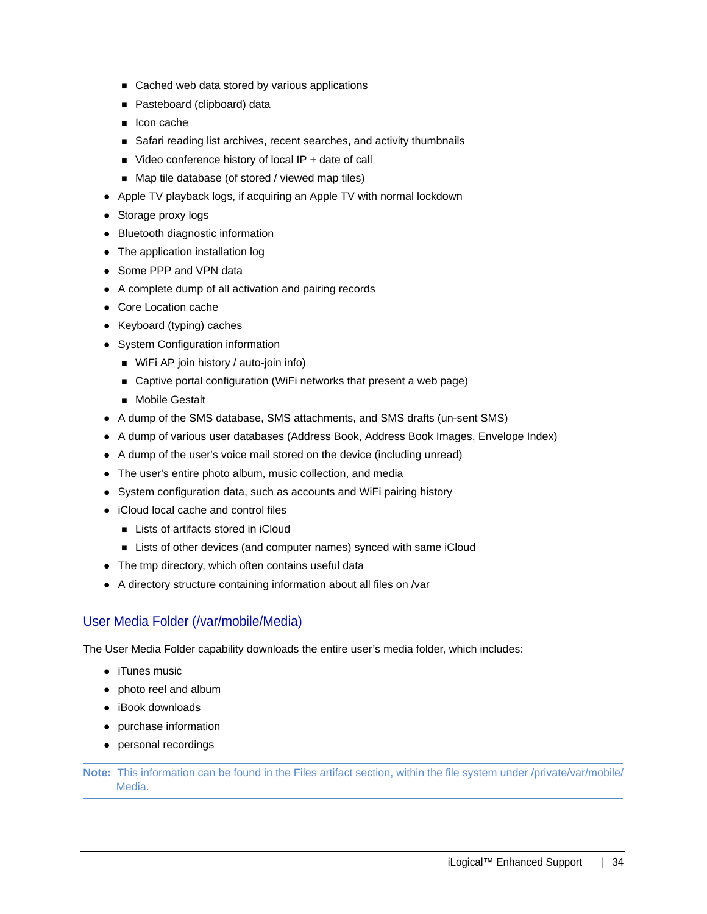- Cached web data stored by various applications
  - Pasteboard (clipboard) data
  - Icon cache
  - Safari reading list archives, recent searches, and activity thumbnails
  - Video conference history of local IP + date of call
  - Map tile database (of stored / viewed map tiles)
- Apple TV playback logs, if acquiring an Apple TV with normal lockdown
- Storage proxy logs
- Bluetooth diagnostic information
- The application installation log
- Some PPP and VPN data
- A complete dump of all activation and pairing records
- Core Location cache
- Keyboard (typing) caches
- System Configuration information
  - WiFi AP join history / auto-join info)
  - Captive portal configuration (WiFi networks that present a web page)
  - Mobile Gestalt
- A dump of the SMS database, SMS attachments, and SMS drafts (un-sent SMS)
- A dump of various user databases (Address Book, Address Book Images, Envelope Index)
- A dump of the user's voice mail stored on the device (including unread)
- The user's entire photo album, music collection, and media
- System configuration data, such as accounts and WiFi pairing history
- iCloud local cache and control files
  - Lists of artifacts stored in iCloud
  - Lists of other devices (and computer names) synced with same iCloud
- The tmp directory, which often contains useful data
- A directory structure containing information about all files on /var

## User Media Folder (/var/mobile/Media)

The User Media Folder capability downloads the entire user's media folder, which includes:

- iTunes music
- photo reel and album
- iBook downloads
- purchase information
- personal recordings

**Note:** This information can be found in the Files artifact section, within the file system under /private/var/mobile/Media.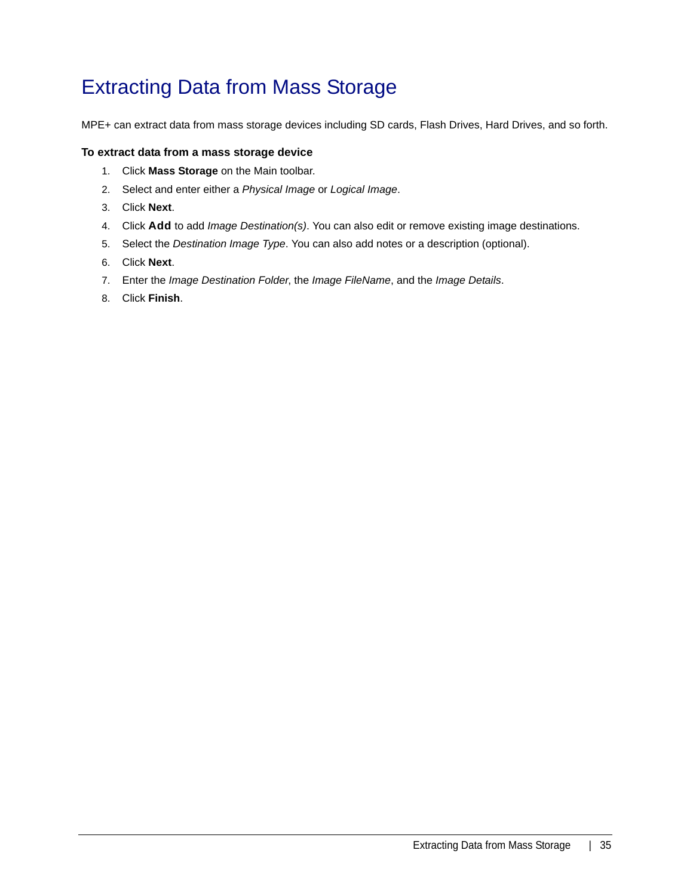# Extracting Data from Mass Storage

MPE+ can extract data from mass storage devices including SD cards, Flash Drives, Hard Drives, and so forth.

**To extract data from a mass storage device**

1. Click **Mass Storage** on the Main toolbar.
2. Select and enter either a *Physical Image* or *Logical Image*.
3. Click **Next**.
4. Click **Add** to add *Image Destination(s)*. You can also edit or remove existing image destinations.
5. Select the *Destination Image Type*. You can also add notes or a description (optional).
6. Click **Next**.
7. Enter the *Image Destination Folder*, the *Image FileName*, and the *Image Details*.
8. Click **Finish**.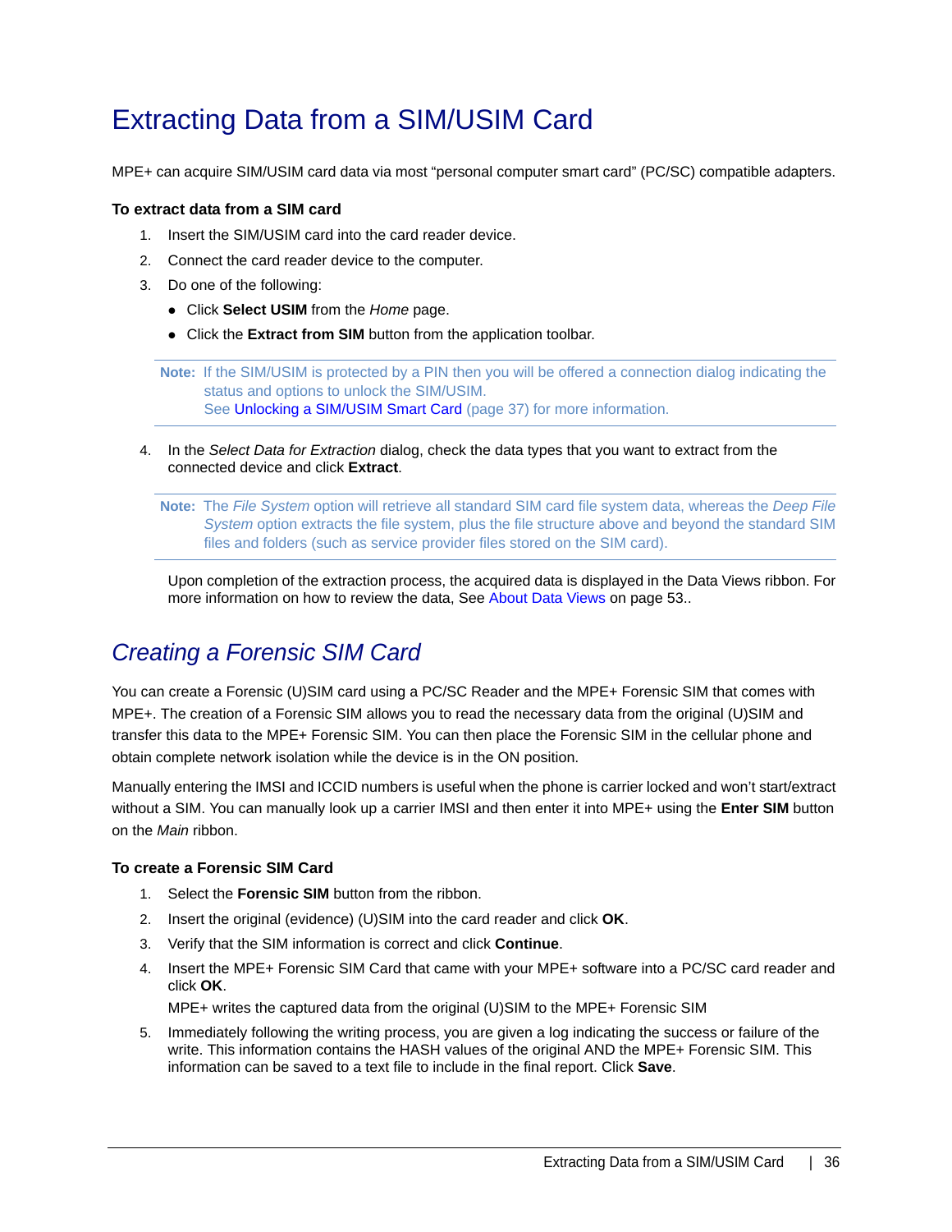# Extracting Data from a SIM/USIM Card

MPE+ can acquire SIM/USIM card data via most “personal computer smart card” (PC/SC) compatible adapters.

**To extract data from a SIM card**

1. Insert the SIM/USIM card into the card reader device.
2. Connect the card reader device to the computer.
3. Do one of the following:
   - Click **Select USIM** from the *Home* page.
   - Click the **Extract from SIM** button from the application toolbar.

> **Note:** If the SIM/USIM is protected by a PIN then you will be offered a connection dialog indicating the status and options to unlock the SIM/USIM.
> See Unlocking a SIM/USIM Smart Card (page 37) for more information.

4. In the *Select Data for Extraction* dialog, check the data types that you want to extract from the connected device and click **Extract**.

> **Note:** The *File System* option will retrieve all standard SIM card file system data, whereas the *Deep File System* option extracts the file system, plus the file structure above and beyond the standard SIM files and folders (such as service provider files stored on the SIM card).

Upon completion of the extraction process, the acquired data is displayed in the Data Views ribbon. For more information on how to review the data, See About Data Views on page 53..

## *Creating a Forensic SIM Card*

You can create a Forensic (U)SIM card using a PC/SC Reader and the MPE+ Forensic SIM that comes with MPE+. The creation of a Forensic SIM allows you to read the necessary data from the original (U)SIM and transfer this data to the MPE+ Forensic SIM. You can then place the Forensic SIM in the cellular phone and obtain complete network isolation while the device is in the ON position.

Manually entering the IMSI and ICCID numbers is useful when the phone is carrier locked and won’t start/extract without a SIM. You can manually look up a carrier IMSI and then enter it into MPE+ using the **Enter SIM** button on the *Main* ribbon.

**To create a Forensic SIM Card**

1. Select the **Forensic SIM** button from the ribbon.
2. Insert the original (evidence) (U)SIM into the card reader and click **OK**.
3. Verify that the SIM information is correct and click **Continue**.
4. Insert the MPE+ Forensic SIM Card that came with your MPE+ software into a PC/SC card reader and click **OK**.

   MPE+ writes the captured data from the original (U)SIM to the MPE+ Forensic SIM
5. Immediately following the writing process, you are given a log indicating the success or failure of the write. This information contains the HASH values of the original AND the MPE+ Forensic SIM. This information can be saved to a text file to include in the final report. Click **Save**.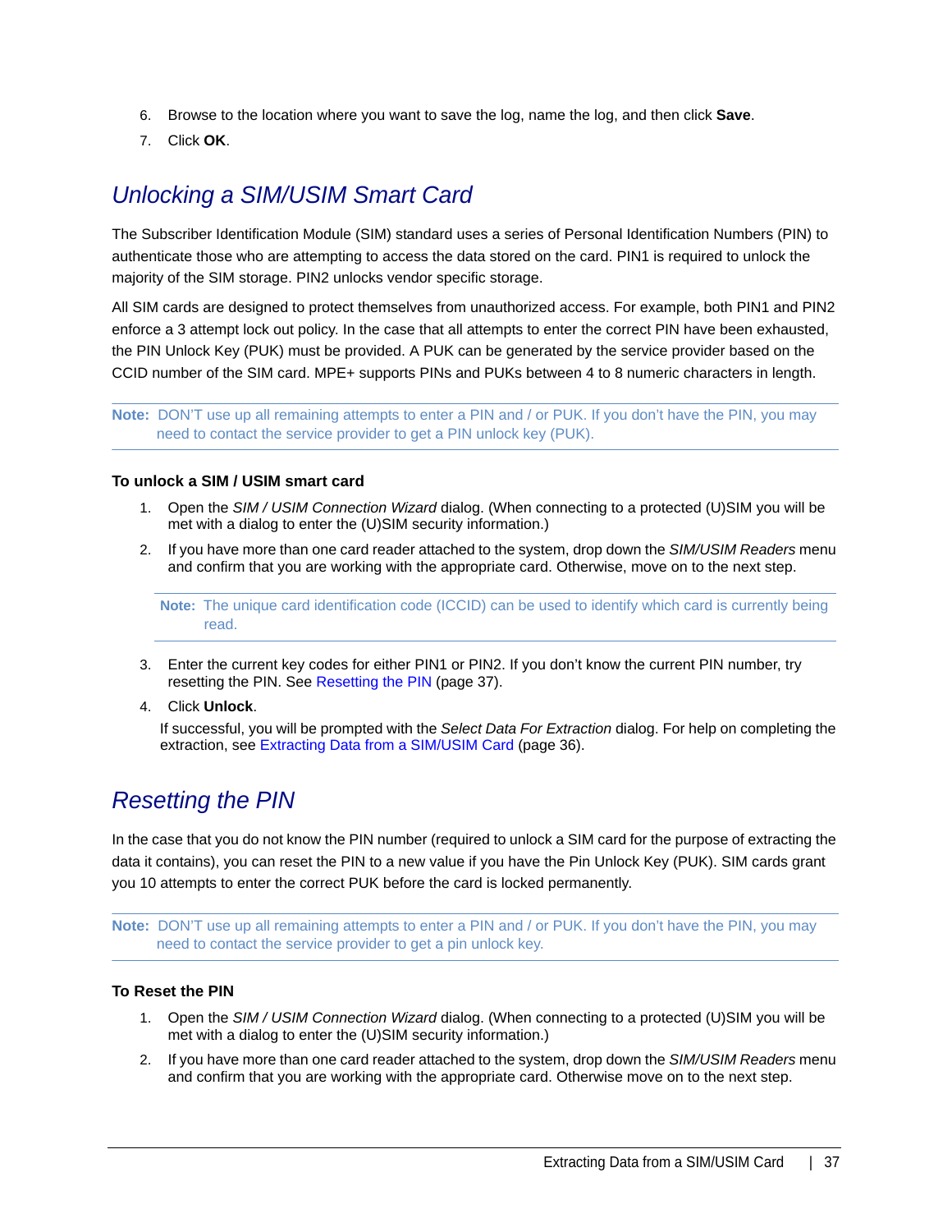6. Browse to the location where you want to save the log, name the log, and then click **Save**.
7. Click **OK**.

## *Unlocking a SIM/USIM Smart Card*

The Subscriber Identification Module (SIM) standard uses a series of Personal Identification Numbers (PIN) to authenticate those who are attempting to access the data stored on the card. PIN1 is required to unlock the majority of the SIM storage. PIN2 unlocks vendor specific storage.

All SIM cards are designed to protect themselves from unauthorized access. For example, both PIN1 and PIN2 enforce a 3 attempt lock out policy. In the case that all attempts to enter the correct PIN have been exhausted, the PIN Unlock Key (PUK) must be provided. A PUK can be generated by the service provider based on the CCID number of the SIM card. MPE+ supports PINs and PUKs between 4 to 8 numeric characters in length.

**Note:** DON'T use up all remaining attempts to enter a PIN and / or PUK. If you don't have the PIN, you may need to contact the service provider to get a PIN unlock key (PUK).

### To unlock a SIM / USIM smart card

1. Open the *SIM / USIM Connection Wizard* dialog. (When connecting to a protected (U)SIM you will be met with a dialog to enter the (U)SIM security information.)
2. If you have more than one card reader attached to the system, drop down the *SIM/USIM Readers* menu and confirm that you are working with the appropriate card. Otherwise, move on to the next step.

   **Note:** The unique card identification code (ICCID) can be used to identify which card is currently being read.

3. Enter the current key codes for either PIN1 or PIN2. If you don't know the current PIN number, try resetting the PIN. See Resetting the PIN (page 37).
4. Click **Unlock**.

   If successful, you will be prompted with the *Select Data For Extraction* dialog. For help on completing the extraction, see Extracting Data from a SIM/USIM Card (page 36).

## *Resetting the PIN*

In the case that you do not know the PIN number (required to unlock a SIM card for the purpose of extracting the data it contains), you can reset the PIN to a new value if you have the Pin Unlock Key (PUK). SIM cards grant you 10 attempts to enter the correct PUK before the card is locked permanently.

**Note:** DON'T use up all remaining attempts to enter a PIN and / or PUK. If you don't have the PIN, you may need to contact the service provider to get a pin unlock key.

### To Reset the PIN

1. Open the *SIM / USIM Connection Wizard* dialog. (When connecting to a protected (U)SIM you will be met with a dialog to enter the (U)SIM security information.)
2. If you have more than one card reader attached to the system, drop down the *SIM/USIM Readers* menu and confirm that you are working with the appropriate card. Otherwise move on to the next step.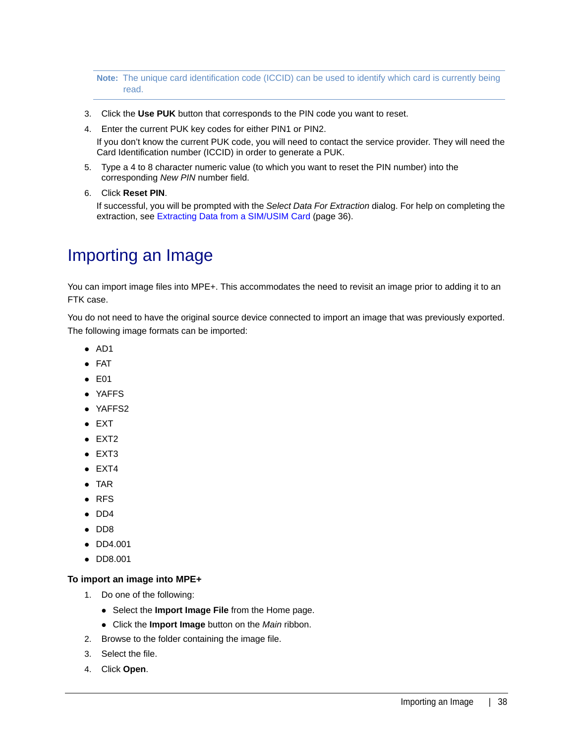**Note:** The unique card identification code (ICCID) can be used to identify which card is currently being read.

3. Click the **Use PUK** button that corresponds to the PIN code you want to reset.
4. Enter the current PUK key codes for either PIN1 or PIN2.

   If you don't know the current PUK code, you will need to contact the service provider. They will need the Card Identification number (ICCID) in order to generate a PUK.
5. Type a 4 to 8 character numeric value (to which you want to reset the PIN number) into the corresponding *New PIN* number field.
6. Click **Reset PIN**.

   If successful, you will be prompted with the *Select Data For Extraction* dialog. For help on completing the extraction, see Extracting Data from a SIM/USIM Card (page 36).

# Importing an Image

You can import image files into MPE+. This accommodates the need to revisit an image prior to adding it to an FTK case.

You do not need to have the original source device connected to import an image that was previously exported. The following image formats can be imported:

- AD1
- FAT
- E01
- YAFFS
- YAFFS2
- EXT
- EXT2
- EXT3
- EXT4
- TAR
- RFS
- DD4
- DD8
- DD4.001
- DD8.001

**To import an image into MPE+**

1. Do one of the following:
   - Select the **Import Image File** from the Home page.
   - Click the **Import Image** button on the *Main* ribbon.
2. Browse to the folder containing the image file.
3. Select the file.
4. Click **Open**.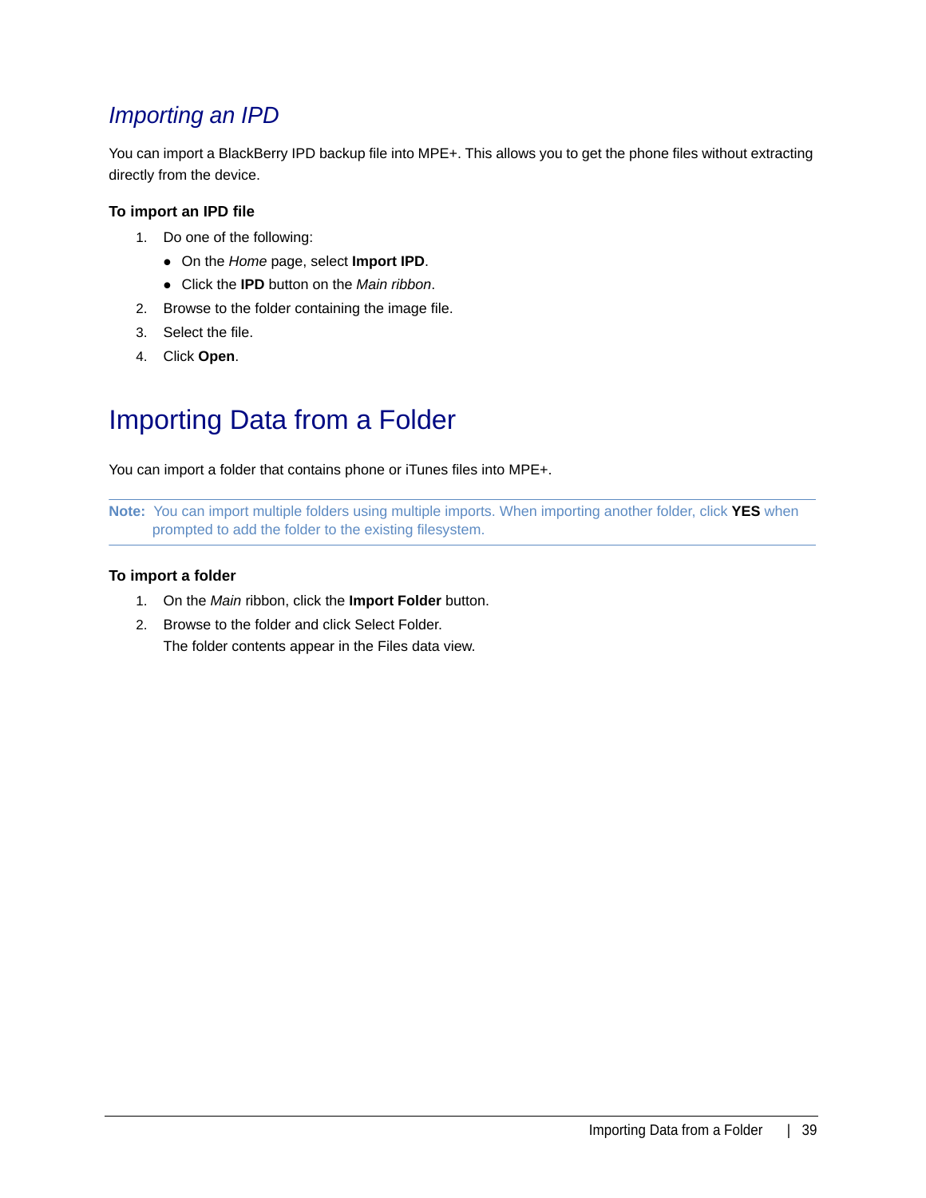## *Importing an IPD*

You can import a BlackBerry IPD backup file into MPE+. This allows you to get the phone files without extracting directly from the device.

**To import an IPD file**

1. Do one of the following:
   - On the *Home* page, select **Import IPD**.
   - Click the **IPD** button on the *Main ribbon*.
2. Browse to the folder containing the image file.
3. Select the file.
4. Click **Open**.

# Importing Data from a Folder

You can import a folder that contains phone or iTunes files into MPE+.

**Note:** You can import multiple folders using multiple imports. When importing another folder, click **YES** when prompted to add the folder to the existing filesystem.

**To import a folder**

1. On the *Main* ribbon, click the **Import Folder** button.
2. Browse to the folder and click Select Folder.
   The folder contents appear in the Files data view.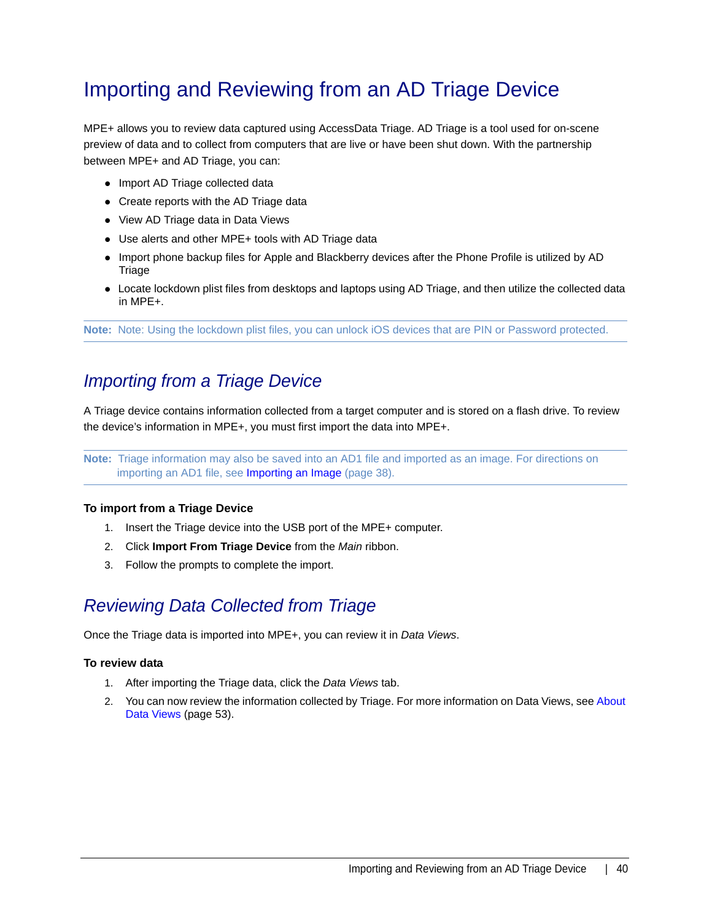# Importing and Reviewing from an AD Triage Device

MPE+ allows you to review data captured using AccessData Triage. AD Triage is a tool used for on-scene preview of data and to collect from computers that are live or have been shut down. With the partnership between MPE+ and AD Triage, you can:

- Import AD Triage collected data
- Create reports with the AD Triage data
- View AD Triage data in Data Views
- Use alerts and other MPE+ tools with AD Triage data
- Import phone backup files for Apple and Blackberry devices after the Phone Profile is utilized by AD Triage
- Locate lockdown plist files from desktops and laptops using AD Triage, and then utilize the collected data in MPE+.

**Note:** Note: Using the lockdown plist files, you can unlock iOS devices that are PIN or Password protected.

## *Importing from a Triage Device*

A Triage device contains information collected from a target computer and is stored on a flash drive. To review the device's information in MPE+, you must first import the data into MPE+.

**Note:** Triage information may also be saved into an AD1 file and imported as an image. For directions on importing an AD1 file, see Importing an Image (page 38).

#### To import from a Triage Device

1. Insert the Triage device into the USB port of the MPE+ computer.
2. Click **Import From Triage Device** from the *Main* ribbon.
3. Follow the prompts to complete the import.

## *Reviewing Data Collected from Triage*

Once the Triage data is imported into MPE+, you can review it in *Data Views*.

#### To review data

1. After importing the Triage data, click the *Data Views* tab.
2. You can now review the information collected by Triage. For more information on Data Views, see About Data Views (page 53).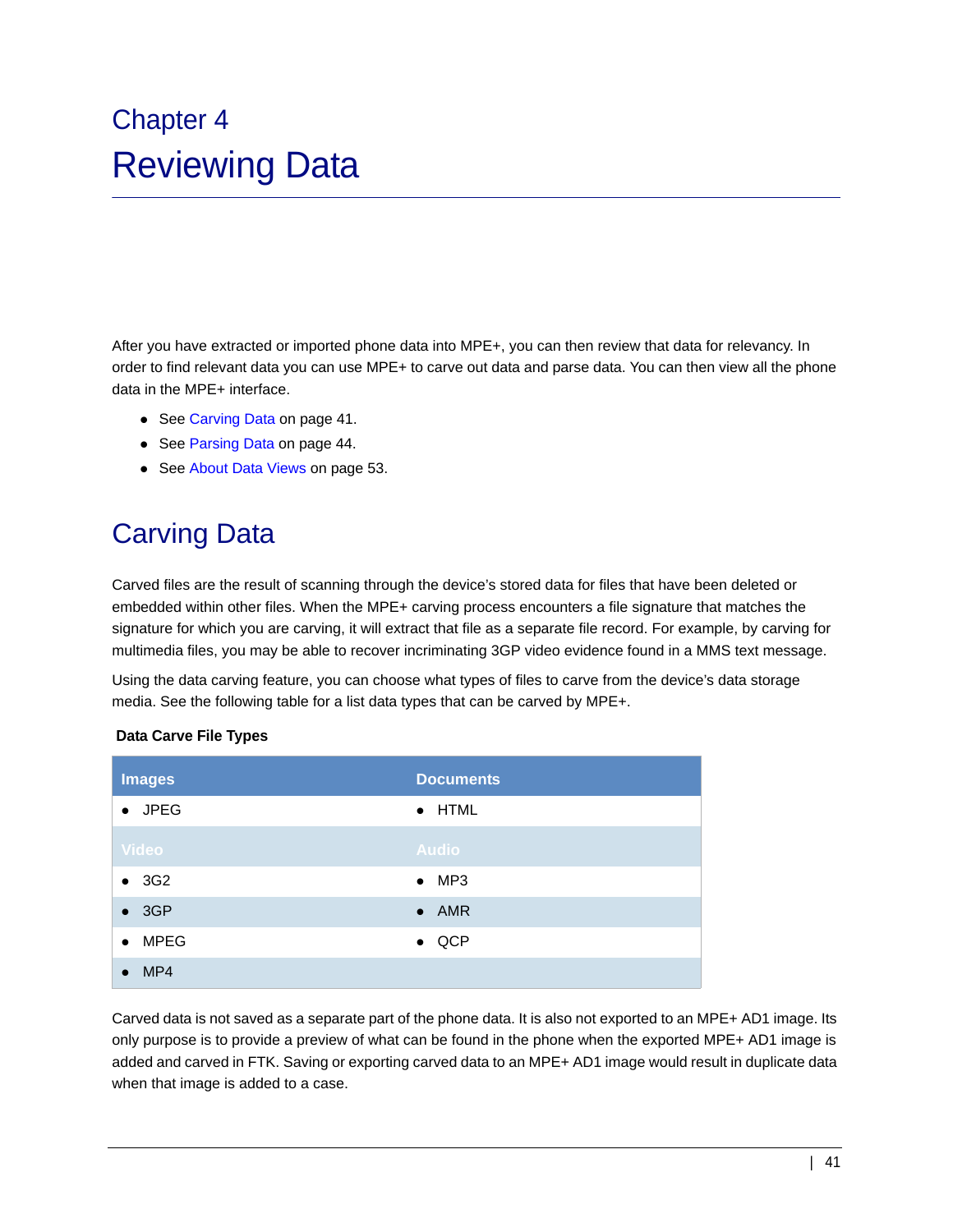# Chapter 4

# Reviewing Data

After you have extracted or imported phone data into MPE+, you can then review that data for relevancy. In order to find relevant data you can use MPE+ to carve out data and parse data. You can then view all the phone data in the MPE+ interface.

- See Carving Data on page 41.
- See Parsing Data on page 44.
- See About Data Views on page 53.

## Carving Data

Carved files are the result of scanning through the device's stored data for files that have been deleted or embedded within other files. When the MPE+ carving process encounters a file signature that matches the signature for which you are carving, it will extract that file as a separate file record. For example, by carving for multimedia files, you may be able to recover incriminating 3GP video evidence found in a MMS text message.

Using the data carving feature, you can choose what types of files to carve from the device's data storage media. See the following table for a list data types that can be carved by MPE+.

**Data Carve File Types**

| Images | Documents |
|---|---|
| • JPEG | • HTML |
| **Video** | **Audio** |
| • 3G2 | • MP3 |
| • 3GP | • AMR |
| • MPEG | • QCP |
| • MP4 | |

Carved data is not saved as a separate part of the phone data. It is also not exported to an MPE+ AD1 image. Its only purpose is to provide a preview of what can be found in the phone when the exported MPE+ AD1 image is added and carved in FTK. Saving or exporting carved data to an MPE+ AD1 image would result in duplicate data when that image is added to a case.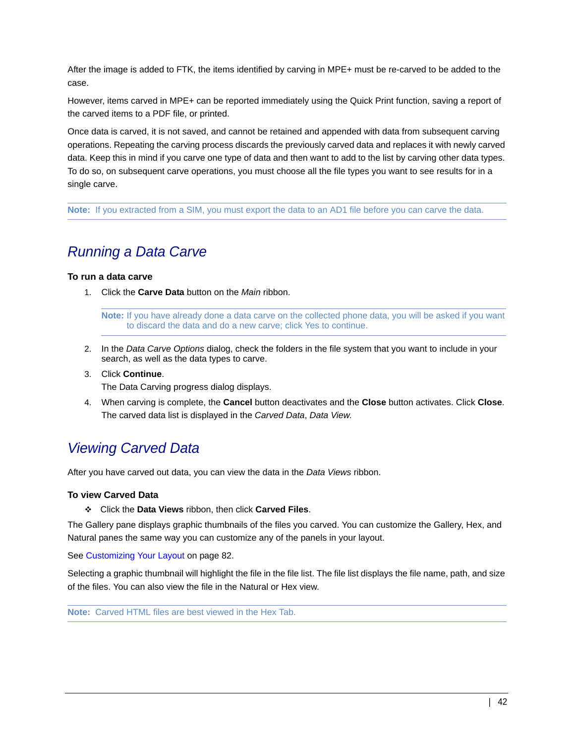After the image is added to FTK, the items identified by carving in MPE+ must be re-carved to be added to the case.

However, items carved in MPE+ can be reported immediately using the Quick Print function, saving a report of the carved items to a PDF file, or printed.

Once data is carved, it is not saved, and cannot be retained and appended with data from subsequent carving operations. Repeating the carving process discards the previously carved data and replaces it with newly carved data. Keep this in mind if you carve one type of data and then want to add to the list by carving other data types. To do so, on subsequent carve operations, you must choose all the file types you want to see results for in a single carve.

**Note:** If you extracted from a SIM, you must export the data to an AD1 file before you can carve the data.

## Running a Data Carve

**To run a data carve**

1. Click the **Carve Data** button on the *Main* ribbon.

   **Note:** If you have already done a data carve on the collected phone data, you will be asked if you want to discard the data and do a new carve; click Yes to continue.

2. In the *Data Carve Options* dialog, check the folders in the file system that you want to include in your search, as well as the data types to carve.
3. Click **Continue**.

   The Data Carving progress dialog displays.
4. When carving is complete, the **Cancel** button deactivates and the **Close** button activates. Click **Close**.

   The carved data list is displayed in the *Carved Data*, *Data View*.

## Viewing Carved Data

After you have carved out data, you can view the data in the *Data Views* ribbon.

**To view Carved Data**

- Click the **Data Views** ribbon, then click **Carved Files**.

The Gallery pane displays graphic thumbnails of the files you carved. You can customize the Gallery, Hex, and Natural panes the same way you can customize any of the panels in your layout.

See Customizing Your Layout on page 82.

Selecting a graphic thumbnail will highlight the file in the file list. The file list displays the file name, path, and size of the files. You can also view the file in the Natural or Hex view.

**Note:** Carved HTML files are best viewed in the Hex Tab.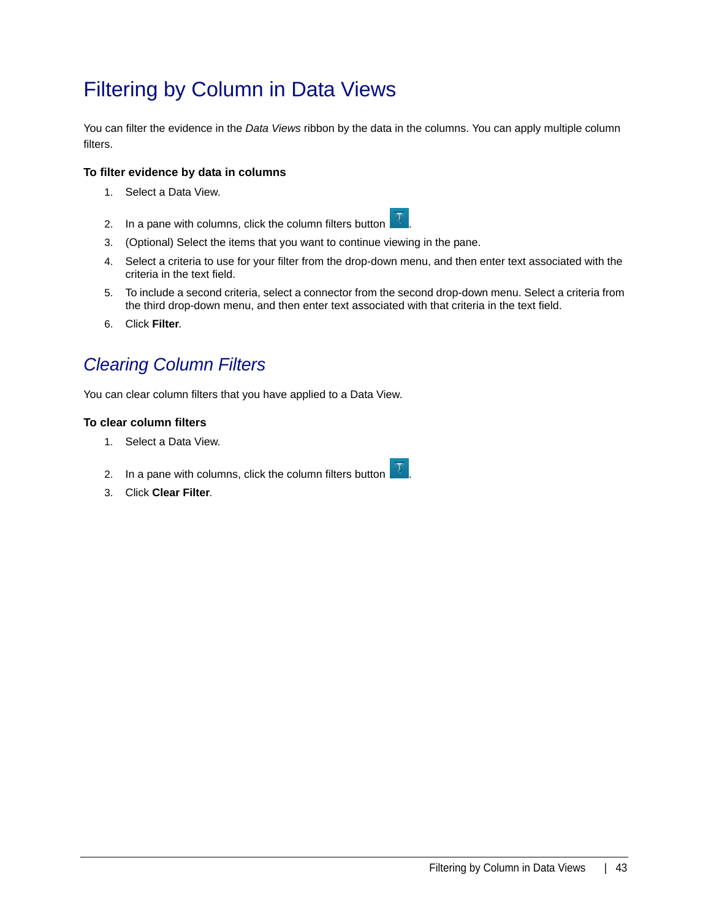# Filtering by Column in Data Views

You can filter the evidence in the *Data Views* ribbon by the data in the columns. You can apply multiple column filters.

**To filter evidence by data in columns**

1. Select a Data View.
2. In a pane with columns, click the column filters button .
3. (Optional) Select the items that you want to continue viewing in the pane.
4. Select a criteria to use for your filter from the drop-down menu, and then enter text associated with the criteria in the text field.
5. To include a second criteria, select a connector from the second drop-down menu. Select a criteria from the third drop-down menu, and then enter text associated with that criteria in the text field.
6. Click **Filter**.

## *Clearing Column Filters*

You can clear column filters that you have applied to a Data View.

**To clear column filters**

1. Select a Data View.
2. In a pane with columns, click the column filters button .
3. Click **Clear Filter**.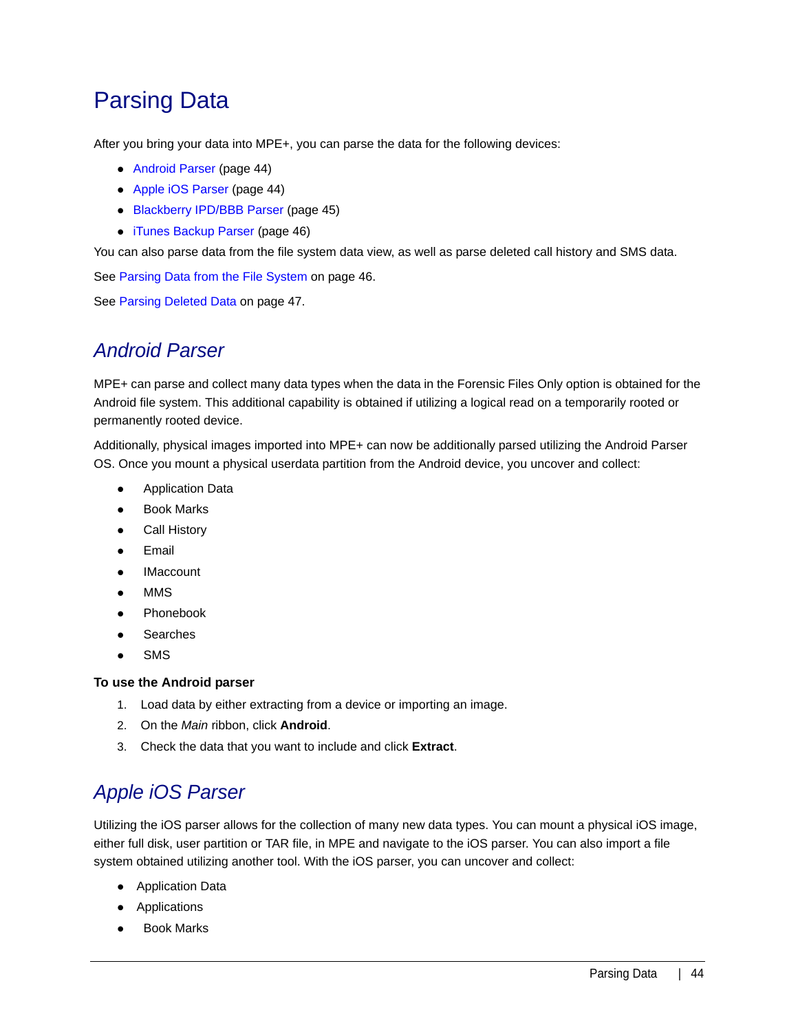# Parsing Data

After you bring your data into MPE+, you can parse the data for the following devices:

- Android Parser (page 44)
- Apple iOS Parser (page 44)
- Blackberry IPD/BBB Parser (page 45)
- iTunes Backup Parser (page 46)

You can also parse data from the file system data view, as well as parse deleted call history and SMS data.

See Parsing Data from the File System on page 46.

See Parsing Deleted Data on page 47.

## *Android Parser*

MPE+ can parse and collect many data types when the data in the Forensic Files Only option is obtained for the Android file system. This additional capability is obtained if utilizing a logical read on a temporarily rooted or permanently rooted device.

Additionally, physical images imported into MPE+ can now be additionally parsed utilizing the Android Parser OS. Once you mount a physical userdata partition from the Android device, you uncover and collect:

- Application Data
- Book Marks
- Call History
- Email
- IMaccount
- MMS
- Phonebook
- Searches
- SMS

**To use the Android parser**

1. Load data by either extracting from a device or importing an image.
2. On the *Main* ribbon, click **Android**.
3. Check the data that you want to include and click **Extract**.

## *Apple iOS Parser*

Utilizing the iOS parser allows for the collection of many new data types. You can mount a physical iOS image, either full disk, user partition or TAR file, in MPE and navigate to the iOS parser. You can also import a file system obtained utilizing another tool. With the iOS parser, you can uncover and collect:

- Application Data
- Applications
- Book Marks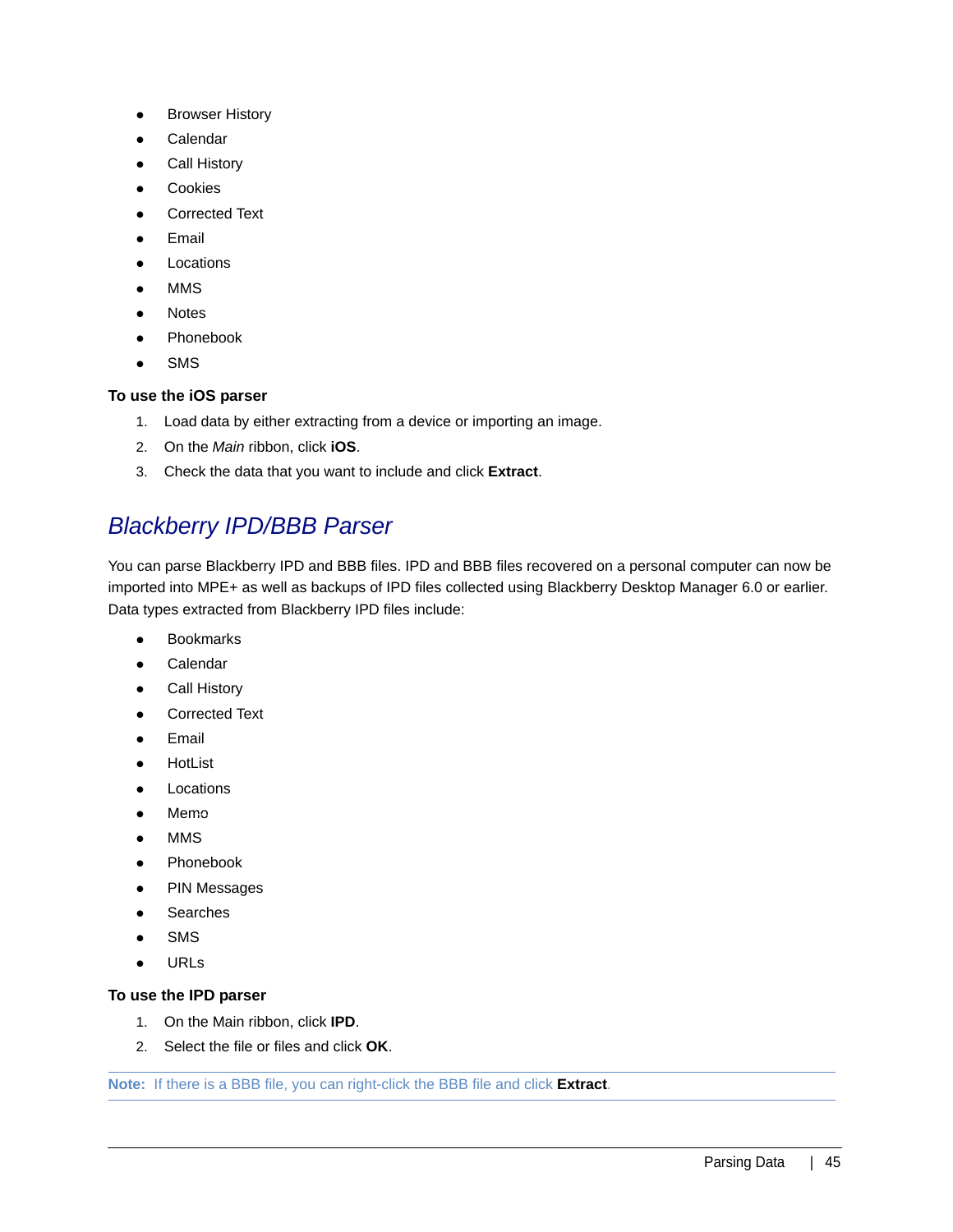- Browser History
- Calendar
- Call History
- Cookies
- Corrected Text
- Email
- Locations
- MMS
- Notes
- Phonebook
- SMS

**To use the iOS parser**

1. Load data by either extracting from a device or importing an image.
2. On the *Main* ribbon, click **iOS**.
3. Check the data that you want to include and click **Extract**.

## *Blackberry IPD/BBB Parser*

You can parse Blackberry IPD and BBB files. IPD and BBB files recovered on a personal computer can now be imported into MPE+ as well as backups of IPD files collected using Blackberry Desktop Manager 6.0 or earlier. Data types extracted from Blackberry IPD files include:

- Bookmarks
- Calendar
- Call History
- Corrected Text
- Email
- HotList
- Locations
- Memo
- MMS
- Phonebook
- PIN Messages
- Searches
- SMS
- URLs

**To use the IPD parser**

1. On the Main ribbon, click **IPD**.
2. Select the file or files and click **OK**.

**Note:** If there is a BBB file, you can right-click the BBB file and click **Extract**.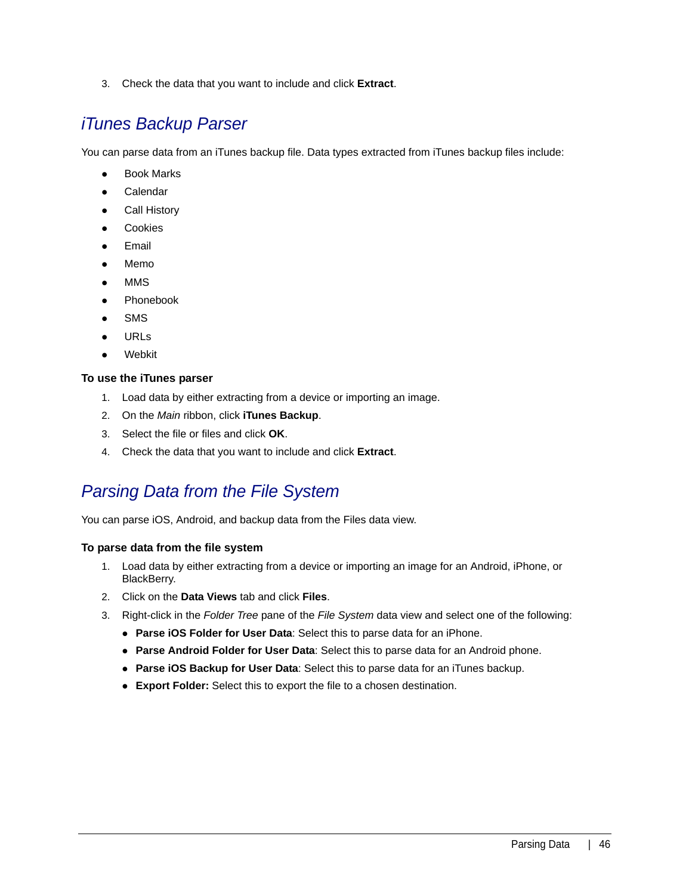3. Check the data that you want to include and click **Extract**.

## *iTunes Backup Parser*

You can parse data from an iTunes backup file. Data types extracted from iTunes backup files include:

- Book Marks
- Calendar
- Call History
- Cookies
- Email
- Memo
- MMS
- Phonebook
- SMS
- URLs
- Webkit

**To use the iTunes parser**

1. Load data by either extracting from a device or importing an image.
2. On the *Main* ribbon, click **iTunes Backup**.
3. Select the file or files and click **OK**.
4. Check the data that you want to include and click **Extract**.

## *Parsing Data from the File System*

You can parse iOS, Android, and backup data from the Files data view.

**To parse data from the file system**

1. Load data by either extracting from a device or importing an image for an Android, iPhone, or BlackBerry.
2. Click on the **Data Views** tab and click **Files**.
3. Right-click in the *Folder Tree* pane of the *File System* data view and select one of the following:
   - **Parse iOS Folder for User Data**: Select this to parse data for an iPhone.
   - **Parse Android Folder for User Data**: Select this to parse data for an Android phone.
   - **Parse iOS Backup for User Data**: Select this to parse data for an iTunes backup.
   - **Export Folder:** Select this to export the file to a chosen destination.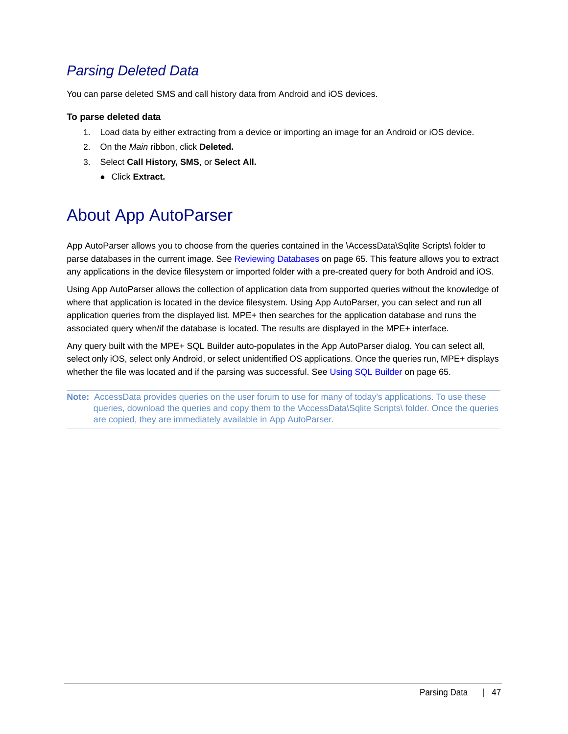## *Parsing Deleted Data*

You can parse deleted SMS and call history data from Android and iOS devices.

**To parse deleted data**

1. Load data by either extracting from a device or importing an image for an Android or iOS device.
2. On the *Main* ribbon, click **Deleted.**
3. Select **Call History, SMS**, or **Select All.**
    - Click **Extract.**

# About App AutoParser

App AutoParser allows you to choose from the queries contained in the \AccessData\Sqlite Scripts\ folder to parse databases in the current image. See Reviewing Databases on page 65. This feature allows you to extract any applications in the device filesystem or imported folder with a pre-created query for both Android and iOS.

Using App AutoParser allows the collection of application data from supported queries without the knowledge of where that application is located in the device filesystem. Using App AutoParser, you can select and run all application queries from the displayed list. MPE+ then searches for the application database and runs the associated query when/if the database is located. The results are displayed in the MPE+ interface.

Any query built with the MPE+ SQL Builder auto-populates in the App AutoParser dialog. You can select all, select only iOS, select only Android, or select unidentified OS applications. Once the queries run, MPE+ displays whether the file was located and if the parsing was successful. See Using SQL Builder on page 65.

**Note:** AccessData provides queries on the user forum to use for many of today's applications. To use these queries, download the queries and copy them to the \AccessData\Sqlite Scripts\ folder. Once the queries are copied, they are immediately available in App AutoParser.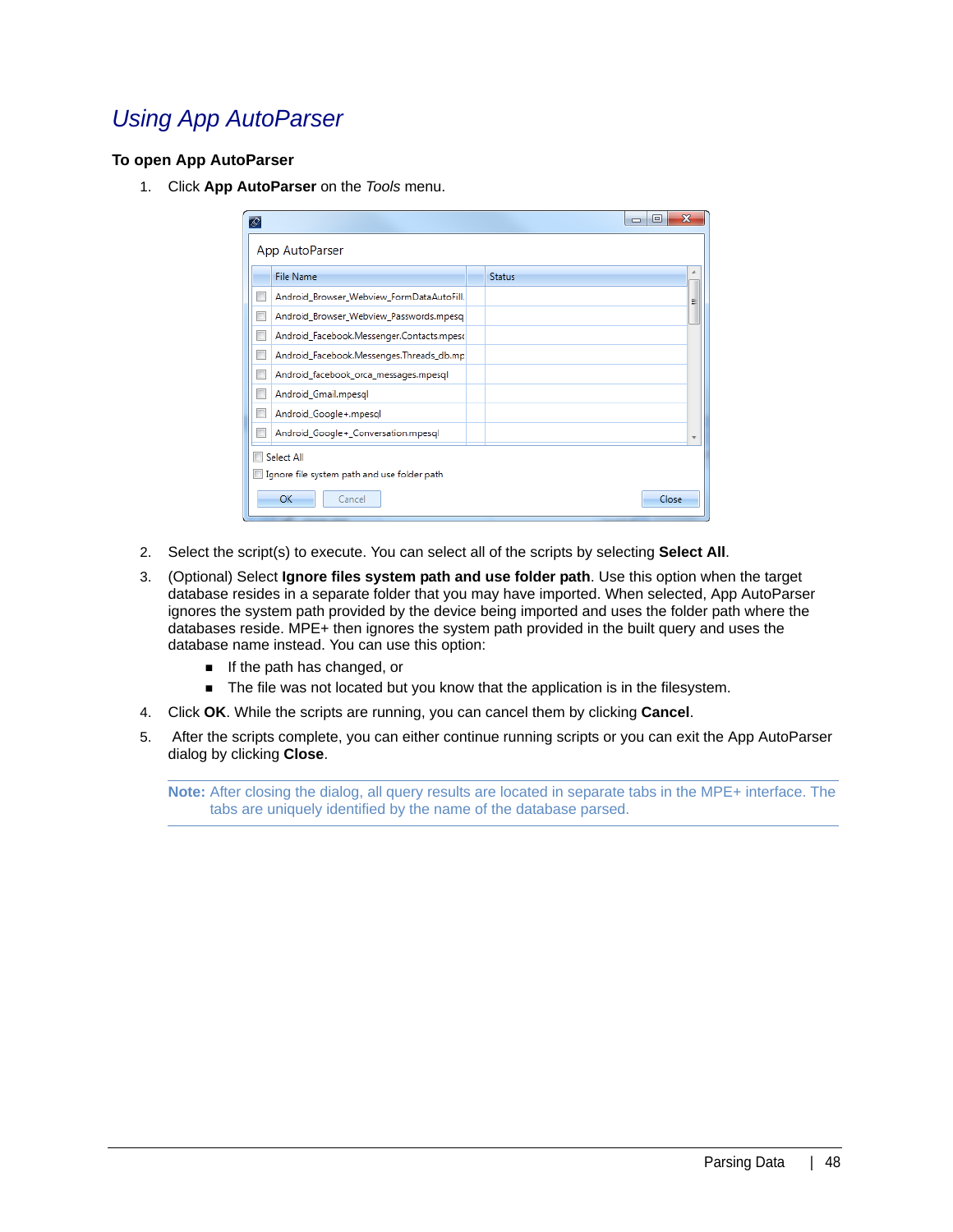## *Using App AutoParser*

**To open App AutoParser**

1. Click **App AutoParser** on the *Tools* menu.

2. Select the script(s) to execute. You can select all of the scripts by selecting **Select All**.

3. (Optional) Select **Ignore files system path and use folder path**. Use this option when the target database resides in a separate folder that you may have imported. When selected, App AutoParser ignores the system path provided by the device being imported and uses the folder path where the databases reside. MPE+ then ignores the system path provided in the built query and uses the database name instead. You can use this option:

   - If the path has changed, or
   - The file was not located but you know that the application is in the filesystem.

4. Click **OK**. While the scripts are running, you can cancel them by clicking **Cancel**.

5. After the scripts complete, you can either continue running scripts or you can exit the App AutoParser dialog by clicking **Close**.

**Note:** After closing the dialog, all query results are located in separate tabs in the MPE+ interface. The tabs are uniquely identified by the name of the database parsed.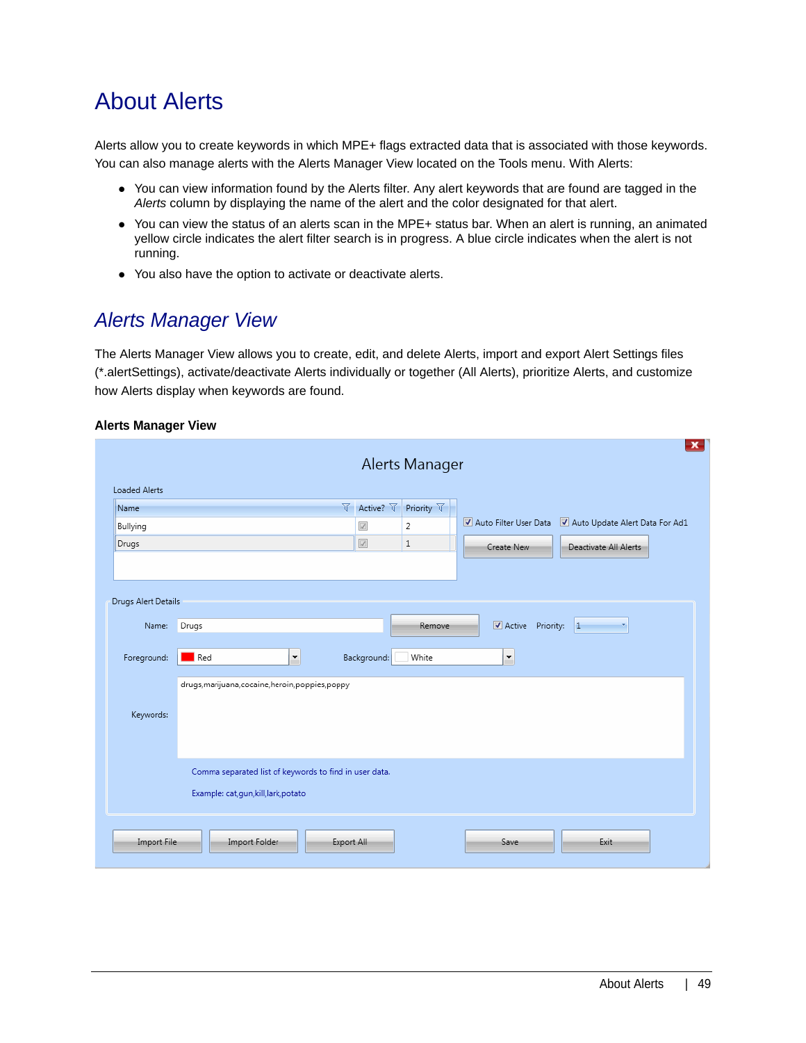# About Alerts

Alerts allow you to create keywords in which MPE+ flags extracted data that is associated with those keywords. You can also manage alerts with the Alerts Manager View located on the Tools menu. With Alerts:

- You can view information found by the Alerts filter. Any alert keywords that are found are tagged in the *Alerts* column by displaying the name of the alert and the color designated for that alert.
- You can view the status of an alerts scan in the MPE+ status bar. When an alert is running, an animated yellow circle indicates the alert filter search is in progress. A blue circle indicates when the alert is not running.
- You also have the option to activate or deactivate alerts.

## *Alerts Manager View*

The Alerts Manager View allows you to create, edit, and delete Alerts, import and export Alert Settings files (*.alertSettings), activate/deactivate Alerts individually or together (All Alerts), prioritize Alerts, and customize how Alerts display when keywords are found.

**Alerts Manager View**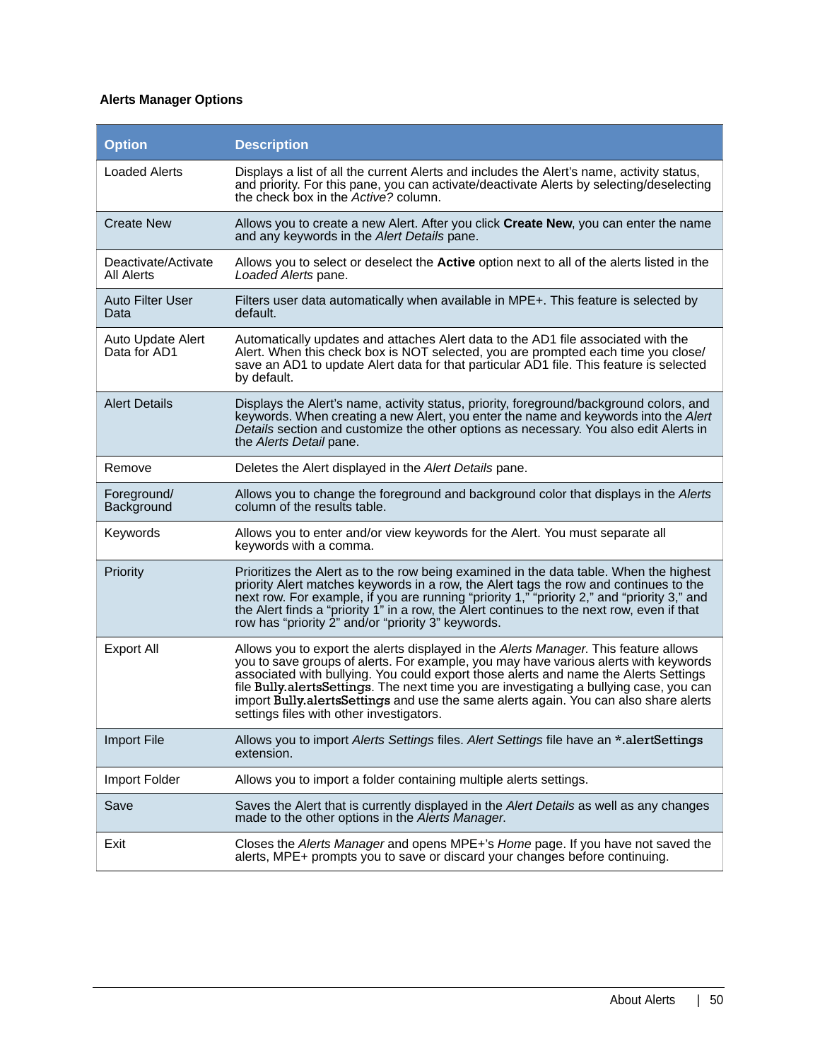**Alerts Manager Options**

| Option | Description |
| --- | --- |
| Loaded Alerts | Displays a list of all the current Alerts and includes the Alert's name, activity status, and priority. For this pane, you can activate/deactivate Alerts by selecting/deselecting the check box in the *Active?* column. |
| Create New | Allows you to create a new Alert. After you click **Create New**, you can enter the name and any keywords in the *Alert Details* pane. |
| Deactivate/Activate All Alerts | Allows you to select or deselect the **Active** option next to all of the alerts listed in the *Loaded Alerts* pane. |
| Auto Filter User Data | Filters user data automatically when available in MPE+. This feature is selected by default. |
| Auto Update Alert Data for AD1 | Automatically updates and attaches Alert data to the AD1 file associated with the Alert. When this check box is NOT selected, you are prompted each time you close/ save an AD1 to update Alert data for that particular AD1 file. This feature is selected by default. |
| Alert Details | Displays the Alert's name, activity status, priority, foreground/background colors, and keywords. When creating a new Alert, you enter the name and keywords into the *Alert Details* section and customize the other options as necessary. You also edit Alerts in the *Alerts Detail* pane. |
| Remove | Deletes the Alert displayed in the *Alert Details* pane. |
| Foreground/ Background | Allows you to change the foreground and background color that displays in the *Alerts* column of the results table. |
| Keywords | Allows you to enter and/or view keywords for the Alert. You must separate all keywords with a comma. |
| Priority | Prioritizes the Alert as to the row being examined in the data table. When the highest priority Alert matches keywords in a row, the Alert tags the row and continues to the next row. For example, if you are running "priority 1," "priority 2," and "priority 3," and the Alert finds a "priority 1" in a row, the Alert continues to the next row, even if that row has "priority 2" and/or "priority 3" keywords. |
| Export All | Allows you to export the alerts displayed in the *Alerts Manager*. This feature allows you to save groups of alerts. For example, you may have various alerts with keywords associated with bullying. You could export those alerts and name the Alerts Settings file Bully.alertsSettings. The next time you are investigating a bullying case, you can import Bully.alertsSettings and use the same alerts again. You can also share alerts settings files with other investigators. |
| Import File | Allows you to import *Alerts Settings* files. *Alert Settings* file have an *.alertSettings extension. |
| Import Folder | Allows you to import a folder containing multiple alerts settings. |
| Save | Saves the Alert that is currently displayed in the *Alert Details* as well as any changes made to the other options in the *Alerts Manager*. |
| Exit | Closes the *Alerts Manager* and opens MPE+'s *Home* page. If you have not saved the alerts, MPE+ prompts you to save or discard your changes before continuing. |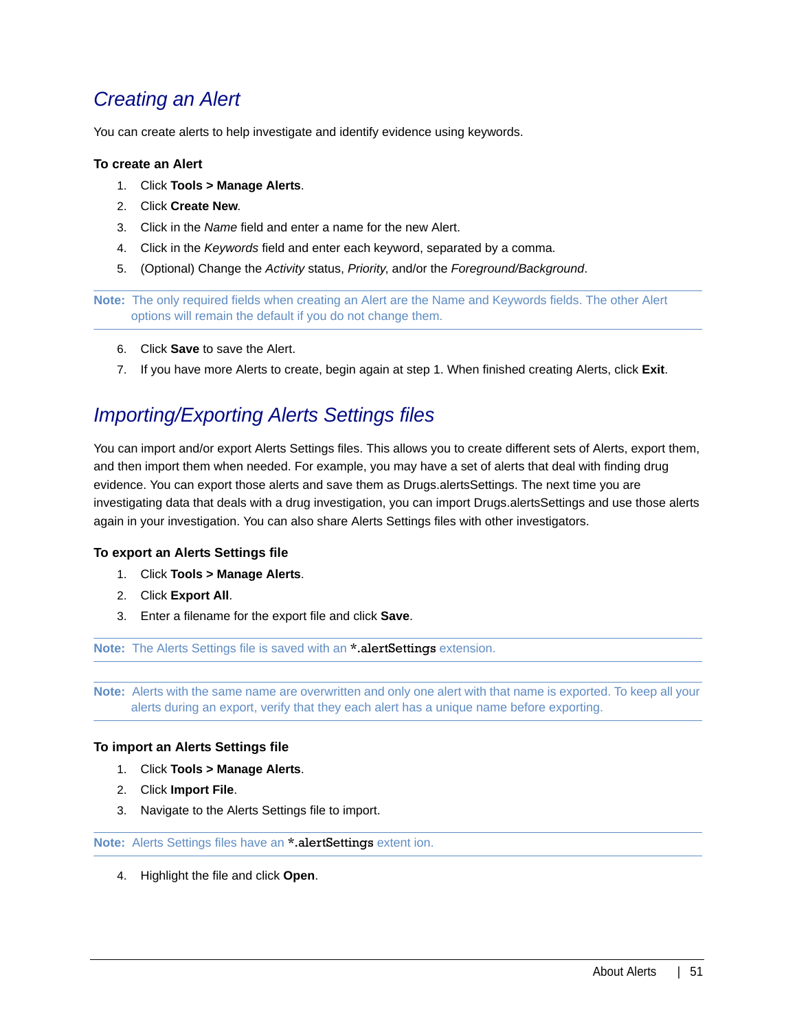## Creating an Alert

You can create alerts to help investigate and identify evidence using keywords.

### To create an Alert

1. Click **Tools > Manage Alerts**.
2. Click **Create New**.
3. Click in the *Name* field and enter a name for the new Alert.
4. Click in the *Keywords* field and enter each keyword, separated by a comma.
5. (Optional) Change the *Activity* status, *Priority*, and/or the *Foreground/Background*.

**Note:** The only required fields when creating an Alert are the Name and Keywords fields. The other Alert options will remain the default if you do not change them.

6. Click **Save** to save the Alert.
7. If you have more Alerts to create, begin again at step 1. When finished creating Alerts, click **Exit**.

## Importing/Exporting Alerts Settings files

You can import and/or export Alerts Settings files. This allows you to create different sets of Alerts, export them, and then import them when needed. For example, you may have a set of alerts that deal with finding drug evidence. You can export those alerts and save them as Drugs.alertsSettings. The next time you are investigating data that deals with a drug investigation, you can import Drugs.alertsSettings and use those alerts again in your investigation. You can also share Alerts Settings files with other investigators.

### To export an Alerts Settings file

1. Click **Tools > Manage Alerts**.
2. Click **Export All**.
3. Enter a filename for the export file and click **Save**.

**Note:** The Alerts Settings file is saved with an *.alertSettings extension.

**Note:** Alerts with the same name are overwritten and only one alert with that name is exported. To keep all your alerts during an export, verify that they each alert has a unique name before exporting.

### To import an Alerts Settings file

1. Click **Tools > Manage Alerts**.
2. Click **Import File**.
3. Navigate to the Alerts Settings file to import.

**Note:** Alerts Settings files have an *.alertSettings extent ion.

4. Highlight the file and click **Open**.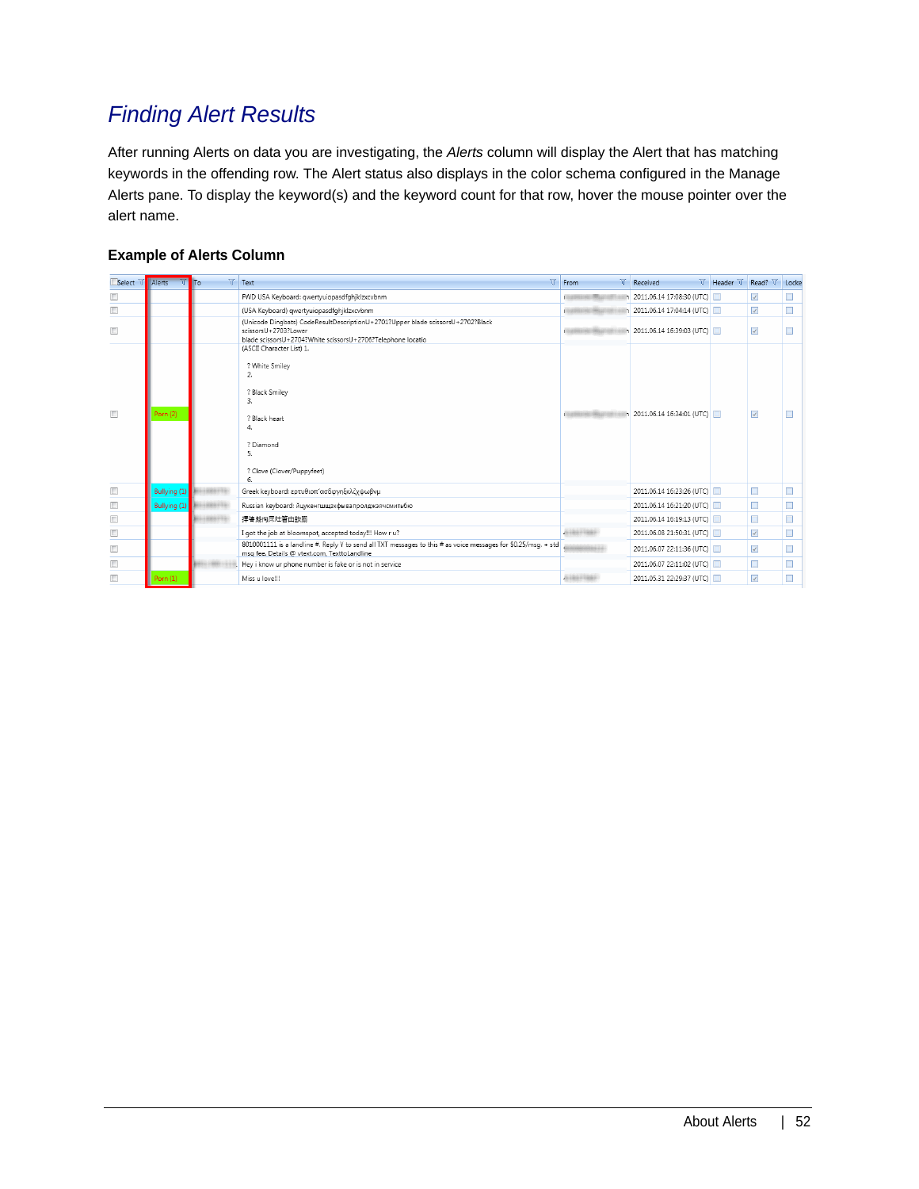## *Finding Alert Results*

After running Alerts on data you are investigating, the *Alerts* column will display the Alert that has matching keywords in the offending row. The Alert status also displays in the color schema configured in the Manage Alerts pane. To display the keyword(s) and the keyword count for that row, hover the mouse pointer over the alert name.

### Example of Alerts Column

| Select | Alerts | To | Text | From | Received | Header | Read? | Locke |
|---|---|---|---|---|---|---|---|---|
| | | | FWD USA Keyboard: qwertyuiopasdfghjklzxcvbnm | | 2011.06.14 17:08:30 (UTC) | | ☑ | |
| | | | (USA Keyboard) qwertyuiopasdfghjklzxcvbnm | | 2011.06.14 17:04:14 (UTC) | | ☑ | |
| | | | (Unicode Dingbats) CodeResultDescriptionU+2701?Upper blade scissorsU+2702?Black scissorsU+2703?Lower blade scissorsU+2704?White scissorsU+2706?Telephone locatio | | 2011.06.14 16:39:03 (UTC) | | ☑ | |
| | Porn (2) | | (ASCII Character List) 1. ? White Smiley 2. ? Black Smiley 3. ? Black heart 4. ? Diamond 5. ? Clove (Clover/Puppyfeet) 6. | | 2011.06.14 16:34:01 (UTC) | | ☑ | |
| | Bullying (1) | | Greek keyboard: ερτυθιοπ΄ασδφγηξκλζχψωβνμ | | 2011.06.14 16:23:26 (UTC) | | | |
| | Bullying (1) | | Russian keyboard: йцукенгшщзхфывапролджэячсмитьбю | | 2011.06.14 16:21:20 (UTC) | | | |
| | | | 撑署 銘彻辰柱菅由款题 | | 2011.06.14 16:19:13 (UTC) | | | |
| | | | I got the job at bloomspot, accepted today!!! How r u? | | 2011.06.08 21:50:31 (UTC) | | ☑ | |
| | | | 8010001111 is a landline #. Reply Y to send all TXT messages to this # as voice messages for $0.25/msg. + std msg fee. Details @ vtext.com, TexttoLandline | | 2011.06.07 22:11:36 (UTC) | | ☑ | |
| | | | Hey i know ur phone number is fake or is not in service | | 2011.06.07 22:11:02 (UTC) | | | |
| | Porn (1) | | Miss u love!!! | | 2011.05.31 22:29:37 (UTC) | | ☑ | |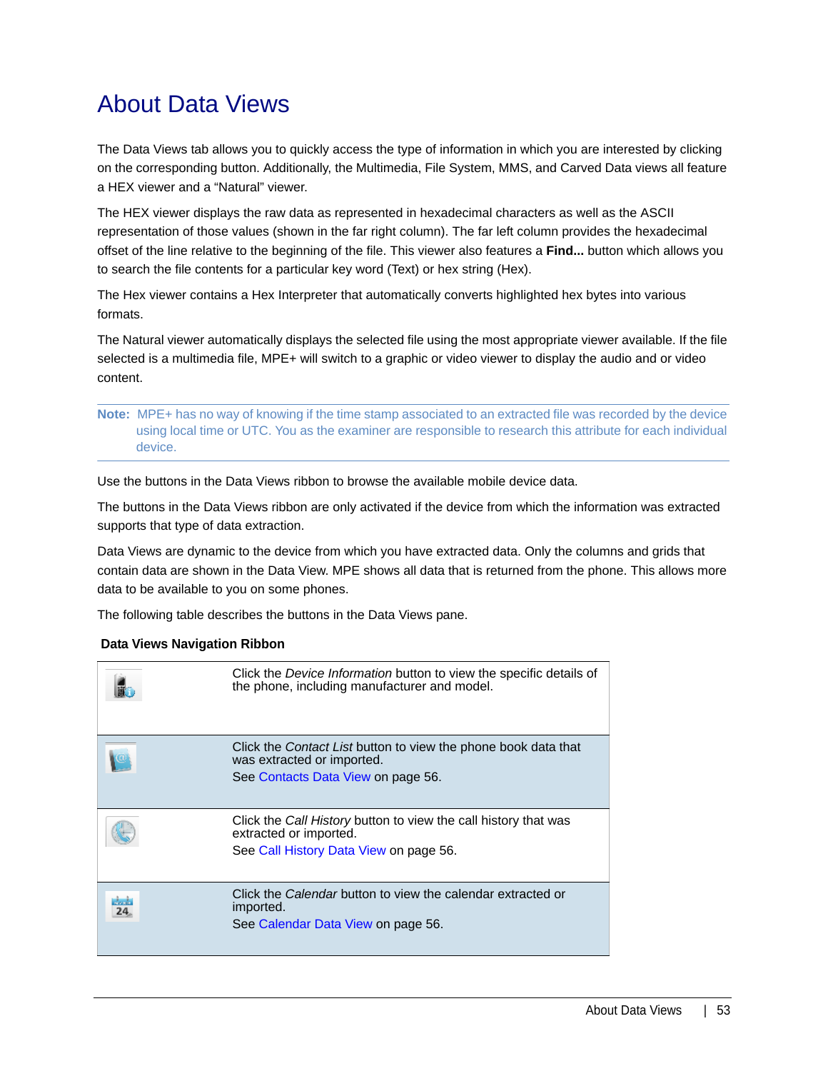# About Data Views

The Data Views tab allows you to quickly access the type of information in which you are interested by clicking on the corresponding button. Additionally, the Multimedia, File System, MMS, and Carved Data views all feature a HEX viewer and a “Natural” viewer.

The HEX viewer displays the raw data as represented in hexadecimal characters as well as the ASCII representation of those values (shown in the far right column). The far left column provides the hexadecimal offset of the line relative to the beginning of the file. This viewer also features a **Find...** button which allows you to search the file contents for a particular key word (Text) or hex string (Hex).

The Hex viewer contains a Hex Interpreter that automatically converts highlighted hex bytes into various formats.

The Natural viewer automatically displays the selected file using the most appropriate viewer available. If the file selected is a multimedia file, MPE+ will switch to a graphic or video viewer to display the audio and or video content.

**Note:** MPE+ has no way of knowing if the time stamp associated to an extracted file was recorded by the device using local time or UTC. You as the examiner are responsible to research this attribute for each individual device.

Use the buttons in the Data Views ribbon to browse the available mobile device data.

The buttons in the Data Views ribbon are only activated if the device from which the information was extracted supports that type of data extraction.

Data Views are dynamic to the device from which you have extracted data. Only the columns and grids that contain data are shown in the Data View. MPE shows all data that is returned from the phone. This allows more data to be available to you on some phones.

The following table describes the buttons in the Data Views pane.

**Data Views Navigation Ribbon**

| | |
|---|---|
| | Click the *Device Information* button to view the specific details of the phone, including manufacturer and model. |
| | Click the *Contact List* button to view the phone book data that was extracted or imported. See Contacts Data View on page 56. |
| | Click the *Call History* button to view the call history that was extracted or imported. See Call History Data View on page 56. |
| | Click the *Calendar* button to view the calendar extracted or imported. See Calendar Data View on page 56. |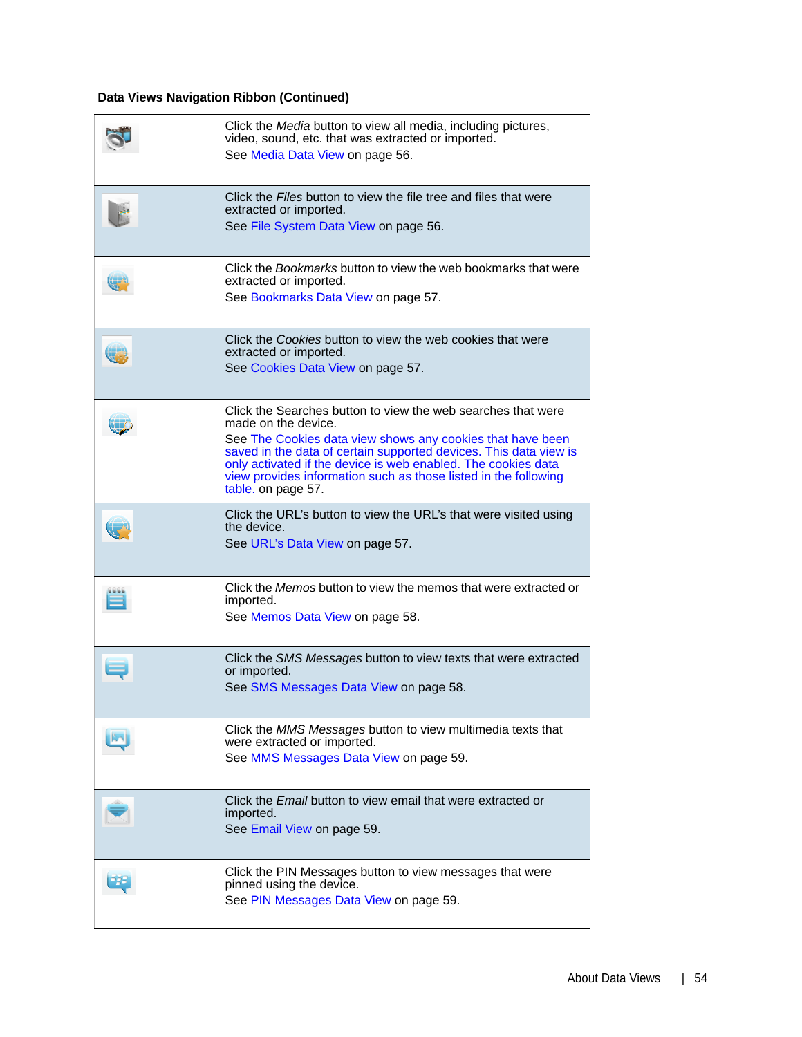**Data Views Navigation Ribbon (Continued)**

| | |
|---|---|
| | Click the *Media* button to view all media, including pictures, video, sound, etc. that was extracted or imported.<br>See Media Data View on page 56. |
| | Click the *Files* button to view the file tree and files that were extracted or imported.<br>See File System Data View on page 56. |
| | Click the *Bookmarks* button to view the web bookmarks that were extracted or imported.<br>See Bookmarks Data View on page 57. |
| | Click the *Cookies* button to view the web cookies that were extracted or imported.<br>See Cookies Data View on page 57. |
| | Click the Searches button to view the web searches that were made on the device.<br>See The Cookies data view shows any cookies that have been saved in the data of certain supported devices. This data view is only activated if the device is web enabled. The cookies data view provides information such as those listed in the following table. on page 57. |
| | Click the URL's button to view the URL's that were visited using the device.<br>See URL's Data View on page 57. |
| | Click the *Memos* button to view the memos that were extracted or imported.<br>See Memos Data View on page 58. |
| | Click the *SMS Messages* button to view texts that were extracted or imported.<br>See SMS Messages Data View on page 58. |
| | Click the *MMS Messages* button to view multimedia texts that were extracted or imported.<br>See MMS Messages Data View on page 59. |
| | Click the *Email* button to view email that were extracted or imported.<br>See Email View on page 59. |
| | Click the PIN Messages button to view messages that were pinned using the device.<br>See PIN Messages Data View on page 59. |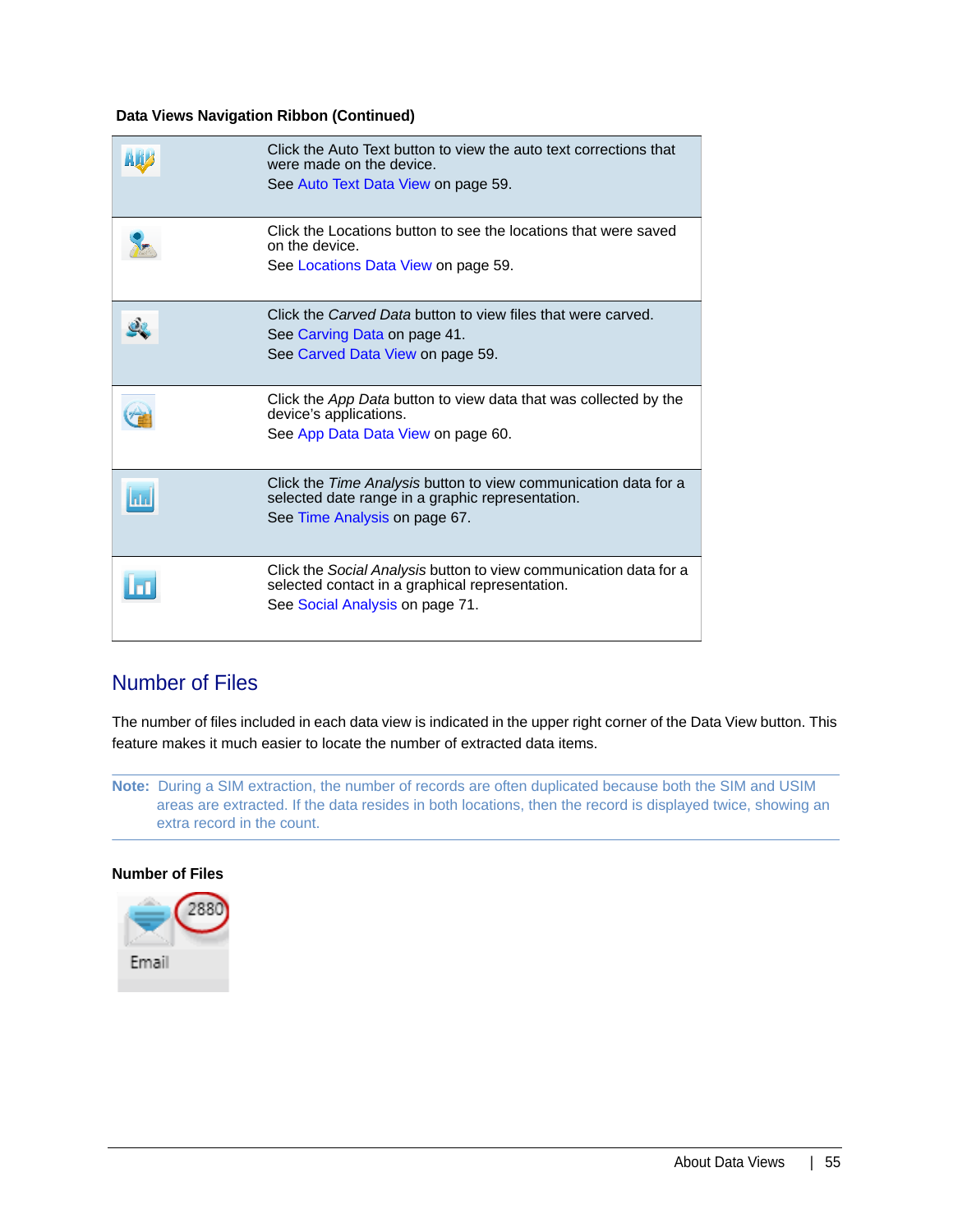**Data Views Navigation Ribbon (Continued)**

| | |
|---|---|
| | Click the Auto Text button to view the auto text corrections that were made on the device.<br>See Auto Text Data View on page 59. |
| | Click the Locations button to see the locations that were saved on the device.<br>See Locations Data View on page 59. |
| | Click the *Carved Data* button to view files that were carved.<br>See Carving Data on page 41.<br>See Carved Data View on page 59. |
| | Click the *App Data* button to view data that was collected by the device's applications.<br>See App Data Data View on page 60. |
| | Click the *Time Analysis* button to view communication data for a selected date range in a graphic representation.<br>See Time Analysis on page 67. |
| | Click the *Social Analysis* button to view communication data for a selected contact in a graphical representation.<br>See Social Analysis on page 71. |

## Number of Files

The number of files included in each data view is indicated in the upper right corner of the Data View button. This feature makes it much easier to locate the number of extracted data items.

**Note:** During a SIM extraction, the number of records are often duplicated because both the SIM and USIM areas are extracted. If the data resides in both locations, then the record is displayed twice, showing an extra record in the count.

**Number of Files**

2880

Email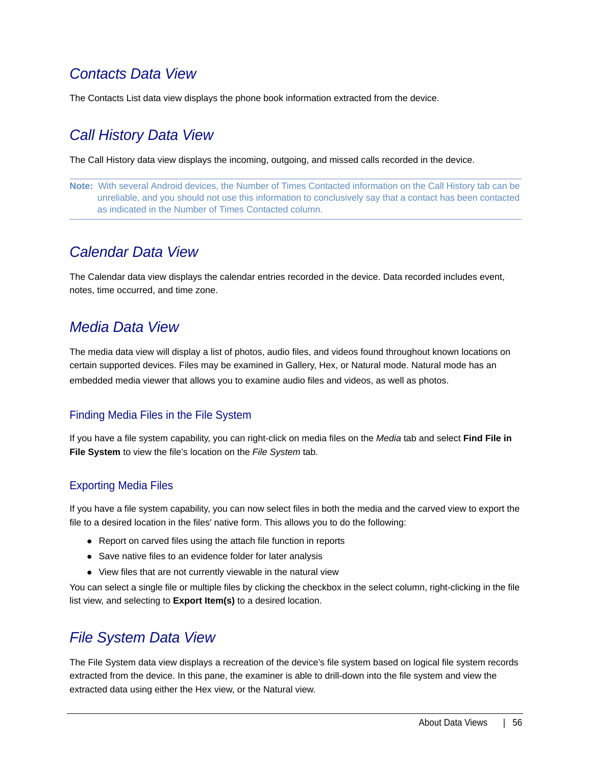## *Contacts Data View*

The Contacts List data view displays the phone book information extracted from the device.

## *Call History Data View*

The Call History data view displays the incoming, outgoing, and missed calls recorded in the device.

**Note:** With several Android devices, the Number of Times Contacted information on the Call History tab can be unreliable, and you should not use this information to conclusively say that a contact has been contacted as indicated in the Number of Times Contacted column.

## *Calendar Data View*

The Calendar data view displays the calendar entries recorded in the device. Data recorded includes event, notes, time occurred, and time zone.

## *Media Data View*

The media data view will display a list of photos, audio files, and videos found throughout known locations on certain supported devices. Files may be examined in Gallery, Hex, or Natural mode. Natural mode has an embedded media viewer that allows you to examine audio files and videos, as well as photos.

### Finding Media Files in the File System

If you have a file system capability, you can right-click on media files on the *Media* tab and select **Find File in File System** to view the file's location on the *File System* tab.

### Exporting Media Files

If you have a file system capability, you can now select files in both the media and the carved view to export the file to a desired location in the files' native form. This allows you to do the following:

- Report on carved files using the attach file function in reports
- Save native files to an evidence folder for later analysis
- View files that are not currently viewable in the natural view

You can select a single file or multiple files by clicking the checkbox in the select column, right-clicking in the file list view, and selecting to **Export Item(s)** to a desired location.

## *File System Data View*

The File System data view displays a recreation of the device's file system based on logical file system records extracted from the device. In this pane, the examiner is able to drill-down into the file system and view the extracted data using either the Hex view, or the Natural view.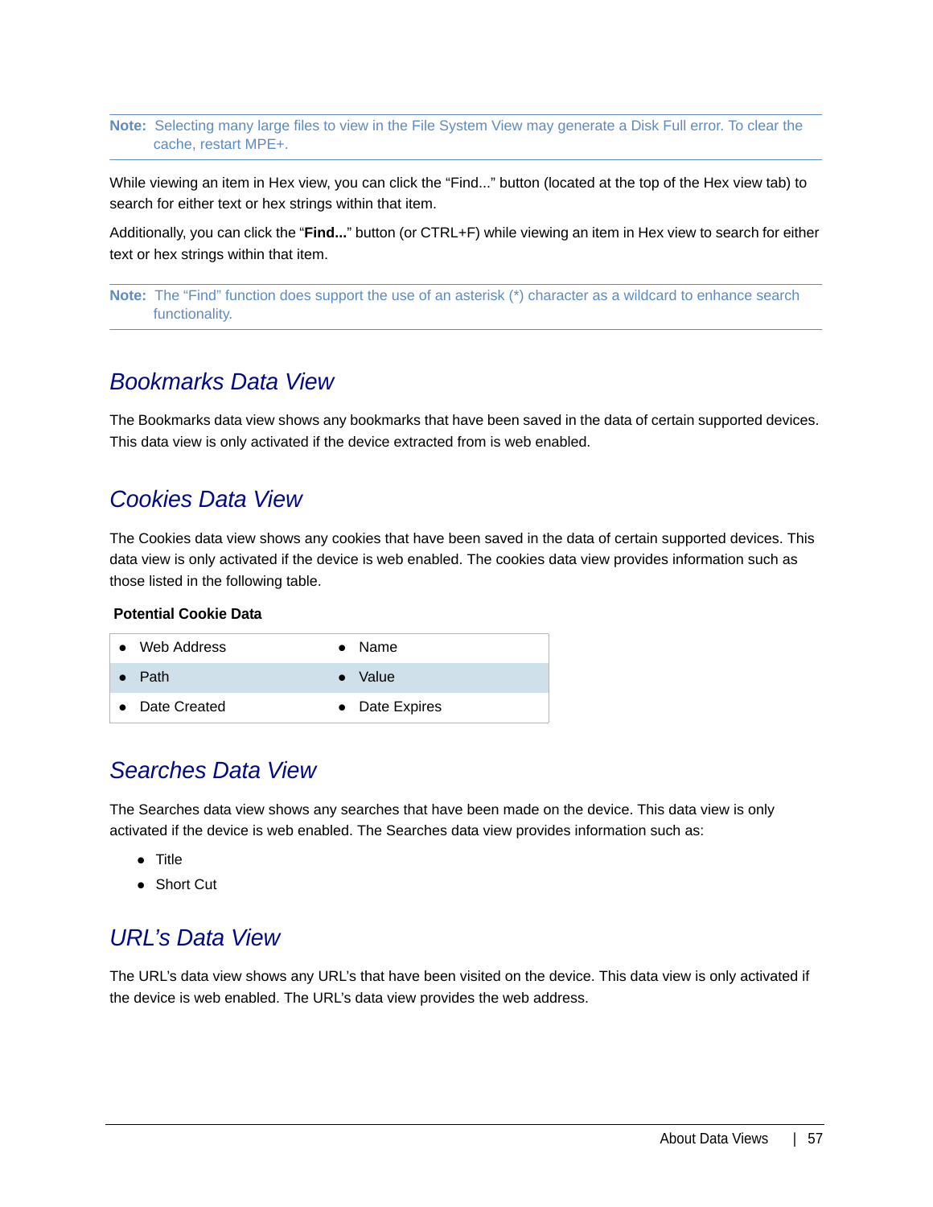**Note:** Selecting many large files to view in the File System View may generate a Disk Full error. To clear the cache, restart MPE+.

While viewing an item in Hex view, you can click the “Find...” button (located at the top of the Hex view tab) to search for either text or hex strings within that item.

Additionally, you can click the “**Find...**” button (or CTRL+F) while viewing an item in Hex view to search for either text or hex strings within that item.

**Note:** The “Find” function does support the use of an asterisk (*) character as a wildcard to enhance search functionality.

## Bookmarks Data View

The Bookmarks data view shows any bookmarks that have been saved in the data of certain supported devices. This data view is only activated if the device extracted from is web enabled.

## Cookies Data View

The Cookies data view shows any cookies that have been saved in the data of certain supported devices. This data view is only activated if the device is web enabled. The cookies data view provides information such as those listed in the following table.

**Potential Cookie Data**

| | |
|---|---|
| • Web Address | • Name |
| • Path | • Value |
| • Date Created | • Date Expires |

## Searches Data View

The Searches data view shows any searches that have been made on the device. This data view is only activated if the device is web enabled. The Searches data view provides information such as:

- Title
- Short Cut

## URL’s Data View

The URL’s data view shows any URL’s that have been visited on the device. This data view is only activated if the device is web enabled. The URL’s data view provides the web address.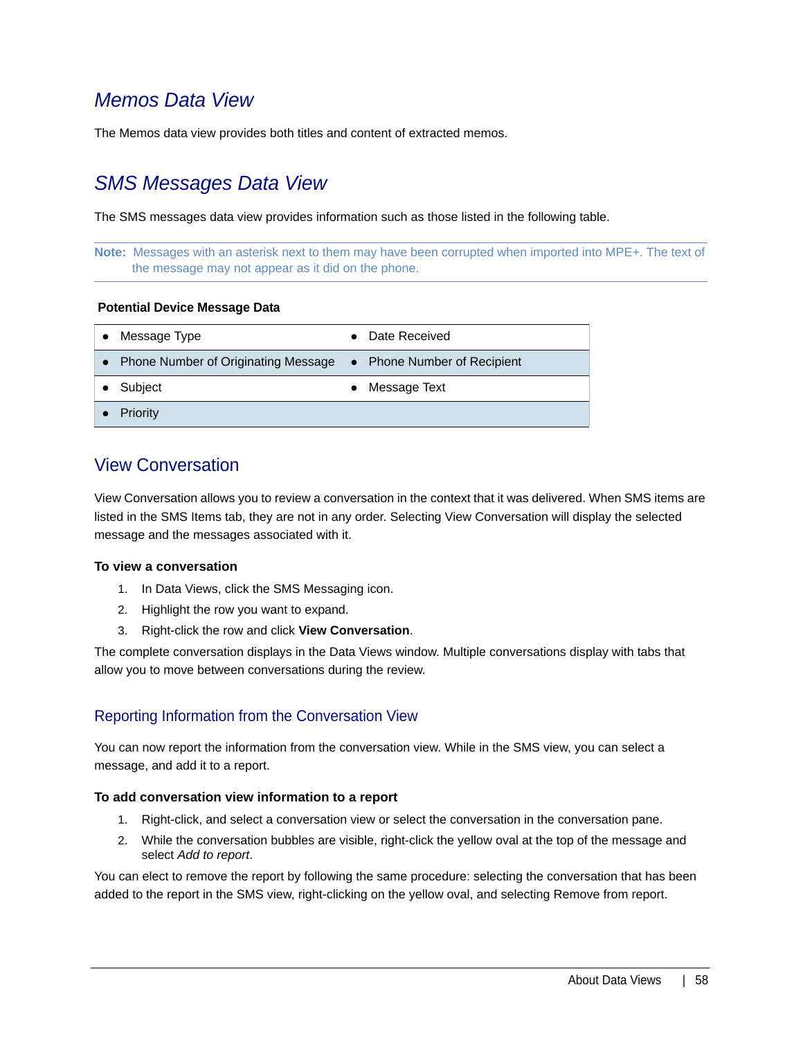## Memos Data View

The Memos data view provides both titles and content of extracted memos.

## SMS Messages Data View

The SMS messages data view provides information such as those listed in the following table.

**Note:** Messages with an asterisk next to them may have been corrupted when imported into MPE+. The text of the message may not appear as it did on the phone.

**Potential Device Message Data**

| | |
|---|---|
| • Message Type | • Date Received |
| • Phone Number of Originating Message | • Phone Number of Recipient |
| • Subject | • Message Text |
| • Priority | |

### View Conversation

View Conversation allows you to review a conversation in the context that it was delivered. When SMS items are listed in the SMS Items tab, they are not in any order. Selecting View Conversation will display the selected message and the messages associated with it.

**To view a conversation**

1. In Data Views, click the SMS Messaging icon.
2. Highlight the row you want to expand.
3. Right-click the row and click **View Conversation**.

The complete conversation displays in the Data Views window. Multiple conversations display with tabs that allow you to move between conversations during the review.

#### Reporting Information from the Conversation View

You can now report the information from the conversation view. While in the SMS view, you can select a message, and add it to a report.

**To add conversation view information to a report**

1. Right-click, and select a conversation view or select the conversation in the conversation pane.
2. While the conversation bubbles are visible, right-click the yellow oval at the top of the message and select *Add to report*.

You can elect to remove the report by following the same procedure: selecting the conversation that has been added to the report in the SMS view, right-clicking on the yellow oval, and selecting Remove from report.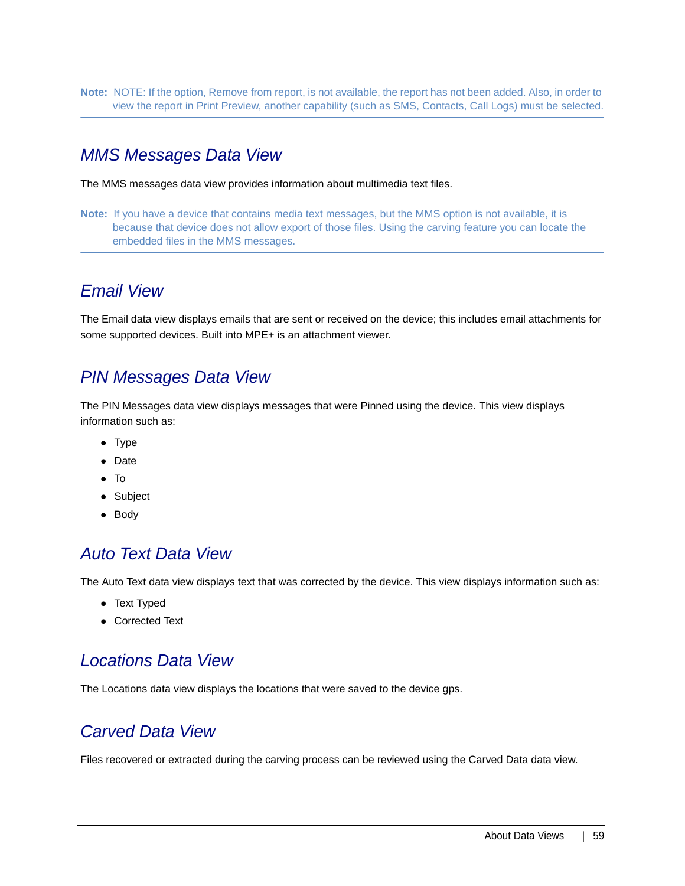**Note:** NOTE: If the option, Remove from report, is not available, the report has not been added. Also, in order to view the report in Print Preview, another capability (such as SMS, Contacts, Call Logs) must be selected.

## *MMS Messages Data View*

The MMS messages data view provides information about multimedia text files.

**Note:** If you have a device that contains media text messages, but the MMS option is not available, it is because that device does not allow export of those files. Using the carving feature you can locate the embedded files in the MMS messages.

## *Email View*

The Email data view displays emails that are sent or received on the device; this includes email attachments for some supported devices. Built into MPE+ is an attachment viewer.

## *PIN Messages Data View*

The PIN Messages data view displays messages that were Pinned using the device. This view displays information such as:

- Type
- Date
- To
- Subject
- Body

## *Auto Text Data View*

The Auto Text data view displays text that was corrected by the device. This view displays information such as:

- Text Typed
- Corrected Text

## *Locations Data View*

The Locations data view displays the locations that were saved to the device gps.

## *Carved Data View*

Files recovered or extracted during the carving process can be reviewed using the Carved Data data view.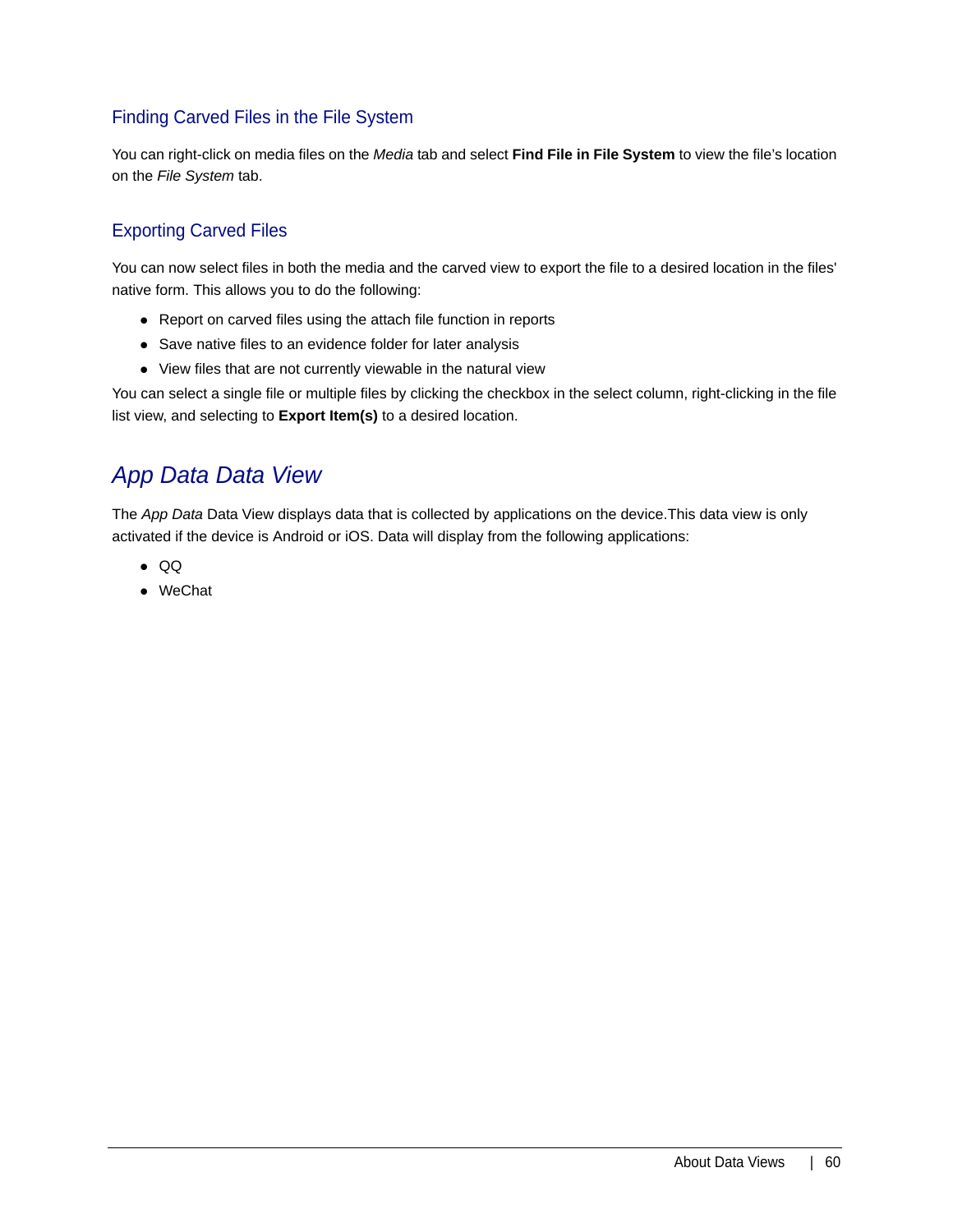### Finding Carved Files in the File System

You can right-click on media files on the *Media* tab and select **Find File in File System** to view the file's location on the *File System* tab.

### Exporting Carved Files

You can now select files in both the media and the carved view to export the file to a desired location in the files' native form. This allows you to do the following:

- Report on carved files using the attach file function in reports
- Save native files to an evidence folder for later analysis
- View files that are not currently viewable in the natural view

You can select a single file or multiple files by clicking the checkbox in the select column, right-clicking in the file list view, and selecting to **Export Item(s)** to a desired location.

## *App Data Data View*

The *App Data* Data View displays data that is collected by applications on the device.This data view is only activated if the device is Android or iOS. Data will display from the following applications:

- QQ
- WeChat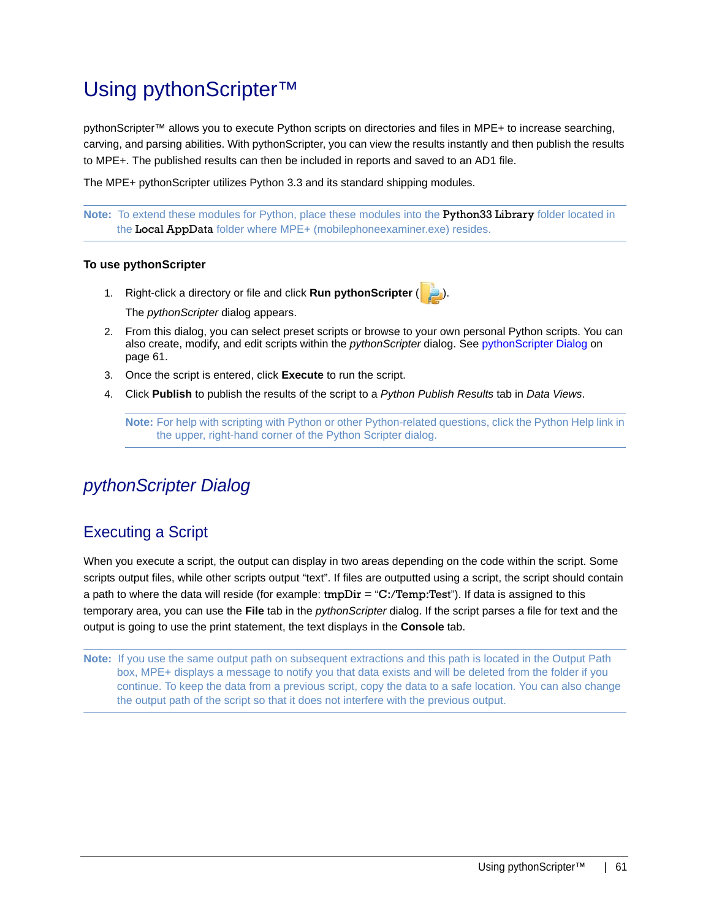# Using pythonScripter™

pythonScripter™ allows you to execute Python scripts on directories and files in MPE+ to increase searching, carving, and parsing abilities. With pythonScripter, you can view the results instantly and then publish the results to MPE+. The published results can then be included in reports and saved to an AD1 file.

The MPE+ pythonScripter utilizes Python 3.3 and its standard shipping modules.

**Note:** To extend these modules for Python, place these modules into the Python33 Library folder located in the Local AppData folder where MPE+ (mobilephoneexaminer.exe) resides.

**To use pythonScripter**

1. Right-click a directory or file and click **Run pythonScripter** ( ).

   The *pythonScripter* dialog appears.

2. From this dialog, you can select preset scripts or browse to your own personal Python scripts. You can also create, modify, and edit scripts within the *pythonScripter* dialog. See pythonScripter Dialog on page 61.

3. Once the script is entered, click **Execute** to run the script.

4. Click **Publish** to publish the results of the script to a *Python Publish Results* tab in *Data Views*.

   **Note:** For help with scripting with Python or other Python-related questions, click the Python Help link in the upper, right-hand corner of the Python Scripter dialog.

## *pythonScripter Dialog*

### Executing a Script

When you execute a script, the output can display in two areas depending on the code within the script. Some scripts output files, while other scripts output "text". If files are outputted using a script, the script should contain a path to where the data will reside (for example: tmpDir = "C:/Temp:Test"). If data is assigned to this temporary area, you can use the **File** tab in the *pythonScripter* dialog. If the script parses a file for text and the output is going to use the print statement, the text displays in the **Console** tab.

**Note:** If you use the same output path on subsequent extractions and this path is located in the Output Path box, MPE+ displays a message to notify you that data exists and will be deleted from the folder if you continue. To keep the data from a previous script, copy the data to a safe location. You can also change the output path of the script so that it does not interfere with the previous output.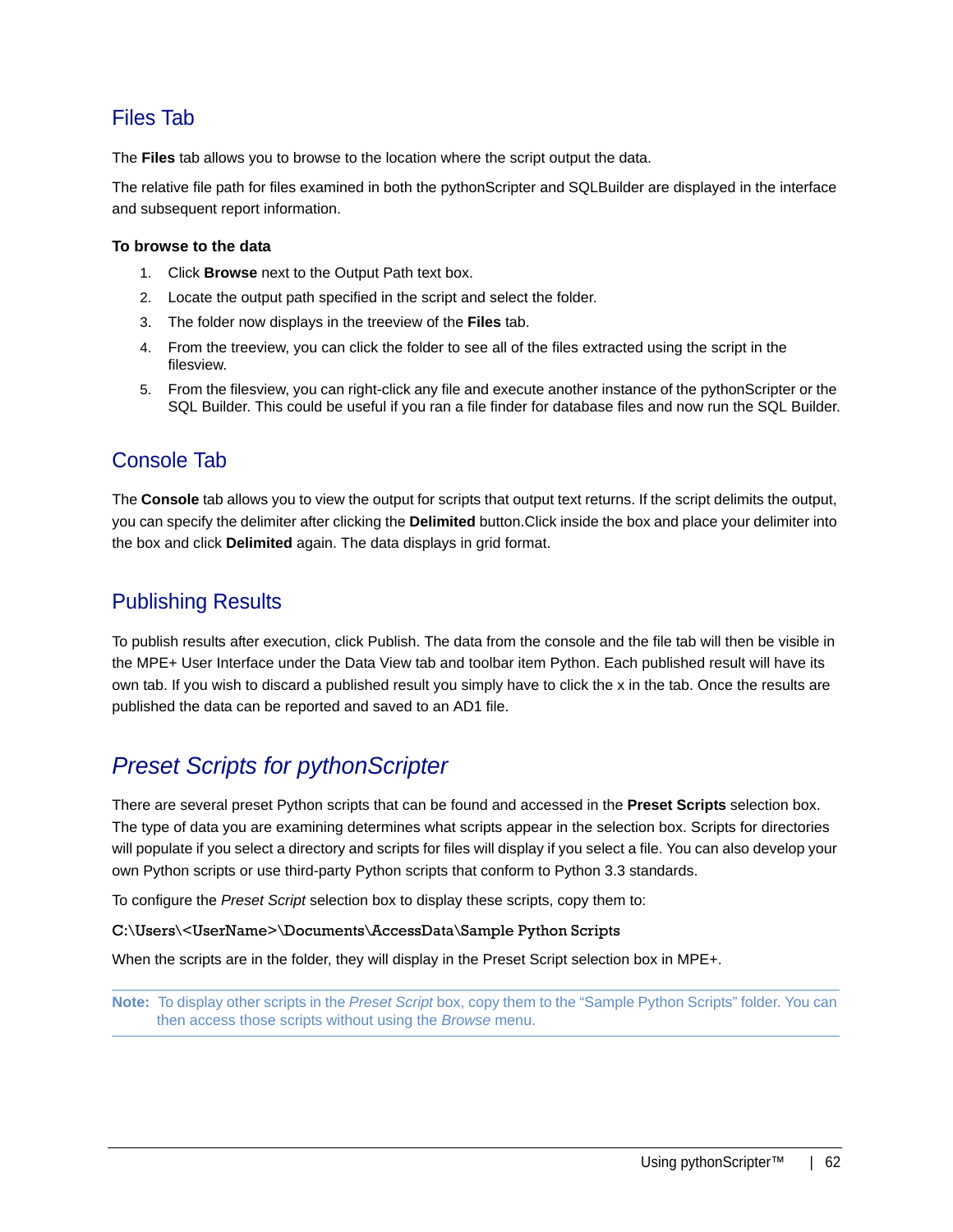## Files Tab

The **Files** tab allows you to browse to the location where the script output the data.

The relative file path for files examined in both the pythonScripter and SQLBuilder are displayed in the interface and subsequent report information.

**To browse to the data**

1. Click **Browse** next to the Output Path text box.
2. Locate the output path specified in the script and select the folder.
3. The folder now displays in the treeview of the **Files** tab.
4. From the treeview, you can click the folder to see all of the files extracted using the script in the filesview.
5. From the filesview, you can right-click any file and execute another instance of the pythonScripter or the SQL Builder. This could be useful if you ran a file finder for database files and now run the SQL Builder.

## Console Tab

The **Console** tab allows you to view the output for scripts that output text returns. If the script delimits the output, you can specify the delimiter after clicking the **Delimited** button.Click inside the box and place your delimiter into the box and click **Delimited** again. The data displays in grid format.

## Publishing Results

To publish results after execution, click Publish. The data from the console and the file tab will then be visible in the MPE+ User Interface under the Data View tab and toolbar item Python. Each published result will have its own tab. If you wish to discard a published result you simply have to click the x in the tab. Once the results are published the data can be reported and saved to an AD1 file.

# *Preset Scripts for pythonScripter*

There are several preset Python scripts that can be found and accessed in the **Preset Scripts** selection box. The type of data you are examining determines what scripts appear in the selection box. Scripts for directories will populate if you select a directory and scripts for files will display if you select a file. You can also develop your own Python scripts or use third-party Python scripts that conform to Python 3.3 standards.

To configure the *Preset Script* selection box to display these scripts, copy them to:

**C:\Users\<UserName>\Documents\AccessData\Sample Python Scripts**

When the scripts are in the folder, they will display in the Preset Script selection box in MPE+.

**Note:** To display other scripts in the *Preset Script* box, copy them to the “Sample Python Scripts” folder. You can then access those scripts without using the *Browse* menu.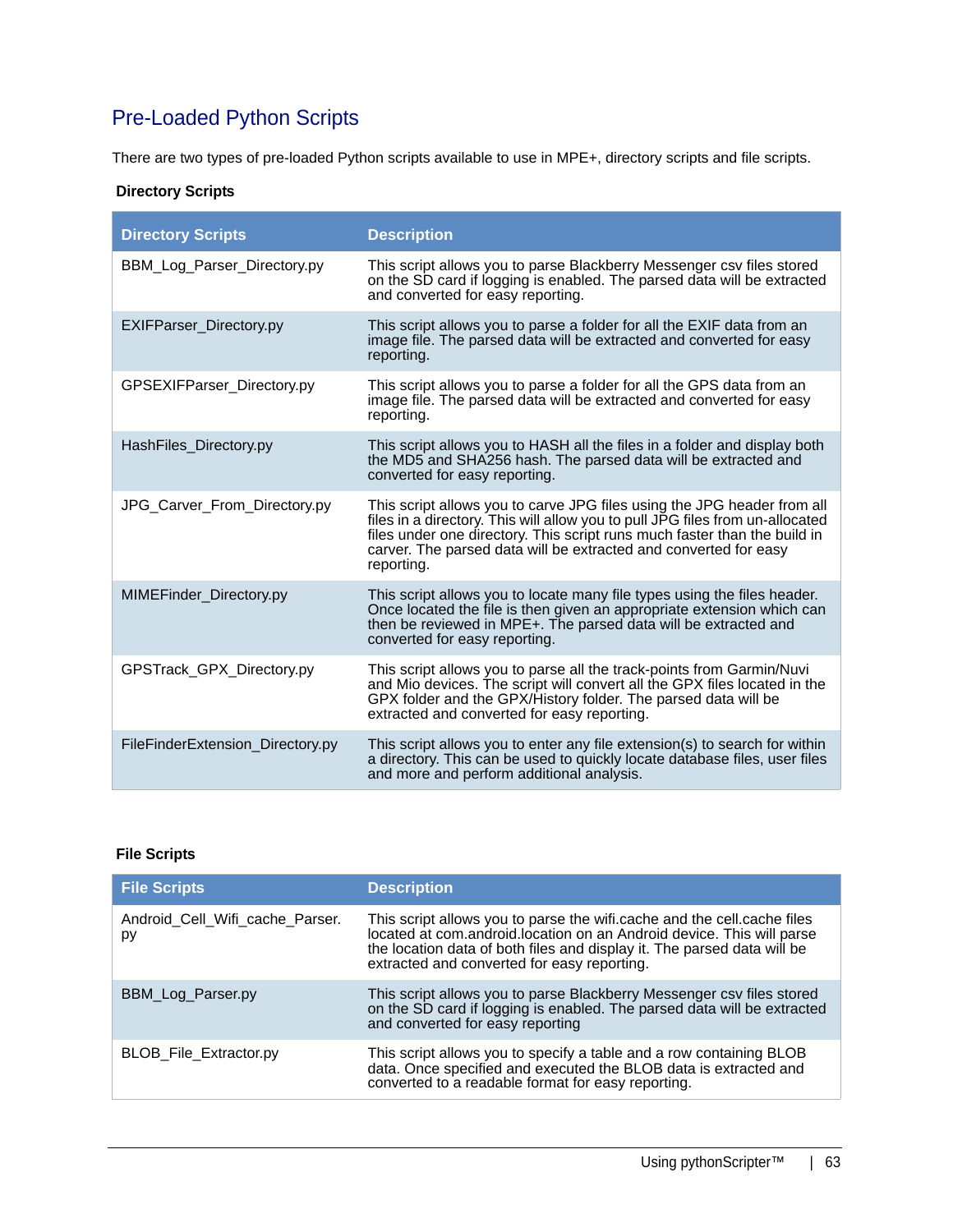## Pre-Loaded Python Scripts

There are two types of pre-loaded Python scripts available to use in MPE+, directory scripts and file scripts.

**Directory Scripts**

| Directory Scripts | Description |
|---|---|
| BBM_Log_Parser_Directory.py | This script allows you to parse Blackberry Messenger csv files stored on the SD card if logging is enabled. The parsed data will be extracted and converted for easy reporting. |
| EXIFParser_Directory.py | This script allows you to parse a folder for all the EXIF data from an image file. The parsed data will be extracted and converted for easy reporting. |
| GPSEXIFParser_Directory.py | This script allows you to parse a folder for all the GPS data from an image file. The parsed data will be extracted and converted for easy reporting. |
| HashFiles_Directory.py | This script allows you to HASH all the files in a folder and display both the MD5 and SHA256 hash. The parsed data will be extracted and converted for easy reporting. |
| JPG_Carver_From_Directory.py | This script allows you to carve JPG files using the JPG header from all files in a directory. This will allow you to pull JPG files from un-allocated files under one directory. This script runs much faster than the build in carver. The parsed data will be extracted and converted for easy reporting. |
| MIMEFinder_Directory.py | This script allows you to locate many file types using the files header. Once located the file is then given an appropriate extension which can then be reviewed in MPE+. The parsed data will be extracted and converted for easy reporting. |
| GPSTrack_GPX_Directory.py | This script allows you to parse all the track-points from Garmin/Nuvi and Mio devices. The script will convert all the GPX files located in the GPX folder and the GPX/History folder. The parsed data will be extracted and converted for easy reporting. |
| FileFinderExtension_Directory.py | This script allows you to enter any file extension(s) to search for within a directory. This can be used to quickly locate database files, user files and more and perform additional analysis. |

**File Scripts**

| File Scripts | Description |
|---|---|
| Android_Cell_Wifi_cache_Parser.py | This script allows you to parse the wifi.cache and the cell.cache files located at com.android.location on an Android device. This will parse the location data of both files and display it. The parsed data will be extracted and converted for easy reporting. |
| BBM_Log_Parser.py | This script allows you to parse Blackberry Messenger csv files stored on the SD card if logging is enabled. The parsed data will be extracted and converted for easy reporting |
| BLOB_File_Extractor.py | This script allows you to specify a table and a row containing BLOB data. Once specified and executed the BLOB data is extracted and converted to a readable format for easy reporting. |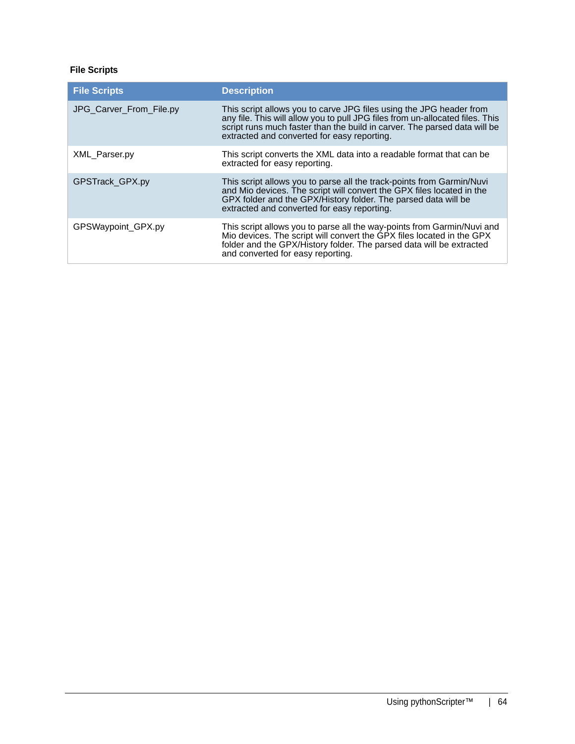**File Scripts**

| File Scripts | Description |
|---|---|
| JPG_Carver_From_File.py | This script allows you to carve JPG files using the JPG header from any file. This will allow you to pull JPG files from un-allocated files. This script runs much faster than the build in carver. The parsed data will be extracted and converted for easy reporting. |
| XML_Parser.py | This script converts the XML data into a readable format that can be extracted for easy reporting. |
| GPSTrack_GPX.py | This script allows you to parse all the track-points from Garmin/Nuvi and Mio devices. The script will convert the GPX files located in the GPX folder and the GPX/History folder. The parsed data will be extracted and converted for easy reporting. |
| GPSWaypoint_GPX.py | This script allows you to parse all the way-points from Garmin/Nuvi and Mio devices. The script will convert the GPX files located in the GPX folder and the GPX/History folder. The parsed data will be extracted and converted for easy reporting. |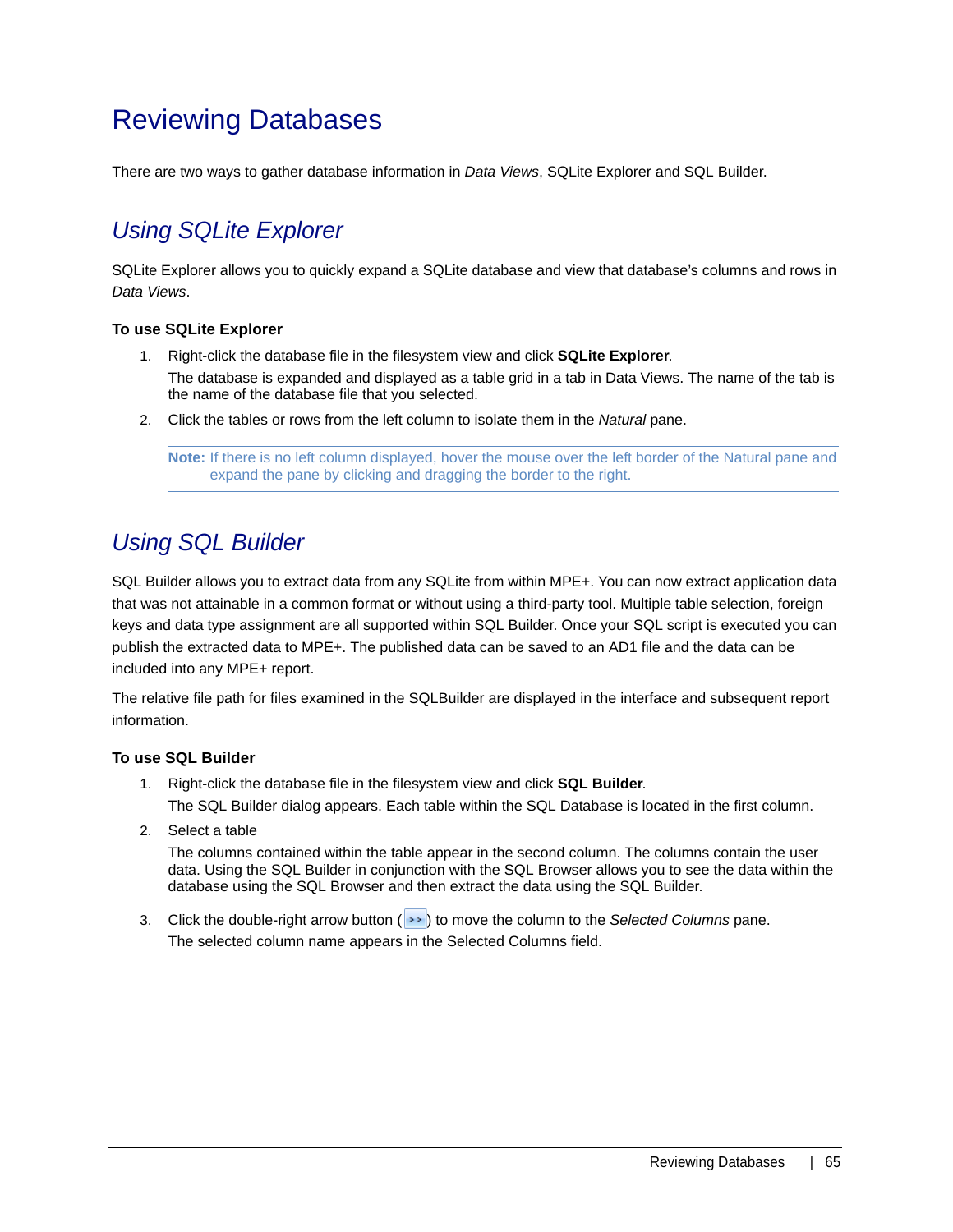# Reviewing Databases

There are two ways to gather database information in *Data Views*, SQLite Explorer and SQL Builder.

## *Using SQLite Explorer*

SQLite Explorer allows you to quickly expand a SQLite database and view that database's columns and rows in *Data Views*.

### To use SQLite Explorer

1. Right-click the database file in the filesystem view and click **SQLite Explorer**.

   The database is expanded and displayed as a table grid in a tab in Data Views. The name of the tab is the name of the database file that you selected.

2. Click the tables or rows from the left column to isolate them in the *Natural* pane.

   **Note:** If there is no left column displayed, hover the mouse over the left border of the Natural pane and expand the pane by clicking and dragging the border to the right.

## *Using SQL Builder*

SQL Builder allows you to extract data from any SQLite from within MPE+. You can now extract application data that was not attainable in a common format or without using a third-party tool. Multiple table selection, foreign keys and data type assignment are all supported within SQL Builder. Once your SQL script is executed you can publish the extracted data to MPE+. The published data can be saved to an AD1 file and the data can be included into any MPE+ report.

The relative file path for files examined in the SQLBuilder are displayed in the interface and subsequent report information.

### To use SQL Builder

1. Right-click the database file in the filesystem view and click **SQL Builder**.

   The SQL Builder dialog appears. Each table within the SQL Database is located in the first column.

2. Select a table

   The columns contained within the table appear in the second column. The columns contain the user data. Using the SQL Builder in conjunction with the SQL Browser allows you to see the data within the database using the SQL Browser and then extract the data using the SQL Builder.

3. Click the double-right arrow button (>>) to move the column to the *Selected Columns* pane.

   The selected column name appears in the Selected Columns field.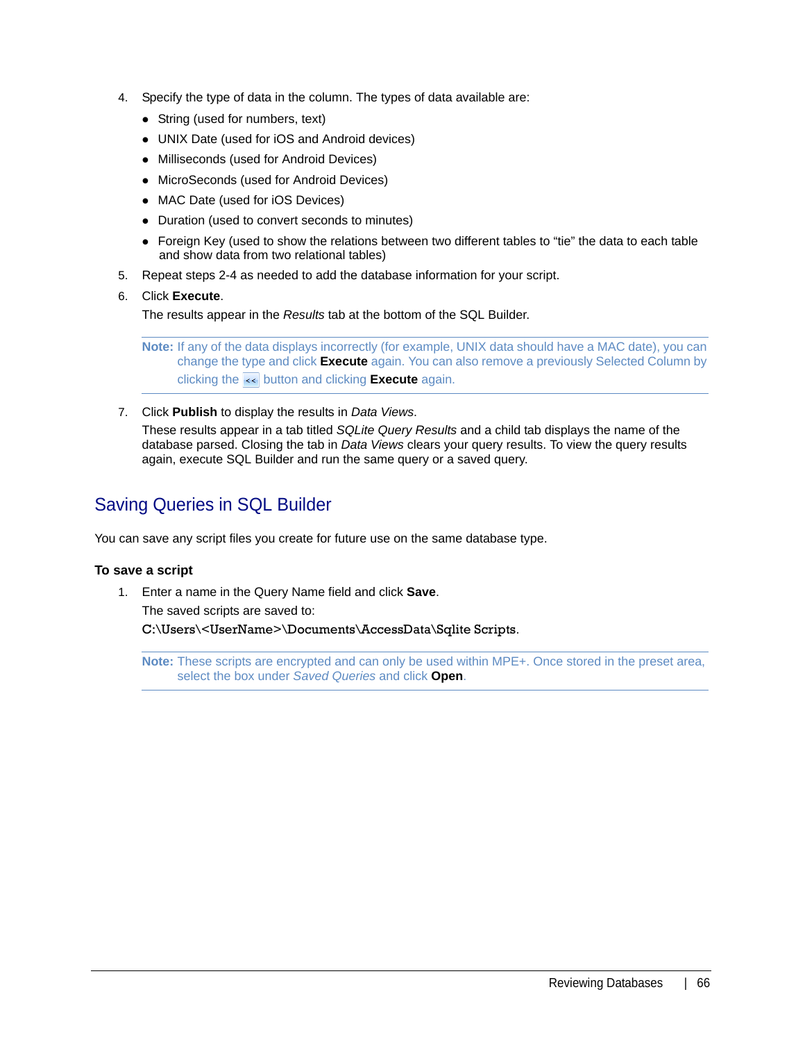4. Specify the type of data in the column. The types of data available are:
   - String (used for numbers, text)
   - UNIX Date (used for iOS and Android devices)
   - Milliseconds (used for Android Devices)
   - MicroSeconds (used for Android Devices)
   - MAC Date (used for iOS Devices)
   - Duration (used to convert seconds to minutes)
   - Foreign Key (used to show the relations between two different tables to “tie” the data to each table and show data from two relational tables)
5. Repeat steps 2-4 as needed to add the database information for your script.
6. Click **Execute**.

   The results appear in the *Results* tab at the bottom of the SQL Builder.

   **Note:** If any of the data displays incorrectly (for example, UNIX data should have a MAC date), you can change the type and click **Execute** again. You can also remove a previously Selected Column by clicking the << button and clicking **Execute** again.

7. Click **Publish** to display the results in *Data Views*.

   These results appear in a tab titled *SQLite Query Results* and a child tab displays the name of the database parsed. Closing the tab in *Data Views* clears your query results. To view the query results again, execute SQL Builder and run the same query or a saved query.

## Saving Queries in SQL Builder

You can save any script files you create for future use on the same database type.

**To save a script**

1. Enter a name in the Query Name field and click **Save**.

   The saved scripts are saved to:

   C:\Users\<UserName>\Documents\AccessData\Sqlite Scripts.

   **Note:** These scripts are encrypted and can only be used within MPE+. Once stored in the preset area, select the box under *Saved Queries* and click **Open**.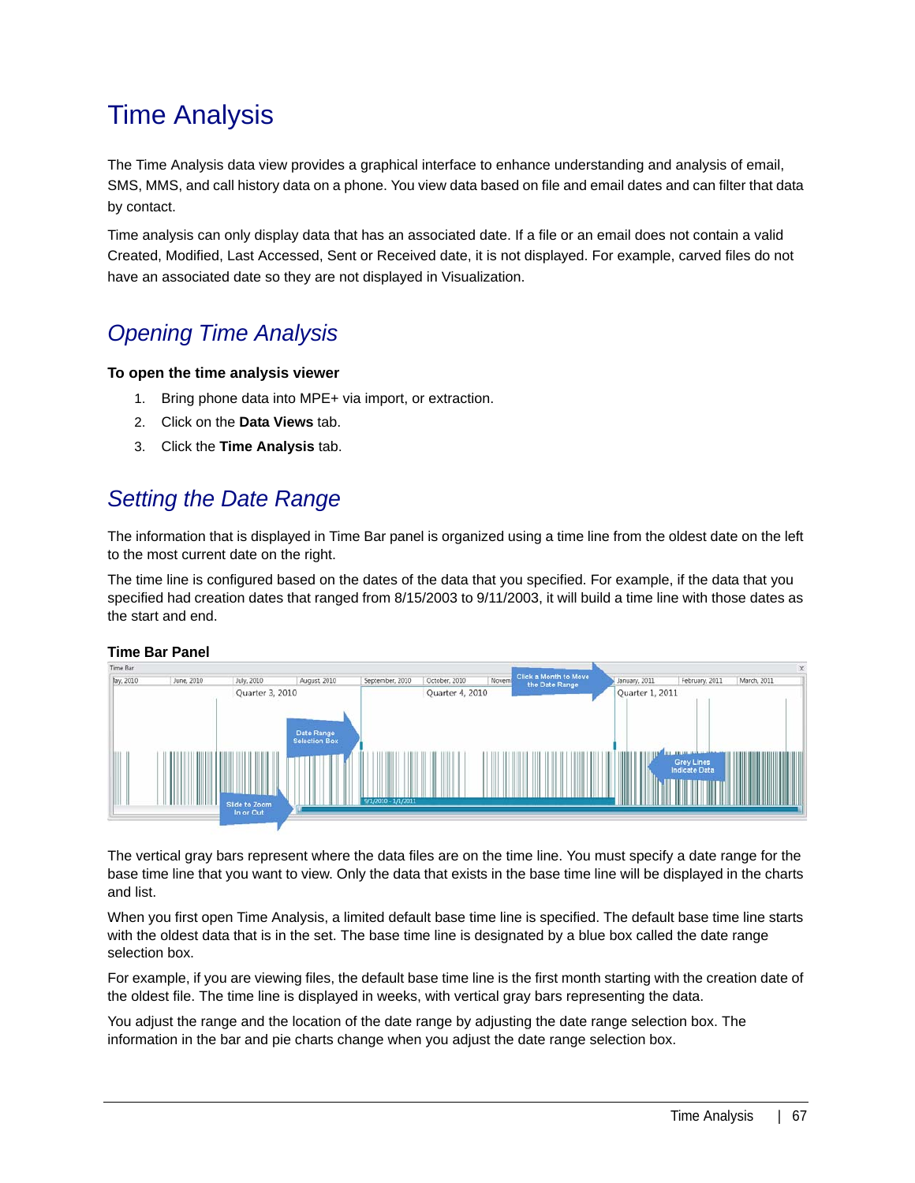# Time Analysis

The Time Analysis data view provides a graphical interface to enhance understanding and analysis of email, SMS, MMS, and call history data on a phone. You view data based on file and email dates and can filter that data by contact.

Time analysis can only display data that has an associated date. If a file or an email does not contain a valid Created, Modified, Last Accessed, Sent or Received date, it is not displayed. For example, carved files do not have an associated date so they are not displayed in Visualization.

## *Opening Time Analysis*

**To open the time analysis viewer**

1. Bring phone data into MPE+ via import, or extraction.
2. Click on the **Data Views** tab.
3. Click the **Time Analysis** tab.

## *Setting the Date Range*

The information that is displayed in Time Bar panel is organized using a time line from the oldest date on the left to the most current date on the right.

The time line is configured based on the dates of the data that you specified. For example, if the data that you specified had creation dates that ranged from 8/15/2003 to 9/11/2003, it will build a time line with those dates as the start and end.

**Time Bar Panel**

Time Bar
May, 2010
June, 2010
July, 2010
August, 2010
September, 2010
October, 2010
Novem
January, 2011
February, 2011
March, 2011
Quarter 3, 2010
Quarter 4, 2010
Quarter 1, 2011
Click a Month to Move the Date Range
Date Range Selection Box
Grey Lines Indicate Data
Slide to Zoom In or Out
9/1/2010 - 1/1/2011

The vertical gray bars represent where the data files are on the time line. You must specify a date range for the base time line that you want to view. Only the data that exists in the base time line will be displayed in the charts and list.

When you first open Time Analysis, a limited default base time line is specified. The default base time line starts with the oldest data that is in the set. The base time line is designated by a blue box called the date range selection box.

For example, if you are viewing files, the default base time line is the first month starting with the creation date of the oldest file. The time line is displayed in weeks, with vertical gray bars representing the data.

You adjust the range and the location of the date range by adjusting the date range selection box. The information in the bar and pie charts change when you adjust the date range selection box.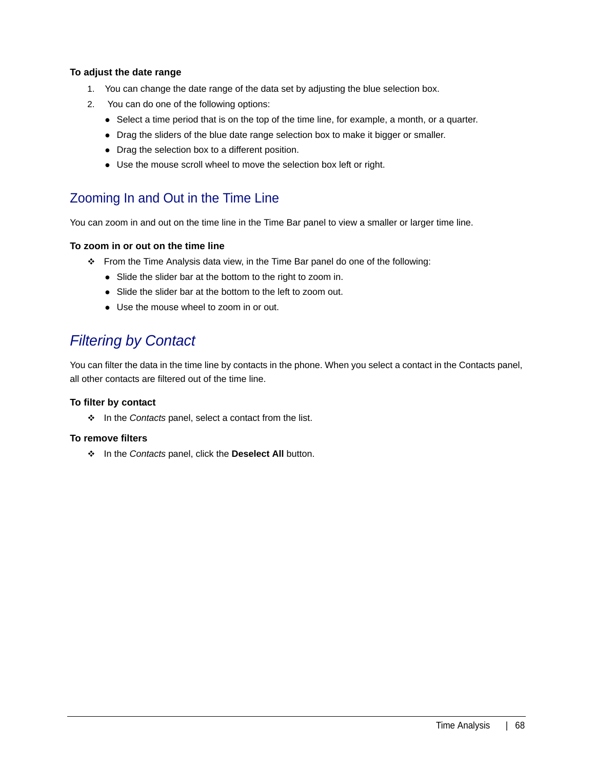**To adjust the date range**

1. You can change the date range of the data set by adjusting the blue selection box.
2. You can do one of the following options:
   - Select a time period that is on the top of the time line, for example, a month, or a quarter.
   - Drag the sliders of the blue date range selection box to make it bigger or smaller.
   - Drag the selection box to a different position.
   - Use the mouse scroll wheel to move the selection box left or right.

## Zooming In and Out in the Time Line

You can zoom in and out on the time line in the Time Bar panel to view a smaller or larger time line.

**To zoom in or out on the time line**

- From the Time Analysis data view, in the Time Bar panel do one of the following:
  - Slide the slider bar at the bottom to the right to zoom in.
  - Slide the slider bar at the bottom to the left to zoom out.
  - Use the mouse wheel to zoom in or out.

# *Filtering by Contact*

You can filter the data in the time line by contacts in the phone. When you select a contact in the Contacts panel, all other contacts are filtered out of the time line.

**To filter by contact**

- In the *Contacts* panel, select a contact from the list.

**To remove filters**

- In the *Contacts* panel, click the **Deselect All** button.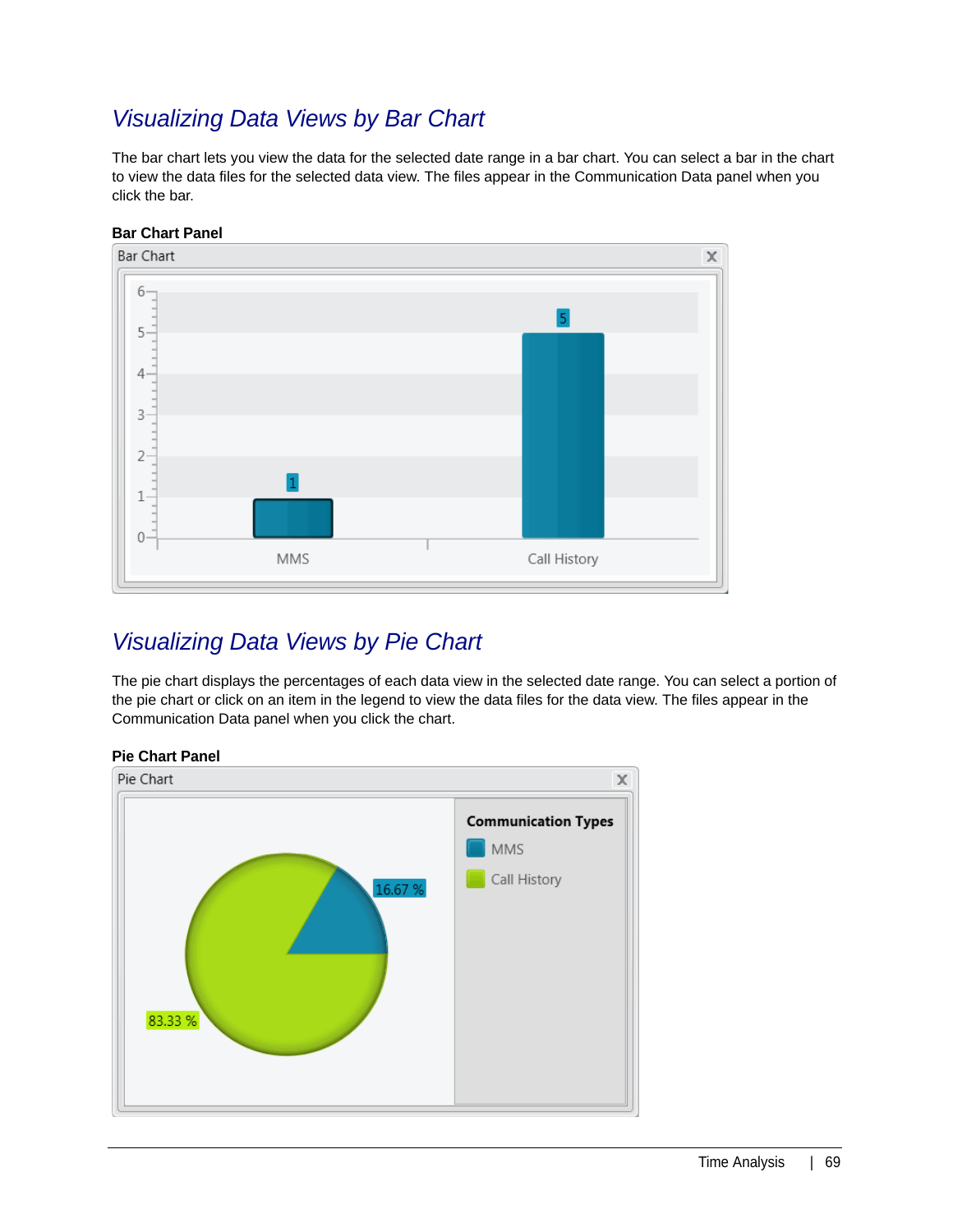## Visualizing Data Views by Bar Chart

The bar chart lets you view the data for the selected date range in a bar chart. You can select a bar in the chart to view the data files for the selected data view. The files appear in the Communication Data panel when you click the bar.

**Bar Chart Panel**

Bar Chart

6
5
4
3
2
1
0

1
5

MMS
Call History

## Visualizing Data Views by Pie Chart

The pie chart displays the percentages of each data view in the selected date range. You can select a portion of the pie chart or click on an item in the legend to view the data files for the data view. The files appear in the Communication Data panel when you click the chart.

**Pie Chart Panel**

Pie Chart

16.67 %
83.33 %

Communication Types
MMS
Call History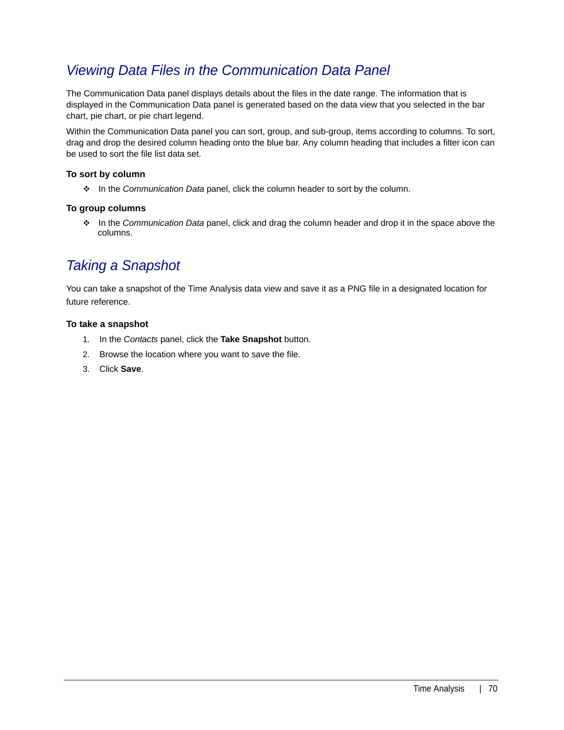## *Viewing Data Files in the Communication Data Panel*

The Communication Data panel displays details about the files in the date range. The information that is displayed in the Communication Data panel is generated based on the data view that you selected in the bar chart, pie chart, or pie chart legend.

Within the Communication Data panel you can sort, group, and sub-group, items according to columns. To sort, drag and drop the desired column heading onto the blue bar. Any column heading that includes a filter icon can be used to sort the file list data set.

#### To sort by column

- In the *Communication Data* panel, click the column header to sort by the column.

#### To group columns

- In the *Communication Data* panel, click and drag the column header and drop it in the space above the columns.

## *Taking a Snapshot*

You can take a snapshot of the Time Analysis data view and save it as a PNG file in a designated location for future reference.

#### To take a snapshot

1. In the *Contacts* panel, click the **Take Snapshot** button.
2. Browse the location where you want to save the file.
3. Click **Save**.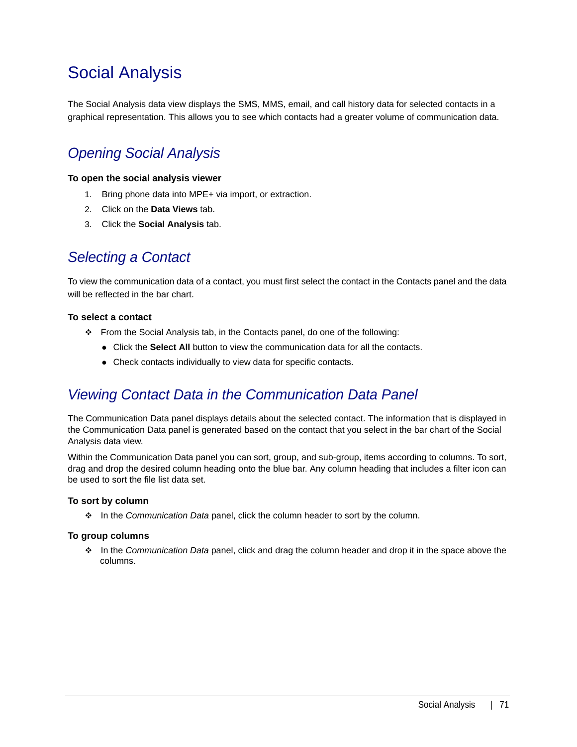# Social Analysis

The Social Analysis data view displays the SMS, MMS, email, and call history data for selected contacts in a graphical representation. This allows you to see which contacts had a greater volume of communication data.

## *Opening Social Analysis*

**To open the social analysis viewer**

1. Bring phone data into MPE+ via import, or extraction.
2. Click on the **Data Views** tab.
3. Click the **Social Analysis** tab.

## *Selecting a Contact*

To view the communication data of a contact, you must first select the contact in the Contacts panel and the data will be reflected in the bar chart.

**To select a contact**

- From the Social Analysis tab, in the Contacts panel, do one of the following:
  - Click the **Select All** button to view the communication data for all the contacts.
  - Check contacts individually to view data for specific contacts.

## *Viewing Contact Data in the Communication Data Panel*

The Communication Data panel displays details about the selected contact. The information that is displayed in the Communication Data panel is generated based on the contact that you select in the bar chart of the Social Analysis data view.

Within the Communication Data panel you can sort, group, and sub-group, items according to columns. To sort, drag and drop the desired column heading onto the blue bar. Any column heading that includes a filter icon can be used to sort the file list data set.

**To sort by column**

- In the *Communication Data* panel, click the column header to sort by the column.

**To group columns**

- In the *Communication Data* panel, click and drag the column header and drop it in the space above the columns.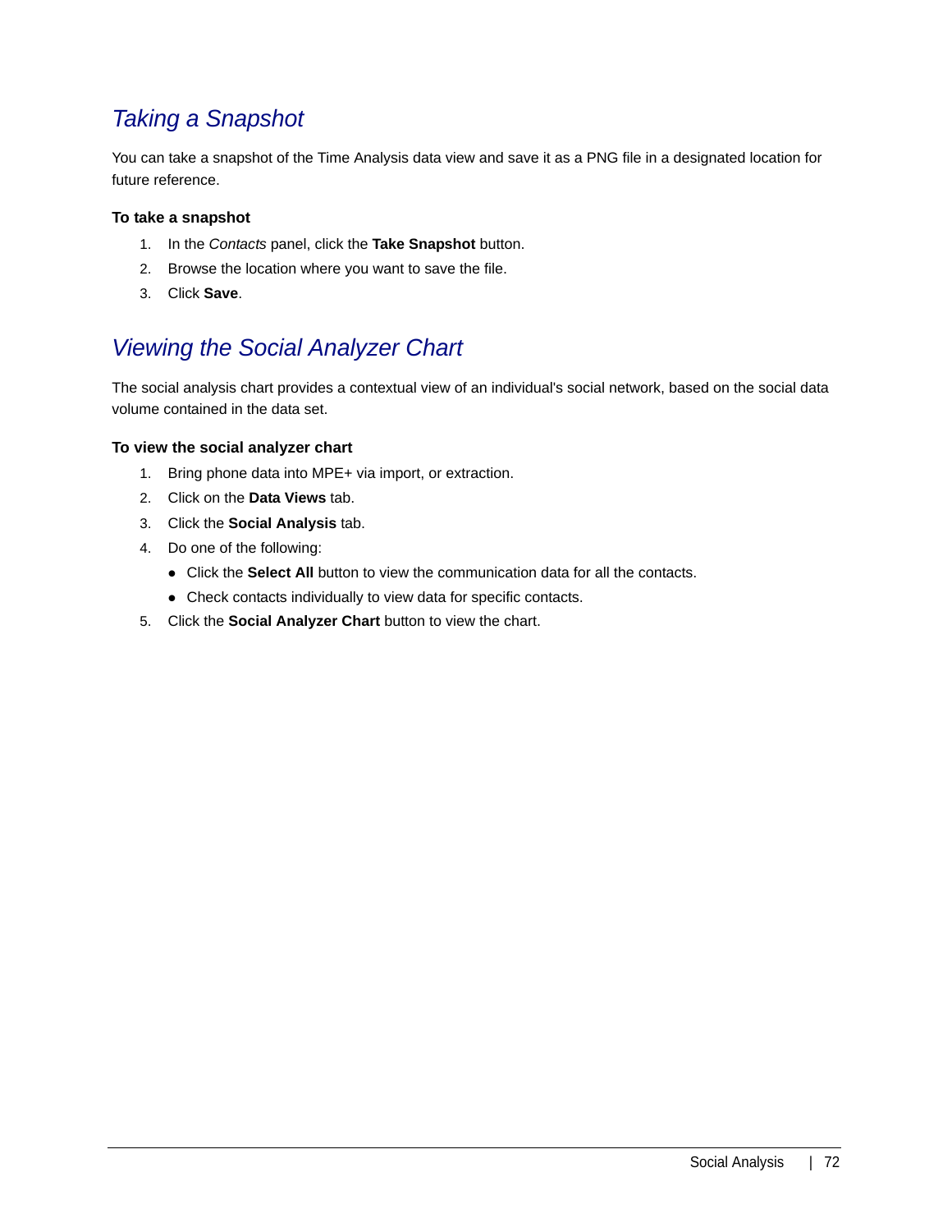## *Taking a Snapshot*

You can take a snapshot of the Time Analysis data view and save it as a PNG file in a designated location for future reference.

**To take a snapshot**

1. In the *Contacts* panel, click the **Take Snapshot** button.
2. Browse the location where you want to save the file.
3. Click **Save**.

## *Viewing the Social Analyzer Chart*

The social analysis chart provides a contextual view of an individual's social network, based on the social data volume contained in the data set.

**To view the social analyzer chart**

1. Bring phone data into MPE+ via import, or extraction.
2. Click on the **Data Views** tab.
3. Click the **Social Analysis** tab.
4. Do one of the following:
   - Click the **Select All** button to view the communication data for all the contacts.
   - Check contacts individually to view data for specific contacts.
5. Click the **Social Analyzer Chart** button to view the chart.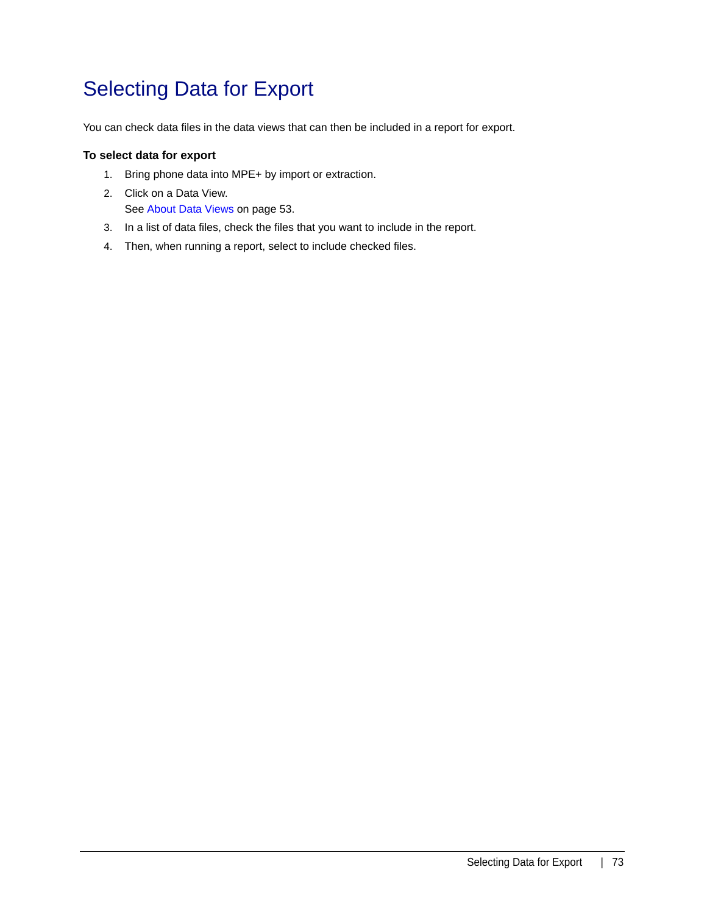# Selecting Data for Export

You can check data files in the data views that can then be included in a report for export.

**To select data for export**

1. Bring phone data into MPE+ by import or extraction.
2. Click on a Data View.
   See About Data Views on page 53.
3. In a list of data files, check the files that you want to include in the report.
4. Then, when running a report, select to include checked files.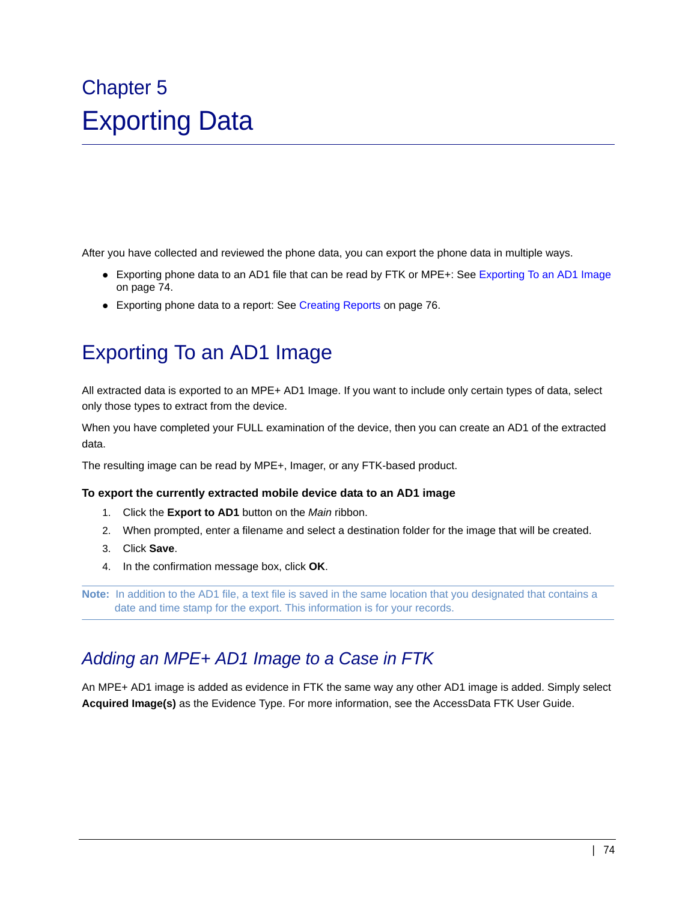# Chapter 5
# Exporting Data

After you have collected and reviewed the phone data, you can export the phone data in multiple ways.

- Exporting phone data to an AD1 file that can be read by FTK or MPE+: See Exporting To an AD1 Image on page 74.
- Exporting phone data to a report: See Creating Reports on page 76.

## Exporting To an AD1 Image

All extracted data is exported to an MPE+ AD1 Image. If you want to include only certain types of data, select only those types to extract from the device.

When you have completed your FULL examination of the device, then you can create an AD1 of the extracted data.

The resulting image can be read by MPE+, Imager, or any FTK-based product.

**To export the currently extracted mobile device data to an AD1 image**

1. Click the **Export to AD1** button on the *Main* ribbon.
2. When prompted, enter a filename and select a destination folder for the image that will be created.
3. Click **Save**.
4. In the confirmation message box, click **OK**.

**Note:** In addition to the AD1 file, a text file is saved in the same location that you designated that contains a date and time stamp for the export. This information is for your records.

### *Adding an MPE+ AD1 Image to a Case in FTK*

An MPE+ AD1 image is added as evidence in FTK the same way any other AD1 image is added. Simply select **Acquired Image(s)** as the Evidence Type. For more information, see the AccessData FTK User Guide.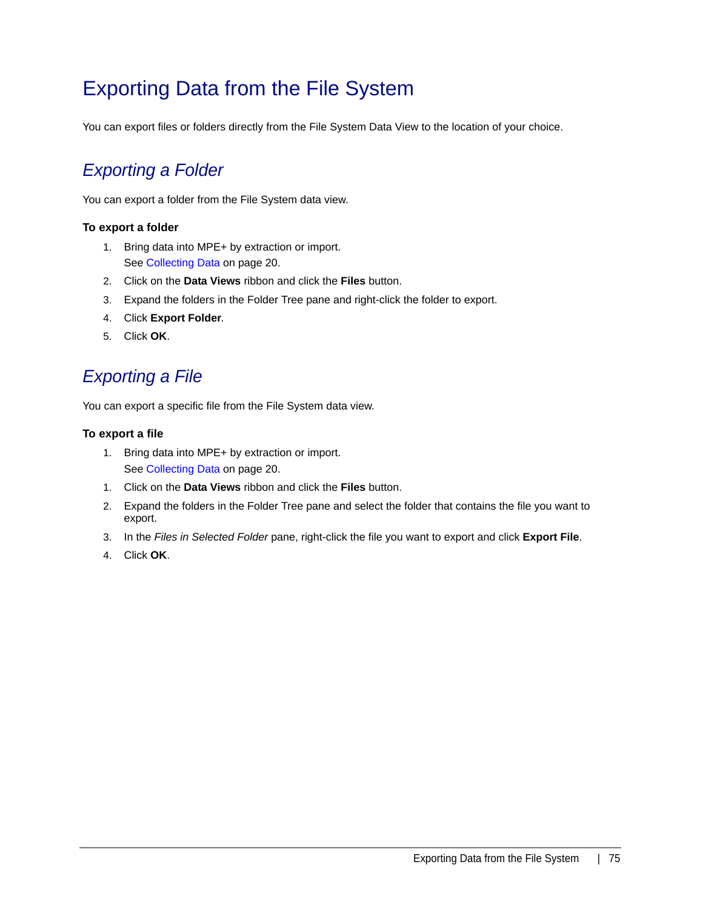# Exporting Data from the File System

You can export files or folders directly from the File System Data View to the location of your choice.

## *Exporting a Folder*

You can export a folder from the File System data view.

**To export a folder**

1. Bring data into MPE+ by extraction or import.
   See Collecting Data on page 20.
2. Click on the **Data Views** ribbon and click the **Files** button.
3. Expand the folders in the Folder Tree pane and right-click the folder to export.
4. Click **Export Folder**.
5. Click **OK**.

## *Exporting a File*

You can export a specific file from the File System data view.

**To export a file**

1. Bring data into MPE+ by extraction or import.
   See Collecting Data on page 20.
1. Click on the **Data Views** ribbon and click the **Files** button.
2. Expand the folders in the Folder Tree pane and select the folder that contains the file you want to export.
3. In the *Files in Selected Folder* pane, right-click the file you want to export and click **Export File**.
4. Click **OK**.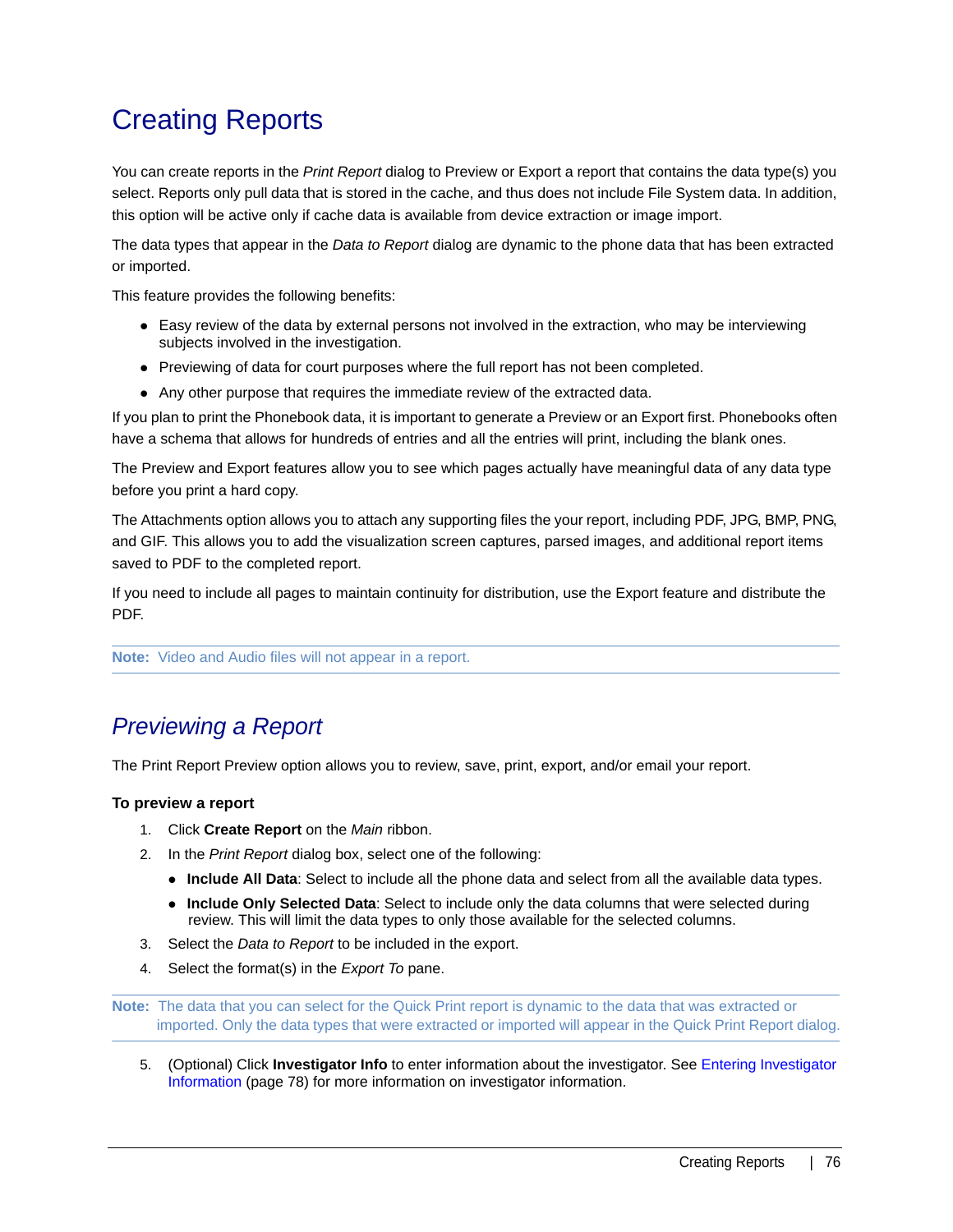# Creating Reports

You can create reports in the *Print Report* dialog to Preview or Export a report that contains the data type(s) you select. Reports only pull data that is stored in the cache, and thus does not include File System data. In addition, this option will be active only if cache data is available from device extraction or image import.

The data types that appear in the *Data to Report* dialog are dynamic to the phone data that has been extracted or imported.

This feature provides the following benefits:

- Easy review of the data by external persons not involved in the extraction, who may be interviewing subjects involved in the investigation.
- Previewing of data for court purposes where the full report has not been completed.
- Any other purpose that requires the immediate review of the extracted data.

If you plan to print the Phonebook data, it is important to generate a Preview or an Export first. Phonebooks often have a schema that allows for hundreds of entries and all the entries will print, including the blank ones.

The Preview and Export features allow you to see which pages actually have meaningful data of any data type before you print a hard copy.

The Attachments option allows you to attach any supporting files the your report, including PDF, JPG, BMP, PNG, and GIF. This allows you to add the visualization screen captures, parsed images, and additional report items saved to PDF to the completed report.

If you need to include all pages to maintain continuity for distribution, use the Export feature and distribute the PDF.

**Note:** Video and Audio files will not appear in a report.

## *Previewing a Report*

The Print Report Preview option allows you to review, save, print, export, and/or email your report.

**To preview a report**

1. Click **Create Report** on the *Main* ribbon.
2. In the *Print Report* dialog box, select one of the following:
    - **Include All Data**: Select to include all the phone data and select from all the available data types.
    - **Include Only Selected Data**: Select to include only the data columns that were selected during review. This will limit the data types to only those available for the selected columns.
3. Select the *Data to Report* to be included in the export.
4. Select the format(s) in the *Export To* pane.

**Note:** The data that you can select for the Quick Print report is dynamic to the data that was extracted or imported. Only the data types that were extracted or imported will appear in the Quick Print Report dialog.

5. (Optional) Click **Investigator Info** to enter information about the investigator. See Entering Investigator Information (page 78) for more information on investigator information.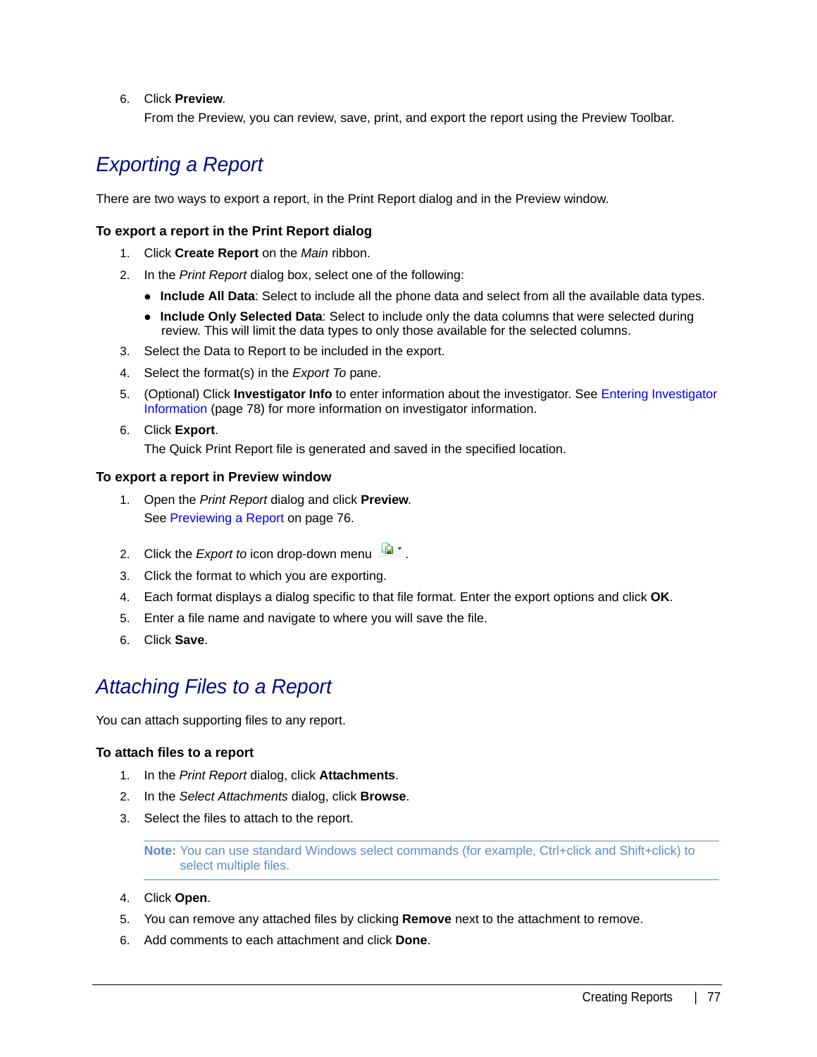6. Click **Preview**.

   From the Preview, you can review, save, print, and export the report using the Preview Toolbar.

## *Exporting a Report*

There are two ways to export a report, in the Print Report dialog and in the Preview window.

### To export a report in the Print Report dialog

1. Click **Create Report** on the *Main* ribbon.
2. In the *Print Report* dialog box, select one of the following:
   - **Include All Data**: Select to include all the phone data and select from all the available data types.
   - **Include Only Selected Data**: Select to include only the data columns that were selected during review. This will limit the data types to only those available for the selected columns.
3. Select the Data to Report to be included in the export.
4. Select the format(s) in the *Export To* pane.
5. (Optional) Click **Investigator Info** to enter information about the investigator. See Entering Investigator Information (page 78) for more information on investigator information.
6. Click **Export**.

   The Quick Print Report file is generated and saved in the specified location.

### To export a report in Preview window

1. Open the *Print Report* dialog and click **Preview**.

   See Previewing a Report on page 76.
2. Click the *Export to* icon drop-down menu .
3. Click the format to which you are exporting.
4. Each format displays a dialog specific to that file format. Enter the export options and click **OK**.
5. Enter a file name and navigate to where you will save the file.
6. Click **Save**.

## *Attaching Files to a Report*

You can attach supporting files to any report.

### To attach files to a report

1. In the *Print Report* dialog, click **Attachments**.
2. In the *Select Attachments* dialog, click **Browse**.
3. Select the files to attach to the report.

   **Note:** You can use standard Windows select commands (for example, Ctrl+click and Shift+click) to select multiple files.
4. Click **Open**.
5. You can remove any attached files by clicking **Remove** next to the attachment to remove.
6. Add comments to each attachment and click **Done**.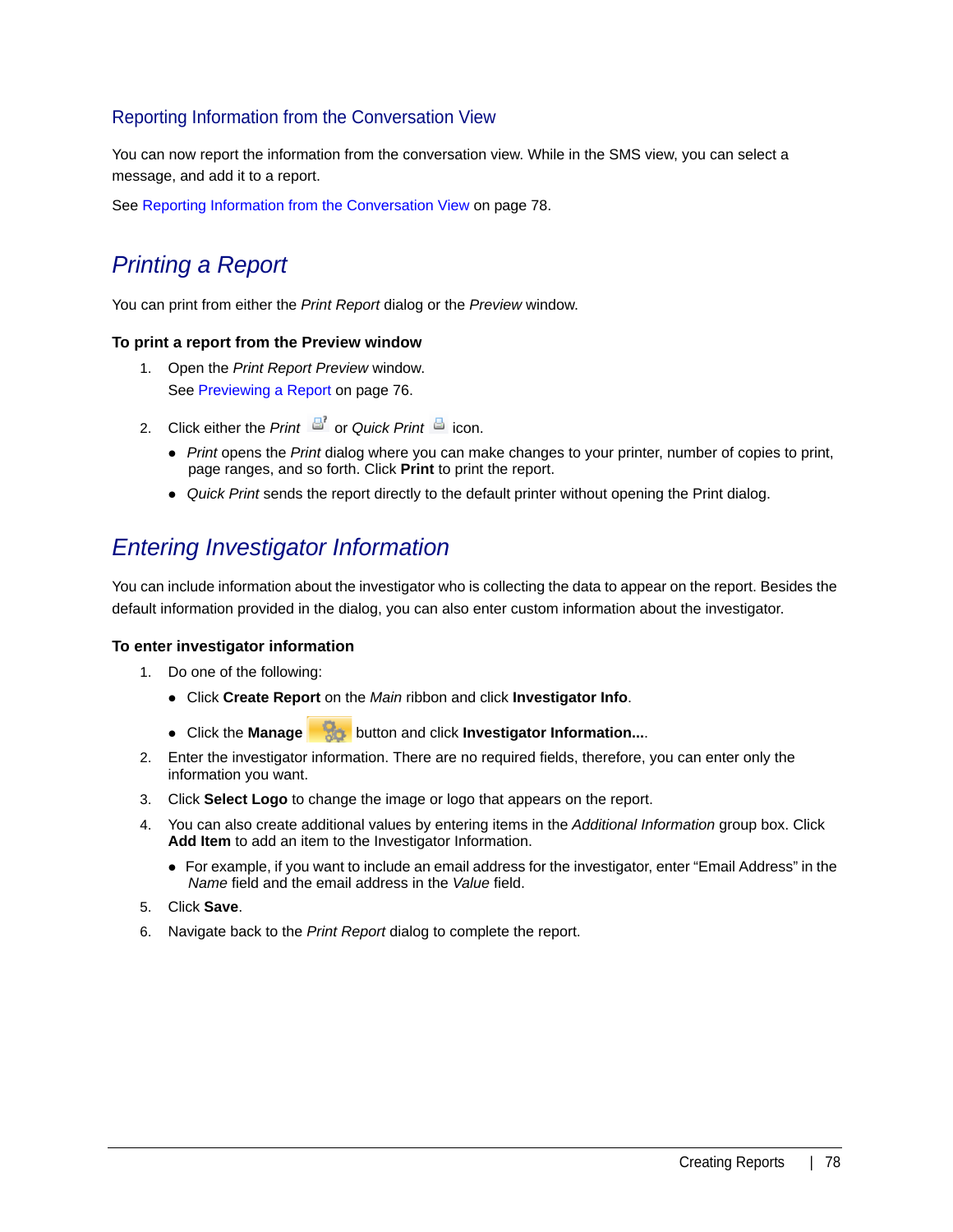### Reporting Information from the Conversation View

You can now report the information from the conversation view. While in the SMS view, you can select a message, and add it to a report.

See Reporting Information from the Conversation View on page 78.

## *Printing a Report*

You can print from either the *Print Report* dialog or the *Preview* window.

**To print a report from the Preview window**

1. Open the *Print Report Preview* window.
   See Previewing a Report on page 76.
2. Click either the *Print* or *Quick Print* icon.
   - *Print* opens the *Print* dialog where you can make changes to your printer, number of copies to print, page ranges, and so forth. Click **Print** to print the report.
   - *Quick Print* sends the report directly to the default printer without opening the Print dialog.

## *Entering Investigator Information*

You can include information about the investigator who is collecting the data to appear on the report. Besides the default information provided in the dialog, you can also enter custom information about the investigator.

**To enter investigator information**

1. Do one of the following:
   - Click **Create Report** on the *Main* ribbon and click **Investigator Info**.
   - Click the **Manage** button and click **Investigator Information...**.
2. Enter the investigator information. There are no required fields, therefore, you can enter only the information you want.
3. Click **Select Logo** to change the image or logo that appears on the report.
4. You can also create additional values by entering items in the *Additional Information* group box. Click **Add Item** to add an item to the Investigator Information.
   - For example, if you want to include an email address for the investigator, enter "Email Address" in the *Name* field and the email address in the *Value* field.
5. Click **Save**.
6. Navigate back to the *Print Report* dialog to complete the report.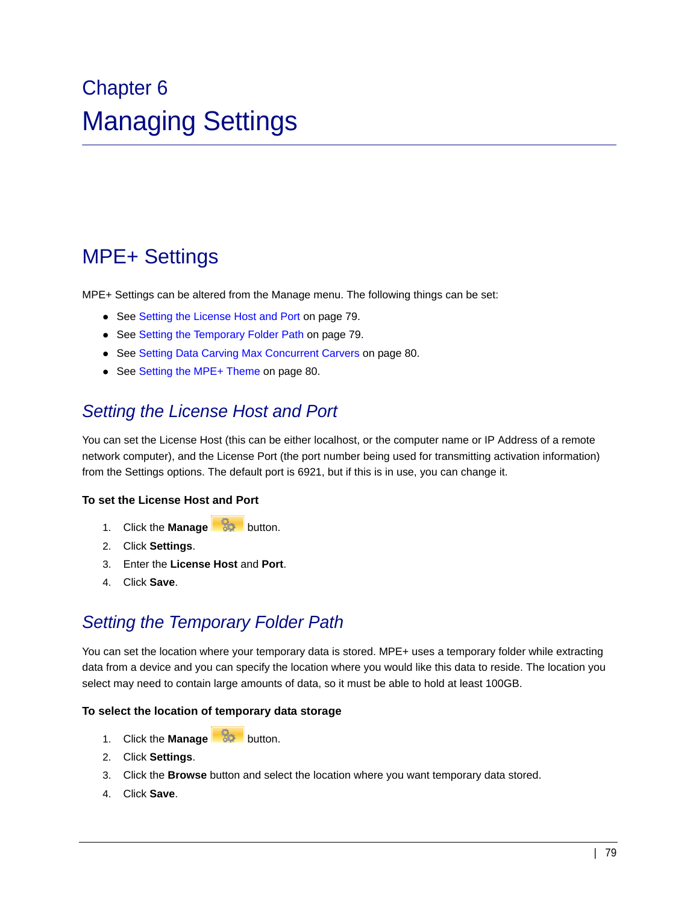# Chapter 6
# Managing Settings

## MPE+ Settings

MPE+ Settings can be altered from the Manage menu. The following things can be set:

- See Setting the License Host and Port on page 79.
- See Setting the Temporary Folder Path on page 79.
- See Setting Data Carving Max Concurrent Carvers on page 80.
- See Setting the MPE+ Theme on page 80.

### *Setting the License Host and Port*

You can set the License Host (this can be either localhost, or the computer name or IP Address of a remote network computer), and the License Port (the port number being used for transmitting activation information) from the Settings options. The default port is 6921, but if this is in use, you can change it.

**To set the License Host and Port**

1. Click the **Manage** button.
2. Click **Settings**.
3. Enter the **License Host** and **Port**.
4. Click **Save**.

### *Setting the Temporary Folder Path*

You can set the location where your temporary data is stored. MPE+ uses a temporary folder while extracting data from a device and you can specify the location where you would like this data to reside. The location you select may need to contain large amounts of data, so it must be able to hold at least 100GB.

**To select the location of temporary data storage**

1. Click the **Manage** button.
2. Click **Settings**.
3. Click the **Browse** button and select the location where you want temporary data stored.
4. Click **Save**.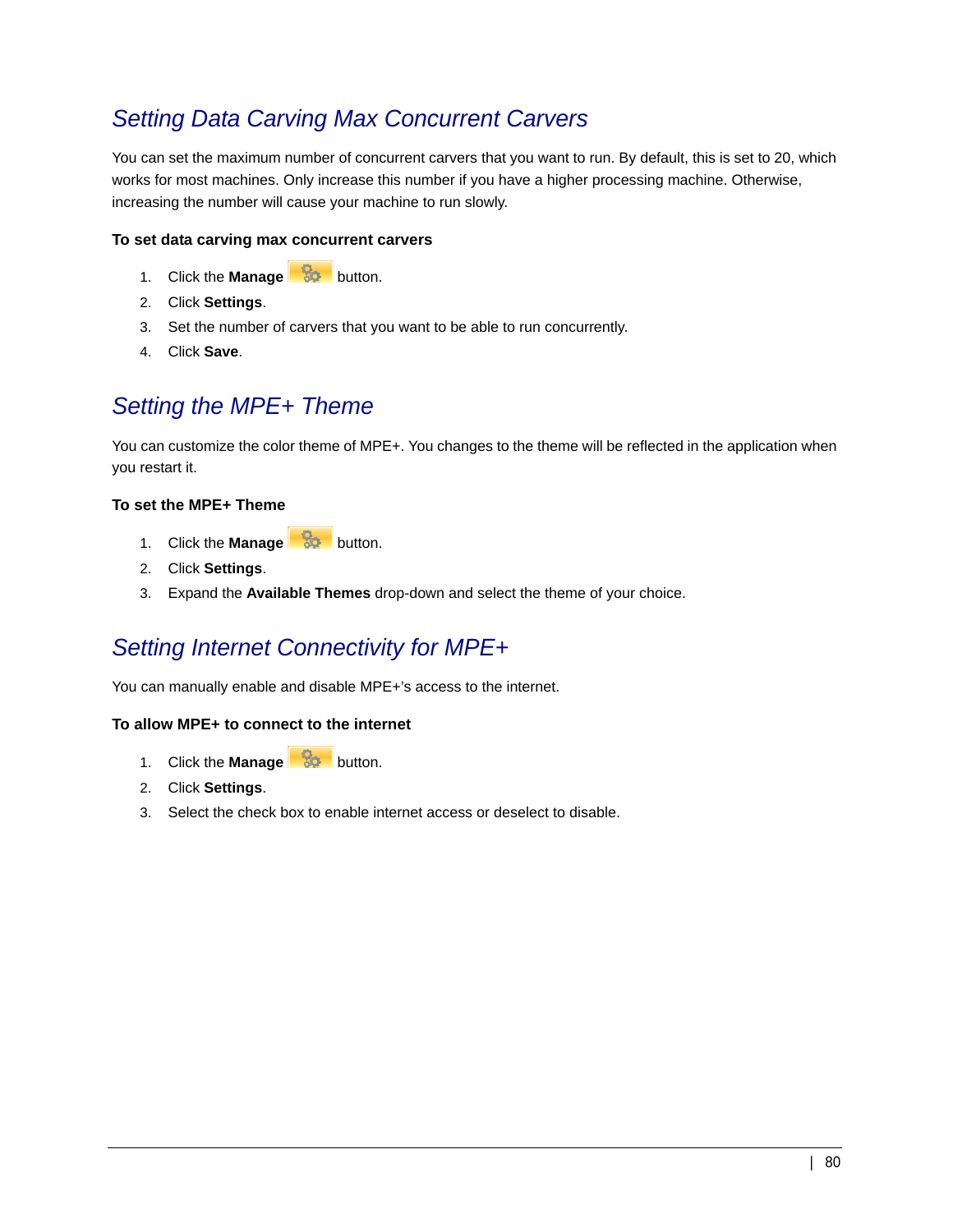## Setting Data Carving Max Concurrent Carvers

You can set the maximum number of concurrent carvers that you want to run. By default, this is set to 20, which works for most machines. Only increase this number if you have a higher processing machine. Otherwise, increasing the number will cause your machine to run slowly.

**To set data carving max concurrent carvers**

1. Click the **Manage** button.
2. Click **Settings**.
3. Set the number of carvers that you want to be able to run concurrently.
4. Click **Save**.

## Setting the MPE+ Theme

You can customize the color theme of MPE+. You changes to the theme will be reflected in the application when you restart it.

**To set the MPE+ Theme**

1. Click the **Manage** button.
2. Click **Settings**.
3. Expand the **Available Themes** drop-down and select the theme of your choice.

## Setting Internet Connectivity for MPE+

You can manually enable and disable MPE+'s access to the internet.

**To allow MPE+ to connect to the internet**

1. Click the **Manage** button.
2. Click **Settings**.
3. Select the check box to enable internet access or deselect to disable.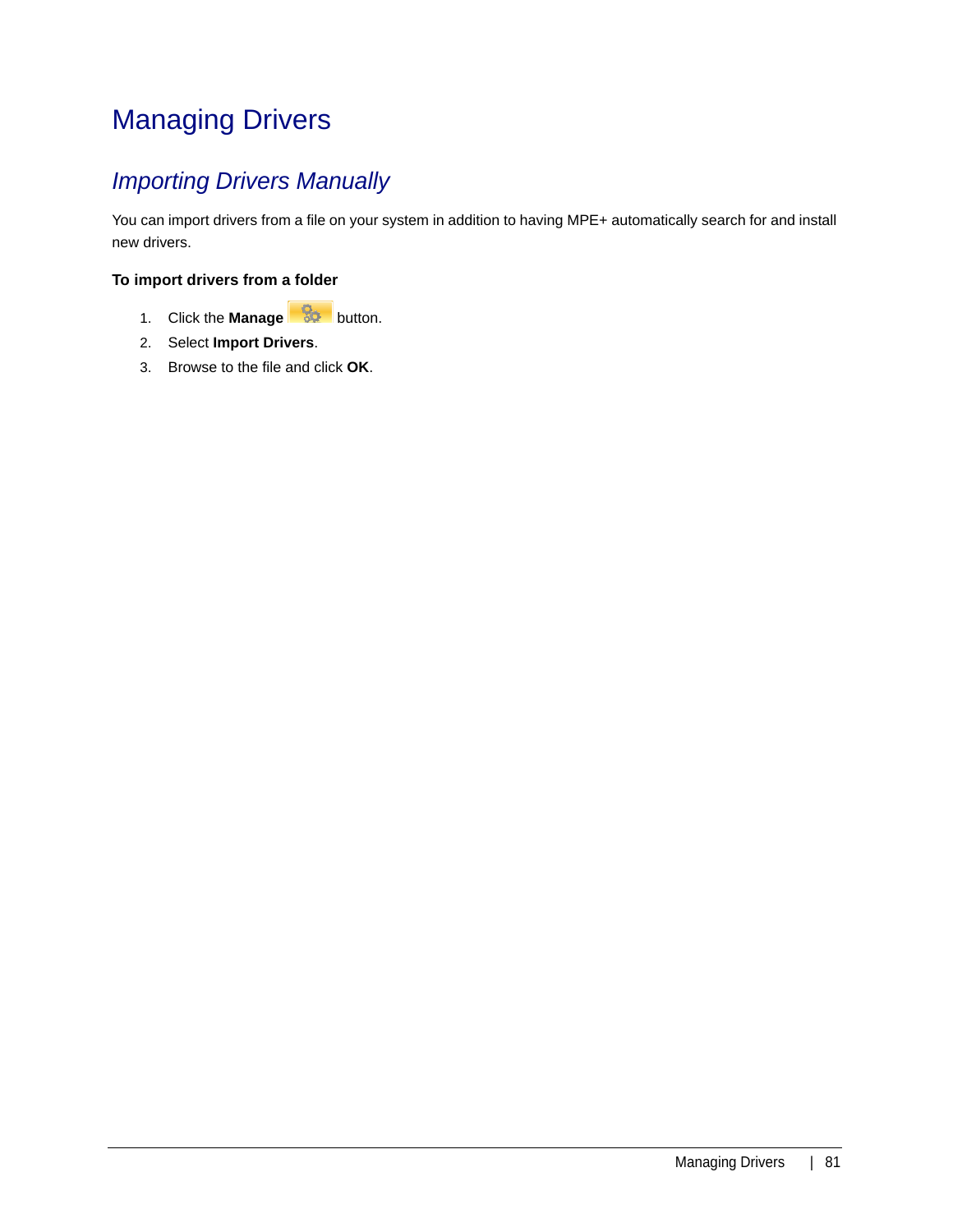# Managing Drivers

## *Importing Drivers Manually*

You can import drivers from a file on your system in addition to having MPE+ automatically search for and install new drivers.

**To import drivers from a folder**

1. Click the **Manage** button.
2. Select **Import Drivers**.
3. Browse to the file and click **OK**.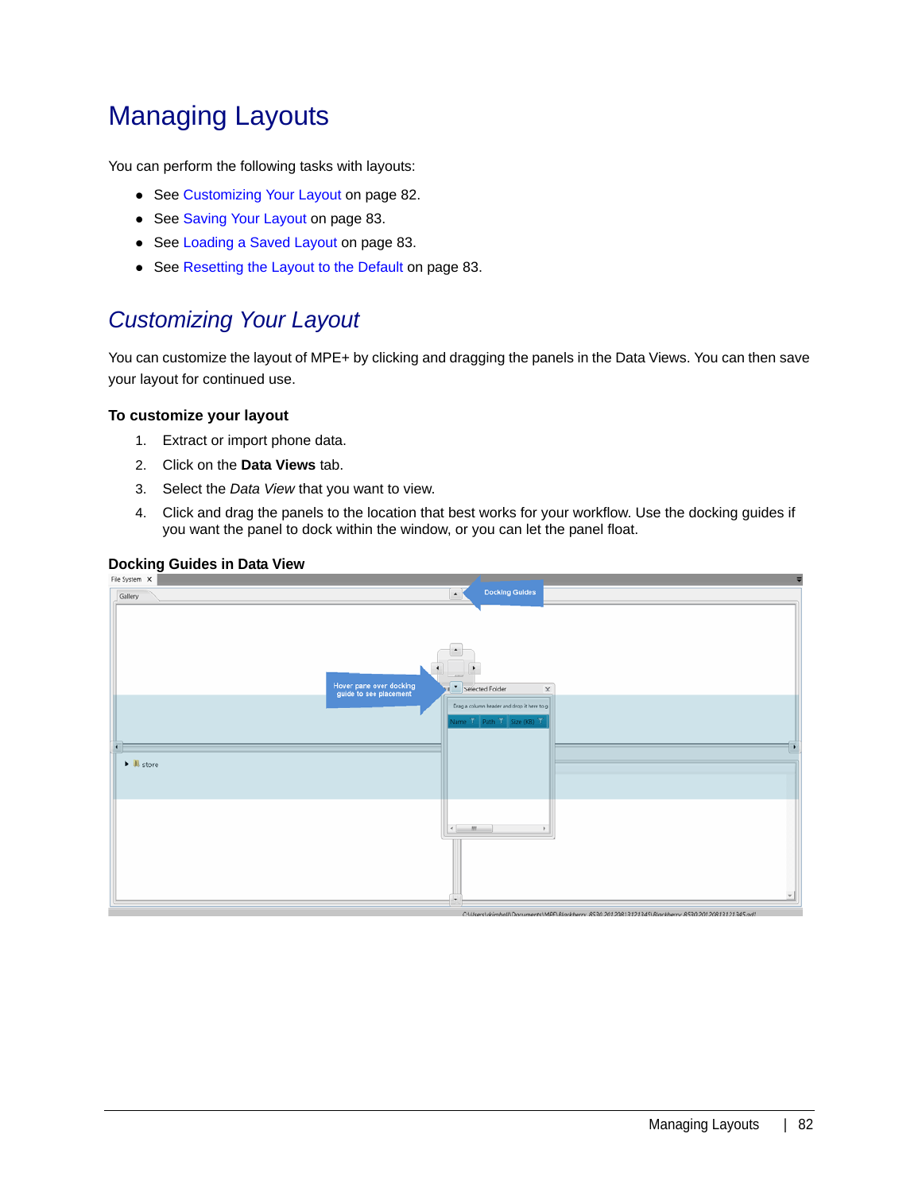# Managing Layouts

You can perform the following tasks with layouts:

- See Customizing Your Layout on page 82.
- See Saving Your Layout on page 83.
- See Loading a Saved Layout on page 83.
- See Resetting the Layout to the Default on page 83.

## *Customizing Your Layout*

You can customize the layout of MPE+ by clicking and dragging the panels in the Data Views. You can then save your layout for continued use.

### To customize your layout

1. Extract or import phone data.
2. Click on the **Data Views** tab.
3. Select the *Data View* that you want to view.
4. Click and drag the panels to the location that best works for your workflow. Use the docking guides if you want the panel to dock within the window, or you can let the panel float.

**Docking Guides in Data View**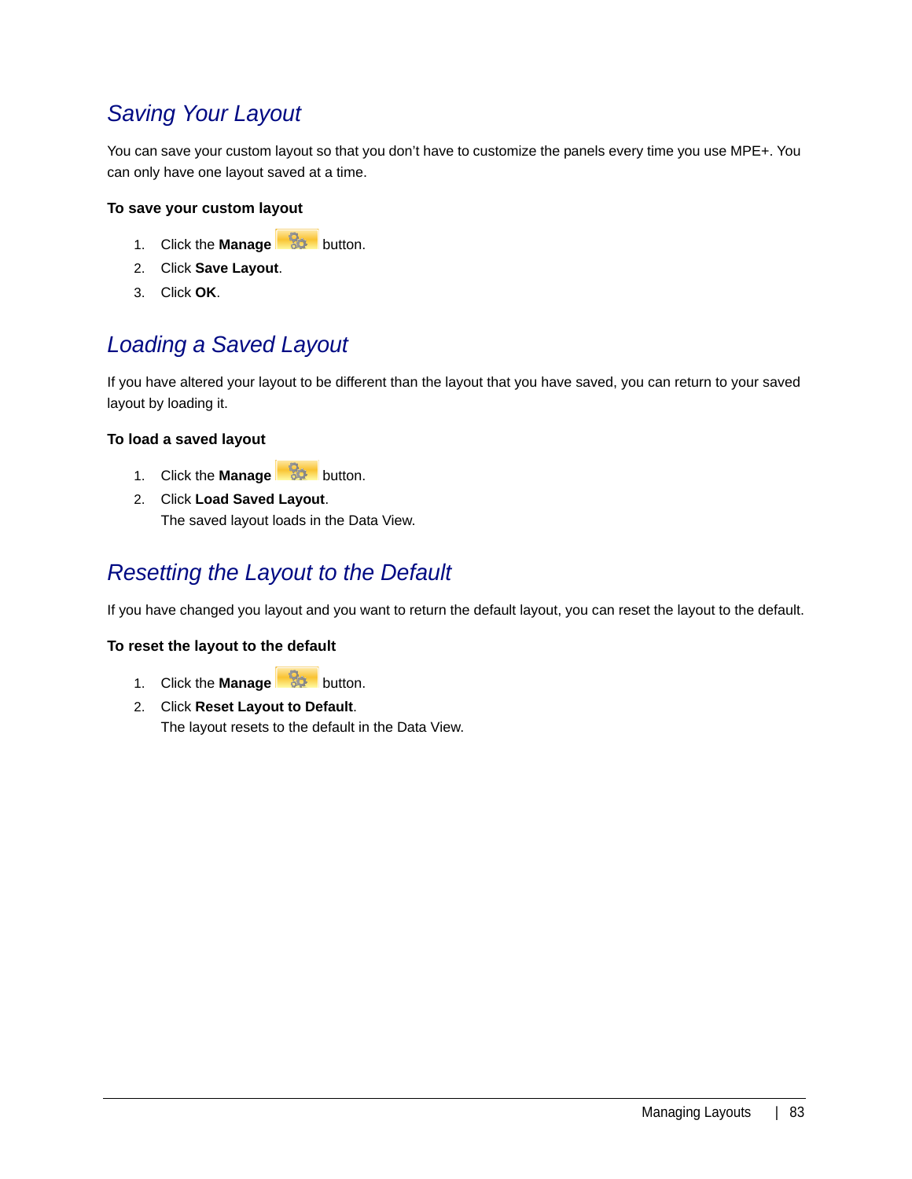## *Saving Your Layout*

You can save your custom layout so that you don't have to customize the panels every time you use MPE+. You can only have one layout saved at a time.

**To save your custom layout**

1. Click the **Manage** button.
2. Click **Save Layout**.
3. Click **OK**.

## *Loading a Saved Layout*

If you have altered your layout to be different than the layout that you have saved, you can return to your saved layout by loading it.

**To load a saved layout**

1. Click the **Manage** button.
2. Click **Load Saved Layout**.
   The saved layout loads in the Data View.

## *Resetting the Layout to the Default*

If you have changed you layout and you want to return the default layout, you can reset the layout to the default.

**To reset the layout to the default**

1. Click the **Manage** button.
2. Click **Reset Layout to Default**.
   The layout resets to the default in the Data View.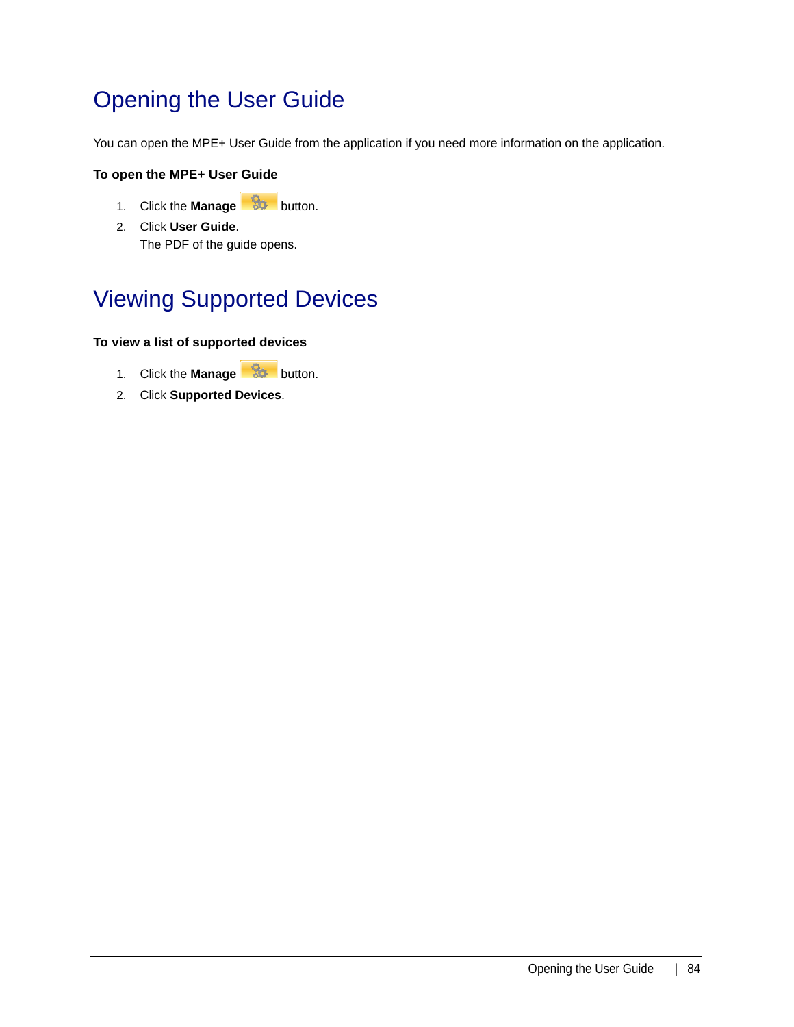# Opening the User Guide

You can open the MPE+ User Guide from the application if you need more information on the application.

**To open the MPE+ User Guide**

1. Click the **Manage** button.
2. Click **User Guide**.
   The PDF of the guide opens.

# Viewing Supported Devices

**To view a list of supported devices**

1. Click the **Manage** button.
2. Click **Supported Devices**.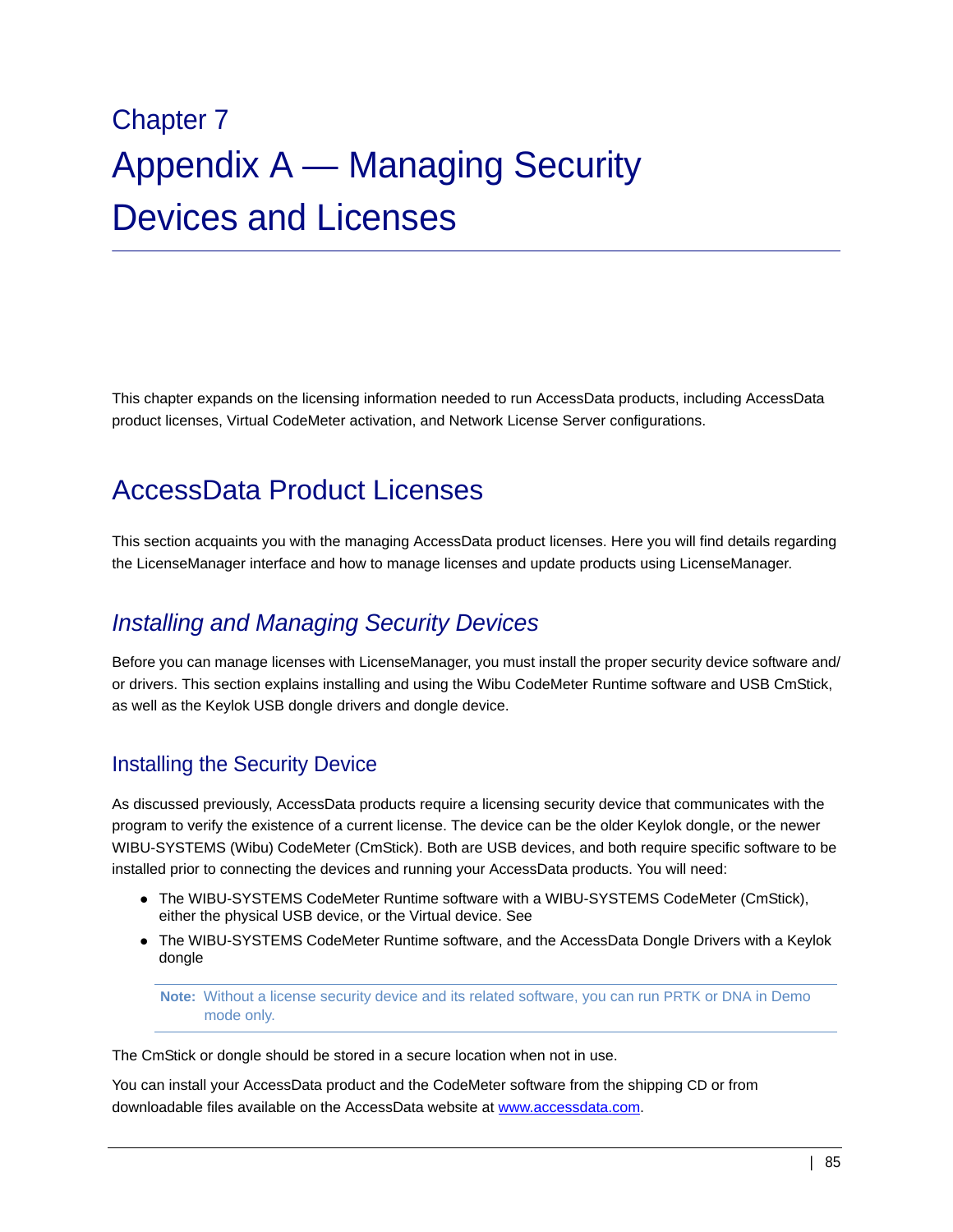Chapter 7

# Appendix A — Managing Security Devices and Licenses

This chapter expands on the licensing information needed to run AccessData products, including AccessData product licenses, Virtual CodeMeter activation, and Network License Server configurations.

## AccessData Product Licenses

This section acquaints you with the managing AccessData product licenses. Here you will find details regarding the LicenseManager interface and how to manage licenses and update products using LicenseManager.

### *Installing and Managing Security Devices*

Before you can manage licenses with LicenseManager, you must install the proper security device software and/ or drivers. This section explains installing and using the Wibu CodeMeter Runtime software and USB CmStick, as well as the Keylok USB dongle drivers and dongle device.

#### Installing the Security Device

As discussed previously, AccessData products require a licensing security device that communicates with the program to verify the existence of a current license. The device can be the older Keylok dongle, or the newer WIBU-SYSTEMS (Wibu) CodeMeter (CmStick). Both are USB devices, and both require specific software to be installed prior to connecting the devices and running your AccessData products. You will need:

- The WIBU-SYSTEMS CodeMeter Runtime software with a WIBU-SYSTEMS CodeMeter (CmStick), either the physical USB device, or the Virtual device. See
- The WIBU-SYSTEMS CodeMeter Runtime software, and the AccessData Dongle Drivers with a Keylok dongle

> **Note:** Without a license security device and its related software, you can run PRTK or DNA in Demo mode only.

The CmStick or dongle should be stored in a secure location when not in use.

You can install your AccessData product and the CodeMeter software from the shipping CD or from downloadable files available on the AccessData website at www.accessdata.com.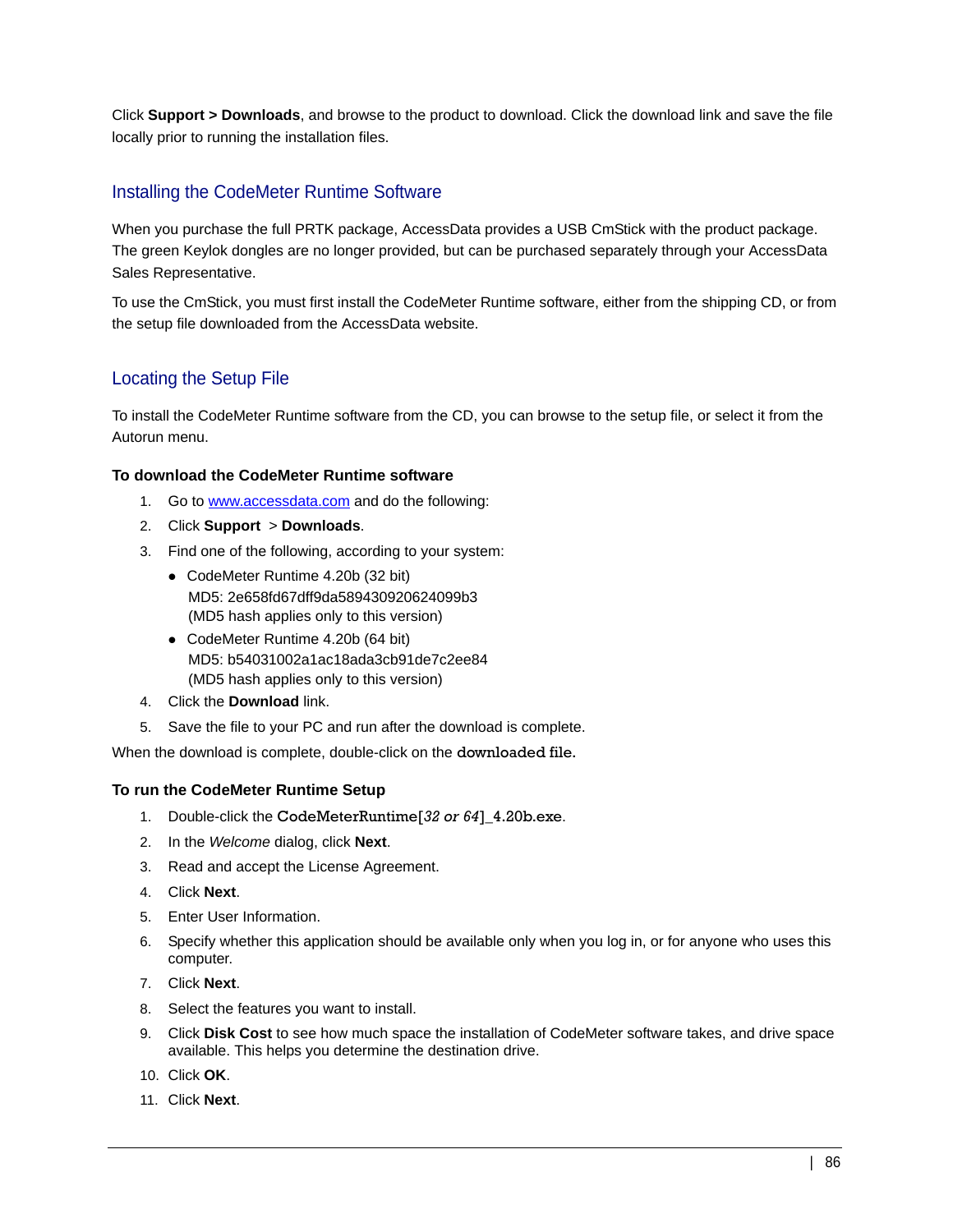Click **Support > Downloads**, and browse to the product to download. Click the download link and save the file locally prior to running the installation files.

## Installing the CodeMeter Runtime Software

When you purchase the full PRTK package, AccessData provides a USB CmStick with the product package. The green Keylok dongles are no longer provided, but can be purchased separately through your AccessData Sales Representative.

To use the CmStick, you must first install the CodeMeter Runtime software, either from the shipping CD, or from the setup file downloaded from the AccessData website.

## Locating the Setup File

To install the CodeMeter Runtime software from the CD, you can browse to the setup file, or select it from the Autorun menu.

**To download the CodeMeter Runtime software**

1. Go to [www.accessdata.com](http://www.accessdata.com) and do the following:
2. Click **Support** > **Downloads**.
3. Find one of the following, according to your system:
   - CodeMeter Runtime 4.20b (32 bit)
     MD5: 2e658fd67dff9da589430920624099b3
     (MD5 hash applies only to this version)
   - CodeMeter Runtime 4.20b (64 bit)
     MD5: b54031002a1ac18ada3cb91de7c2ee84
     (MD5 hash applies only to this version)
4. Click the **Download** link.
5. Save the file to your PC and run after the download is complete.

When the download is complete, double-click on the downloaded file.

**To run the CodeMeter Runtime Setup**

1. Double-click the CodeMeterRuntime[*32 or 64*]_4.20b.exe.
2. In the *Welcome* dialog, click **Next**.
3. Read and accept the License Agreement.
4. Click **Next**.
5. Enter User Information.
6. Specify whether this application should be available only when you log in, or for anyone who uses this computer.
7. Click **Next**.
8. Select the features you want to install.
9. Click **Disk Cost** to see how much space the installation of CodeMeter software takes, and drive space available. This helps you determine the destination drive.
10. Click **OK**.
11. Click **Next**.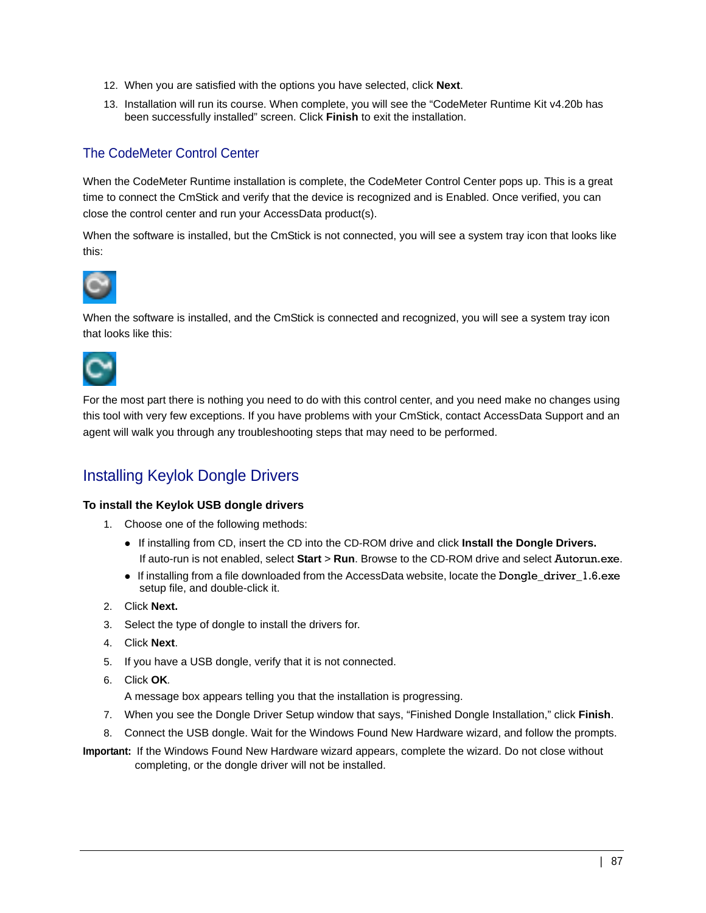12. When you are satisfied with the options you have selected, click **Next**.
13. Installation will run its course. When complete, you will see the “CodeMeter Runtime Kit v4.20b has been successfully installed” screen. Click **Finish** to exit the installation.

### The CodeMeter Control Center

When the CodeMeter Runtime installation is complete, the CodeMeter Control Center pops up. This is a great time to connect the CmStick and verify that the device is recognized and is Enabled. Once verified, you can close the control center and run your AccessData product(s).

When the software is installed, but the CmStick is not connected, you will see a system tray icon that looks like this:

When the software is installed, and the CmStick is connected and recognized, you will see a system tray icon that looks like this:

For the most part there is nothing you need to do with this control center, and you need make no changes using this tool with very few exceptions. If you have problems with your CmStick, contact AccessData Support and an agent will walk you through any troubleshooting steps that may need to be performed.

## Installing Keylok Dongle Drivers

**To install the Keylok USB dongle drivers**

1. Choose one of the following methods:
   - If installing from CD, insert the CD into the CD-ROM drive and click **Install the Dongle Drivers.** If auto-run is not enabled, select **Start** > **Run**. Browse to the CD-ROM drive and select Autorun.exe.
   - If installing from a file downloaded from the AccessData website, locate the Dongle_driver_1.6.exe setup file, and double-click it.
2. Click **Next.**
3. Select the type of dongle to install the drivers for.
4. Click **Next**.
5. If you have a USB dongle, verify that it is not connected.
6. Click **OK**.

   A message box appears telling you that the installation is progressing.
7. When you see the Dongle Driver Setup window that says, “Finished Dongle Installation,” click **Finish**.
8. Connect the USB dongle. Wait for the Windows Found New Hardware wizard, and follow the prompts.

**Important:** If the Windows Found New Hardware wizard appears, complete the wizard. Do not close without completing, or the dongle driver will not be installed.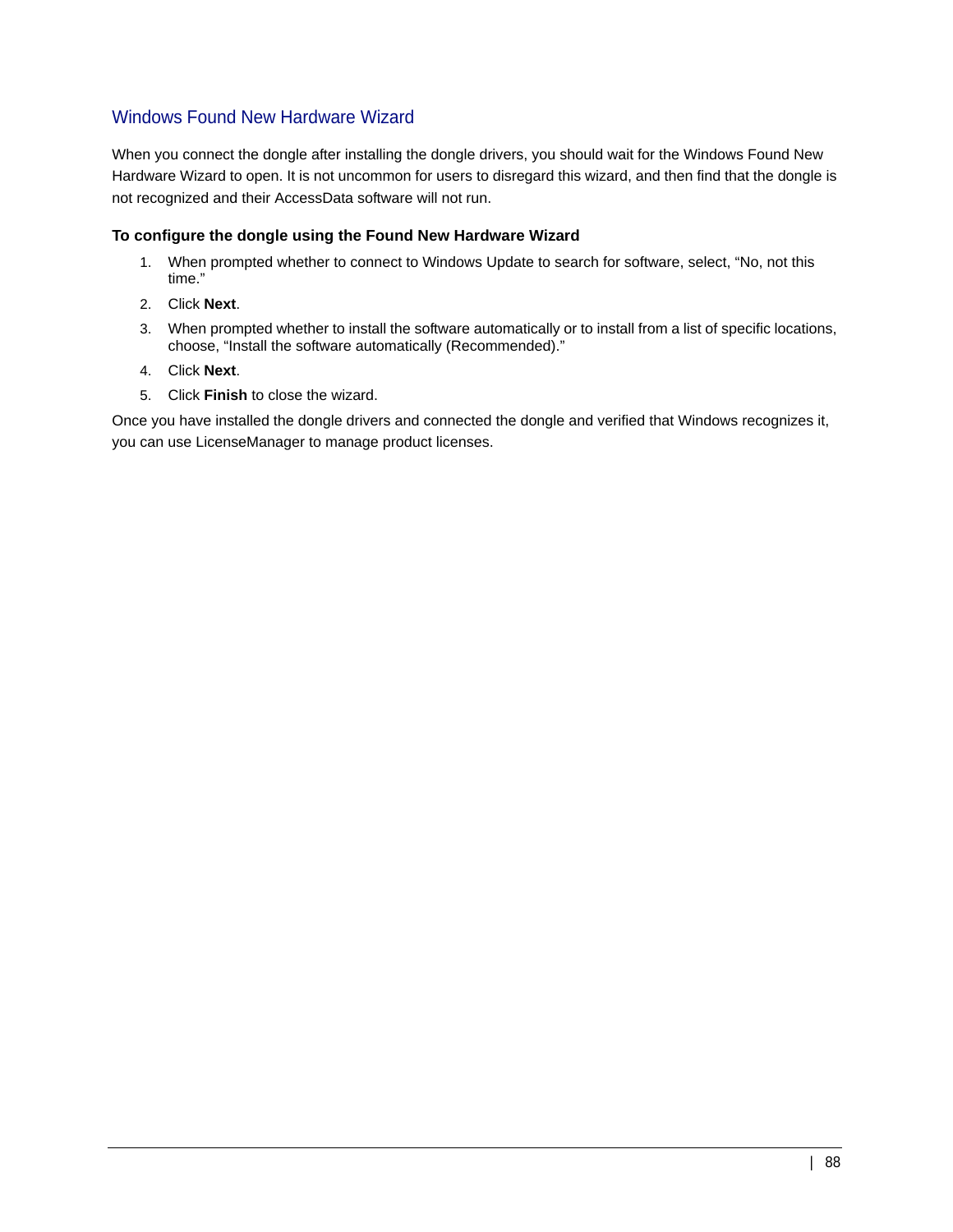## Windows Found New Hardware Wizard

When you connect the dongle after installing the dongle drivers, you should wait for the Windows Found New Hardware Wizard to open. It is not uncommon for users to disregard this wizard, and then find that the dongle is not recognized and their AccessData software will not run.

**To configure the dongle using the Found New Hardware Wizard**

1. When prompted whether to connect to Windows Update to search for software, select, “No, not this time.”
2. Click **Next**.
3. When prompted whether to install the software automatically or to install from a list of specific locations, choose, “Install the software automatically (Recommended).”
4. Click **Next**.
5. Click **Finish** to close the wizard.

Once you have installed the dongle drivers and connected the dongle and verified that Windows recognizes it, you can use LicenseManager to manage product licenses.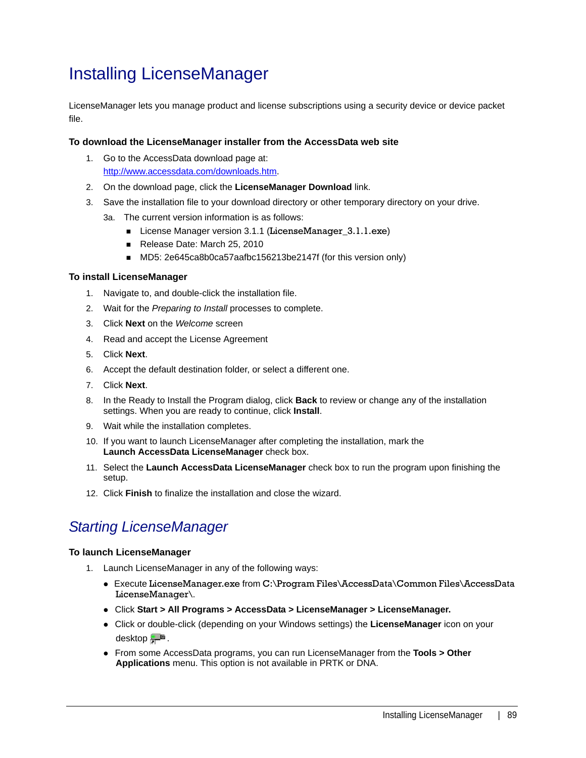# Installing LicenseManager

LicenseManager lets you manage product and license subscriptions using a security device or device packet file.

**To download the LicenseManager installer from the AccessData web site**

1. Go to the AccessData download page at: http://www.accessdata.com/downloads.htm.
2. On the download page, click the **LicenseManager Download** link.
3. Save the installation file to your download directory or other temporary directory on your drive.

   3a. The current version information is as follows:
   - License Manager version 3.1.1 (LicenseManager_3.1.1.exe)
   - Release Date: March 25, 2010
   - MD5: 2e645ca8b0ca57aafbc156213be2147f (for this version only)

**To install LicenseManager**

1. Navigate to, and double-click the installation file.
2. Wait for the *Preparing to Install* processes to complete.
3. Click **Next** on the *Welcome* screen
4. Read and accept the License Agreement
5. Click **Next**.
6. Accept the default destination folder, or select a different one.
7. Click **Next**.
8. In the Ready to Install the Program dialog, click **Back** to review or change any of the installation settings. When you are ready to continue, click **Install**.
9. Wait while the installation completes.
10. If you want to launch LicenseManager after completing the installation, mark the **Launch AccessData LicenseManager** check box.
11. Select the **Launch AccessData LicenseManager** check box to run the program upon finishing the setup.
12. Click **Finish** to finalize the installation and close the wizard.

## *Starting LicenseManager*

**To launch LicenseManager**

1. Launch LicenseManager in any of the following ways:
   - Execute LicenseManager.exe from **C:\Program Files\AccessData\Common Files\AccessData LicenseManager\**.
   - Click **Start > All Programs > AccessData > LicenseManager > LicenseManager.**
   - Click or double-click (depending on your Windows settings) the **LicenseManager** icon on your desktop.
   - From some AccessData programs, you can run LicenseManager from the **Tools > Other Applications** menu. This option is not available in PRTK or DNA.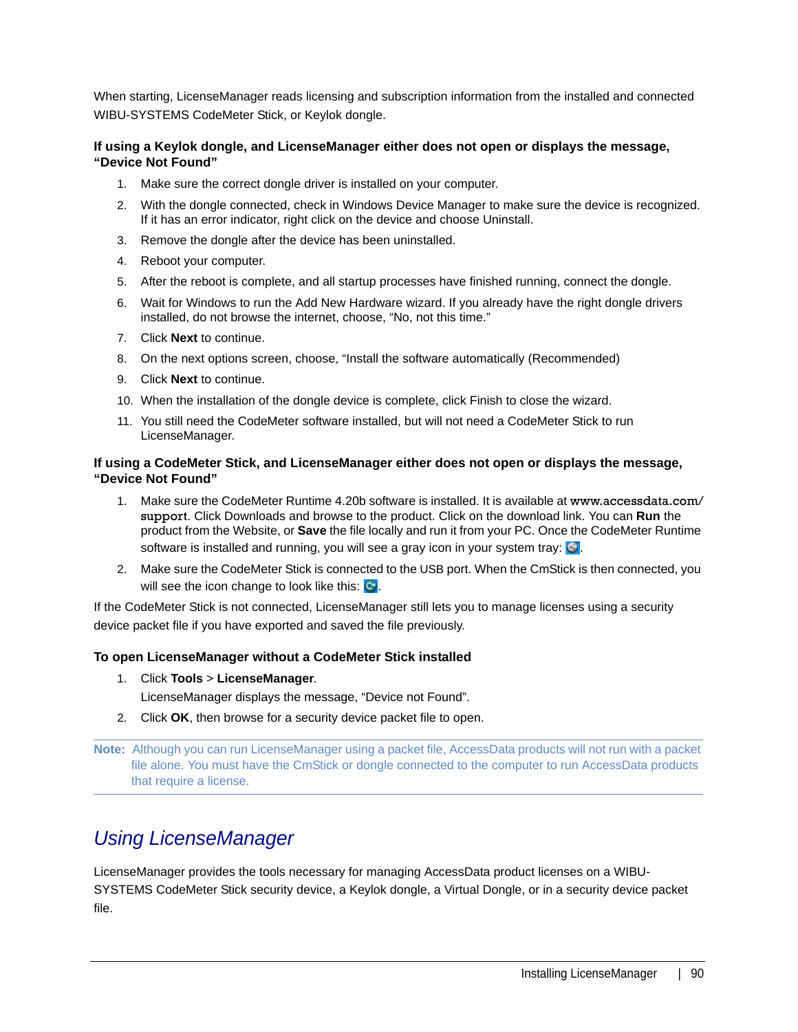When starting, LicenseManager reads licensing and subscription information from the installed and connected WIBU-SYSTEMS CodeMeter Stick, or Keylok dongle.

**If using a Keylok dongle, and LicenseManager either does not open or displays the message, “Device Not Found”**

1. Make sure the correct dongle driver is installed on your computer.
2. With the dongle connected, check in Windows Device Manager to make sure the device is recognized. If it has an error indicator, right click on the device and choose Uninstall.
3. Remove the dongle after the device has been uninstalled.
4. Reboot your computer.
5. After the reboot is complete, and all startup processes have finished running, connect the dongle.
6. Wait for Windows to run the Add New Hardware wizard. If you already have the right dongle drivers installed, do not browse the internet, choose, “No, not this time.”
7. Click **Next** to continue.
8. On the next options screen, choose, “Install the software automatically (Recommended)
9. Click **Next** to continue.
10. When the installation of the dongle device is complete, click Finish to close the wizard.
11. You still need the CodeMeter software installed, but will not need a CodeMeter Stick to run LicenseManager.

**If using a CodeMeter Stick, and LicenseManager either does not open or displays the message, “Device Not Found”**

1. Make sure the CodeMeter Runtime 4.20b software is installed. It is available at www.accessdata.com/support. Click Downloads and browse to the product. Click on the download link. You can **Run** the product from the Website, or **Save** the file locally and run it from your PC. Once the CodeMeter Runtime software is installed and running, you will see a gray icon in your system tray: .
2. Make sure the CodeMeter Stick is connected to the USB port. When the CmStick is then connected, you will see the icon change to look like this: .

If the CodeMeter Stick is not connected, LicenseManager still lets you to manage licenses using a security device packet file if you have exported and saved the file previously.

**To open LicenseManager without a CodeMeter Stick installed**

1. Click **Tools** > **LicenseManager**.
   LicenseManager displays the message, “Device not Found”.
2. Click **OK**, then browse for a security device packet file to open.

**Note:** Although you can run LicenseManager using a packet file, AccessData products will not run with a packet file alone. You must have the CmStick or dongle connected to the computer to run AccessData products that require a license.

## *Using LicenseManager*

LicenseManager provides the tools necessary for managing AccessData product licenses on a WIBU-SYSTEMS CodeMeter Stick security device, a Keylok dongle, a Virtual Dongle, or in a security device packet file.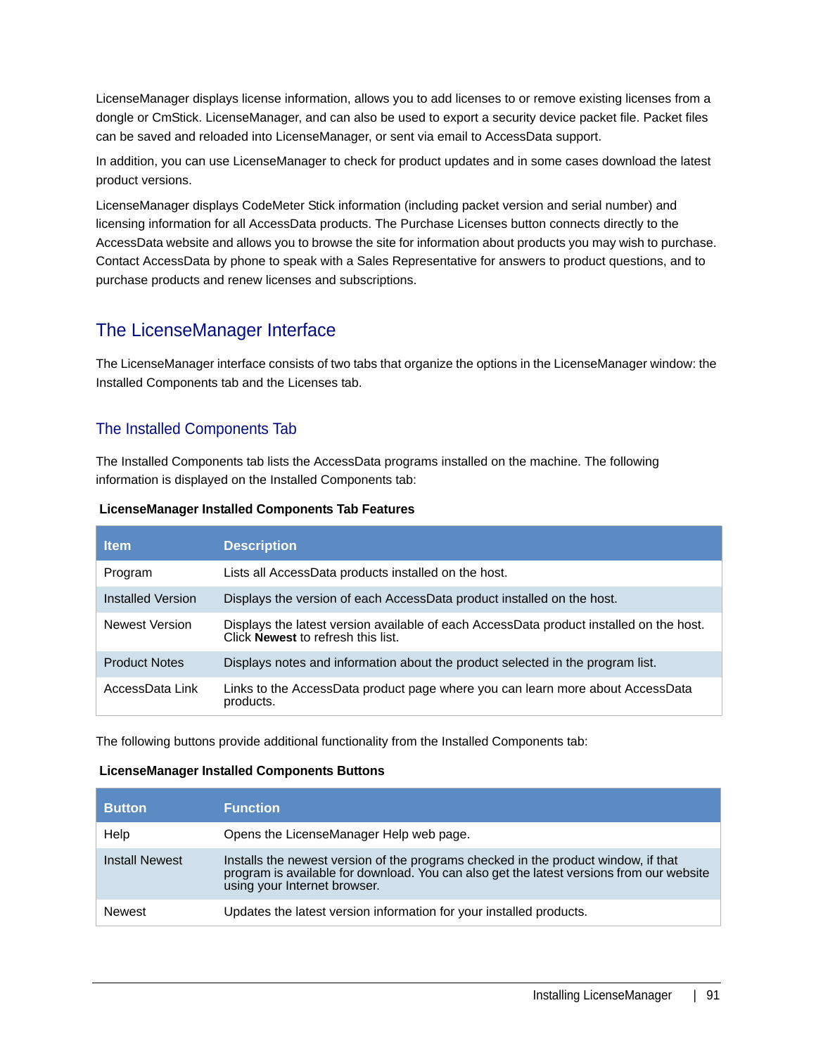LicenseManager displays license information, allows you to add licenses to or remove existing licenses from a dongle or CmStick. LicenseManager, and can also be used to export a security device packet file. Packet files can be saved and reloaded into LicenseManager, or sent via email to AccessData support.

In addition, you can use LicenseManager to check for product updates and in some cases download the latest product versions.

LicenseManager displays CodeMeter Stick information (including packet version and serial number) and licensing information for all AccessData products. The Purchase Licenses button connects directly to the AccessData website and allows you to browse the site for information about products you may wish to purchase. Contact AccessData by phone to speak with a Sales Representative for answers to product questions, and to purchase products and renew licenses and subscriptions.

## The LicenseManager Interface

The LicenseManager interface consists of two tabs that organize the options in the LicenseManager window: the Installed Components tab and the Licenses tab.

### The Installed Components Tab

The Installed Components tab lists the AccessData programs installed on the machine. The following information is displayed on the Installed Components tab:

**LicenseManager Installed Components Tab Features**

| Item | Description |
|---|---|
| Program | Lists all AccessData products installed on the host. |
| Installed Version | Displays the version of each AccessData product installed on the host. |
| Newest Version | Displays the latest version available of each AccessData product installed on the host. Click **Newest** to refresh this list. |
| Product Notes | Displays notes and information about the product selected in the program list. |
| AccessData Link | Links to the AccessData product page where you can learn more about AccessData products. |

The following buttons provide additional functionality from the Installed Components tab:

**LicenseManager Installed Components Buttons**

| Button | Function |
|---|---|
| Help | Opens the LicenseManager Help web page. |
| Install Newest | Installs the newest version of the programs checked in the product window, if that program is available for download. You can also get the latest versions from our website using your Internet browser. |
| Newest | Updates the latest version information for your installed products. |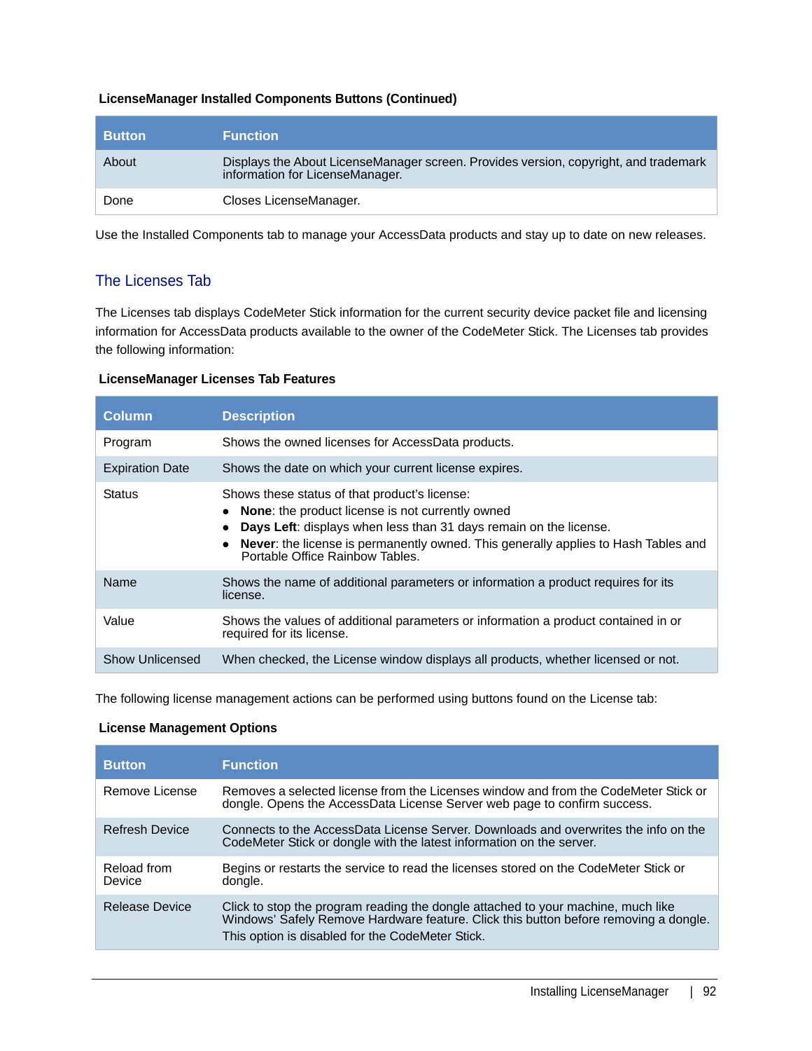**LicenseManager Installed Components Buttons (Continued)**

| Button | Function |
|---|---|
| About | Displays the About LicenseManager screen. Provides version, copyright, and trademark information for LicenseManager. |
| Done | Closes LicenseManager. |

Use the Installed Components tab to manage your AccessData products and stay up to date on new releases.

## The Licenses Tab

The Licenses tab displays CodeMeter Stick information for the current security device packet file and licensing information for AccessData products available to the owner of the CodeMeter Stick. The Licenses tab provides the following information:

**LicenseManager Licenses Tab Features**

| Column | Description |
|---|---|
| Program | Shows the owned licenses for AccessData products. |
| Expiration Date | Shows the date on which your current license expires. |
| Status | Shows these status of that product's license:<br>• **None**: the product license is not currently owned<br>• **Days Left**: displays when less than 31 days remain on the license.<br>• **Never**: the license is permanently owned. This generally applies to Hash Tables and Portable Office Rainbow Tables. |
| Name | Shows the name of additional parameters or information a product requires for its license. |
| Value | Shows the values of additional parameters or information a product contained in or required for its license. |
| Show Unlicensed | When checked, the License window displays all products, whether licensed or not. |

The following license management actions can be performed using buttons found on the License tab:

**License Management Options**

| Button | Function |
|---|---|
| Remove License | Removes a selected license from the Licenses window and from the CodeMeter Stick or dongle. Opens the AccessData License Server web page to confirm success. |
| Refresh Device | Connects to the AccessData License Server. Downloads and overwrites the info on the CodeMeter Stick or dongle with the latest information on the server. |
| Reload from Device | Begins or restarts the service to read the licenses stored on the CodeMeter Stick or dongle. |
| Release Device | Click to stop the program reading the dongle attached to your machine, much like Windows' Safely Remove Hardware feature. Click this button before removing a dongle.<br>This option is disabled for the CodeMeter Stick. |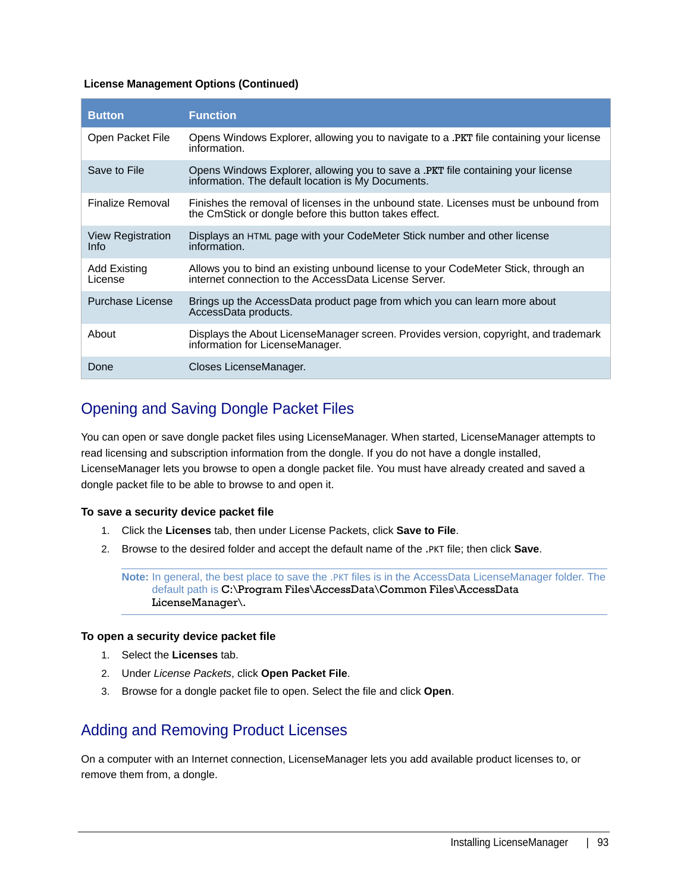**License Management Options (Continued)**

| Button | Function |
| --- | --- |
| Open Packet File | Opens Windows Explorer, allowing you to navigate to a .PKT file containing your license information. |
| Save to File | Opens Windows Explorer, allowing you to save a .PKT file containing your license information. The default location is My Documents. |
| Finalize Removal | Finishes the removal of licenses in the unbound state. Licenses must be unbound from the CmStick or dongle before this button takes effect. |
| View Registration Info | Displays an HTML page with your CodeMeter Stick number and other license information. |
| Add Existing License | Allows you to bind an existing unbound license to your CodeMeter Stick, through an internet connection to the AccessData License Server. |
| Purchase License | Brings up the AccessData product page from which you can learn more about AccessData products. |
| About | Displays the About LicenseManager screen. Provides version, copyright, and trademark information for LicenseManager. |
| Done | Closes LicenseManager. |

## Opening and Saving Dongle Packet Files

You can open or save dongle packet files using LicenseManager. When started, LicenseManager attempts to read licensing and subscription information from the dongle. If you do not have a dongle installed, LicenseManager lets you browse to open a dongle packet file. You must have already created and saved a dongle packet file to be able to browse to and open it.

**To save a security device packet file**

1. Click the **Licenses** tab, then under License Packets, click **Save to File**.
2. Browse to the desired folder and accept the default name of the .PKT file; then click **Save**.

> **Note:** In general, the best place to save the .PKT files is in the AccessData LicenseManager folder. The default path is C:\Program Files\AccessData\Common Files\AccessData LicenseManager\.

**To open a security device packet file**

1. Select the **Licenses** tab.
2. Under *License Packets*, click **Open Packet File**.
3. Browse for a dongle packet file to open. Select the file and click **Open**.

## Adding and Removing Product Licenses

On a computer with an Internet connection, LicenseManager lets you add available product licenses to, or remove them from, a dongle.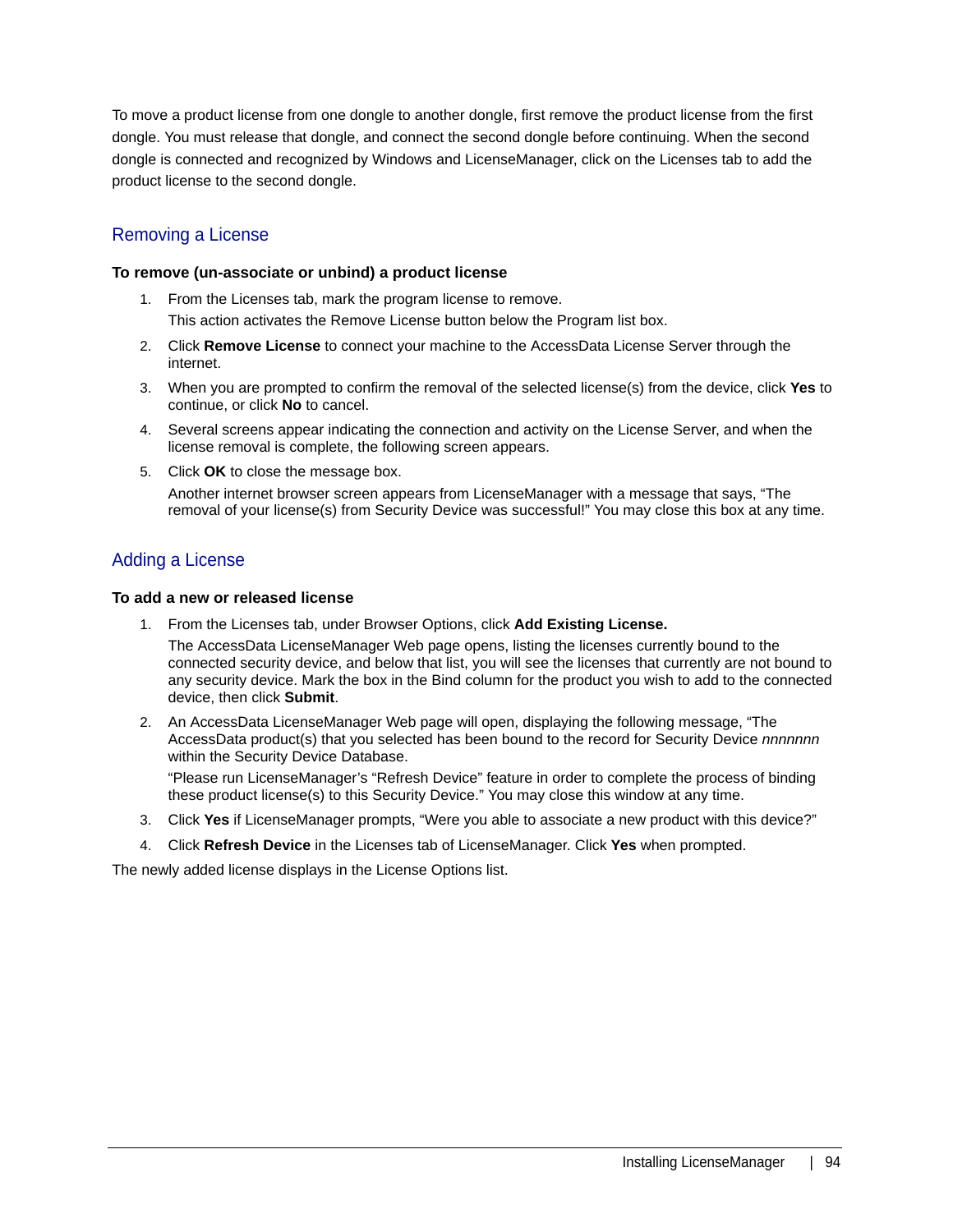To move a product license from one dongle to another dongle, first remove the product license from the first dongle. You must release that dongle, and connect the second dongle before continuing. When the second dongle is connected and recognized by Windows and LicenseManager, click on the Licenses tab to add the product license to the second dongle.

## Removing a License

**To remove (un-associate or unbind) a product license**

1. From the Licenses tab, mark the program license to remove.

   This action activates the Remove License button below the Program list box.

2. Click **Remove License** to connect your machine to the AccessData License Server through the internet.
3. When you are prompted to confirm the removal of the selected license(s) from the device, click **Yes** to continue, or click **No** to cancel.
4. Several screens appear indicating the connection and activity on the License Server, and when the license removal is complete, the following screen appears.
5. Click **OK** to close the message box.

   Another internet browser screen appears from LicenseManager with a message that says, “The removal of your license(s) from Security Device was successful!” You may close this box at any time.

## Adding a License

**To add a new or released license**

1. From the Licenses tab, under Browser Options, click **Add Existing License.**

   The AccessData LicenseManager Web page opens, listing the licenses currently bound to the connected security device, and below that list, you will see the licenses that currently are not bound to any security device. Mark the box in the Bind column for the product you wish to add to the connected device, then click **Submit**.

2. An AccessData LicenseManager Web page will open, displaying the following message, “The AccessData product(s) that you selected has been bound to the record for Security Device *nnnnnnn* within the Security Device Database.

   “Please run LicenseManager’s “Refresh Device” feature in order to complete the process of binding these product license(s) to this Security Device.” You may close this window at any time.

3. Click **Yes** if LicenseManager prompts, “Were you able to associate a new product with this device?”
4. Click **Refresh Device** in the Licenses tab of LicenseManager. Click **Yes** when prompted.

The newly added license displays in the License Options list.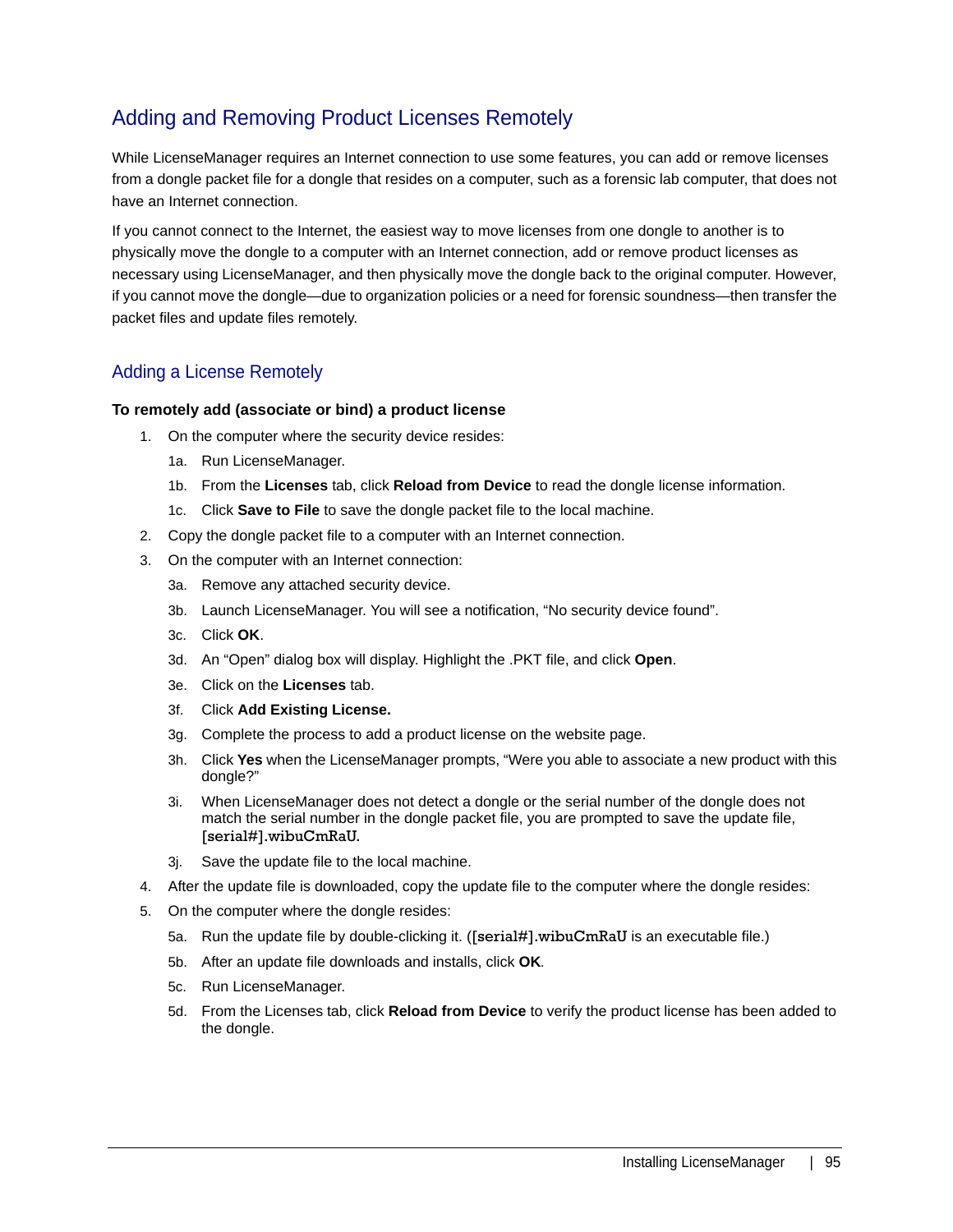## Adding and Removing Product Licenses Remotely

While LicenseManager requires an Internet connection to use some features, you can add or remove licenses from a dongle packet file for a dongle that resides on a computer, such as a forensic lab computer, that does not have an Internet connection.

If you cannot connect to the Internet, the easiest way to move licenses from one dongle to another is to physically move the dongle to a computer with an Internet connection, add or remove product licenses as necessary using LicenseManager, and then physically move the dongle back to the original computer. However, if you cannot move the dongle—due to organization policies or a need for forensic soundness—then transfer the packet files and update files remotely.

### Adding a License Remotely

**To remotely add (associate or bind) a product license**

1. On the computer where the security device resides:
   - 1a. Run LicenseManager.
   - 1b. From the **Licenses** tab, click **Reload from Device** to read the dongle license information.
   - 1c. Click **Save to File** to save the dongle packet file to the local machine.
2. Copy the dongle packet file to a computer with an Internet connection.
3. On the computer with an Internet connection:
   - 3a. Remove any attached security device.
   - 3b. Launch LicenseManager. You will see a notification, “No security device found”.
   - 3c. Click **OK**.
   - 3d. An “Open” dialog box will display. Highlight the .PKT file, and click **Open**.
   - 3e. Click on the **Licenses** tab.
   - 3f. Click **Add Existing License.**
   - 3g. Complete the process to add a product license on the website page.
   - 3h. Click **Yes** when the LicenseManager prompts, “Were you able to associate a new product with this dongle?”
   - 3i. When LicenseManager does not detect a dongle or the serial number of the dongle does not match the serial number in the dongle packet file, you are prompted to save the update file, **[serial#].wibuCmRaU.**
   - 3j. Save the update file to the local machine.
4. After the update file is downloaded, copy the update file to the computer where the dongle resides:
5. On the computer where the dongle resides:
   - 5a. Run the update file by double-clicking it. ([serial#].wibuCmRaU is an executable file.)
   - 5b. After an update file downloads and installs, click **OK**.
   - 5c. Run LicenseManager.
   - 5d. From the Licenses tab, click **Reload from Device** to verify the product license has been added to the dongle.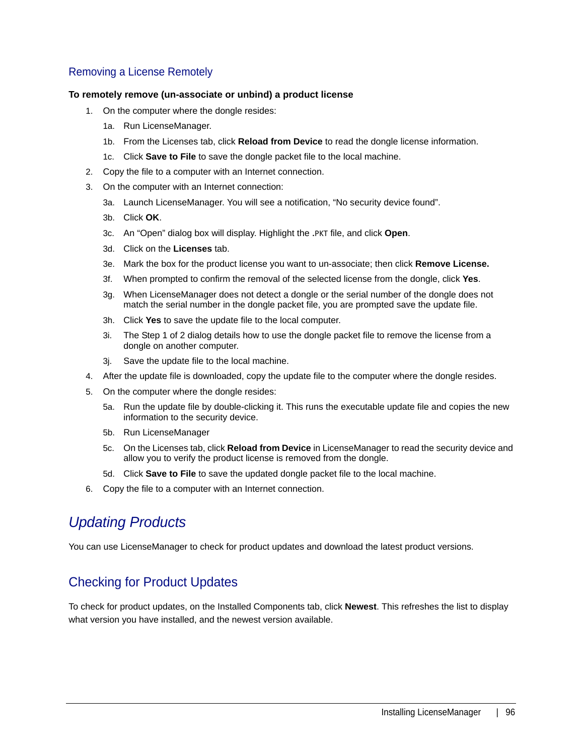### Removing a License Remotely

**To remotely remove (un-associate or unbind) a product license**

1. On the computer where the dongle resides:

   1a. Run LicenseManager.

   1b. From the Licenses tab, click **Reload from Device** to read the dongle license information.

   1c. Click **Save to File** to save the dongle packet file to the local machine.

2. Copy the file to a computer with an Internet connection.
3. On the computer with an Internet connection:

   3a. Launch LicenseManager. You will see a notification, “No security device found”.

   3b. Click **OK**.

   3c. An “Open” dialog box will display. Highlight the **.**PKT file, and click **Open**.

   3d. Click on the **Licenses** tab.

   3e. Mark the box for the product license you want to un-associate; then click **Remove License.**

   3f. When prompted to confirm the removal of the selected license from the dongle, click **Yes**.

   3g. When LicenseManager does not detect a dongle or the serial number of the dongle does not match the serial number in the dongle packet file, you are prompted save the update file.

   3h. Click **Yes** to save the update file to the local computer.

   3i. The Step 1 of 2 dialog details how to use the dongle packet file to remove the license from a dongle on another computer.

   3j. Save the update file to the local machine.

4. After the update file is downloaded, copy the update file to the computer where the dongle resides.
5. On the computer where the dongle resides:

   5a. Run the update file by double-clicking it. This runs the executable update file and copies the new information to the security device.

   5b. Run LicenseManager

   5c. On the Licenses tab, click **Reload from Device** in LicenseManager to read the security device and allow you to verify the product license is removed from the dongle.

   5d. Click **Save to File** to save the updated dongle packet file to the local machine.

6. Copy the file to a computer with an Internet connection.

## *Updating Products*

You can use LicenseManager to check for product updates and download the latest product versions.

### Checking for Product Updates

To check for product updates, on the Installed Components tab, click **Newest**. This refreshes the list to display what version you have installed, and the newest version available.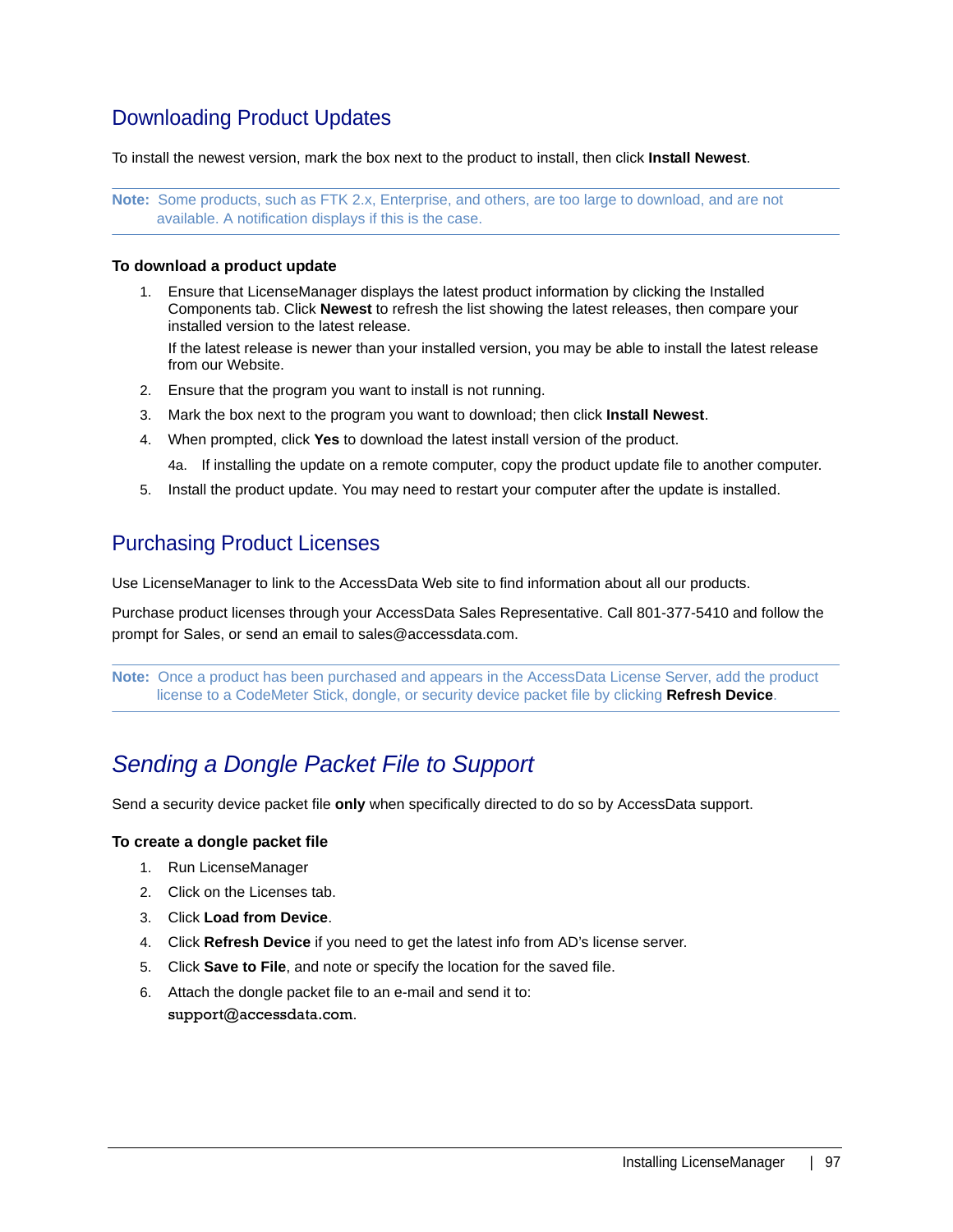## Downloading Product Updates

To install the newest version, mark the box next to the product to install, then click **Install Newest**.

**Note:** Some products, such as FTK 2.x, Enterprise, and others, are too large to download, and are not available. A notification displays if this is the case.

**To download a product update**

1. Ensure that LicenseManager displays the latest product information by clicking the Installed Components tab. Click **Newest** to refresh the list showing the latest releases, then compare your installed version to the latest release.

   If the latest release is newer than your installed version, you may be able to install the latest release from our Website.

2. Ensure that the program you want to install is not running.
3. Mark the box next to the program you want to download; then click **Install Newest**.
4. When prompted, click **Yes** to download the latest install version of the product.

   4a. If installing the update on a remote computer, copy the product update file to another computer.

5. Install the product update. You may need to restart your computer after the update is installed.

## Purchasing Product Licenses

Use LicenseManager to link to the AccessData Web site to find information about all our products.

Purchase product licenses through your AccessData Sales Representative. Call 801-377-5410 and follow the prompt for Sales, or send an email to sales@accessdata.com.

**Note:** Once a product has been purchased and appears in the AccessData License Server, add the product license to a CodeMeter Stick, dongle, or security device packet file by clicking **Refresh Device**.

## *Sending a Dongle Packet File to Support*

Send a security device packet file **only** when specifically directed to do so by AccessData support.

**To create a dongle packet file**

1. Run LicenseManager
2. Click on the Licenses tab.
3. Click **Load from Device**.
4. Click **Refresh Device** if you need to get the latest info from AD's license server.
5. Click **Save to File**, and note or specify the location for the saved file.
6. Attach the dongle packet file to an e-mail and send it to:
   support@accessdata.com.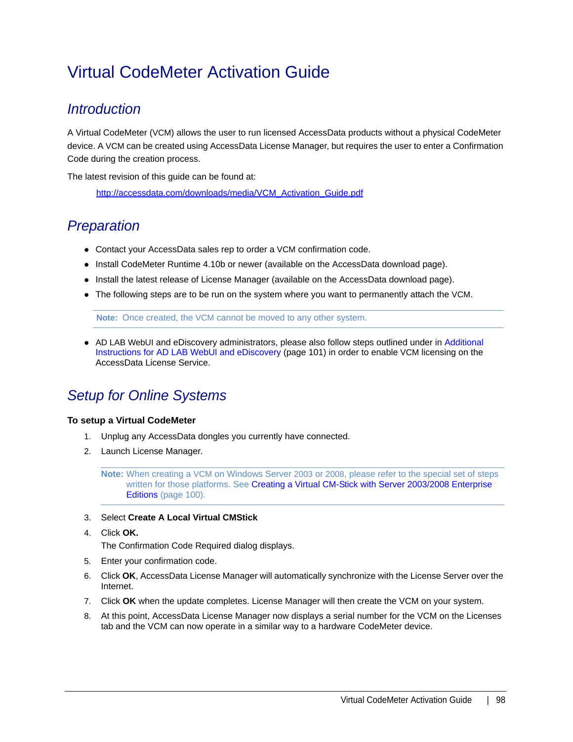# Virtual CodeMeter Activation Guide

## *Introduction*

A Virtual CodeMeter (VCM) allows the user to run licensed AccessData products without a physical CodeMeter device. A VCM can be created using AccessData License Manager, but requires the user to enter a Confirmation Code during the creation process.

The latest revision of this guide can be found at:

http://accessdata.com/downloads/media/VCM_Activation_Guide.pdf

## *Preparation*

- Contact your AccessData sales rep to order a VCM confirmation code.
- Install CodeMeter Runtime 4.10b or newer (available on the AccessData download page).
- Install the latest release of License Manager (available on the AccessData download page).
- The following steps are to be run on the system where you want to permanently attach the VCM.

> **Note:** Once created, the VCM cannot be moved to any other system.

- AD LAB WebUI and eDiscovery administrators, please also follow steps outlined under in Additional Instructions for AD LAB WebUI and eDiscovery (page 101) in order to enable VCM licensing on the AccessData License Service.

## *Setup for Online Systems*

**To setup a Virtual CodeMeter**

1. Unplug any AccessData dongles you currently have connected.
2. Launch License Manager.

   > **Note:** When creating a VCM on Windows Server 2003 or 2008, please refer to the special set of steps written for those platforms. See Creating a Virtual CM-Stick with Server 2003/2008 Enterprise Editions (page 100).

3. Select **Create A Local Virtual CMStick**
4. Click **OK.**

   The Confirmation Code Required dialog displays.
5. Enter your confirmation code.
6. Click **OK**, AccessData License Manager will automatically synchronize with the License Server over the Internet.
7. Click **OK** when the update completes. License Manager will then create the VCM on your system.
8. At this point, AccessData License Manager now displays a serial number for the VCM on the Licenses tab and the VCM can now operate in a similar way to a hardware CodeMeter device.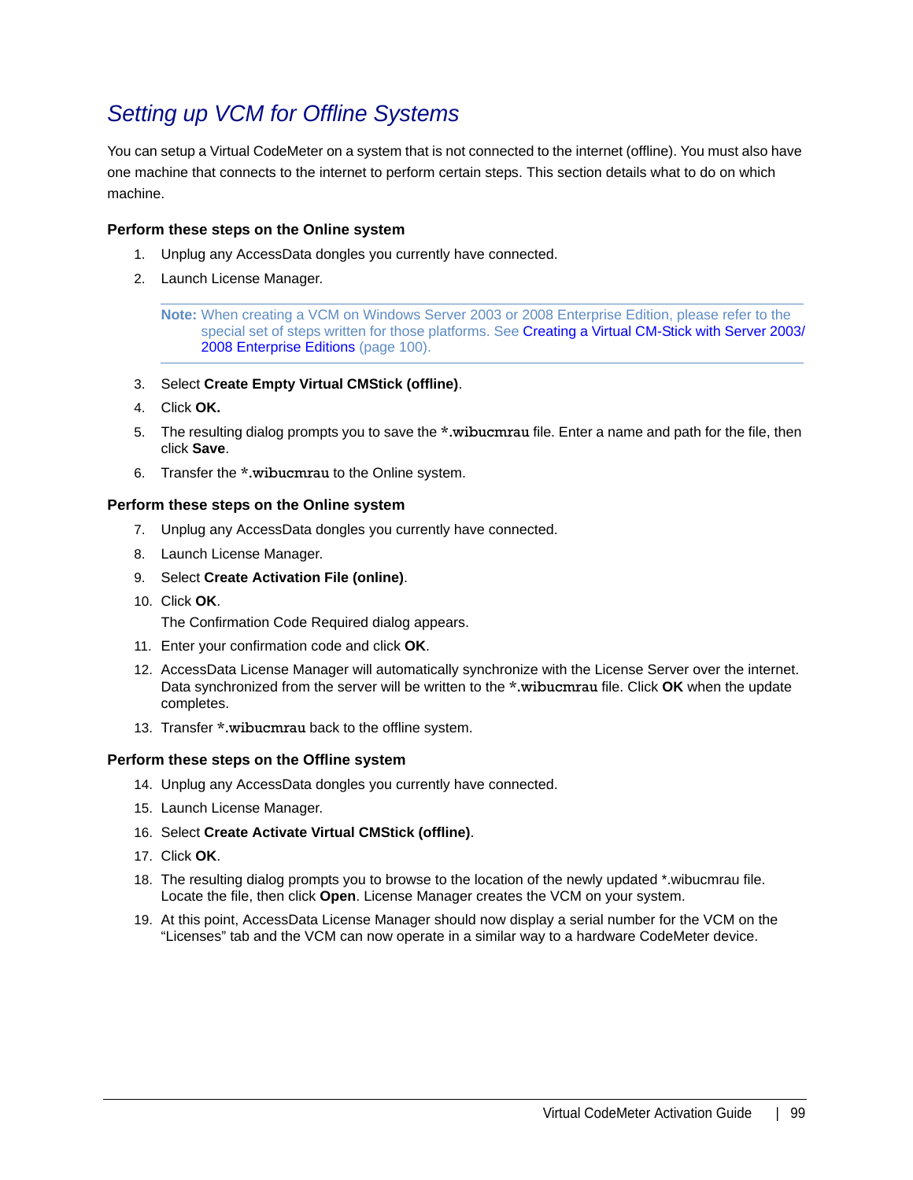## Setting up VCM for Offline Systems

You can setup a Virtual CodeMeter on a system that is not connected to the internet (offline). You must also have one machine that connects to the internet to perform certain steps. This section details what to do on which machine.

**Perform these steps on the Online system**

1. Unplug any AccessData dongles you currently have connected.
2. Launch License Manager.

> **Note:** When creating a VCM on Windows Server 2003 or 2008 Enterprise Edition, please refer to the special set of steps written for those platforms. See Creating a Virtual CM-Stick with Server 2003/ 2008 Enterprise Editions (page 100).

3. Select **Create Empty Virtual CMStick (offline)**.
4. Click **OK.**
5. The resulting dialog prompts you to save the *.wibucmrau file. Enter a name and path for the file, then click **Save**.
6. Transfer the *.wibucmrau to the Online system.

**Perform these steps on the Online system**

7. Unplug any AccessData dongles you currently have connected.
8. Launch License Manager.
9. Select **Create Activation File (online)**.
10. Click **OK**.

    The Confirmation Code Required dialog appears.
11. Enter your confirmation code and click **OK**.
12. AccessData License Manager will automatically synchronize with the License Server over the internet. Data synchronized from the server will be written to the *.wibucmrau file. Click **OK** when the update completes.
13. Transfer *.wibucmrau back to the offline system.

**Perform these steps on the Offline system**

14. Unplug any AccessData dongles you currently have connected.
15. Launch License Manager.
16. Select **Create Activate Virtual CMStick (offline)**.
17. Click **OK**.
18. The resulting dialog prompts you to browse to the location of the newly updated *.wibucmrau file. Locate the file, then click **Open**. License Manager creates the VCM on your system.
19. At this point, AccessData License Manager should now display a serial number for the VCM on the "Licenses" tab and the VCM can now operate in a similar way to a hardware CodeMeter device.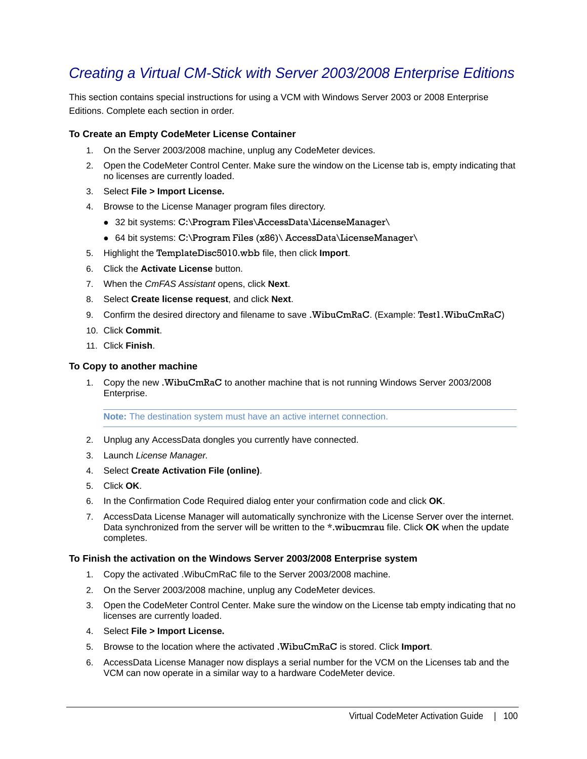## *Creating a Virtual CM-Stick with Server 2003/2008 Enterprise Editions*

This section contains special instructions for using a VCM with Windows Server 2003 or 2008 Enterprise Editions. Complete each section in order.

#### To Create an Empty CodeMeter License Container

1. On the Server 2003/2008 machine, unplug any CodeMeter devices.
2. Open the CodeMeter Control Center. Make sure the window on the License tab is, empty indicating that no licenses are currently loaded.
3. Select **File > Import License.**
4. Browse to the License Manager program files directory.
    - 32 bit systems: C:\Program Files\AccessData\LicenseManager\
    - 64 bit systems: C:\Program Files (x86)\ AccessData\LicenseManager\
5. Highlight the TemplateDisc5010.wbb file, then click **Import**.
6. Click the **Activate License** button.
7. When the *CmFAS Assistant* opens, click **Next**.
8. Select **Create license request**, and click **Next**.
9. Confirm the desired directory and filename to save .WibuCmRaC. (Example: Test1.WibuCmRaC)
10. Click **Commit**.
11. Click **Finish**.

#### To Copy to another machine

1. Copy the new .WibuCmRaC to another machine that is not running Windows Server 2003/2008 Enterprise.

    **Note:** The destination system must have an active internet connection.

2. Unplug any AccessData dongles you currently have connected.
3. Launch *License Manager*.
4. Select **Create Activation File (online)**.
5. Click **OK**.
6. In the Confirmation Code Required dialog enter your confirmation code and click **OK**.
7. AccessData License Manager will automatically synchronize with the License Server over the internet. Data synchronized from the server will be written to the *.wibucmrau file. Click **OK** when the update completes.

#### To Finish the activation on the Windows Server 2003/2008 Enterprise system

1. Copy the activated .WibuCmRaC file to the Server 2003/2008 machine.
2. On the Server 2003/2008 machine, unplug any CodeMeter devices.
3. Open the CodeMeter Control Center. Make sure the window on the License tab empty indicating that no licenses are currently loaded.
4. Select **File > Import License.**
5. Browse to the location where the activated .WibuCmRaC is stored. Click **Import**.
6. AccessData License Manager now displays a serial number for the VCM on the Licenses tab and the VCM can now operate in a similar way to a hardware CodeMeter device.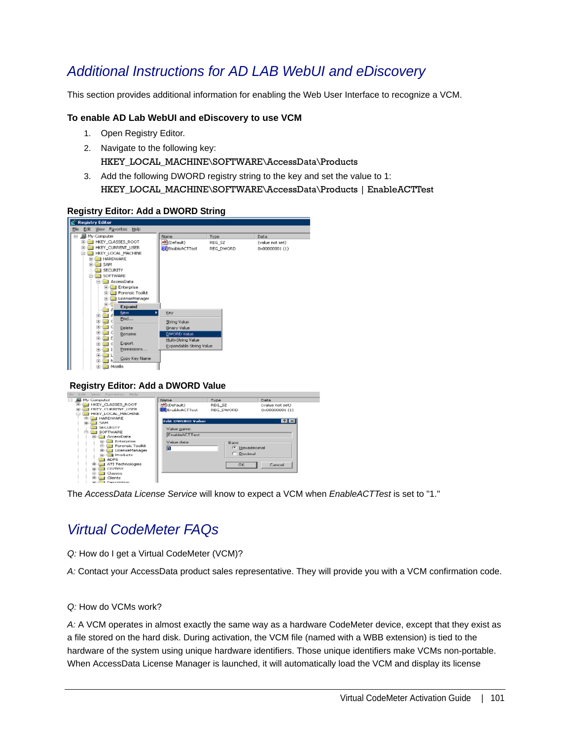# Additional Instructions for AD LAB WebUI and eDiscovery

This section provides additional information for enabling the Web User Interface to recognize a VCM.

### To enable AD Lab WebUI and eDiscovery to use VCM

1. Open Registry Editor.
2. Navigate to the following key:
   HKEY_LOCAL_MACHINE\SOFTWARE\AccessData\Products
3. Add the following DWORD registry string to the key and set the value to 1:
   HKEY_LOCAL_MACHINE\SOFTWARE\AccessData\Products | EnableACTTest

**Registry Editor: Add a DWORD String**

**Registry Editor: Add a DWORD Value**

The *AccessData License Service* will know to expect a VCM when *EnableACTTest* is set to "1."

# Virtual CodeMeter FAQs

*Q:* How do I get a Virtual CodeMeter (VCM)?

*A:* Contact your AccessData product sales representative. They will provide you with a VCM confirmation code.

*Q:* How do VCMs work?

*A:* A VCM operates in almost exactly the same way as a hardware CodeMeter device, except that they exist as a file stored on the hard disk. During activation, the VCM file (named with a WBB extension) is tied to the hardware of the system using unique hardware identifiers. Those unique identifiers make VCMs non-portable. When AccessData License Manager is launched, it will automatically load the VCM and display its license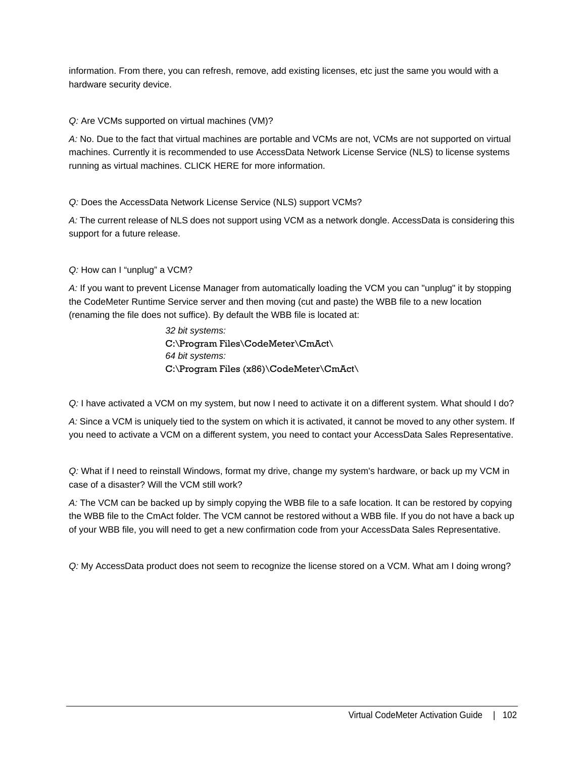information. From there, you can refresh, remove, add existing licenses, etc just the same you would with a hardware security device.

*Q:* Are VCMs supported on virtual machines (VM)?

*A:* No. Due to the fact that virtual machines are portable and VCMs are not, VCMs are not supported on virtual machines. Currently it is recommended to use AccessData Network License Service (NLS) to license systems running as virtual machines. CLICK HERE for more information.

*Q:* Does the AccessData Network License Service (NLS) support VCMs?

*A:* The current release of NLS does not support using VCM as a network dongle. AccessData is considering this support for a future release.

*Q:* How can I “unplug” a VCM?

*A:* If you want to prevent License Manager from automatically loading the VCM you can "unplug" it by stopping the CodeMeter Runtime Service server and then moving (cut and paste) the WBB file to a new location (renaming the file does not suffice). By default the WBB file is located at:

> *32 bit systems:*
> C:\Program Files\CodeMeter\CmAct\
> *64 bit systems:*
> C:\Program Files (x86)\CodeMeter\CmAct\

*Q:* I have activated a VCM on my system, but now I need to activate it on a different system. What should I do?

*A:* Since a VCM is uniquely tied to the system on which it is activated, it cannot be moved to any other system. If you need to activate a VCM on a different system, you need to contact your AccessData Sales Representative.

*Q:* What if I need to reinstall Windows, format my drive, change my system's hardware, or back up my VCM in case of a disaster? Will the VCM still work?

*A:* The VCM can be backed up by simply copying the WBB file to a safe location. It can be restored by copying the WBB file to the CmAct folder. The VCM cannot be restored without a WBB file. If you do not have a back up of your WBB file, you will need to get a new confirmation code from your AccessData Sales Representative.

*Q:* My AccessData product does not seem to recognize the license stored on a VCM. What am I doing wrong?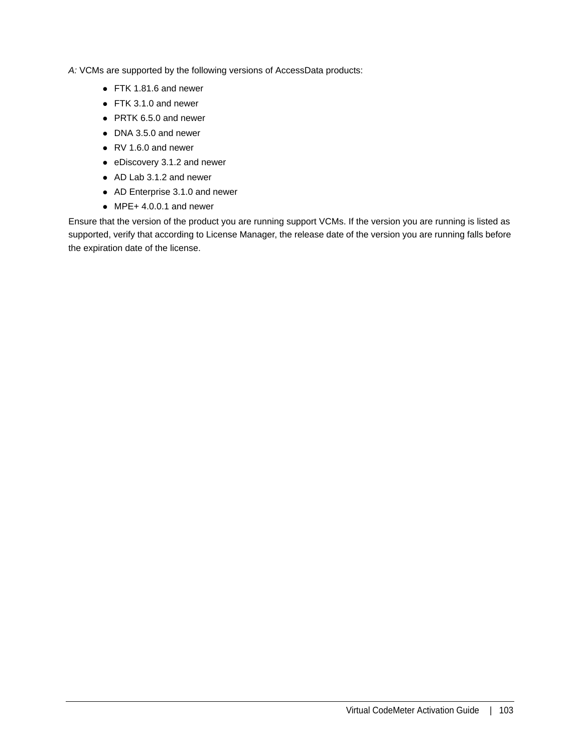*A:* VCMs are supported by the following versions of AccessData products:

- FTK 1.81.6 and newer
- FTK 3.1.0 and newer
- PRTK 6.5.0 and newer
- DNA 3.5.0 and newer
- RV 1.6.0 and newer
- eDiscovery 3.1.2 and newer
- AD Lab 3.1.2 and newer
- AD Enterprise 3.1.0 and newer
- MPE+ 4.0.0.1 and newer

Ensure that the version of the product you are running support VCMs. If the version you are running is listed as supported, verify that according to License Manager, the release date of the version you are running falls before the expiration date of the license.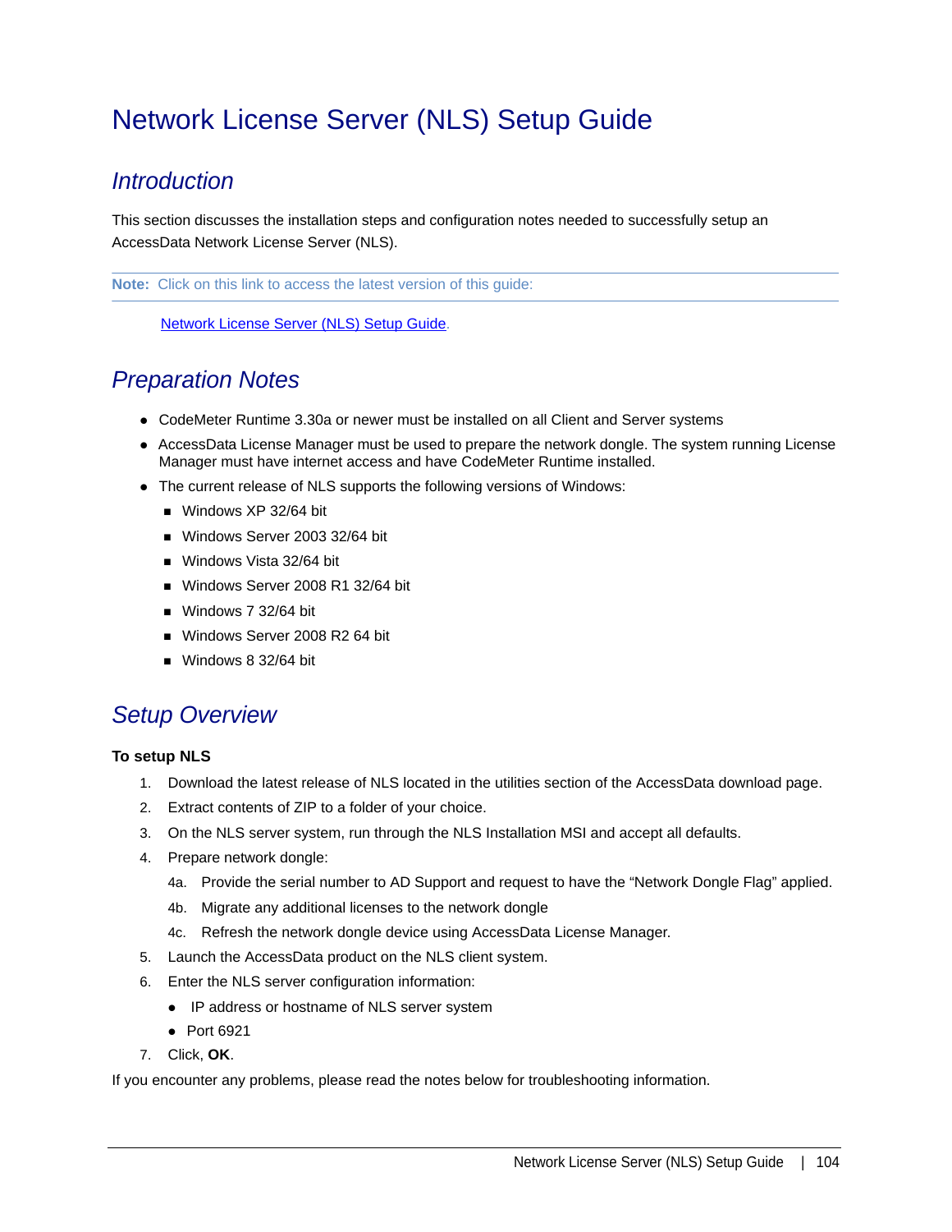# Network License Server (NLS) Setup Guide

## *Introduction*

This section discusses the installation steps and configuration notes needed to successfully setup an AccessData Network License Server (NLS).

**Note:** Click on this link to access the latest version of this guide:

Network License Server (NLS) Setup Guide.

## *Preparation Notes*

- CodeMeter Runtime 3.30a or newer must be installed on all Client and Server systems
- AccessData License Manager must be used to prepare the network dongle. The system running License Manager must have internet access and have CodeMeter Runtime installed.
- The current release of NLS supports the following versions of Windows:
  - Windows XP 32/64 bit
  - Windows Server 2003 32/64 bit
  - Windows Vista 32/64 bit
  - Windows Server 2008 R1 32/64 bit
  - Windows 7 32/64 bit
  - Windows Server 2008 R2 64 bit
  - Windows 8 32/64 bit

## *Setup Overview*

**To setup NLS**

1. Download the latest release of NLS located in the utilities section of the AccessData download page.
2. Extract contents of ZIP to a folder of your choice.
3. On the NLS server system, run through the NLS Installation MSI and accept all defaults.
4. Prepare network dongle:
   - 4a. Provide the serial number to AD Support and request to have the “Network Dongle Flag” applied.
   - 4b. Migrate any additional licenses to the network dongle
   - 4c. Refresh the network dongle device using AccessData License Manager.
5. Launch the AccessData product on the NLS client system.
6. Enter the NLS server configuration information:
   - IP address or hostname of NLS server system
   - Port 6921
7. Click, **OK**.

If you encounter any problems, please read the notes below for troubleshooting information.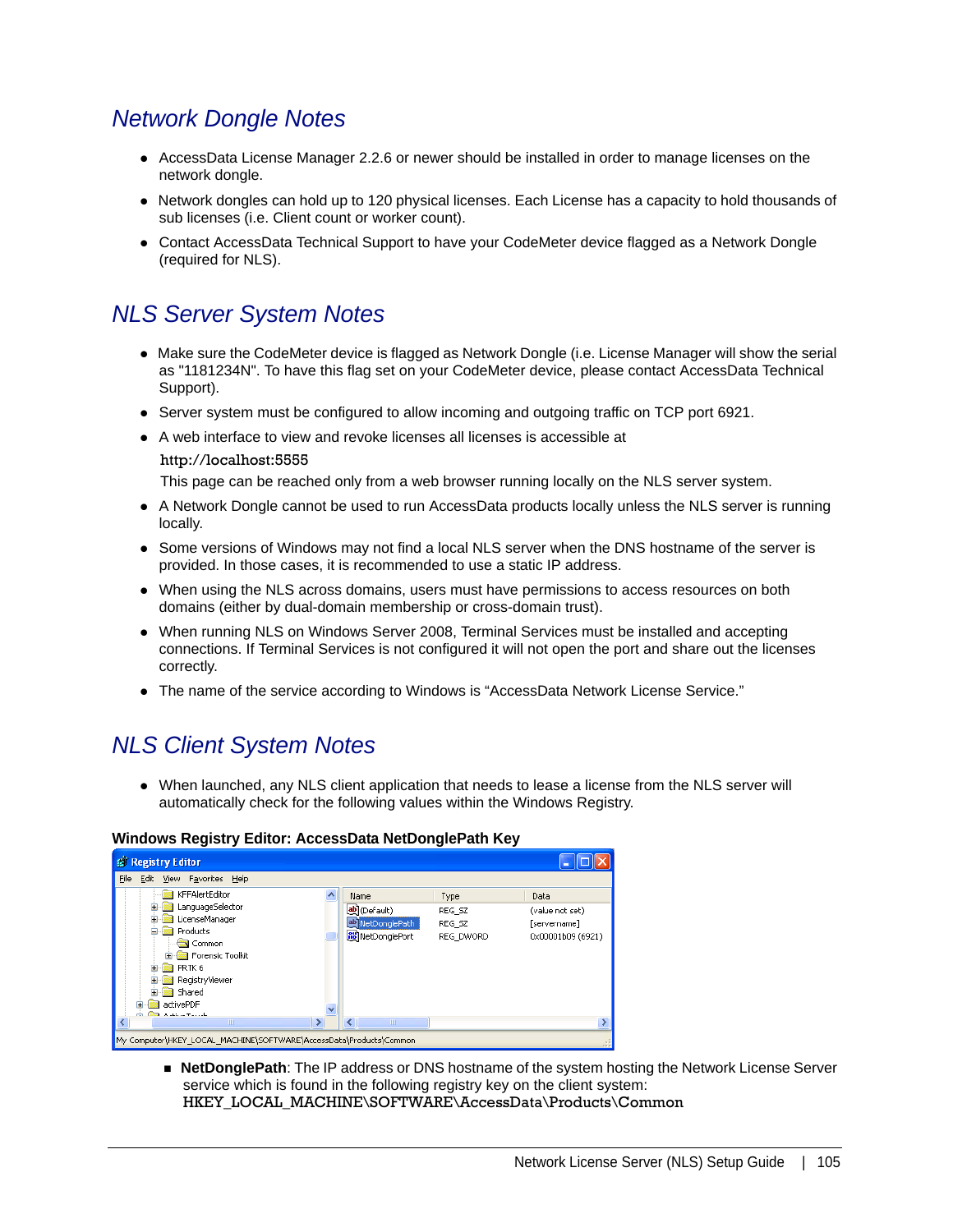## Network Dongle Notes

- AccessData License Manager 2.2.6 or newer should be installed in order to manage licenses on the network dongle.
- Network dongles can hold up to 120 physical licenses. Each License has a capacity to hold thousands of sub licenses (i.e. Client count or worker count).
- Contact AccessData Technical Support to have your CodeMeter device flagged as a Network Dongle (required for NLS).

## NLS Server System Notes

- Make sure the CodeMeter device is flagged as Network Dongle (i.e. License Manager will show the serial as "1181234N". To have this flag set on your CodeMeter device, please contact AccessData Technical Support).
- Server system must be configured to allow incoming and outgoing traffic on TCP port 6921.
- A web interface to view and revoke licenses all licenses is accessible at

  http://localhost:5555

  This page can be reached only from a web browser running locally on the NLS server system.
- A Network Dongle cannot be used to run AccessData products locally unless the NLS server is running locally.
- Some versions of Windows may not find a local NLS server when the DNS hostname of the server is provided. In those cases, it is recommended to use a static IP address.
- When using the NLS across domains, users must have permissions to access resources on both domains (either by dual-domain membership or cross-domain trust).
- When running NLS on Windows Server 2008, Terminal Services must be installed and accepting connections. If Terminal Services is not configured it will not open the port and share out the licenses correctly.
- The name of the service according to Windows is "AccessData Network License Service."

## NLS Client System Notes

- When launched, any NLS client application that needs to lease a license from the NLS server will automatically check for the following values within the Windows Registry.

**Windows Registry Editor: AccessData NetDonglePath Key**

| Name | Type | Data |
|---|---|---|
| (Default) | REG_SZ | (value not set) |
| NetDonglePath | REG_SZ | [servername] |
| NetDonglePort | REG_DWORD | 0x00001b09 (6921) |

My Computer\HKEY_LOCAL_MACHINE\SOFTWARE\AccessData\Products\Common

- **NetDonglePath**: The IP address or DNS hostname of the system hosting the Network License Server service which is found in the following registry key on the client system: **HKEY_LOCAL_MACHINE\SOFTWARE\AccessData\Products\Common**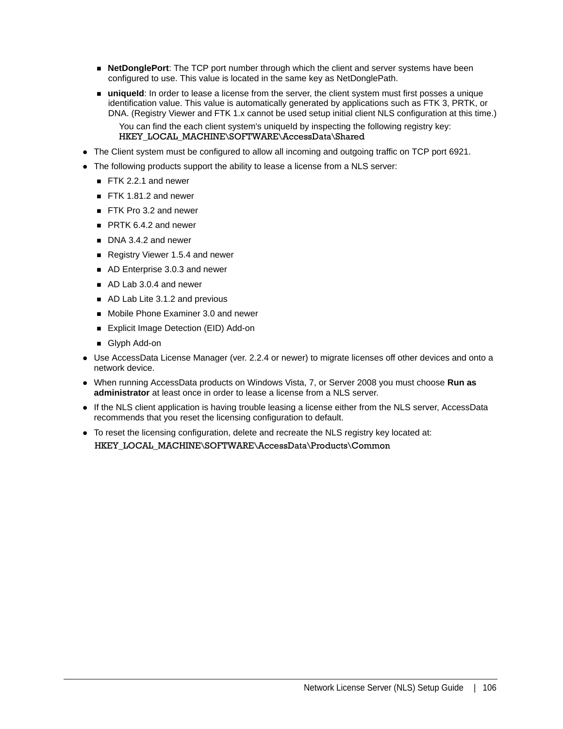- **NetDonglePort**: The TCP port number through which the client and server systems have been configured to use. This value is located in the same key as NetDonglePath.
- **uniqueId**: In order to lease a license from the server, the client system must first posses a unique identification value. This value is automatically generated by applications such as FTK 3, PRTK, or DNA. (Registry Viewer and FTK 1.x cannot be used setup initial client NLS configuration at this time.)

  You can find the each client system's uniqueId by inspecting the following registry key:
  HKEY_LOCAL_MACHINE\SOFTWARE\AccessData\Shared

- The Client system must be configured to allow all incoming and outgoing traffic on TCP port 6921.
- The following products support the ability to lease a license from a NLS server:
  - FTK 2.2.1 and newer
  - FTK 1.81.2 and newer
  - FTK Pro 3.2 and newer
  - PRTK 6.4.2 and newer
  - DNA 3.4.2 and newer
  - Registry Viewer 1.5.4 and newer
  - AD Enterprise 3.0.3 and newer
  - AD Lab 3.0.4 and newer
  - AD Lab Lite 3.1.2 and previous
  - Mobile Phone Examiner 3.0 and newer
  - Explicit Image Detection (EID) Add-on
  - Glyph Add-on
- Use AccessData License Manager (ver. 2.2.4 or newer) to migrate licenses off other devices and onto a network device.
- When running AccessData products on Windows Vista, 7, or Server 2008 you must choose **Run as administrator** at least once in order to lease a license from a NLS server.
- If the NLS client application is having trouble leasing a license either from the NLS server, AccessData recommends that you reset the licensing configuration to default.
- To reset the licensing configuration, delete and recreate the NLS registry key located at:
  HKEY_LOCAL_MACHINE\SOFTWARE\AccessData\Products\Common